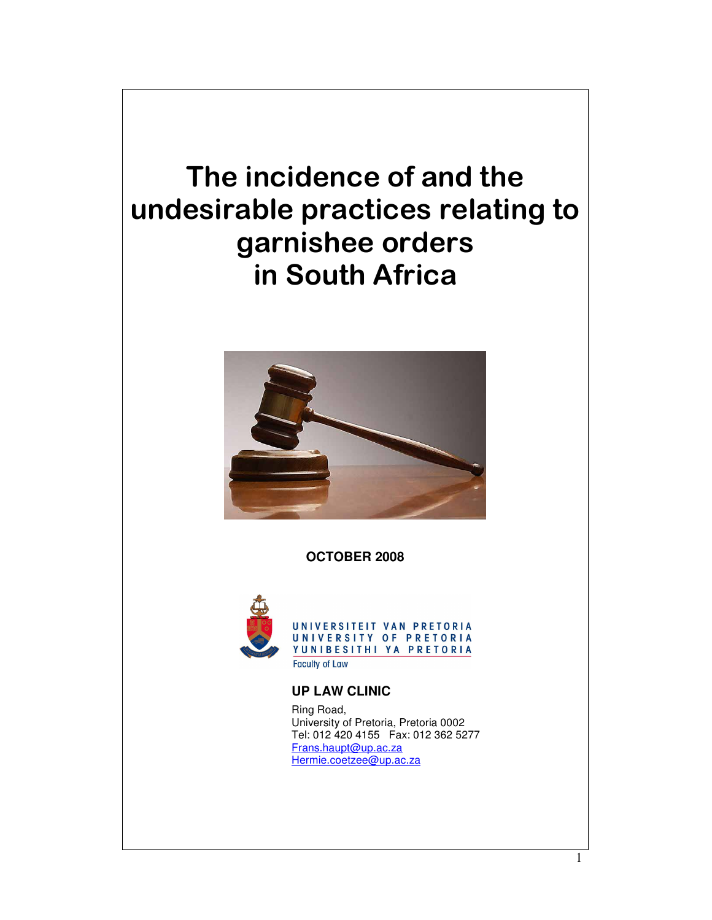# The incidence of and the undesirable practices relating to garnishee orders in South Africa

**OCTOBER 2008**

UNIVERSITEIT VAN PRETORIA
UNIVERSITY OF PRETORIA
YUNIBESITHI YA PRETORIA
Faculty of Law

**UP LAW CLINIC**

Ring Road,
University of Pretoria, Pretoria 0002
Tel: 012 420 4155 Fax: 012 362 5277
Frans.haupt@up.ac.za
Hermie.coetzee@up.ac.za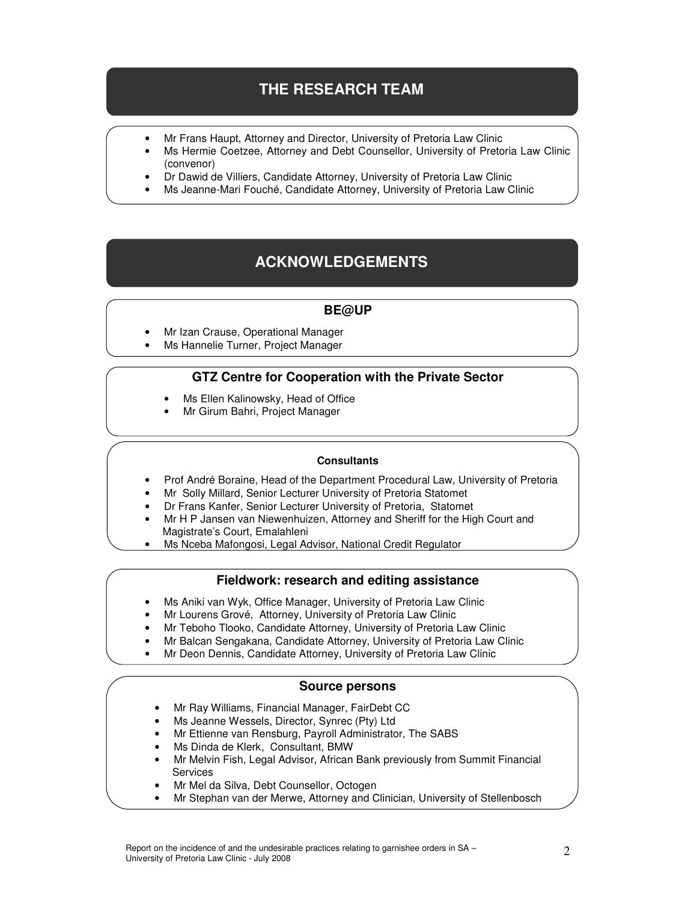# THE RESEARCH TEAM

- Mr Frans Haupt, Attorney and Director, University of Pretoria Law Clinic
- Ms Hermie Coetzee, Attorney and Debt Counsellor, University of Pretoria Law Clinic (convenor)
- Dr Dawid de Villiers, Candidate Attorney, University of Pretoria Law Clinic
- Ms Jeanne-Mari Fouché, Candidate Attorney, University of Pretoria Law Clinic

# ACKNOWLEDGEMENTS

## BE@UP

- Mr Izan Crause, Operational Manager
- Ms Hannelie Turner, Project Manager

## GTZ Centre for Cooperation with the Private Sector

- Ms Ellen Kalinowsky, Head of Office
- Mr Girum Bahri, Project Manager

## Consultants

- Prof André Boraine, Head of the Department Procedural Law, University of Pretoria
- Mr Solly Millard, Senior Lecturer University of Pretoria Statomet
- Dr Frans Kanfer, Senior Lecturer University of Pretoria, Statomet
- Mr H P Jansen van Niewenhuizen, Attorney and Sheriff for the High Court and Magistrate's Court, Emalahleni
- Ms Nceba Mafongosi, Legal Advisor, National Credit Regulator

## Fieldwork: research and editing assistance

- Ms Aniki van Wyk, Office Manager, University of Pretoria Law Clinic
- Mr Lourens Grové, Attorney, University of Pretoria Law Clinic
- Mr Teboho Tlooko, Candidate Attorney, University of Pretoria Law Clinic
- Mr Balcan Sengakana, Candidate Attorney, University of Pretoria Law Clinic
- Mr Deon Dennis, Candidate Attorney, University of Pretoria Law Clinic

## Source persons

- Mr Ray Williams, Financial Manager, FairDebt CC
- Ms Jeanne Wessels, Director, Synrec (Pty) Ltd
- Mr Ettienne van Rensburg, Payroll Administrator, The SABS
- Ms Dinda de Klerk, Consultant, BMW
- Mr Melvin Fish, Legal Advisor, African Bank previously from Summit Financial Services
- Mr Mel da Silva, Debt Counsellor, Octogen
- Mr Stephan van der Merwe, Attorney and Clinician, University of Stellenbosch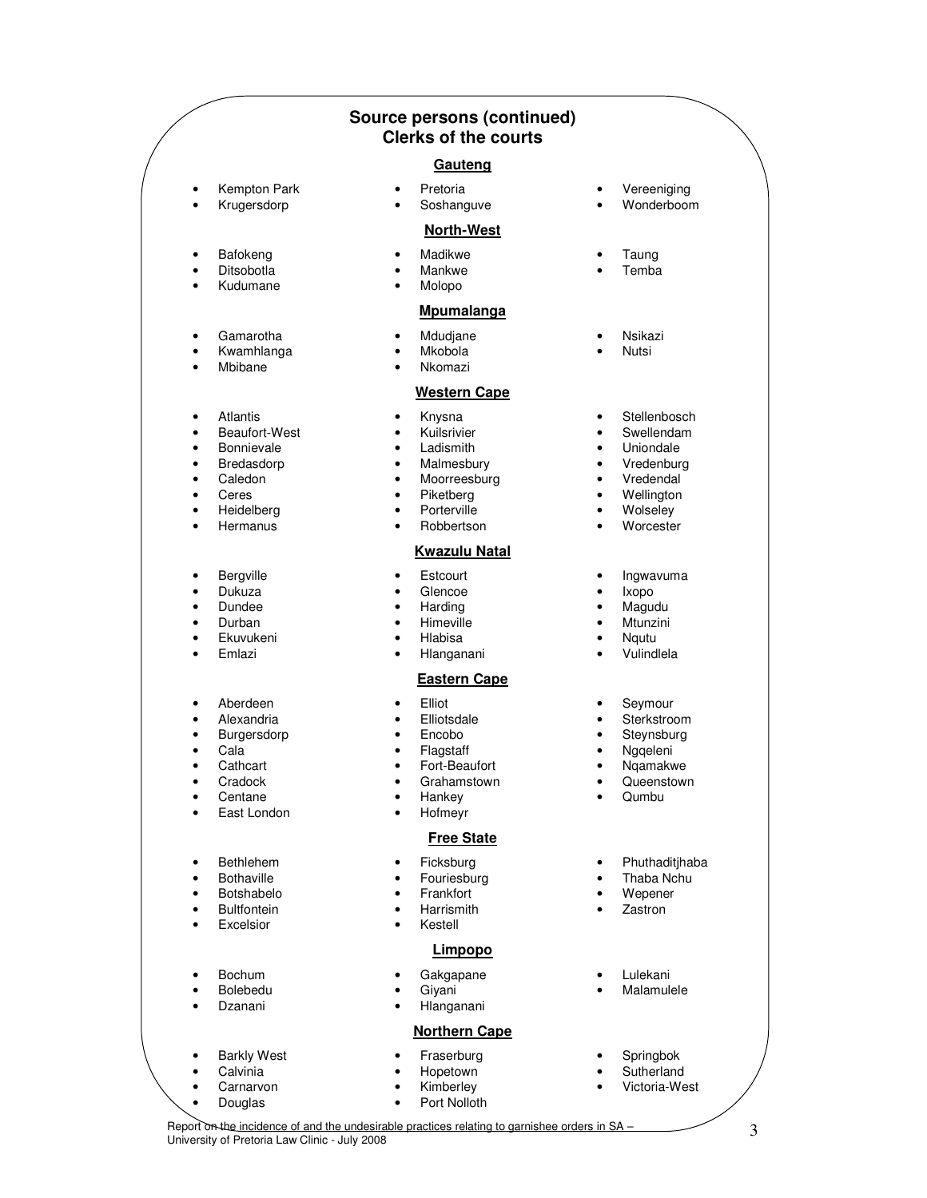## Source persons (continued)
## Clerks of the courts

### Gauteng

- Kempton Park
- Krugersdorp
- Pretoria
- Soshanguve
- Vereeniging
- Wonderboom

### North-West

- Bafokeng
- Ditsobotla
- Kudumane
- Madikwe
- Mankwe
- Molopo
- Taung
- Temba

### Mpumalanga

- Gamarotha
- Kwamhlanga
- Mbibane
- Mdudjane
- Mkobola
- Nkomazi
- Nsikazi
- Nutsi

### Western Cape

- Atlantis
- Beaufort-West
- Bonnievale
- Bredasdorp
- Caledon
- Ceres
- Heidelberg
- Hermanus
- Knysna
- Kuilsrivier
- Ladismith
- Malmesbury
- Moorreesburg
- Piketberg
- Porterville
- Robbertson
- Stellenbosch
- Swellendam
- Uniondale
- Vredenburg
- Vredendal
- Wellington
- Wolseley
- Worcester

### Kwazulu Natal

- Bergville
- Dukuza
- Dundee
- Durban
- Ekuvukeni
- Emlazi
- Estcourt
- Glencoe
- Harding
- Himeville
- Hlabisa
- Hlanganani
- Ingwavuma
- Ixopo
- Magudu
- Mtunzini
- Nqutu
- Vulindlela

### Eastern Cape

- Aberdeen
- Alexandria
- Burgersdorp
- Cala
- Cathcart
- Cradock
- Centane
- East London
- Elliot
- Elliotsdale
- Encobo
- Flagstaff
- Fort-Beaufort
- Grahamstown
- Hankey
- Hofmeyr
- Seymour
- Sterkstroom
- Steynsburg
- Ngqeleni
- Nqamakwe
- Queenstown
- Qumbu

### Free State

- Bethlehem
- Bothaville
- Botshabelo
- Bultfontein
- Excelsior
- Ficksburg
- Fouriesburg
- Frankfort
- Harrismith
- Kestell
- Phuthaditjhaba
- Thaba Nchu
- Wepener
- Zastron

### Limpopo

- Bochum
- Bolebedu
- Dzanani
- Gakgapane
- Giyani
- Hlanganani
- Lulekani
- Malamulele

### Northern Cape

- Barkly West
- Calvinia
- Carnarvon
- Douglas
- Fraserburg
- Hopetown
- Kimberley
- Port Nolloth
- Springbok
- Sutherland
- Victoria-West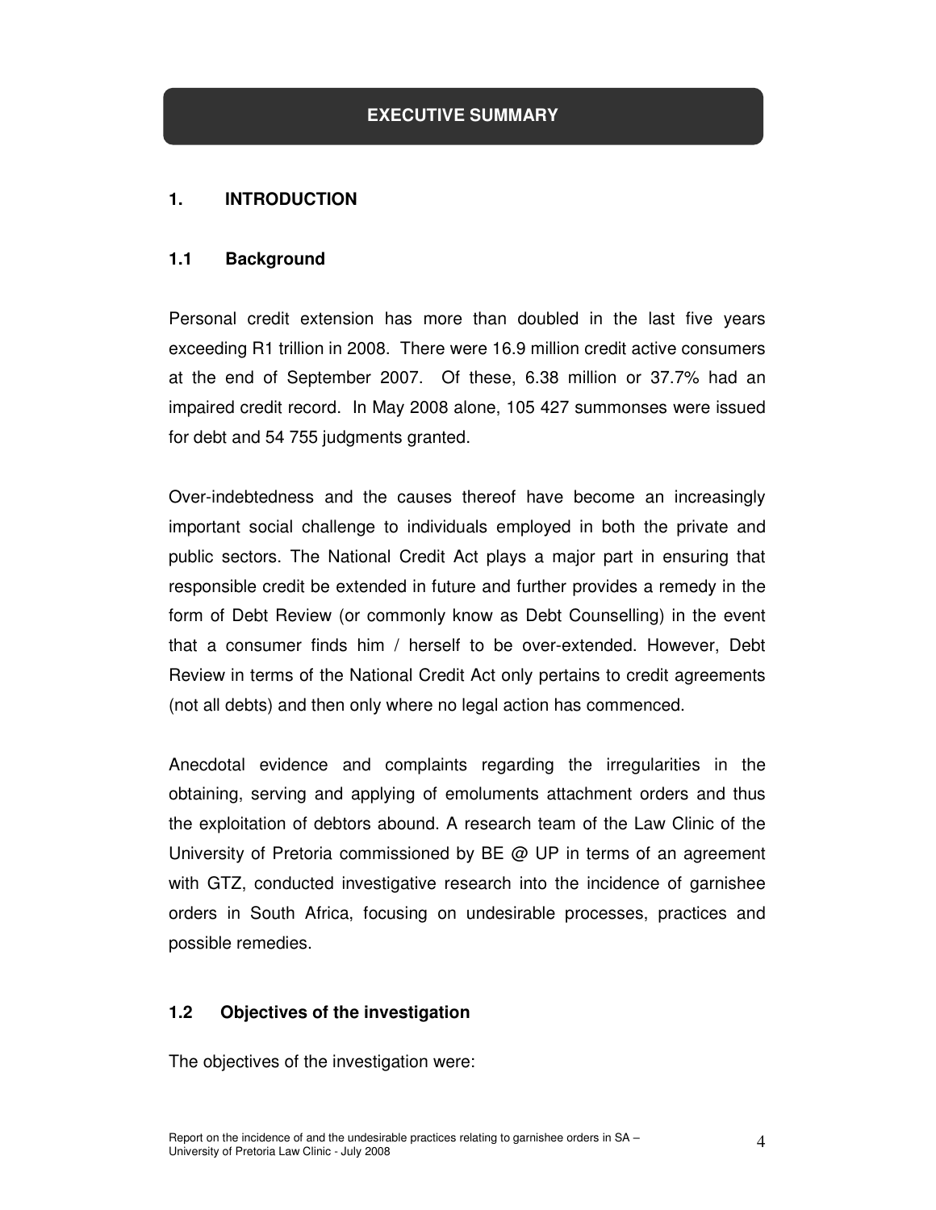# EXECUTIVE SUMMARY

## 1. INTRODUCTION

### 1.1 Background

Personal credit extension has more than doubled in the last five years exceeding R1 trillion in 2008. There were 16.9 million credit active consumers at the end of September 2007. Of these, 6.38 million or 37.7% had an impaired credit record. In May 2008 alone, 105 427 summonses were issued for debt and 54 755 judgments granted.

Over-indebtedness and the causes thereof have become an increasingly important social challenge to individuals employed in both the private and public sectors. The National Credit Act plays a major part in ensuring that responsible credit be extended in future and further provides a remedy in the form of Debt Review (or commonly know as Debt Counselling) in the event that a consumer finds him / herself to be over-extended. However, Debt Review in terms of the National Credit Act only pertains to credit agreements (not all debts) and then only where no legal action has commenced.

Anecdotal evidence and complaints regarding the irregularities in the obtaining, serving and applying of emoluments attachment orders and thus the exploitation of debtors abound. A research team of the Law Clinic of the University of Pretoria commissioned by BE @ UP in terms of an agreement with GTZ, conducted investigative research into the incidence of garnishee orders in South Africa, focusing on undesirable processes, practices and possible remedies.

### 1.2 Objectives of the investigation

The objectives of the investigation were: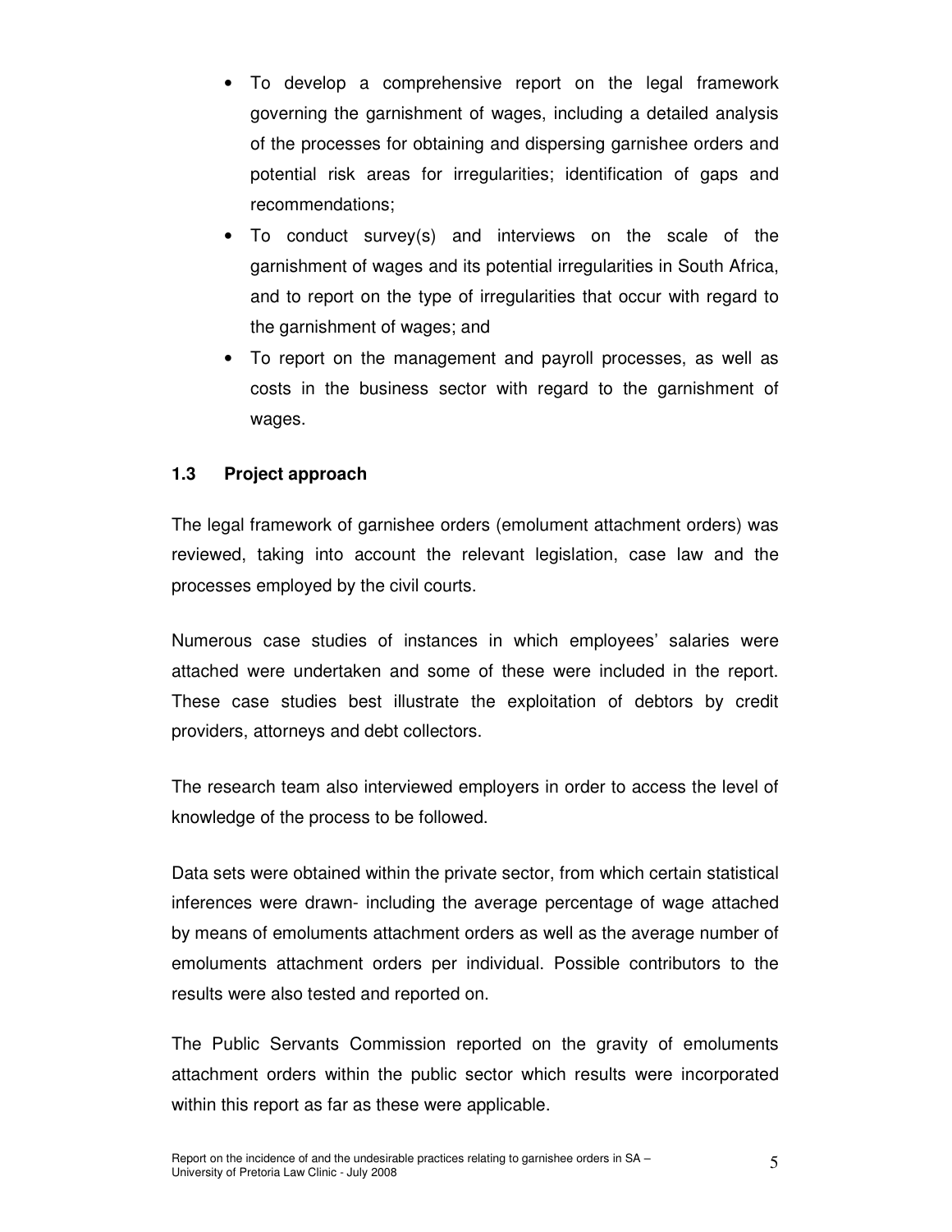- To develop a comprehensive report on the legal framework governing the garnishment of wages, including a detailed analysis of the processes for obtaining and dispersing garnishee orders and potential risk areas for irregularities; identification of gaps and recommendations;
- To conduct survey(s) and interviews on the scale of the garnishment of wages and its potential irregularities in South Africa, and to report on the type of irregularities that occur with regard to the garnishment of wages; and
- To report on the management and payroll processes, as well as costs in the business sector with regard to the garnishment of wages.

### 1.3 Project approach

The legal framework of garnishee orders (emolument attachment orders) was reviewed, taking into account the relevant legislation, case law and the processes employed by the civil courts.

Numerous case studies of instances in which employees' salaries were attached were undertaken and some of these were included in the report. These case studies best illustrate the exploitation of debtors by credit providers, attorneys and debt collectors.

The research team also interviewed employers in order to access the level of knowledge of the process to be followed.

Data sets were obtained within the private sector, from which certain statistical inferences were drawn- including the average percentage of wage attached by means of emoluments attachment orders as well as the average number of emoluments attachment orders per individual. Possible contributors to the results were also tested and reported on.

The Public Servants Commission reported on the gravity of emoluments attachment orders within the public sector which results were incorporated within this report as far as these were applicable.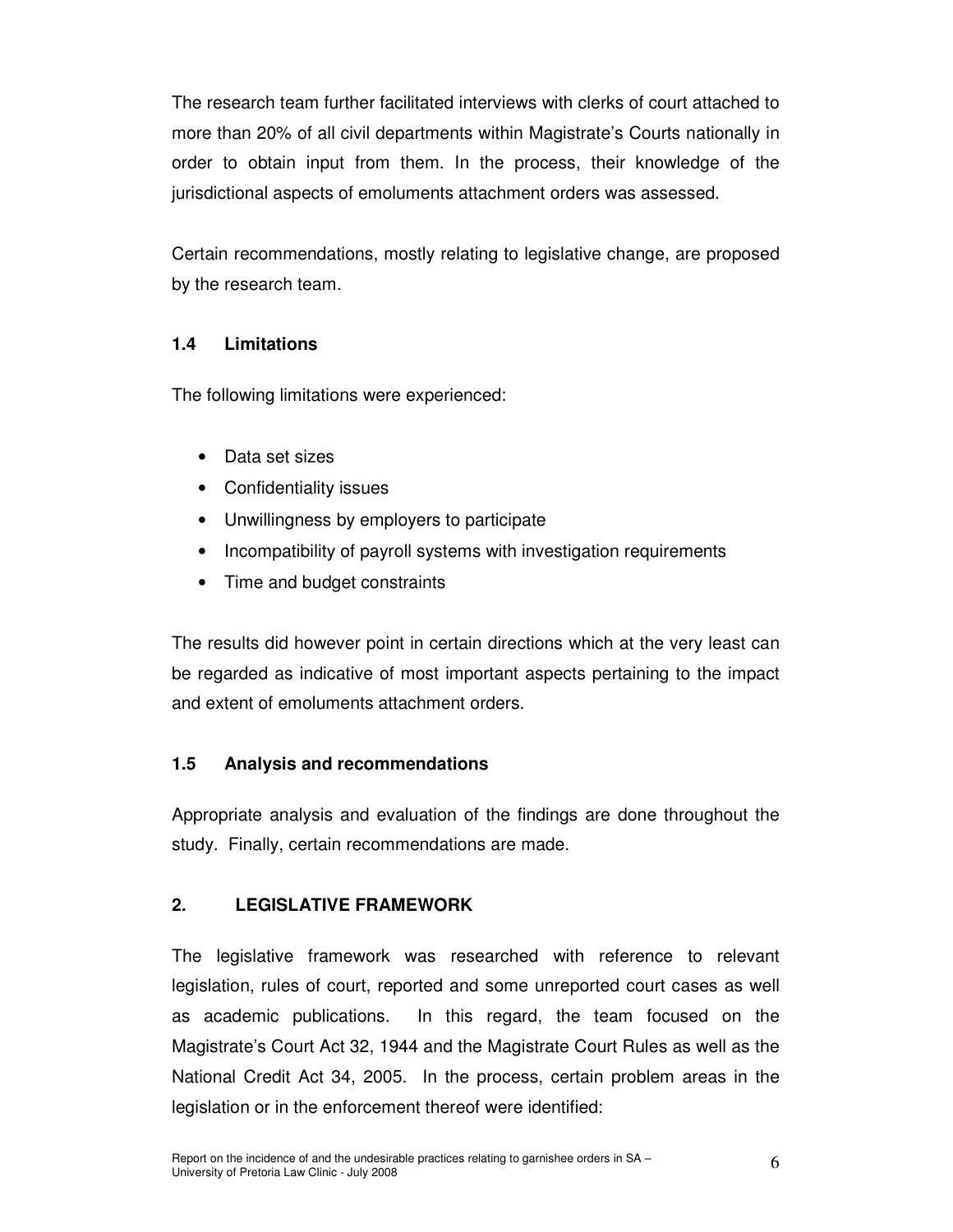The research team further facilitated interviews with clerks of court attached to more than 20% of all civil departments within Magistrate's Courts nationally in order to obtain input from them. In the process, their knowledge of the jurisdictional aspects of emoluments attachment orders was assessed.

Certain recommendations, mostly relating to legislative change, are proposed by the research team.

### 1.4 Limitations

The following limitations were experienced:

- Data set sizes
- Confidentiality issues
- Unwillingness by employers to participate
- Incompatibility of payroll systems with investigation requirements
- Time and budget constraints

The results did however point in certain directions which at the very least can be regarded as indicative of most important aspects pertaining to the impact and extent of emoluments attachment orders.

### 1.5 Analysis and recommendations

Appropriate analysis and evaluation of the findings are done throughout the study. Finally, certain recommendations are made.

## 2. LEGISLATIVE FRAMEWORK

The legislative framework was researched with reference to relevant legislation, rules of court, reported and some unreported court cases as well as academic publications. In this regard, the team focused on the Magistrate's Court Act 32, 1944 and the Magistrate Court Rules as well as the National Credit Act 34, 2005. In the process, certain problem areas in the legislation or in the enforcement thereof were identified: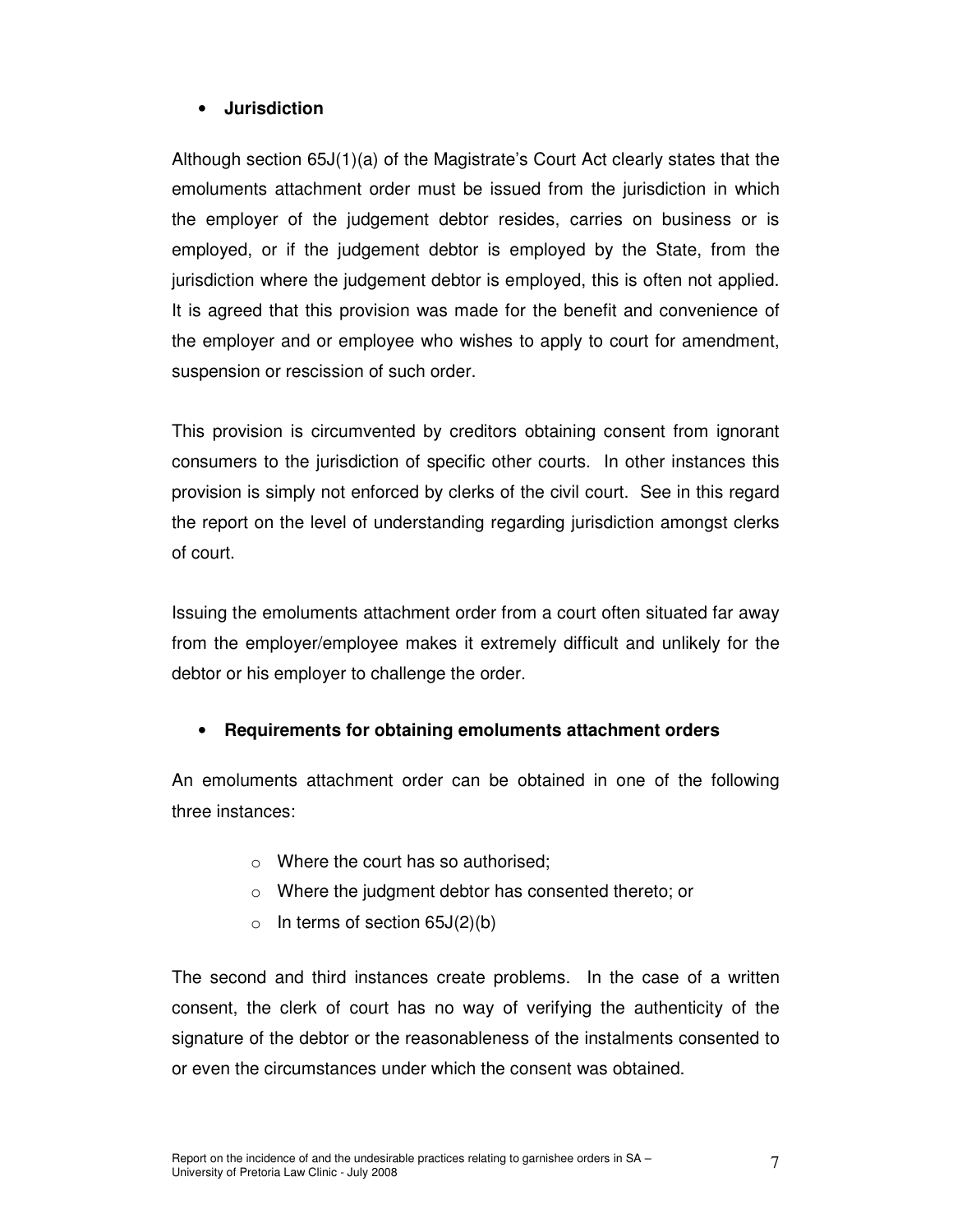- **Jurisdiction**

Although section 65J(1)(a) of the Magistrate's Court Act clearly states that the emoluments attachment order must be issued from the jurisdiction in which the employer of the judgement debtor resides, carries on business or is employed, or if the judgement debtor is employed by the State, from the jurisdiction where the judgement debtor is employed, this is often not applied. It is agreed that this provision was made for the benefit and convenience of the employer and or employee who wishes to apply to court for amendment, suspension or rescission of such order.

This provision is circumvented by creditors obtaining consent from ignorant consumers to the jurisdiction of specific other courts. In other instances this provision is simply not enforced by clerks of the civil court. See in this regard the report on the level of understanding regarding jurisdiction amongst clerks of court.

Issuing the emoluments attachment order from a court often situated far away from the employer/employee makes it extremely difficult and unlikely for the debtor or his employer to challenge the order.

- **Requirements for obtaining emoluments attachment orders**

An emoluments attachment order can be obtained in one of the following three instances:

  - Where the court has so authorised;
  - Where the judgment debtor has consented thereto; or
  - In terms of section 65J(2)(b)

The second and third instances create problems. In the case of a written consent, the clerk of court has no way of verifying the authenticity of the signature of the debtor or the reasonableness of the instalments consented to or even the circumstances under which the consent was obtained.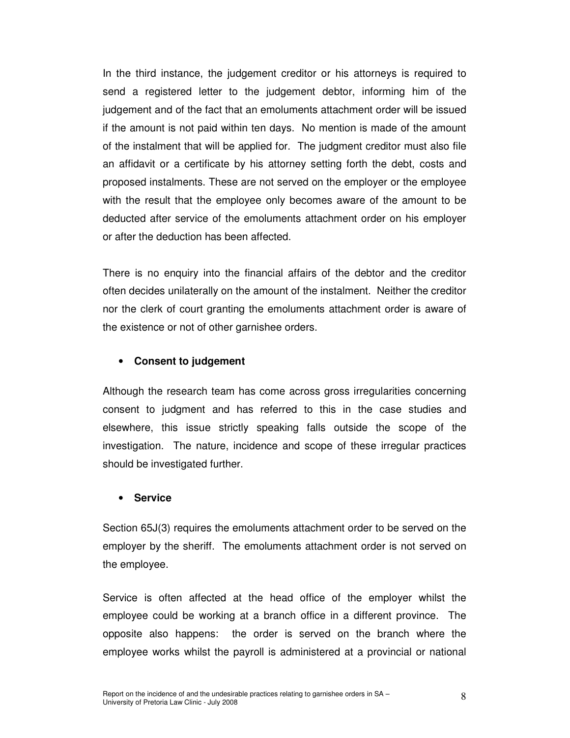In the third instance, the judgement creditor or his attorneys is required to send a registered letter to the judgement debtor, informing him of the judgement and of the fact that an emoluments attachment order will be issued if the amount is not paid within ten days. No mention is made of the amount of the instalment that will be applied for. The judgment creditor must also file an affidavit or a certificate by his attorney setting forth the debt, costs and proposed instalments. These are not served on the employer or the employee with the result that the employee only becomes aware of the amount to be deducted after service of the emoluments attachment order on his employer or after the deduction has been affected.

There is no enquiry into the financial affairs of the debtor and the creditor often decides unilaterally on the amount of the instalment. Neither the creditor nor the clerk of court granting the emoluments attachment order is aware of the existence or not of other garnishee orders.

- **Consent to judgement**

Although the research team has come across gross irregularities concerning consent to judgment and has referred to this in the case studies and elsewhere, this issue strictly speaking falls outside the scope of the investigation. The nature, incidence and scope of these irregular practices should be investigated further.

- **Service**

Section 65J(3) requires the emoluments attachment order to be served on the employer by the sheriff. The emoluments attachment order is not served on the employee.

Service is often affected at the head office of the employer whilst the employee could be working at a branch office in a different province. The opposite also happens: the order is served on the branch where the employee works whilst the payroll is administered at a provincial or national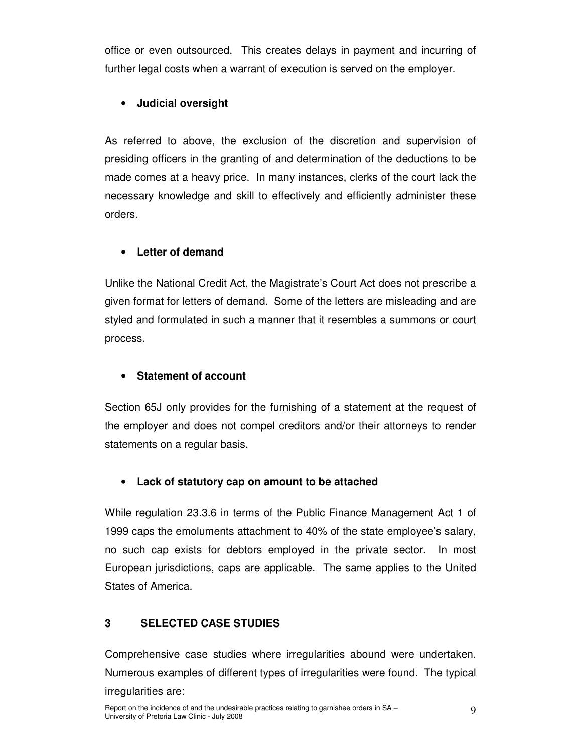office or even outsourced. This creates delays in payment and incurring of further legal costs when a warrant of execution is served on the employer.

- **Judicial oversight**

As referred to above, the exclusion of the discretion and supervision of presiding officers in the granting of and determination of the deductions to be made comes at a heavy price. In many instances, clerks of the court lack the necessary knowledge and skill to effectively and efficiently administer these orders.

- **Letter of demand**

Unlike the National Credit Act, the Magistrate's Court Act does not prescribe a given format for letters of demand. Some of the letters are misleading and are styled and formulated in such a manner that it resembles a summons or court process.

- **Statement of account**

Section 65J only provides for the furnishing of a statement at the request of the employer and does not compel creditors and/or their attorneys to render statements on a regular basis.

- **Lack of statutory cap on amount to be attached**

While regulation 23.3.6 in terms of the Public Finance Management Act 1 of 1999 caps the emoluments attachment to 40% of the state employee's salary, no such cap exists for debtors employed in the private sector. In most European jurisdictions, caps are applicable. The same applies to the United States of America.

## 3 SELECTED CASE STUDIES

Comprehensive case studies where irregularities abound were undertaken. Numerous examples of different types of irregularities were found. The typical irregularities are: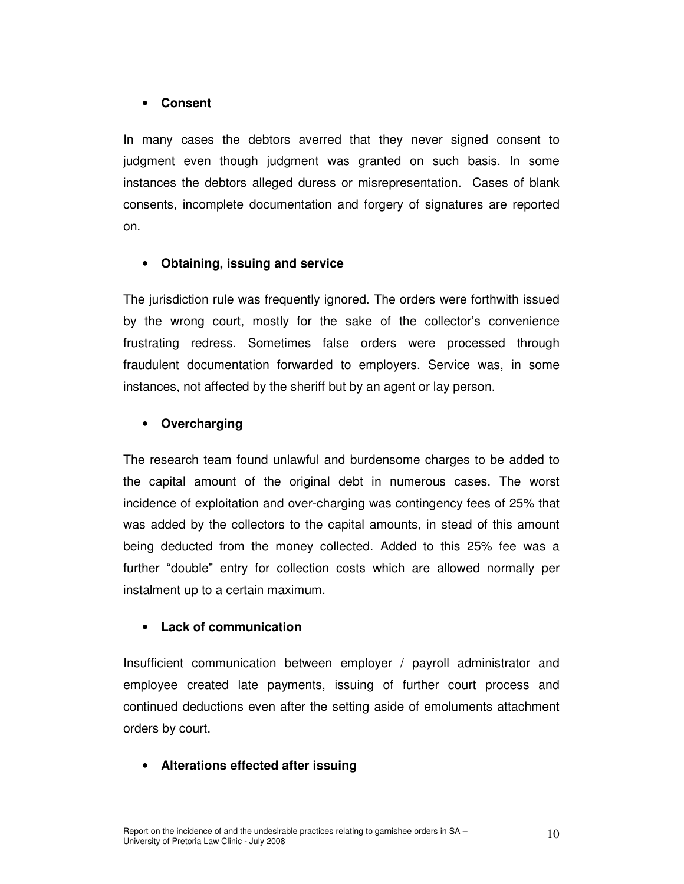- **Consent**

In many cases the debtors averred that they never signed consent to judgment even though judgment was granted on such basis. In some instances the debtors alleged duress or misrepresentation. Cases of blank consents, incomplete documentation and forgery of signatures are reported on.

- **Obtaining, issuing and service**

The jurisdiction rule was frequently ignored. The orders were forthwith issued by the wrong court, mostly for the sake of the collector's convenience frustrating redress. Sometimes false orders were processed through fraudulent documentation forwarded to employers. Service was, in some instances, not affected by the sheriff but by an agent or lay person.

- **Overcharging**

The research team found unlawful and burdensome charges to be added to the capital amount of the original debt in numerous cases. The worst incidence of exploitation and over-charging was contingency fees of 25% that was added by the collectors to the capital amounts, in stead of this amount being deducted from the money collected. Added to this 25% fee was a further "double" entry for collection costs which are allowed normally per instalment up to a certain maximum.

- **Lack of communication**

Insufficient communication between employer / payroll administrator and employee created late payments, issuing of further court process and continued deductions even after the setting aside of emoluments attachment orders by court.

- **Alterations effected after issuing**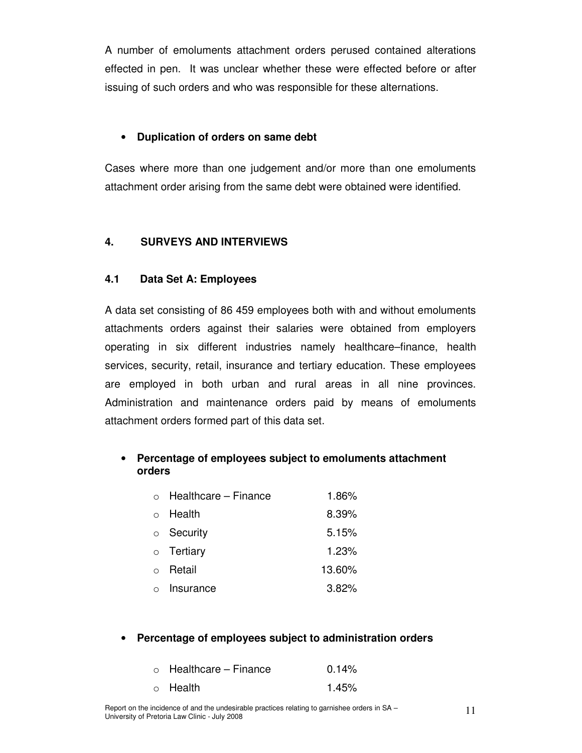A number of emoluments attachment orders perused contained alterations effected in pen. It was unclear whether these were effected before or after issuing of such orders and who was responsible for these alternations.

- **Duplication of orders on same debt**

Cases where more than one judgement and/or more than one emoluments attachment order arising from the same debt were obtained were identified.

## 4. SURVEYS AND INTERVIEWS

### 4.1 Data Set A: Employees

A data set consisting of 86 459 employees both with and without emoluments attachments orders against their salaries were obtained from employers operating in six different industries namely healthcare–finance, health services, security, retail, insurance and tertiary education. These employees are employed in both urban and rural areas in all nine provinces. Administration and maintenance orders paid by means of emoluments attachment orders formed part of this data set.

- **Percentage of employees subject to emoluments attachment orders**
  - Healthcare – Finance 1.86%
  - Health 8.39%
  - Security 5.15%
  - Tertiary 1.23%
  - Retail 13.60%
  - Insurance 3.82%

- **Percentage of employees subject to administration orders**
  - Healthcare – Finance 0.14%
  - Health 1.45%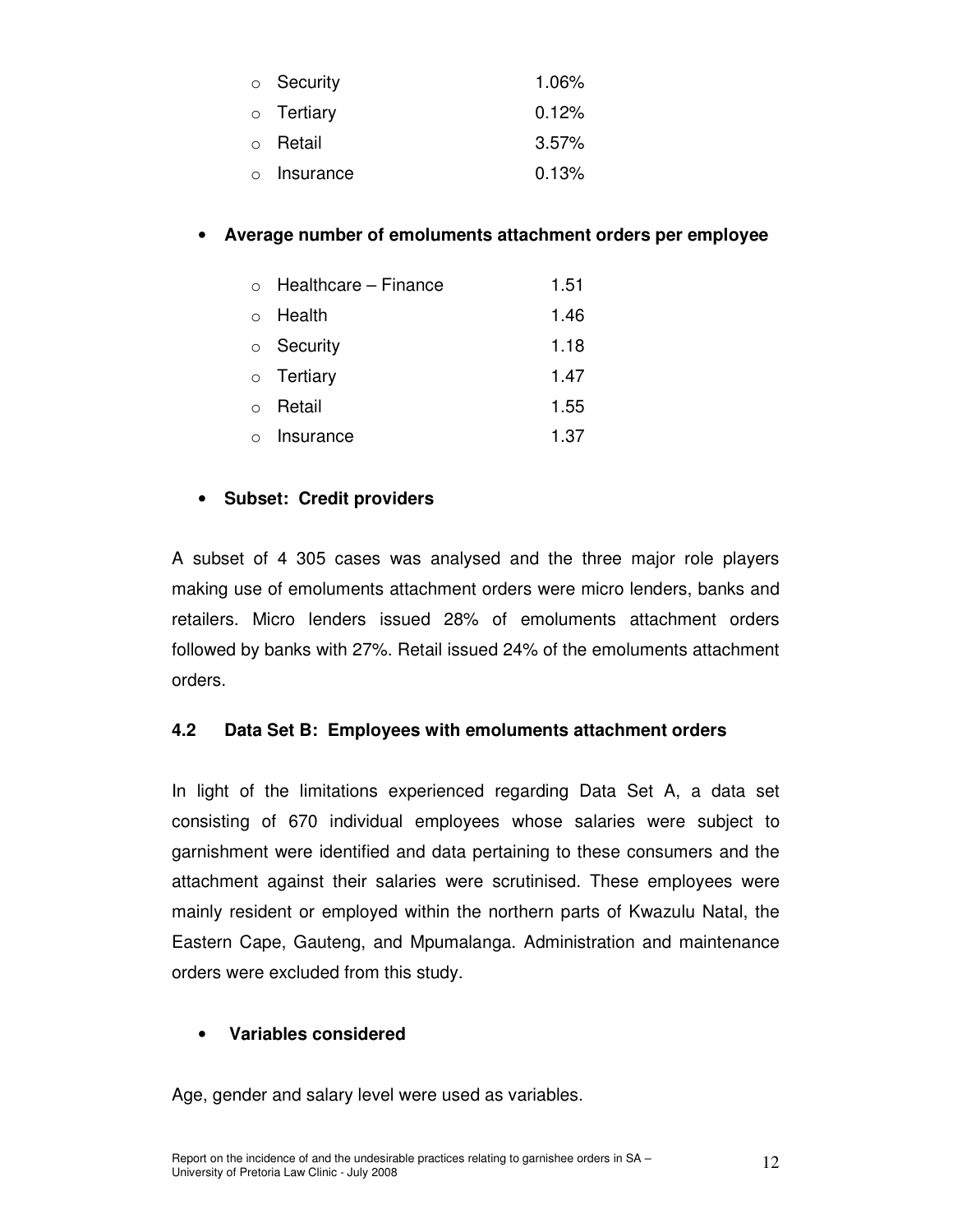- Security 1.06%
- Tertiary 0.12%
- Retail 3.57%
- Insurance 0.13%

- **Average number of emoluments attachment orders per employee**

  - Healthcare – Finance 1.51
  - Health 1.46
  - Security 1.18
  - Tertiary 1.47
  - Retail 1.55
  - Insurance 1.37

- **Subset: Credit providers**

A subset of 4 305 cases was analysed and the three major role players making use of emoluments attachment orders were micro lenders, banks and retailers. Micro lenders issued 28% of emoluments attachment orders followed by banks with 27%. Retail issued 24% of the emoluments attachment orders.

### 4.2 Data Set B: Employees with emoluments attachment orders

In light of the limitations experienced regarding Data Set A, a data set consisting of 670 individual employees whose salaries were subject to garnishment were identified and data pertaining to these consumers and the attachment against their salaries were scrutinised. These employees were mainly resident or employed within the northern parts of Kwazulu Natal, the Eastern Cape, Gauteng, and Mpumalanga. Administration and maintenance orders were excluded from this study.

- **Variables considered**

Age, gender and salary level were used as variables.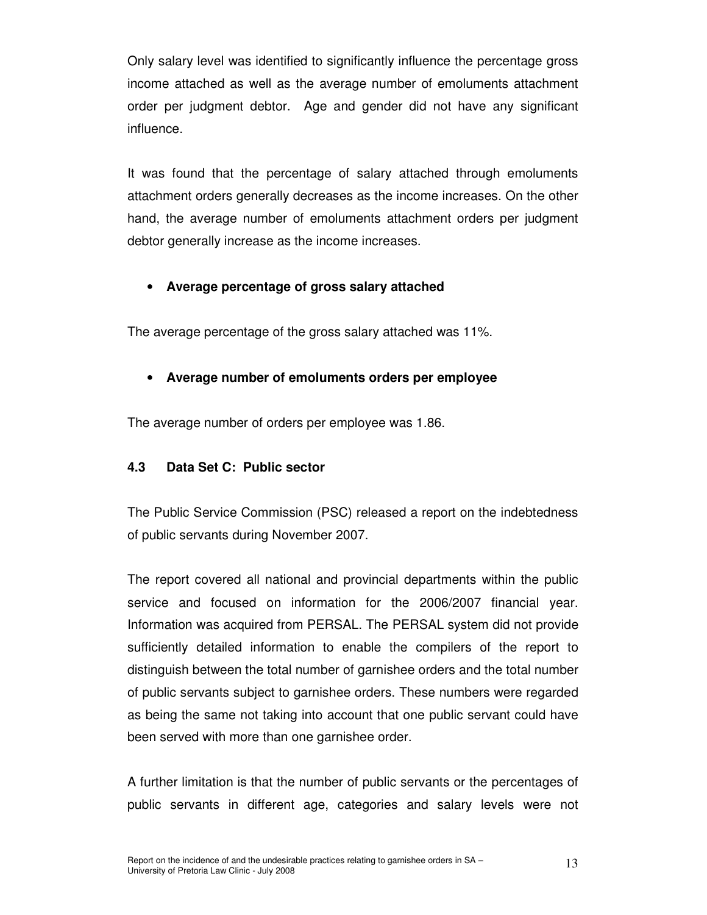Only salary level was identified to significantly influence the percentage gross income attached as well as the average number of emoluments attachment order per judgment debtor. Age and gender did not have any significant influence.

It was found that the percentage of salary attached through emoluments attachment orders generally decreases as the income increases. On the other hand, the average number of emoluments attachment orders per judgment debtor generally increase as the income increases.

- **Average percentage of gross salary attached**

The average percentage of the gross salary attached was 11%.

- **Average number of emoluments orders per employee**

The average number of orders per employee was 1.86.

### 4.3 Data Set C: Public sector

The Public Service Commission (PSC) released a report on the indebtedness of public servants during November 2007.

The report covered all national and provincial departments within the public service and focused on information for the 2006/2007 financial year. Information was acquired from PERSAL. The PERSAL system did not provide sufficiently detailed information to enable the compilers of the report to distinguish between the total number of garnishee orders and the total number of public servants subject to garnishee orders. These numbers were regarded as being the same not taking into account that one public servant could have been served with more than one garnishee order.

A further limitation is that the number of public servants or the percentages of public servants in different age, categories and salary levels were not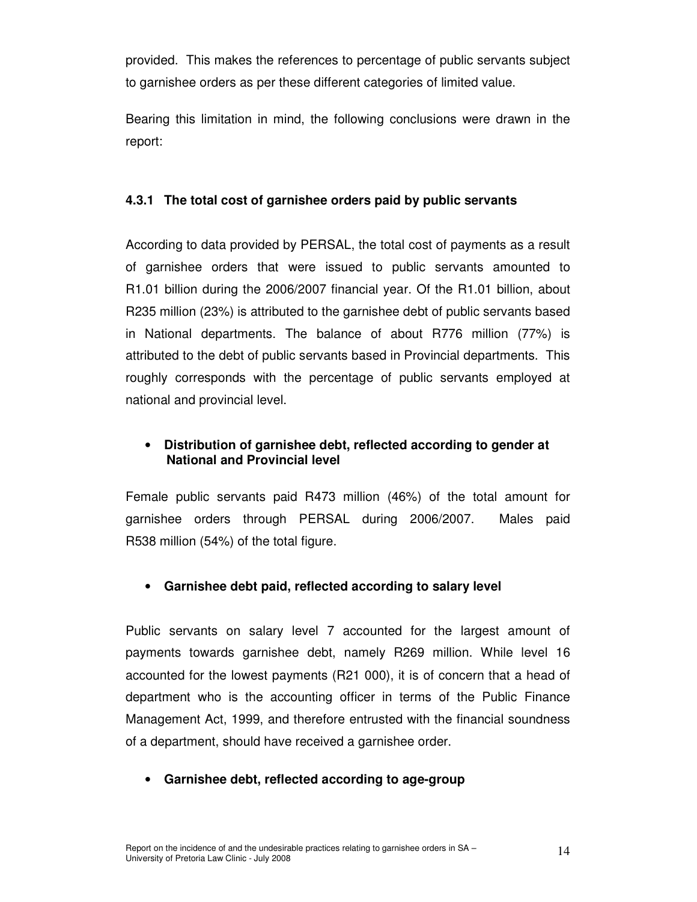provided. This makes the references to percentage of public servants subject to garnishee orders as per these different categories of limited value.

Bearing this limitation in mind, the following conclusions were drawn in the report:

### 4.3.1 The total cost of garnishee orders paid by public servants

According to data provided by PERSAL, the total cost of payments as a result of garnishee orders that were issued to public servants amounted to R1.01 billion during the 2006/2007 financial year. Of the R1.01 billion, about R235 million (23%) is attributed to the garnishee debt of public servants based in National departments. The balance of about R776 million (77%) is attributed to the debt of public servants based in Provincial departments. This roughly corresponds with the percentage of public servants employed at national and provincial level.

- **Distribution of garnishee debt, reflected according to gender at National and Provincial level**

Female public servants paid R473 million (46%) of the total amount for garnishee orders through PERSAL during 2006/2007. Males paid R538 million (54%) of the total figure.

- **Garnishee debt paid, reflected according to salary level**

Public servants on salary level 7 accounted for the largest amount of payments towards garnishee debt, namely R269 million. While level 16 accounted for the lowest payments (R21 000), it is of concern that a head of department who is the accounting officer in terms of the Public Finance Management Act, 1999, and therefore entrusted with the financial soundness of a department, should have received a garnishee order.

- **Garnishee debt, reflected according to age-group**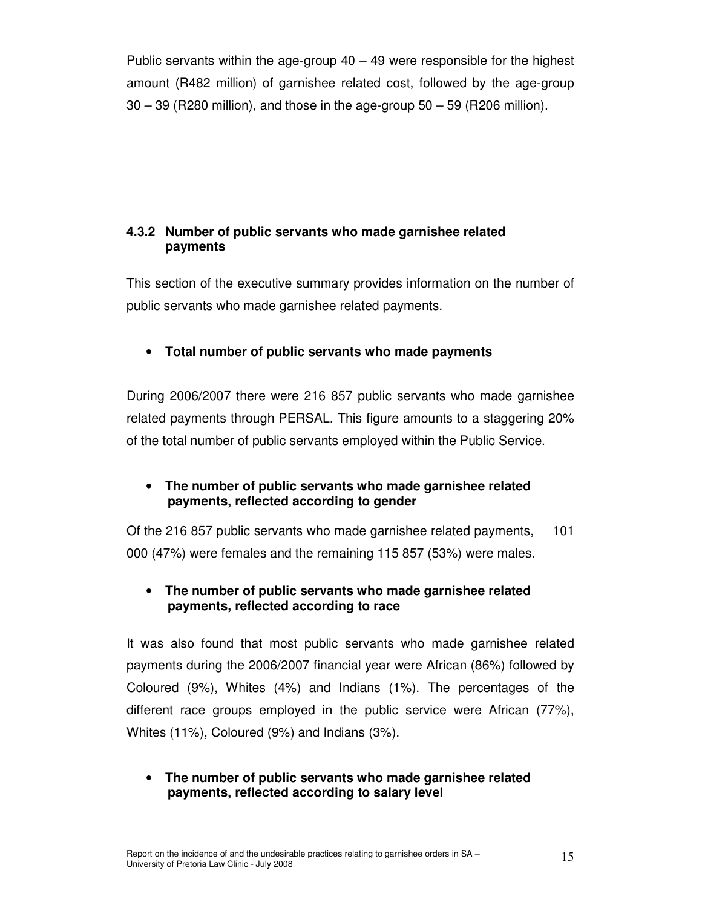Public servants within the age-group 40 – 49 were responsible for the highest amount (R482 million) of garnishee related cost, followed by the age-group 30 – 39 (R280 million), and those in the age-group 50 – 59 (R206 million).

#### 4.3.2 Number of public servants who made garnishee related payments

This section of the executive summary provides information on the number of public servants who made garnishee related payments.

- **Total number of public servants who made payments**

During 2006/2007 there were 216 857 public servants who made garnishee related payments through PERSAL. This figure amounts to a staggering 20% of the total number of public servants employed within the Public Service.

- **The number of public servants who made garnishee related payments, reflected according to gender**

Of the 216 857 public servants who made garnishee related payments, 101 000 (47%) were females and the remaining 115 857 (53%) were males.

- **The number of public servants who made garnishee related payments, reflected according to race**

It was also found that most public servants who made garnishee related payments during the 2006/2007 financial year were African (86%) followed by Coloured (9%), Whites (4%) and Indians (1%). The percentages of the different race groups employed in the public service were African (77%), Whites (11%), Coloured (9%) and Indians (3%).

- **The number of public servants who made garnishee related payments, reflected according to salary level**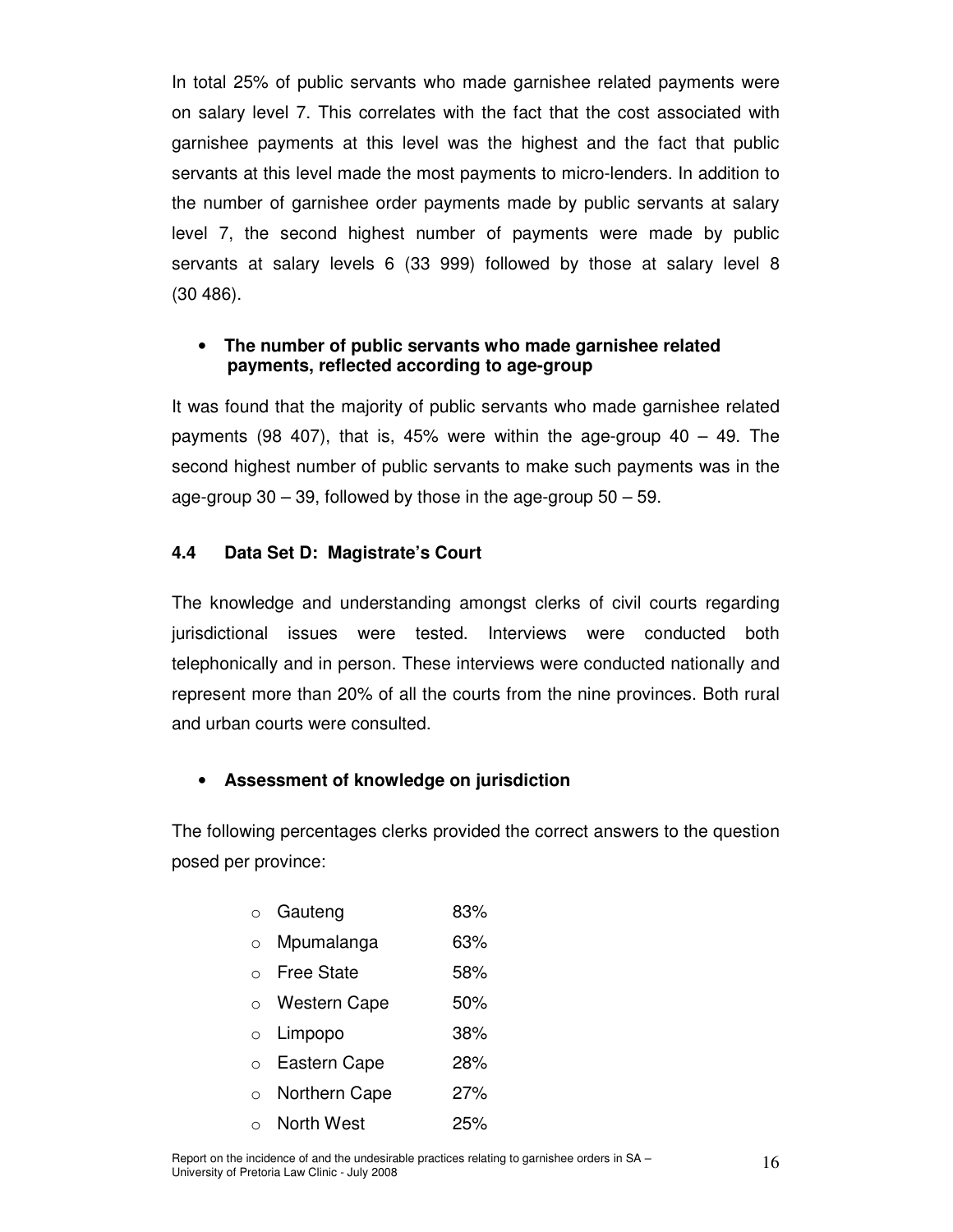In total 25% of public servants who made garnishee related payments were on salary level 7. This correlates with the fact that the cost associated with garnishee payments at this level was the highest and the fact that public servants at this level made the most payments to micro-lenders. In addition to the number of garnishee order payments made by public servants at salary level 7, the second highest number of payments were made by public servants at salary levels 6 (33 999) followed by those at salary level 8 (30 486).

- **The number of public servants who made garnishee related payments, reflected according to age-group**

It was found that the majority of public servants who made garnishee related payments (98 407), that is, 45% were within the age-group 40 – 49. The second highest number of public servants to make such payments was in the age-group 30 – 39, followed by those in the age-group 50 – 59.

### 4.4 Data Set D: Magistrate's Court

The knowledge and understanding amongst clerks of civil courts regarding jurisdictional issues were tested. Interviews were conducted both telephonically and in person. These interviews were conducted nationally and represent more than 20% of all the courts from the nine provinces. Both rural and urban courts were consulted.

- **Assessment of knowledge on jurisdiction**

The following percentages clerks provided the correct answers to the question posed per province:

- Gauteng 83%
- Mpumalanga 63%
- Free State 58%
- Western Cape 50%
- Limpopo 38%
- Eastern Cape 28%
- Northern Cape 27%
- North West 25%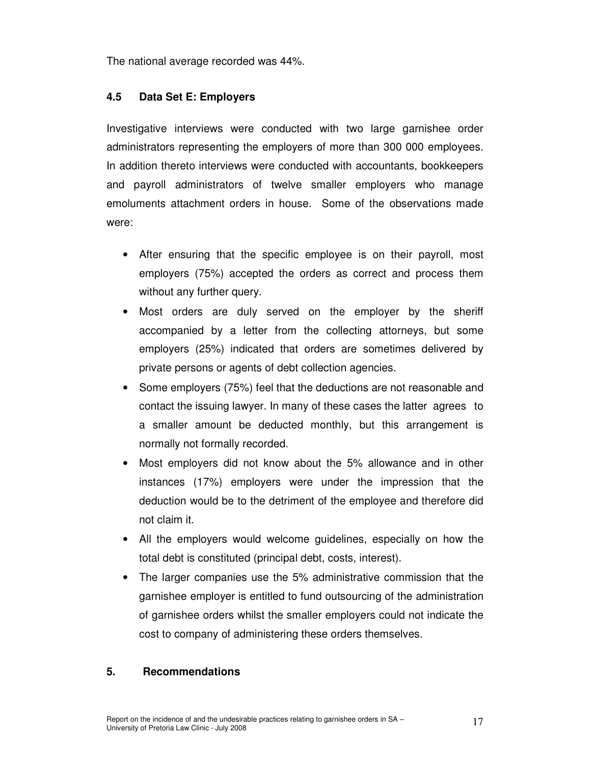The national average recorded was 44%.

### 4.5 Data Set E: Employers

Investigative interviews were conducted with two large garnishee order administrators representing the employers of more than 300 000 employees. In addition thereto interviews were conducted with accountants, bookkeepers and payroll administrators of twelve smaller employers who manage emoluments attachment orders in house. Some of the observations made were:

- After ensuring that the specific employee is on their payroll, most employers (75%) accepted the orders as correct and process them without any further query.
- Most orders are duly served on the employer by the sheriff accompanied by a letter from the collecting attorneys, but some employers (25%) indicated that orders are sometimes delivered by private persons or agents of debt collection agencies.
- Some employers (75%) feel that the deductions are not reasonable and contact the issuing lawyer. In many of these cases the latter agrees to a smaller amount be deducted monthly, but this arrangement is normally not formally recorded.
- Most employers did not know about the 5% allowance and in other instances (17%) employers were under the impression that the deduction would be to the detriment of the employee and therefore did not claim it.
- All the employers would welcome guidelines, especially on how the total debt is constituted (principal debt, costs, interest).
- The larger companies use the 5% administrative commission that the garnishee employer is entitled to fund outsourcing of the administration of garnishee orders whilst the smaller employers could not indicate the cost to company of administering these orders themselves.

## 5. Recommendations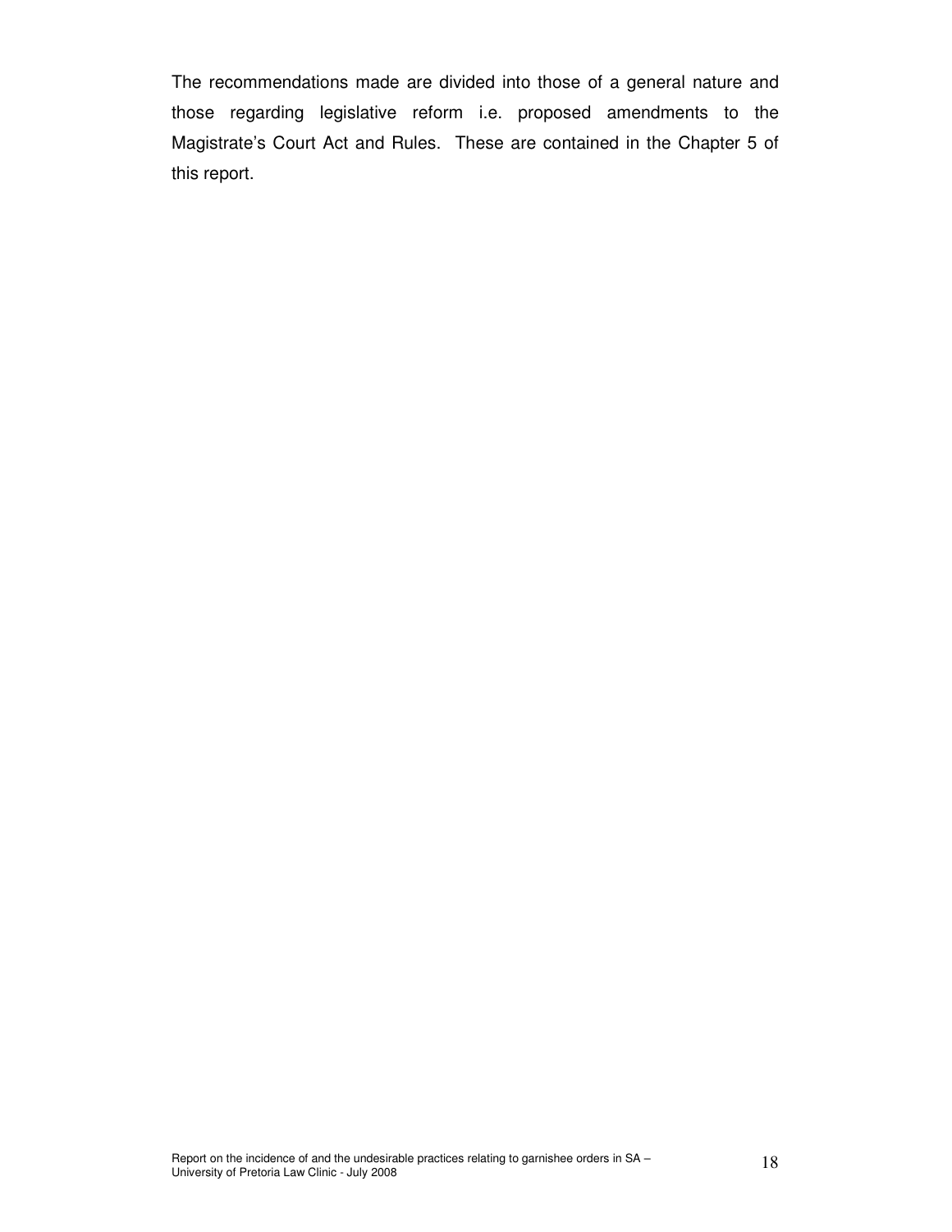The recommendations made are divided into those of a general nature and those regarding legislative reform i.e. proposed amendments to the Magistrate's Court Act and Rules. These are contained in the Chapter 5 of this report.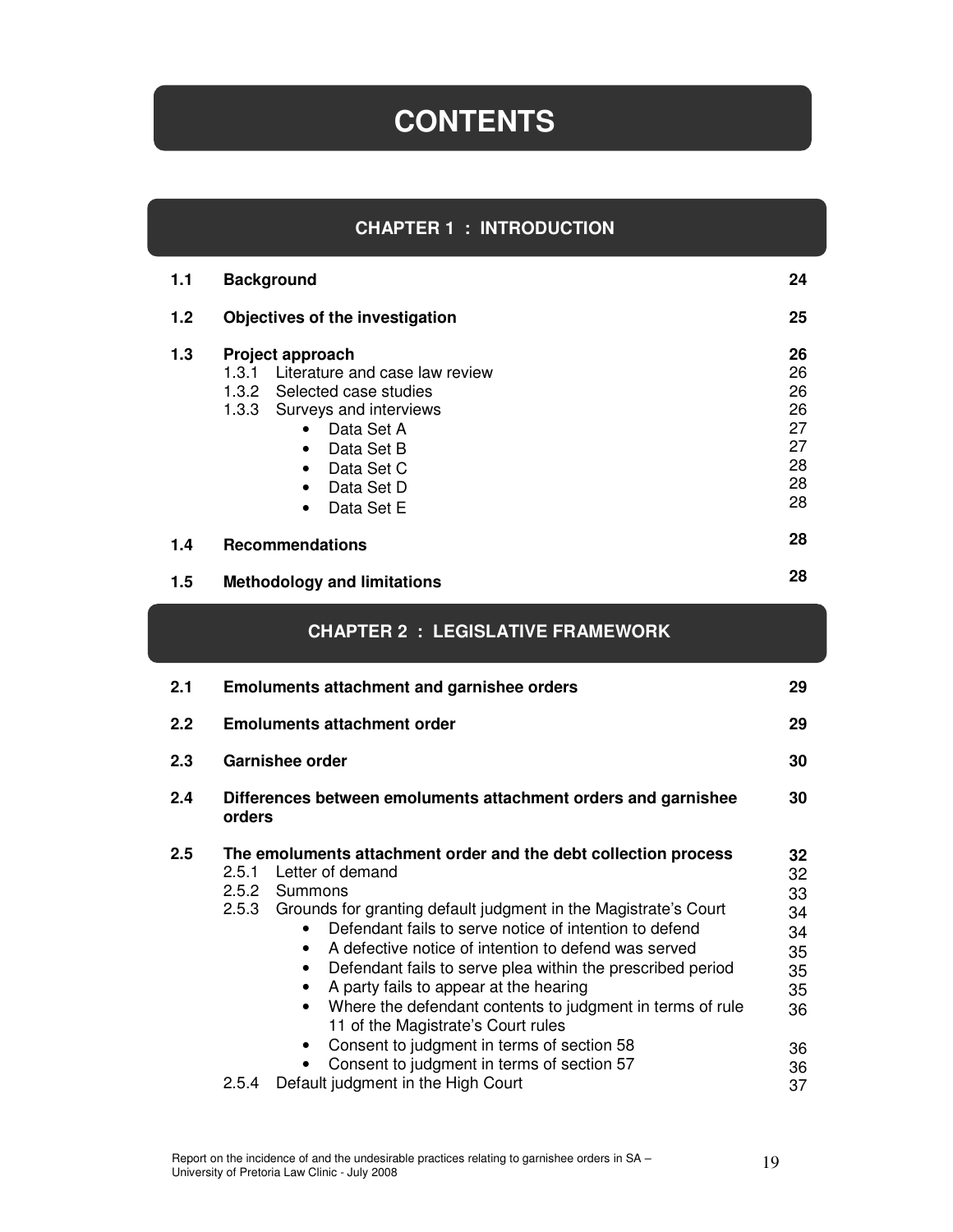# CONTENTS

## CHAPTER 1 : INTRODUCTION

| | | |
|---|---|---|
| **1.1** | **Background** | **24** |
| **1.2** | **Objectives of the investigation** | **25** |
| **1.3** | **Project approach** | **26** |
| | 1.3.1 Literature and case law review | 26 |
| | 1.3.2 Selected case studies | 26 |
| | 1.3.3 Surveys and interviews | 26 |
| | • Data Set A | 27 |
| | • Data Set B | 27 |
| | • Data Set C | 28 |
| | • Data Set D | 28 |
| | • Data Set E | 28 |
| **1.4** | **Recommendations** | **28** |
| **1.5** | **Methodology and limitations** | **28** |

## CHAPTER 2 : LEGISLATIVE FRAMEWORK

| | | |
|---|---|---|
| **2.1** | **Emoluments attachment and garnishee orders** | **29** |
| **2.2** | **Emoluments attachment order** | **29** |
| **2.3** | **Garnishee order** | **30** |
| **2.4** | **Differences between emoluments attachment orders and garnishee orders** | **30** |
| **2.5** | **The emoluments attachment order and the debt collection process** | **32** |
| | 2.5.1 Letter of demand | 32 |
| | 2.5.2 Summons | 33 |
| | 2.5.3 Grounds for granting default judgment in the Magistrate's Court | 34 |
| | • Defendant fails to serve notice of intention to defend | 34 |
| | • A defective notice of intention to defend was served | 35 |
| | • Defendant fails to serve plea within the prescribed period | 35 |
| | • A party fails to appear at the hearing | 35 |
| | • Where the defendant contents to judgment in terms of rule 11 of the Magistrate's Court rules | 36 |
| | • Consent to judgment in terms of section 58 | 36 |
| | • Consent to judgment in terms of section 57 | 36 |
| | 2.5.4 Default judgment in the High Court | 37 |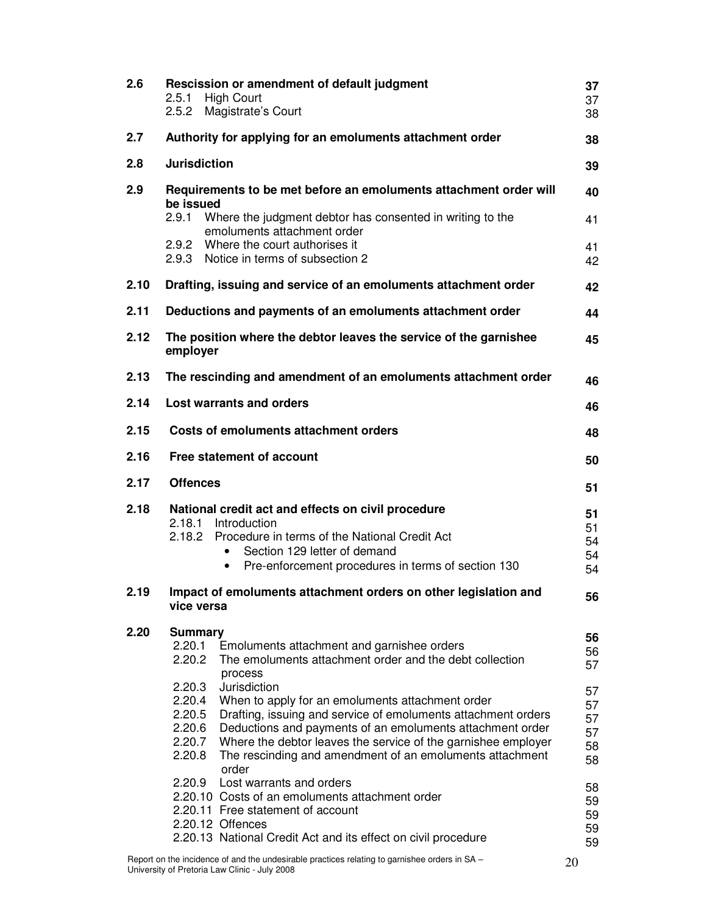| | | |
|---|---|---|
| **2.6** | **Rescission or amendment of default judgment** | **37** |
| | 2.5.1 High Court | 37 |
| | 2.5.2 Magistrate's Court | 38 |
| **2.7** | **Authority for applying for an emoluments attachment order** | **38** |
| **2.8** | **Jurisdiction** | **39** |
| **2.9** | **Requirements to be met before an emoluments attachment order will be issued** | **40** |
| | 2.9.1 Where the judgment debtor has consented in writing to the emoluments attachment order | 41 |
| | 2.9.2 Where the court authorises it | 41 |
| | 2.9.3 Notice in terms of subsection 2 | 42 |
| **2.10** | **Drafting, issuing and service of an emoluments attachment order** | **42** |
| **2.11** | **Deductions and payments of an emoluments attachment order** | **44** |
| **2.12** | **The position where the debtor leaves the service of the garnishee employer** | **45** |
| **2.13** | **The rescinding and amendment of an emoluments attachment order** | **46** |
| **2.14** | **Lost warrants and orders** | **46** |
| **2.15** | **Costs of emoluments attachment orders** | **48** |
| **2.16** | **Free statement of account** | **50** |
| **2.17** | **Offences** | **51** |
| **2.18** | **National credit act and effects on civil procedure** | **51** |
| | 2.18.1 Introduction | 51 |
| | 2.18.2 Procedure in terms of the National Credit Act | 54 |
| | • Section 129 letter of demand | 54 |
| | • Pre-enforcement procedures in terms of section 130 | 54 |
| **2.19** | **Impact of emoluments attachment orders on other legislation and vice versa** | **56** |
| **2.20** | **Summary** | **56** |
| | 2.20.1 Emoluments attachment and garnishee orders | 56 |
| | 2.20.2 The emoluments attachment order and the debt collection process | 57 |
| | 2.20.3 Jurisdiction | 57 |
| | 2.20.4 When to apply for an emoluments attachment order | 57 |
| | 2.20.5 Drafting, issuing and service of emoluments attachment orders | 57 |
| | 2.20.6 Deductions and payments of an emoluments attachment order | 57 |
| | 2.20.7 Where the debtor leaves the service of the garnishee employer | 58 |
| | 2.20.8 The rescinding and amendment of an emoluments attachment order | 58 |
| | 2.20.9 Lost warrants and orders | 58 |
| | 2.20.10 Costs of an emoluments attachment order | 59 |
| | 2.20.11 Free statement of account | 59 |
| | 2.20.12 Offences | 59 |
| | 2.20.13 National Credit Act and its effect on civil procedure | 59 |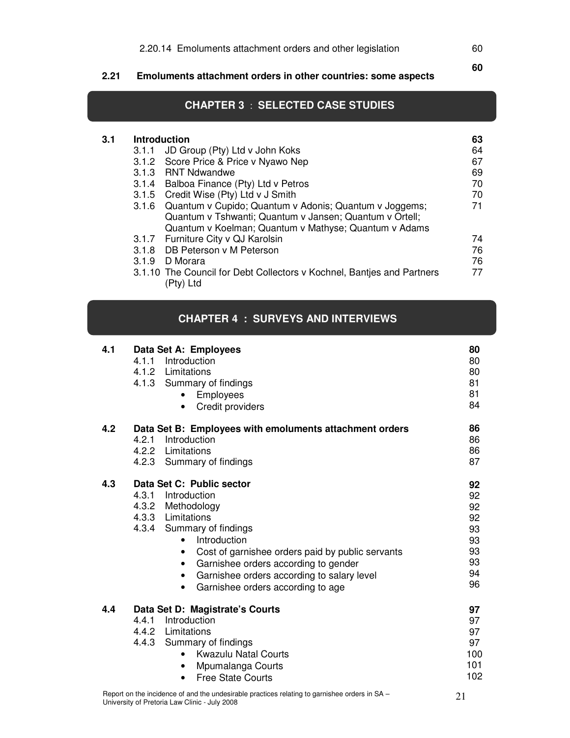| | | |
|---|---|---|
| | 2.20.14 Emoluments attachment orders and other legislation | 60 |
| **2.21** | **Emoluments attachment orders in other countries: some aspects** | **60** |

## CHAPTER 3 : SELECTED CASE STUDIES

| | | |
|---|---|---|
| **3.1** | **Introduction** | **63** |
| | 3.1.1 JD Group (Pty) Ltd v John Koks | 64 |
| | 3.1.2 Score Price & Price v Nyawo Nep | 67 |
| | 3.1.3 RNT Ndwandwe | 69 |
| | 3.1.4 Balboa Finance (Pty) Ltd v Petros | 70 |
| | 3.1.5 Credit Wise (Pty) Ltd v J Smith | 70 |
| | 3.1.6 Quantum v Cupido; Quantum v Adonis; Quantum v Joggems; Quantum v Tshwanti; Quantum v Jansen; Quantum v Ortell; Quantum v Koelman; Quantum v Mathyse; Quantum v Adams | 71 |
| | 3.1.7 Furniture City v QJ Karolsin | 74 |
| | 3.1.8 DB Peterson v M Peterson | 76 |
| | 3.1.9 D Morara | 76 |
| | 3.1.10 The Council for Debt Collectors v Kochnel, Bantjes and Partners (Pty) Ltd | 77 |

## CHAPTER 4 : SURVEYS AND INTERVIEWS

| | | |
|---|---|---|
| **4.1** | **Data Set A: Employees** | **80** |
| | 4.1.1 Introduction | 80 |
| | 4.1.2 Limitations | 80 |
| | 4.1.3 Summary of findings | 81 |
| | • Employees | 81 |
| | • Credit providers | 84 |
| **4.2** | **Data Set B: Employees with emoluments attachment orders** | **86** |
| | 4.2.1 Introduction | 86 |
| | 4.2.2 Limitations | 86 |
| | 4.2.3 Summary of findings | 87 |
| **4.3** | **Data Set C: Public sector** | **92** |
| | 4.3.1 Introduction | 92 |
| | 4.3.2 Methodology | 92 |
| | 4.3.3 Limitations | 92 |
| | 4.3.4 Summary of findings | 93 |
| | • Introduction | 93 |
| | • Cost of garnishee orders paid by public servants | 93 |
| | • Garnishee orders according to gender | 93 |
| | • Garnishee orders according to salary level | 94 |
| | • Garnishee orders according to age | 96 |
| **4.4** | **Data Set D: Magistrate's Courts** | **97** |
| | 4.4.1 Introduction | 97 |
| | 4.4.2 Limitations | 97 |
| | 4.4.3 Summary of findings | 97 |
| | • Kwazulu Natal Courts | 100 |
| | • Mpumalanga Courts | 101 |
| | • Free State Courts | 102 |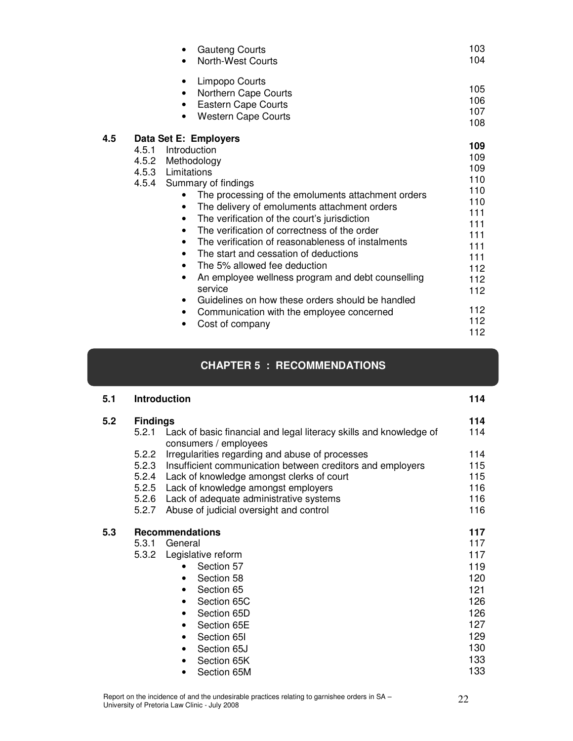| | | Page |
|---|---|---|
| | • Gauteng Courts | 103 |
| | • North-West Courts | 104 |
| | • Limpopo Courts | 105 |
| | • Northern Cape Courts | 106 |
| | • Eastern Cape Courts | 107 |
| | • Western Cape Courts | 108 |
| **4.5** | **Data Set E: Employers** | **109** |
| | 4.5.1 Introduction | 109 |
| | 4.5.2 Methodology | 109 |
| | 4.5.3 Limitations | 110 |
| | 4.5.4 Summary of findings | 110 |
| | • The processing of the emoluments attachment orders | 110 |
| | • The delivery of emoluments attachment orders | 111 |
| | • The verification of the court's jurisdiction | 111 |
| | • The verification of correctness of the order | 111 |
| | • The verification of reasonableness of instalments | 111 |
| | • The start and cessation of deductions | 111 |
| | • The 5% allowed fee deduction | 112 |
| | • An employee wellness program and debt counselling service | 112 |
| | • Guidelines on how these orders should be handled | 112 |
| | • Communication with the employee concerned | 112 |
| | • Cost of company | 112 |

## CHAPTER 5 : RECOMMENDATIONS

| | | Page |
|---|---|---|
| **5.1** | **Introduction** | **114** |
| **5.2** | **Findings** | **114** |
| | 5.2.1 Lack of basic financial and legal literacy skills and knowledge of consumers / employees | 114 |
| | 5.2.2 Irregularities regarding and abuse of processes | 114 |
| | 5.2.3 Insufficient communication between creditors and employers | 115 |
| | 5.2.4 Lack of knowledge amongst clerks of court | 115 |
| | 5.2.5 Lack of knowledge amongst employers | 116 |
| | 5.2.6 Lack of adequate administrative systems | 116 |
| | 5.2.7 Abuse of judicial oversight and control | 116 |
| **5.3** | **Recommendations** | **117** |
| | 5.3.1 General | 117 |
| | 5.3.2 Legislative reform | 117 |
| | • Section 57 | 119 |
| | • Section 58 | 120 |
| | • Section 65 | 121 |
| | • Section 65C | 126 |
| | • Section 65D | 126 |
| | • Section 65E | 127 |
| | • Section 65I | 129 |
| | • Section 65J | 130 |
| | • Section 65K | 133 |
| | • Section 65M | 133 |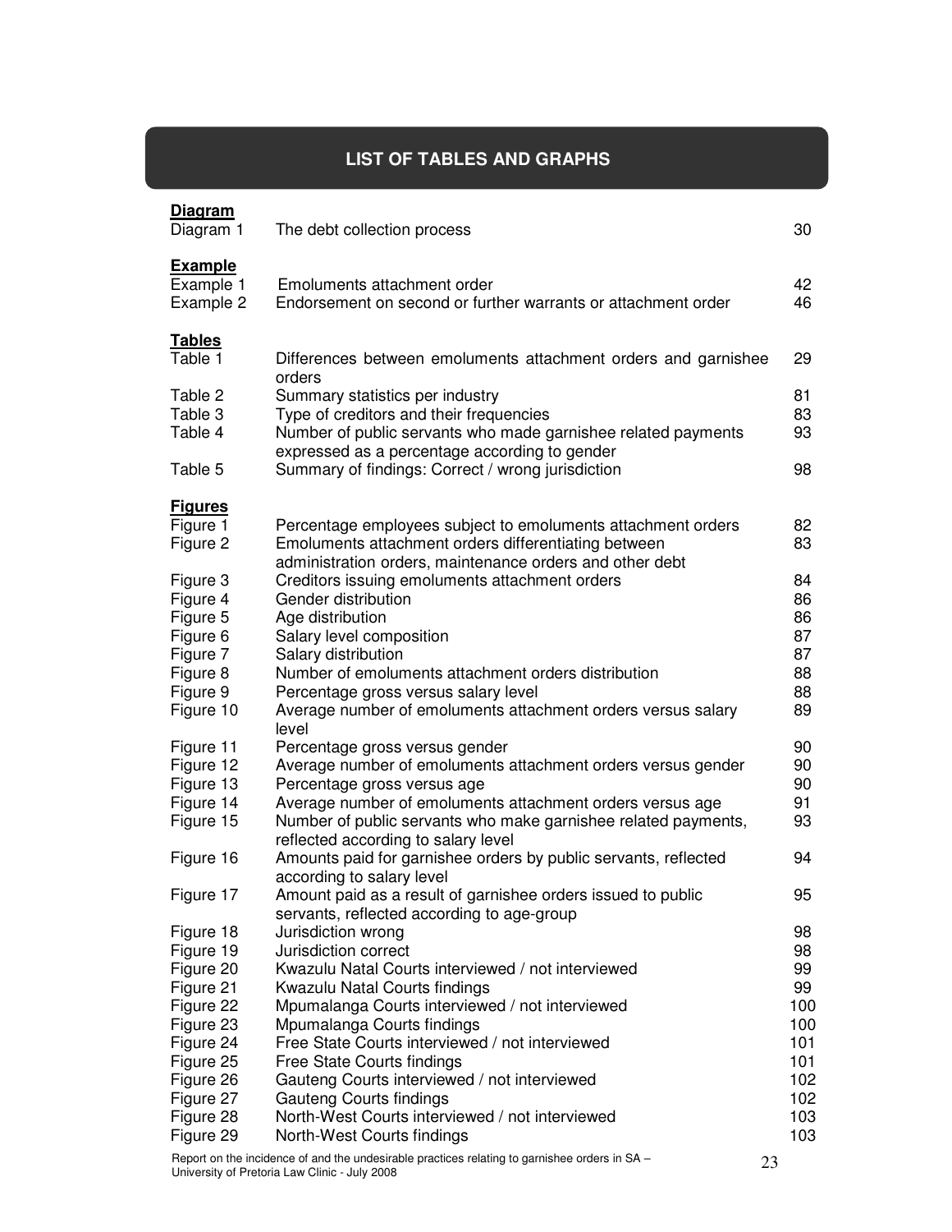## LIST OF TABLES AND GRAPHS

**Diagram**

| | | |
|---|---|---|
| Diagram 1 | The debt collection process | 30 |

**Example**

| | | |
|---|---|---|
| Example 1 | Emoluments attachment order | 42 |
| Example 2 | Endorsement on second or further warrants or attachment order | 46 |

**Tables**

| | | |
|---|---|---|
| Table 1 | Differences between emoluments attachment orders and garnishee orders | 29 |
| Table 2 | Summary statistics per industry | 81 |
| Table 3 | Type of creditors and their frequencies | 83 |
| Table 4 | Number of public servants who made garnishee related payments expressed as a percentage according to gender | 93 |
| Table 5 | Summary of findings: Correct / wrong jurisdiction | 98 |

**Figures**

| | | |
|---|---|---|
| Figure 1 | Percentage employees subject to emoluments attachment orders | 82 |
| Figure 2 | Emoluments attachment orders differentiating between administration orders, maintenance orders and other debt | 83 |
| Figure 3 | Creditors issuing emoluments attachment orders | 84 |
| Figure 4 | Gender distribution | 86 |
| Figure 5 | Age distribution | 86 |
| Figure 6 | Salary level composition | 87 |
| Figure 7 | Salary distribution | 87 |
| Figure 8 | Number of emoluments attachment orders distribution | 88 |
| Figure 9 | Percentage gross versus salary level | 88 |
| Figure 10 | Average number of emoluments attachment orders versus salary level | 89 |
| Figure 11 | Percentage gross versus gender | 90 |
| Figure 12 | Average number of emoluments attachment orders versus gender | 90 |
| Figure 13 | Percentage gross versus age | 90 |
| Figure 14 | Average number of emoluments attachment orders versus age | 91 |
| Figure 15 | Number of public servants who make garnishee related payments, reflected according to salary level | 93 |
| Figure 16 | Amounts paid for garnishee orders by public servants, reflected according to salary level | 94 |
| Figure 17 | Amount paid as a result of garnishee orders issued to public servants, reflected according to age-group | 95 |
| Figure 18 | Jurisdiction wrong | 98 |
| Figure 19 | Jurisdiction correct | 98 |
| Figure 20 | Kwazulu Natal Courts interviewed / not interviewed | 99 |
| Figure 21 | Kwazulu Natal Courts findings | 99 |
| Figure 22 | Mpumalanga Courts interviewed / not interviewed | 100 |
| Figure 23 | Mpumalanga Courts findings | 100 |
| Figure 24 | Free State Courts interviewed / not interviewed | 101 |
| Figure 25 | Free State Courts findings | 101 |
| Figure 26 | Gauteng Courts interviewed / not interviewed | 102 |
| Figure 27 | Gauteng Courts findings | 102 |
| Figure 28 | North-West Courts interviewed / not interviewed | 103 |
| Figure 29 | North-West Courts findings | 103 |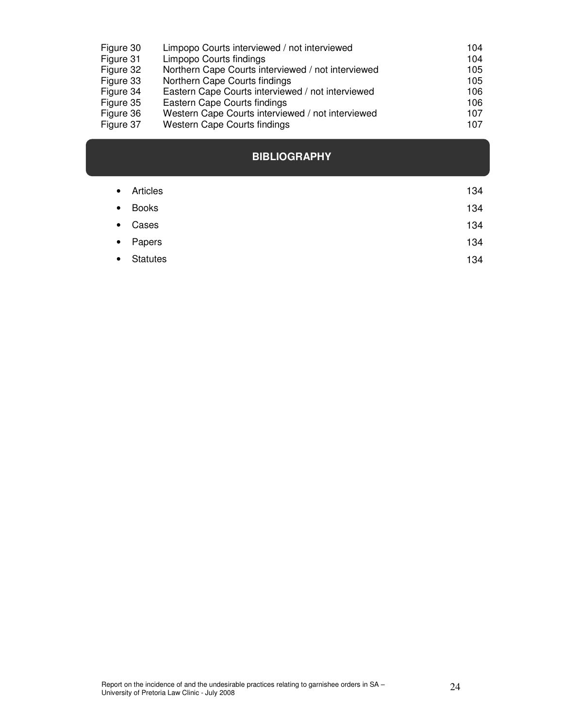| | | |
|---|---|---|
| Figure 30 | Limpopo Courts interviewed / not interviewed | 104 |
| Figure 31 | Limpopo Courts findings | 104 |
| Figure 32 | Northern Cape Courts interviewed / not interviewed | 105 |
| Figure 33 | Northern Cape Courts findings | 105 |
| Figure 34 | Eastern Cape Courts interviewed / not interviewed | 106 |
| Figure 35 | Eastern Cape Courts findings | 106 |
| Figure 36 | Western Cape Courts interviewed / not interviewed | 107 |
| Figure 37 | Western Cape Courts findings | 107 |

## BIBLIOGRAPHY

- Articles 134
- Books 134
- Cases 134
- Papers 134
- Statutes 134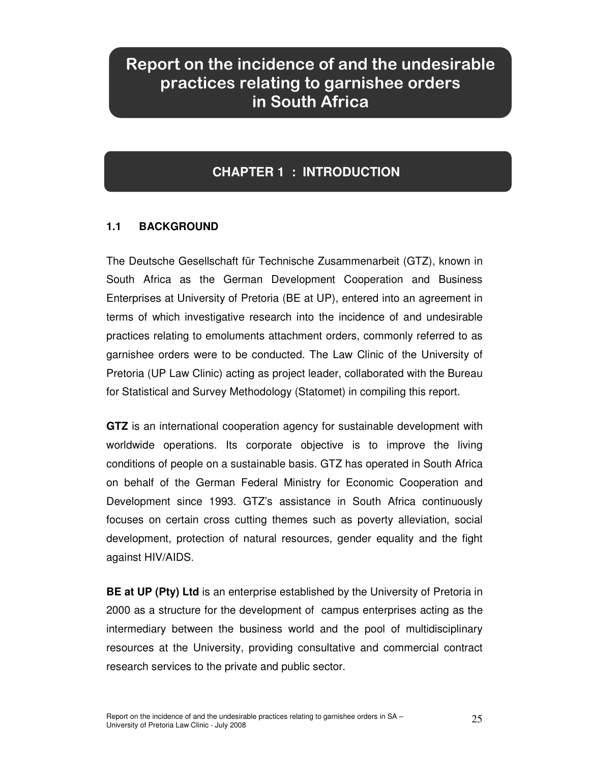# Report on the incidence of and the undesirable practices relating to garnishee orders in South Africa

## CHAPTER 1 : INTRODUCTION

### 1.1 BACKGROUND

The Deutsche Gesellschaft für Technische Zusammenarbeit (GTZ), known in South Africa as the German Development Cooperation and Business Enterprises at University of Pretoria (BE at UP), entered into an agreement in terms of which investigative research into the incidence of and undesirable practices relating to emoluments attachment orders, commonly referred to as garnishee orders were to be conducted. The Law Clinic of the University of Pretoria (UP Law Clinic) acting as project leader, collaborated with the Bureau for Statistical and Survey Methodology (Statomet) in compiling this report.

**GTZ** is an international cooperation agency for sustainable development with worldwide operations. Its corporate objective is to improve the living conditions of people on a sustainable basis. GTZ has operated in South Africa on behalf of the German Federal Ministry for Economic Cooperation and Development since 1993. GTZ's assistance in South Africa continuously focuses on certain cross cutting themes such as poverty alleviation, social development, protection of natural resources, gender equality and the fight against HIV/AIDS.

**BE at UP (Pty) Ltd** is an enterprise established by the University of Pretoria in 2000 as a structure for the development of campus enterprises acting as the intermediary between the business world and the pool of multidisciplinary resources at the University, providing consultative and commercial contract research services to the private and public sector.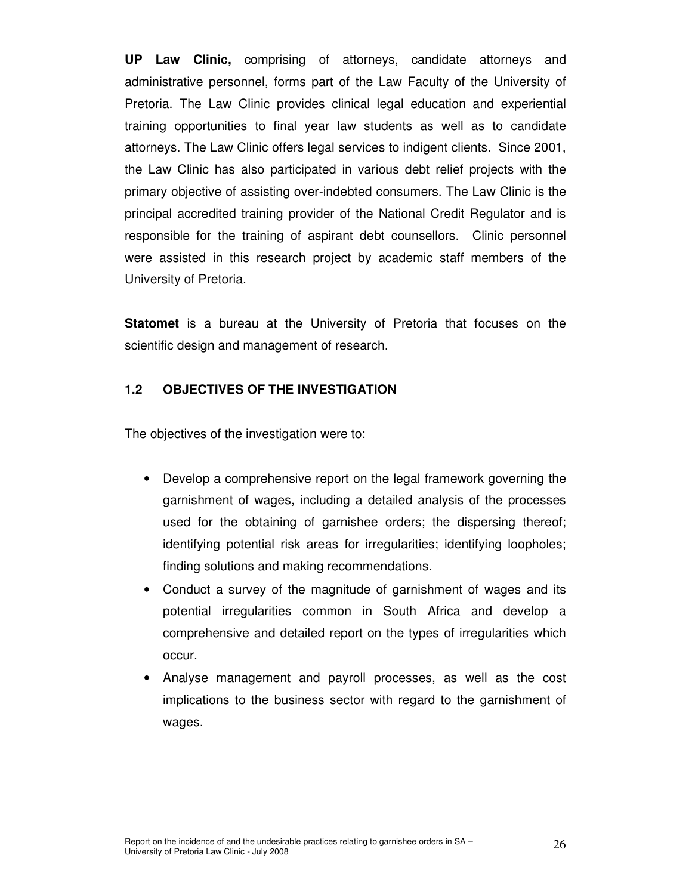**UP Law Clinic,** comprising of attorneys, candidate attorneys and administrative personnel, forms part of the Law Faculty of the University of Pretoria. The Law Clinic provides clinical legal education and experiential training opportunities to final year law students as well as to candidate attorneys. The Law Clinic offers legal services to indigent clients. Since 2001, the Law Clinic has also participated in various debt relief projects with the primary objective of assisting over-indebted consumers. The Law Clinic is the principal accredited training provider of the National Credit Regulator and is responsible for the training of aspirant debt counsellors. Clinic personnel were assisted in this research project by academic staff members of the University of Pretoria.

**Statomet** is a bureau at the University of Pretoria that focuses on the scientific design and management of research.

## 1.2 OBJECTIVES OF THE INVESTIGATION

The objectives of the investigation were to:

- Develop a comprehensive report on the legal framework governing the garnishment of wages, including a detailed analysis of the processes used for the obtaining of garnishee orders; the dispersing thereof; identifying potential risk areas for irregularities; identifying loopholes; finding solutions and making recommendations.
- Conduct a survey of the magnitude of garnishment of wages and its potential irregularities common in South Africa and develop a comprehensive and detailed report on the types of irregularities which occur.
- Analyse management and payroll processes, as well as the cost implications to the business sector with regard to the garnishment of wages.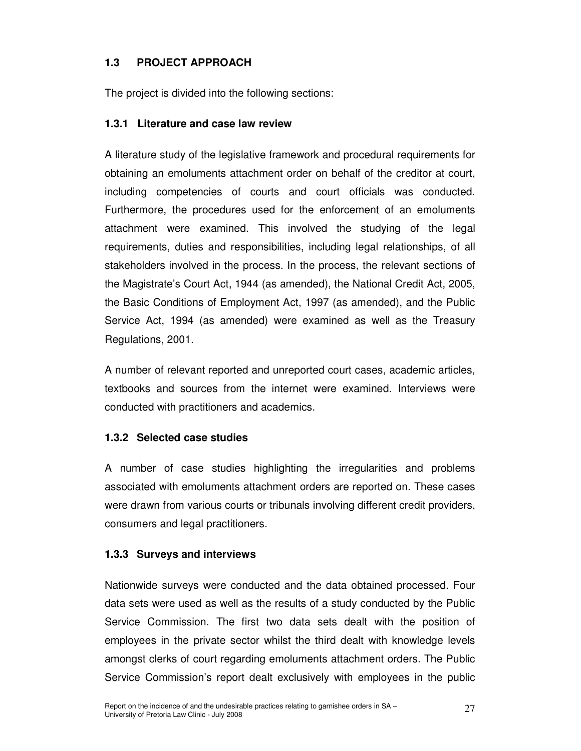## 1.3 PROJECT APPROACH

The project is divided into the following sections:

### 1.3.1 Literature and case law review

A literature study of the legislative framework and procedural requirements for obtaining an emoluments attachment order on behalf of the creditor at court, including competencies of courts and court officials was conducted. Furthermore, the procedures used for the enforcement of an emoluments attachment were examined. This involved the studying of the legal requirements, duties and responsibilities, including legal relationships, of all stakeholders involved in the process. In the process, the relevant sections of the Magistrate's Court Act, 1944 (as amended), the National Credit Act, 2005, the Basic Conditions of Employment Act, 1997 (as amended), and the Public Service Act, 1994 (as amended) were examined as well as the Treasury Regulations, 2001.

A number of relevant reported and unreported court cases, academic articles, textbooks and sources from the internet were examined. Interviews were conducted with practitioners and academics.

### 1.3.2 Selected case studies

A number of case studies highlighting the irregularities and problems associated with emoluments attachment orders are reported on. These cases were drawn from various courts or tribunals involving different credit providers, consumers and legal practitioners.

### 1.3.3 Surveys and interviews

Nationwide surveys were conducted and the data obtained processed. Four data sets were used as well as the results of a study conducted by the Public Service Commission. The first two data sets dealt with the position of employees in the private sector whilst the third dealt with knowledge levels amongst clerks of court regarding emoluments attachment orders. The Public Service Commission's report dealt exclusively with employees in the public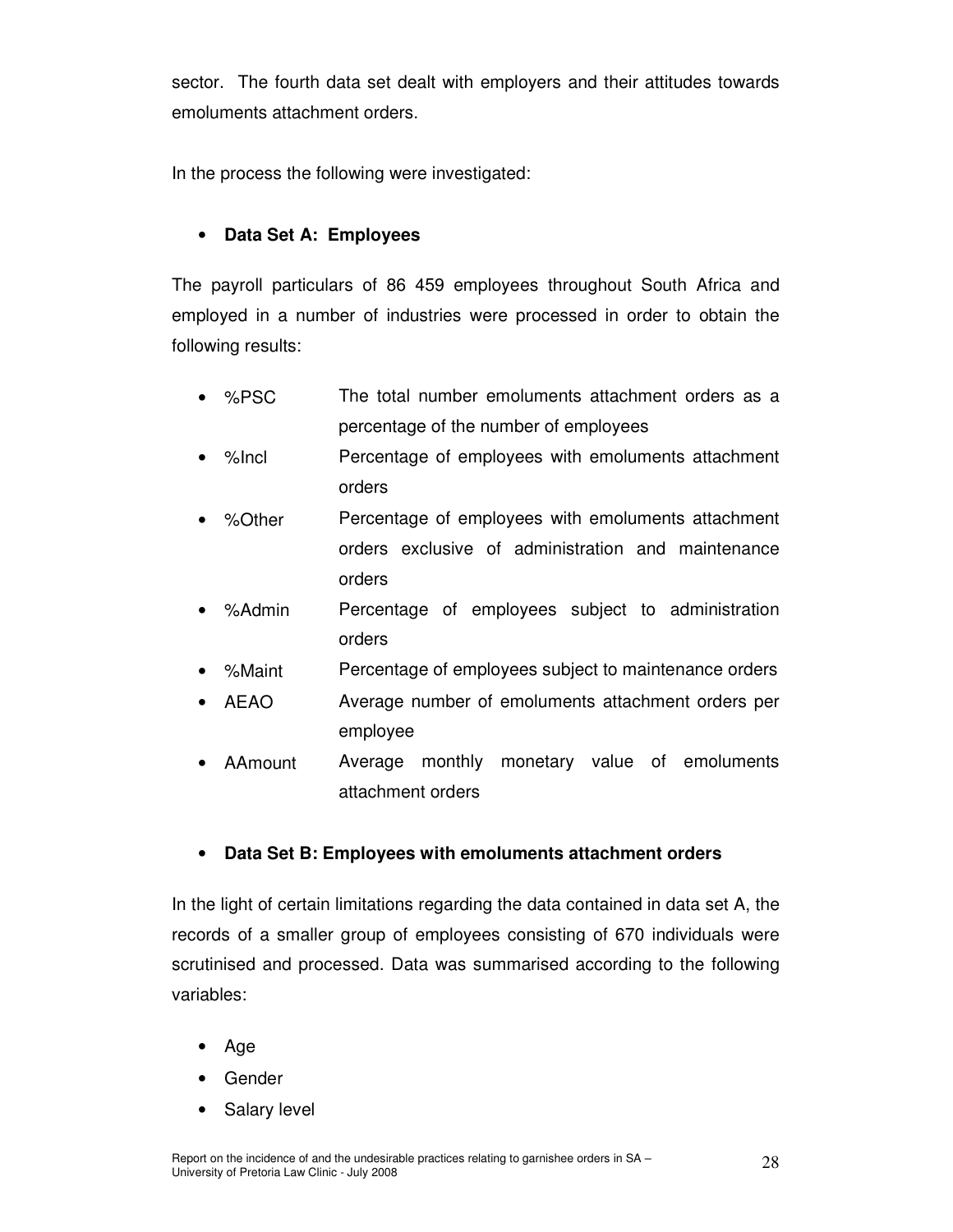sector. The fourth data set dealt with employers and their attitudes towards emoluments attachment orders.

In the process the following were investigated:

- **Data Set A: Employees**

The payroll particulars of 86 459 employees throughout South Africa and employed in a number of industries were processed in order to obtain the following results:

- %PSC The total number emoluments attachment orders as a percentage of the number of employees
- %Incl Percentage of employees with emoluments attachment orders
- %Other Percentage of employees with emoluments attachment orders exclusive of administration and maintenance orders
- %Admin Percentage of employees subject to administration orders
- %Maint Percentage of employees subject to maintenance orders
- AEAO Average number of emoluments attachment orders per employee
- AAmount Average monthly monetary value of emoluments attachment orders

- **Data Set B: Employees with emoluments attachment orders**

In the light of certain limitations regarding the data contained in data set A, the records of a smaller group of employees consisting of 670 individuals were scrutinised and processed. Data was summarised according to the following variables:

- Age
- Gender
- Salary level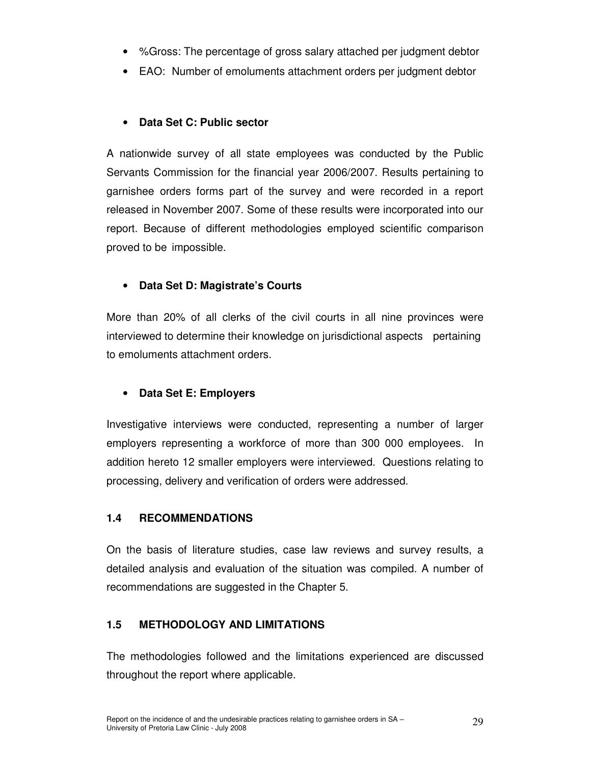- %Gross: The percentage of gross salary attached per judgment debtor
- EAO: Number of emoluments attachment orders per judgment debtor

- **Data Set C: Public sector**

A nationwide survey of all state employees was conducted by the Public Servants Commission for the financial year 2006/2007. Results pertaining to garnishee orders forms part of the survey and were recorded in a report released in November 2007. Some of these results were incorporated into our report. Because of different methodologies employed scientific comparison proved to be impossible.

- **Data Set D: Magistrate's Courts**

More than 20% of all clerks of the civil courts in all nine provinces were interviewed to determine their knowledge on jurisdictional aspects pertaining to emoluments attachment orders.

- **Data Set E: Employers**

Investigative interviews were conducted, representing a number of larger employers representing a workforce of more than 300 000 employees. In addition hereto 12 smaller employers were interviewed. Questions relating to processing, delivery and verification of orders were addressed.

## 1.4 RECOMMENDATIONS

On the basis of literature studies, case law reviews and survey results, a detailed analysis and evaluation of the situation was compiled. A number of recommendations are suggested in the Chapter 5.

## 1.5 METHODOLOGY AND LIMITATIONS

The methodologies followed and the limitations experienced are discussed throughout the report where applicable.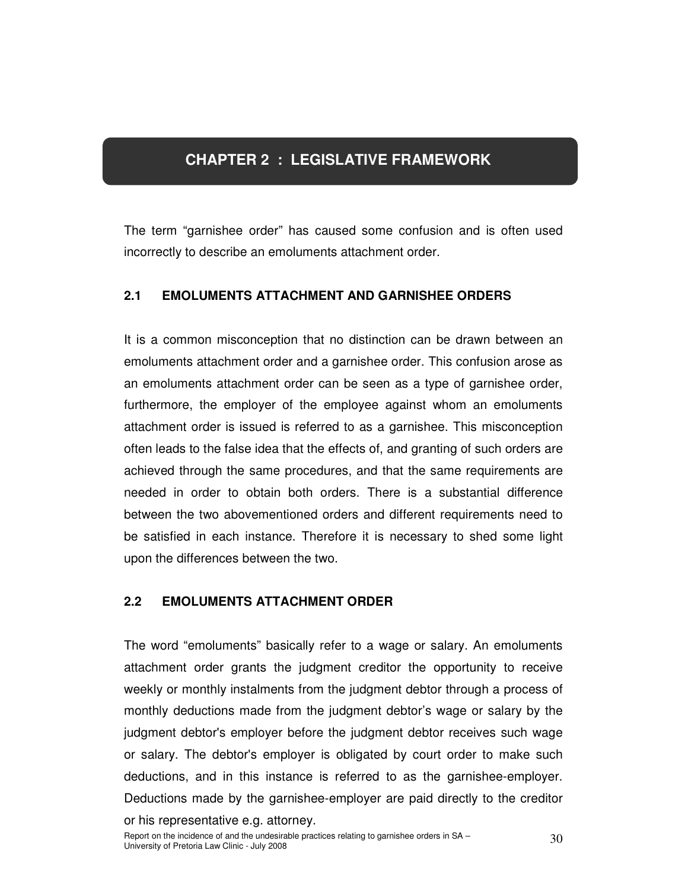# CHAPTER 2 : LEGISLATIVE FRAMEWORK

The term "garnishee order" has caused some confusion and is often used incorrectly to describe an emoluments attachment order.

## 2.1 EMOLUMENTS ATTACHMENT AND GARNISHEE ORDERS

It is a common misconception that no distinction can be drawn between an emoluments attachment order and a garnishee order. This confusion arose as an emoluments attachment order can be seen as a type of garnishee order, furthermore, the employer of the employee against whom an emoluments attachment order is issued is referred to as a garnishee. This misconception often leads to the false idea that the effects of, and granting of such orders are achieved through the same procedures, and that the same requirements are needed in order to obtain both orders. There is a substantial difference between the two abovementioned orders and different requirements need to be satisfied in each instance. Therefore it is necessary to shed some light upon the differences between the two.

## 2.2 EMOLUMENTS ATTACHMENT ORDER

The word "emoluments" basically refer to a wage or salary. An emoluments attachment order grants the judgment creditor the opportunity to receive weekly or monthly instalments from the judgment debtor through a process of monthly deductions made from the judgment debtor's wage or salary by the judgment debtor's employer before the judgment debtor receives such wage or salary. The debtor's employer is obligated by court order to make such deductions, and in this instance is referred to as the garnishee-employer. Deductions made by the garnishee-employer are paid directly to the creditor or his representative e.g. attorney.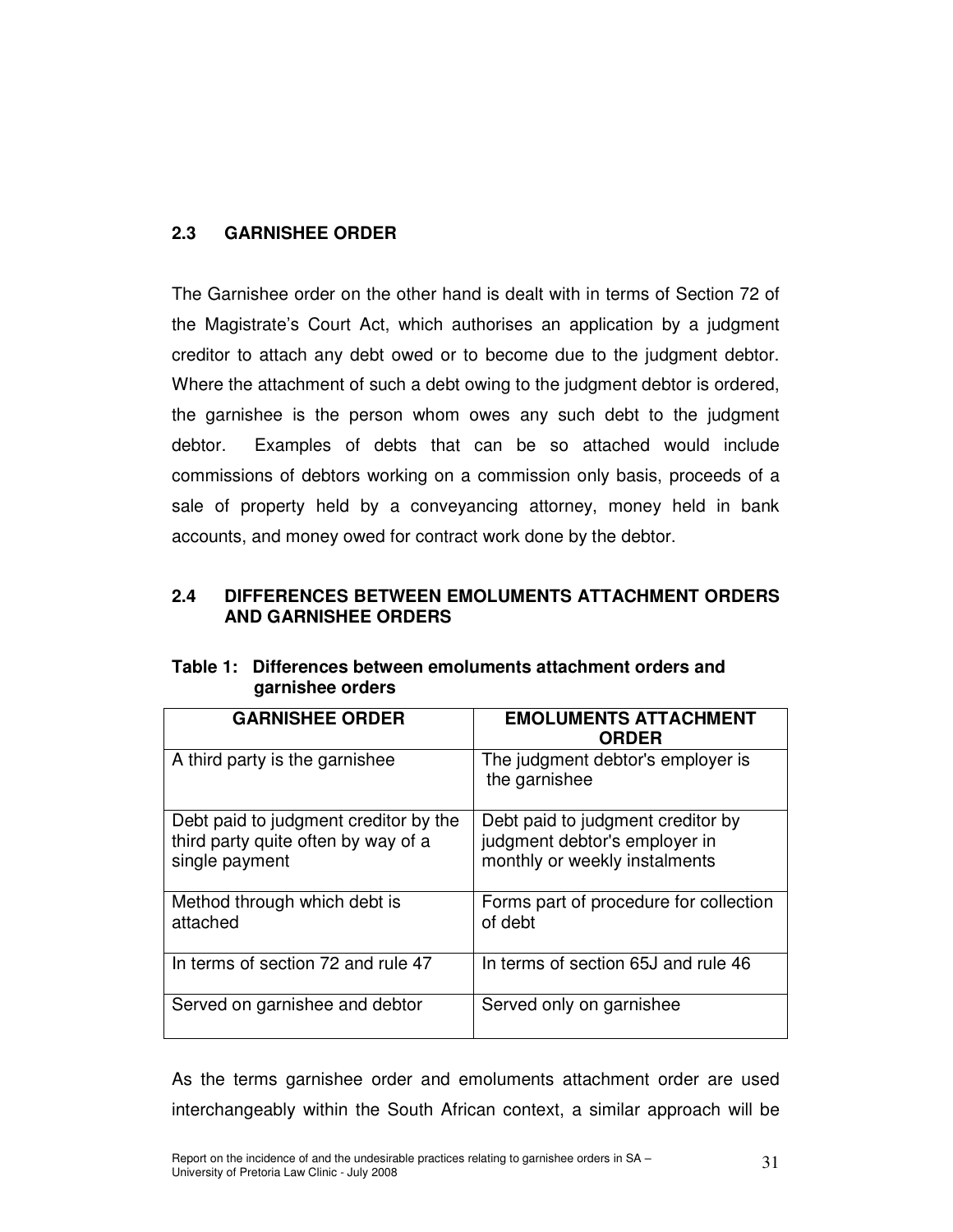## 2.3 GARNISHEE ORDER

The Garnishee order on the other hand is dealt with in terms of Section 72 of the Magistrate's Court Act, which authorises an application by a judgment creditor to attach any debt owed or to become due to the judgment debtor. Where the attachment of such a debt owing to the judgment debtor is ordered, the garnishee is the person whom owes any such debt to the judgment debtor. Examples of debts that can be so attached would include commissions of debtors working on a commission only basis, proceeds of a sale of property held by a conveyancing attorney, money held in bank accounts, and money owed for contract work done by the debtor.

## 2.4 DIFFERENCES BETWEEN EMOLUMENTS ATTACHMENT ORDERS AND GARNISHEE ORDERS

**Table 1: Differences between emoluments attachment orders and garnishee orders**

| GARNISHEE ORDER | EMOLUMENTS ATTACHMENT ORDER |
|---|---|
| A third party is the garnishee | The judgment debtor's employer is the garnishee |
| Debt paid to judgment creditor by the third party quite often by way of a single payment | Debt paid to judgment creditor by judgment debtor's employer in monthly or weekly instalments |
| Method through which debt is attached | Forms part of procedure for collection of debt |
| In terms of section 72 and rule 47 | In terms of section 65J and rule 46 |
| Served on garnishee and debtor | Served only on garnishee |

As the terms garnishee order and emoluments attachment order are used interchangeably within the South African context, a similar approach will be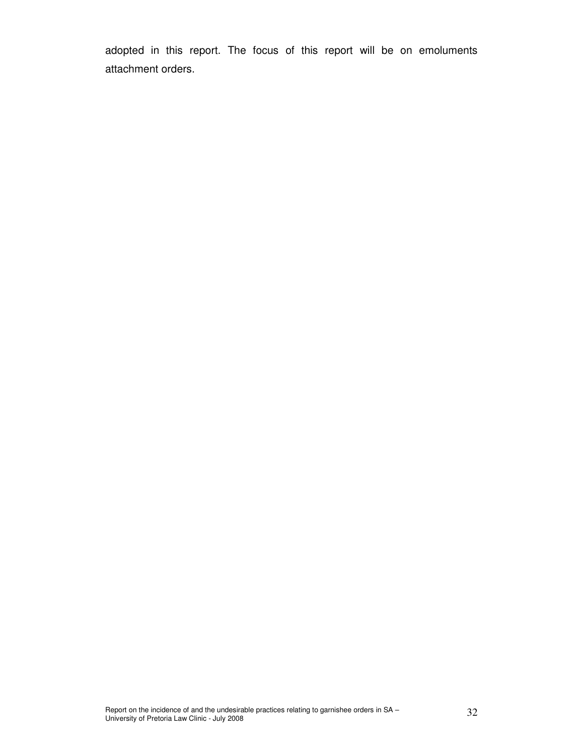adopted in this report. The focus of this report will be on emoluments attachment orders.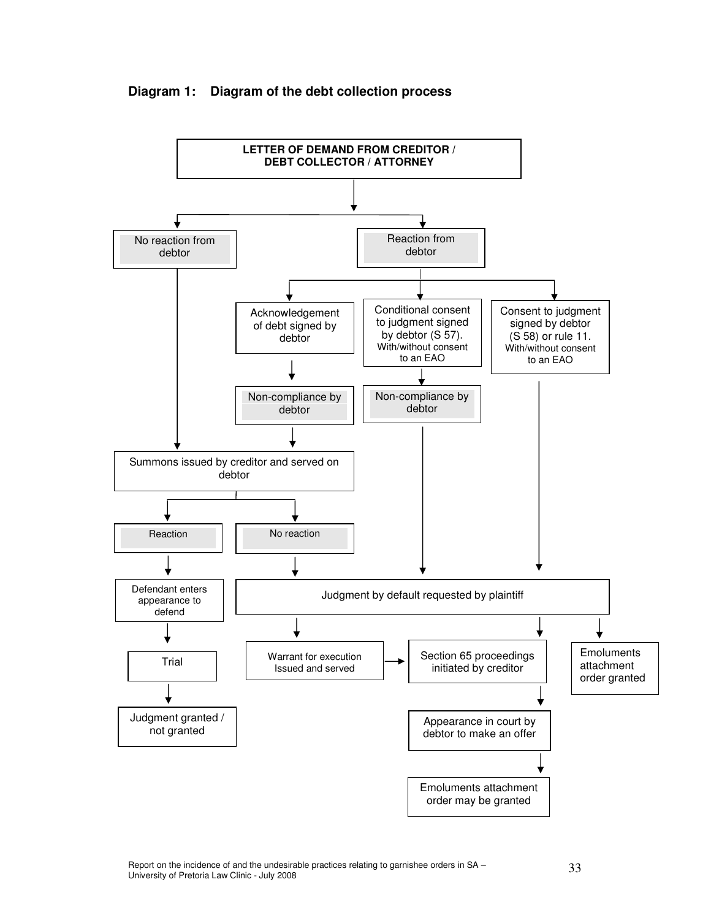**Diagram 1: Diagram of the debt collection process**

LETTER OF DEMAND FROM CREDITOR / DEBT COLLECTOR / ATTORNEY

No reaction from debtor

Reaction from debtor

Acknowledgement of debt signed by debtor

Conditional consent to judgment signed by debtor (S 57). With/without consent to an EAO

Consent to judgment signed by debtor (S 58) or rule 11. With/without consent to an EAO

Non-compliance by debtor

Non-compliance by debtor

Summons issued by creditor and served on debtor

Reaction

No reaction

Defendant enters appearance to defend

Judgment by default requested by plaintiff

Trial

Warrant for execution Issued and served

Section 65 proceedings initiated by creditor

Emoluments attachment order granted

Judgment granted / not granted

Appearance in court by debtor to make an offer

Emoluments attachment order may be granted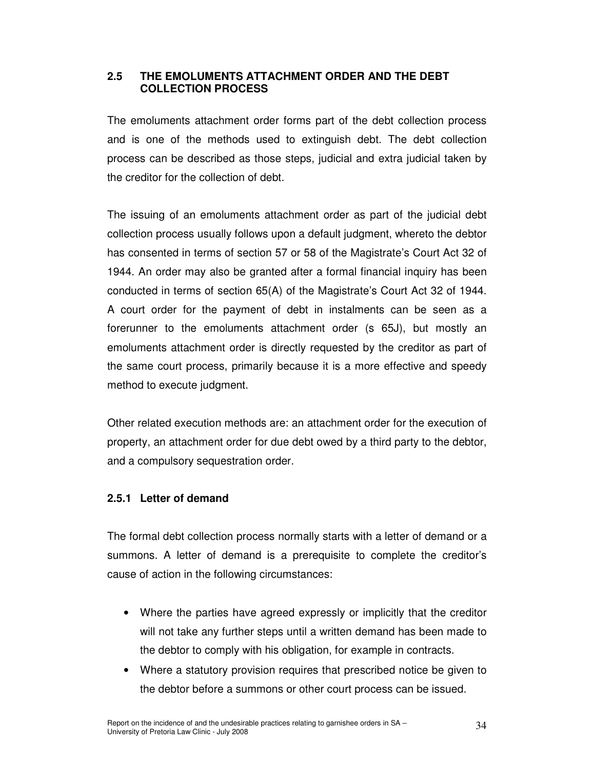## 2.5 THE EMOLUMENTS ATTACHMENT ORDER AND THE DEBT COLLECTION PROCESS

The emoluments attachment order forms part of the debt collection process and is one of the methods used to extinguish debt. The debt collection process can be described as those steps, judicial and extra judicial taken by the creditor for the collection of debt.

The issuing of an emoluments attachment order as part of the judicial debt collection process usually follows upon a default judgment, whereto the debtor has consented in terms of section 57 or 58 of the Magistrate's Court Act 32 of 1944. An order may also be granted after a formal financial inquiry has been conducted in terms of section 65(A) of the Magistrate's Court Act 32 of 1944. A court order for the payment of debt in instalments can be seen as a forerunner to the emoluments attachment order (s 65J), but mostly an emoluments attachment order is directly requested by the creditor as part of the same court process, primarily because it is a more effective and speedy method to execute judgment.

Other related execution methods are: an attachment order for the execution of property, an attachment order for due debt owed by a third party to the debtor, and a compulsory sequestration order.

### 2.5.1 Letter of demand

The formal debt collection process normally starts with a letter of demand or a summons. A letter of demand is a prerequisite to complete the creditor's cause of action in the following circumstances:

- Where the parties have agreed expressly or implicitly that the creditor will not take any further steps until a written demand has been made to the debtor to comply with his obligation, for example in contracts.
- Where a statutory provision requires that prescribed notice be given to the debtor before a summons or other court process can be issued.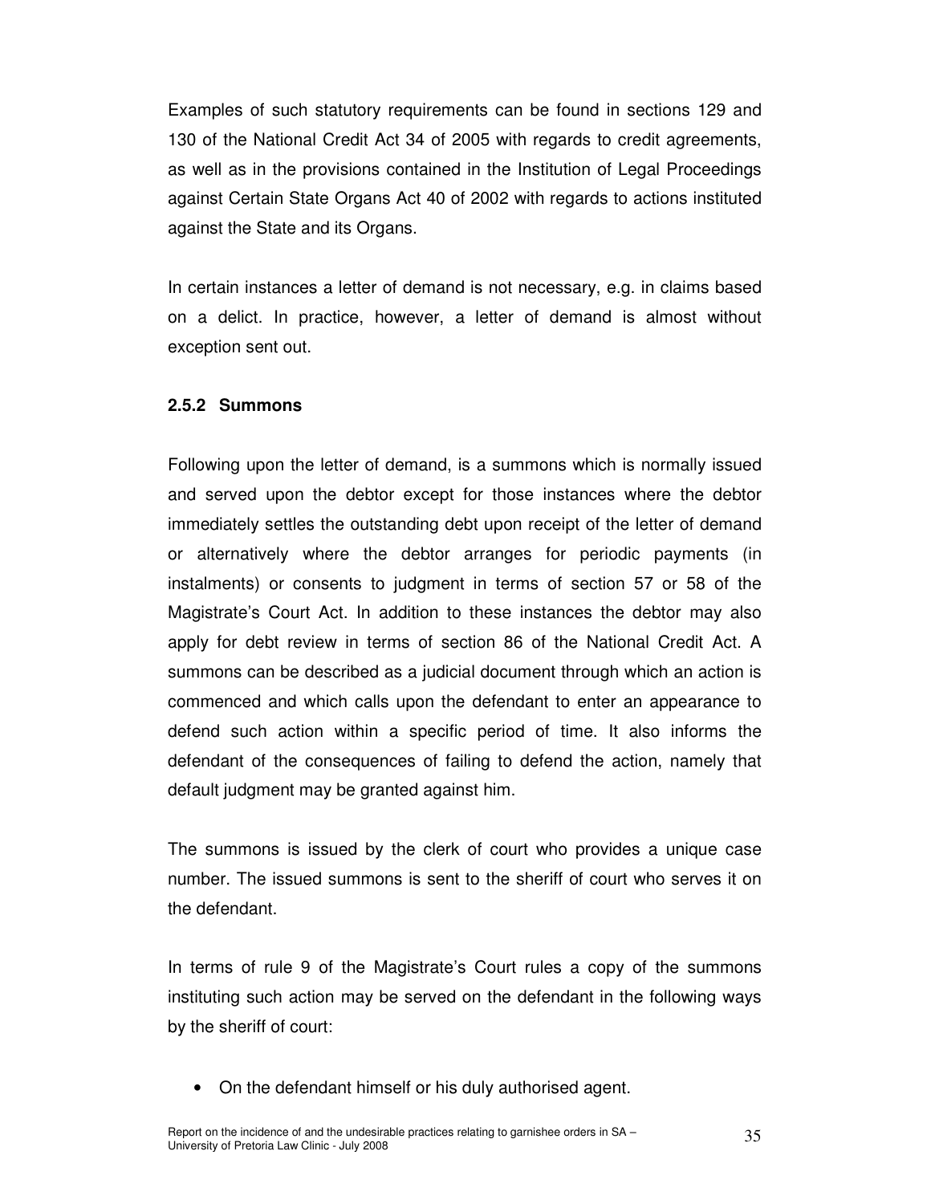Examples of such statutory requirements can be found in sections 129 and 130 of the National Credit Act 34 of 2005 with regards to credit agreements, as well as in the provisions contained in the Institution of Legal Proceedings against Certain State Organs Act 40 of 2002 with regards to actions instituted against the State and its Organs.

In certain instances a letter of demand is not necessary, e.g. in claims based on a delict. In practice, however, a letter of demand is almost without exception sent out.

### 2.5.2 Summons

Following upon the letter of demand, is a summons which is normally issued and served upon the debtor except for those instances where the debtor immediately settles the outstanding debt upon receipt of the letter of demand or alternatively where the debtor arranges for periodic payments (in instalments) or consents to judgment in terms of section 57 or 58 of the Magistrate's Court Act. In addition to these instances the debtor may also apply for debt review in terms of section 86 of the National Credit Act. A summons can be described as a judicial document through which an action is commenced and which calls upon the defendant to enter an appearance to defend such action within a specific period of time. It also informs the defendant of the consequences of failing to defend the action, namely that default judgment may be granted against him.

The summons is issued by the clerk of court who provides a unique case number. The issued summons is sent to the sheriff of court who serves it on the defendant.

In terms of rule 9 of the Magistrate's Court rules a copy of the summons instituting such action may be served on the defendant in the following ways by the sheriff of court:

- On the defendant himself or his duly authorised agent.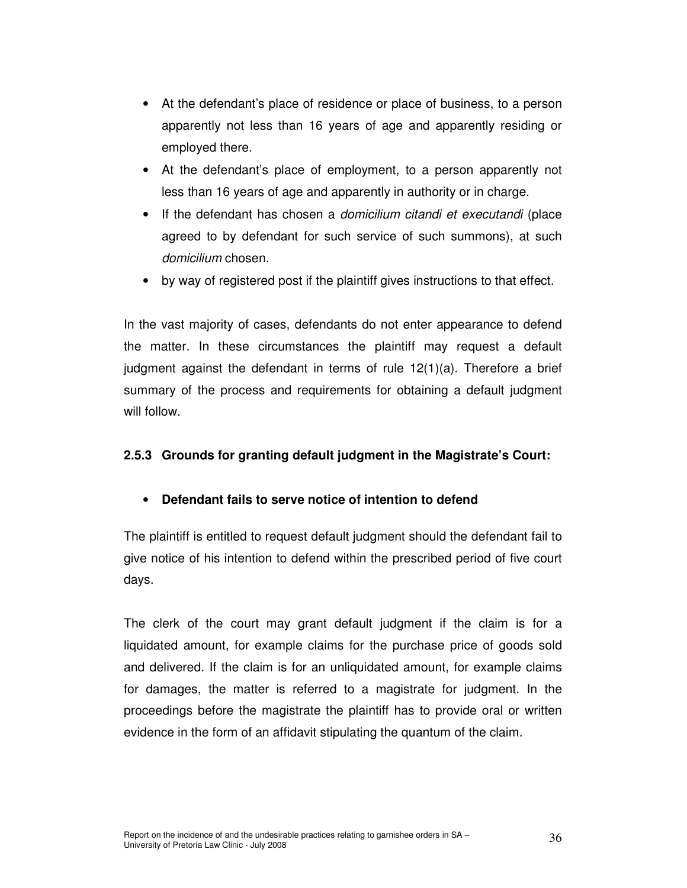- At the defendant's place of residence or place of business, to a person apparently not less than 16 years of age and apparently residing or employed there.
- At the defendant's place of employment, to a person apparently not less than 16 years of age and apparently in authority or in charge.
- If the defendant has chosen a *domicilium citandi et executandi* (place agreed to by defendant for such service of such summons), at such *domicilium* chosen.
- by way of registered post if the plaintiff gives instructions to that effect.

In the vast majority of cases, defendants do not enter appearance to defend the matter. In these circumstances the plaintiff may request a default judgment against the defendant in terms of rule 12(1)(a). Therefore a brief summary of the process and requirements for obtaining a default judgment will follow.

### 2.5.3 Grounds for granting default judgment in the Magistrate's Court:

- **Defendant fails to serve notice of intention to defend**

The plaintiff is entitled to request default judgment should the defendant fail to give notice of his intention to defend within the prescribed period of five court days.

The clerk of the court may grant default judgment if the claim is for a liquidated amount, for example claims for the purchase price of goods sold and delivered. If the claim is for an unliquidated amount, for example claims for damages, the matter is referred to a magistrate for judgment. In the proceedings before the magistrate the plaintiff has to provide oral or written evidence in the form of an affidavit stipulating the quantum of the claim.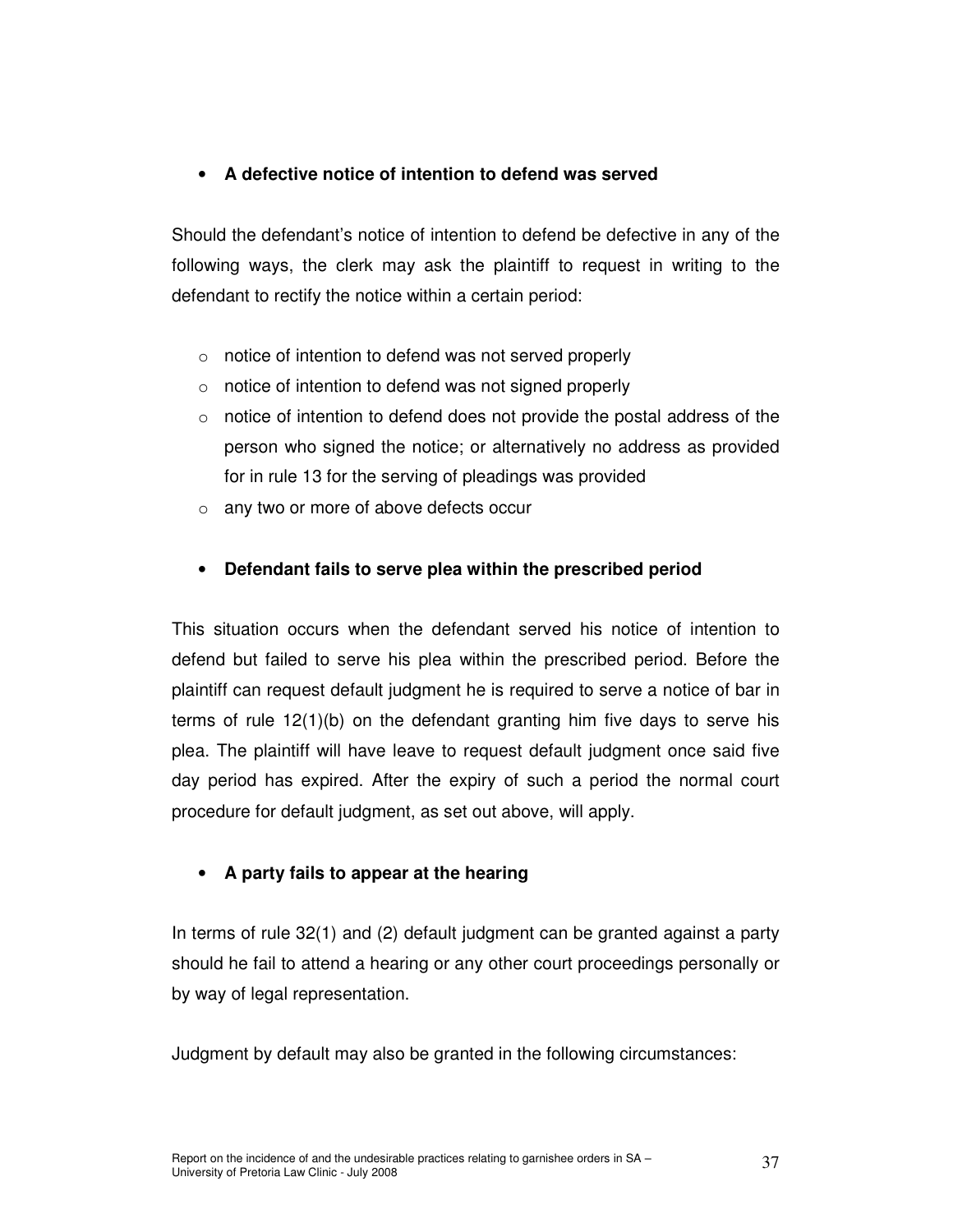- **A defective notice of intention to defend was served**

Should the defendant's notice of intention to defend be defective in any of the following ways, the clerk may ask the plaintiff to request in writing to the defendant to rectify the notice within a certain period:

  - notice of intention to defend was not served properly
  - notice of intention to defend was not signed properly
  - notice of intention to defend does not provide the postal address of the person who signed the notice; or alternatively no address as provided for in rule 13 for the serving of pleadings was provided
  - any two or more of above defects occur

- **Defendant fails to serve plea within the prescribed period**

This situation occurs when the defendant served his notice of intention to defend but failed to serve his plea within the prescribed period. Before the plaintiff can request default judgment he is required to serve a notice of bar in terms of rule 12(1)(b) on the defendant granting him five days to serve his plea. The plaintiff will have leave to request default judgment once said five day period has expired. After the expiry of such a period the normal court procedure for default judgment, as set out above, will apply.

- **A party fails to appear at the hearing**

In terms of rule 32(1) and (2) default judgment can be granted against a party should he fail to attend a hearing or any other court proceedings personally or by way of legal representation.

Judgment by default may also be granted in the following circumstances: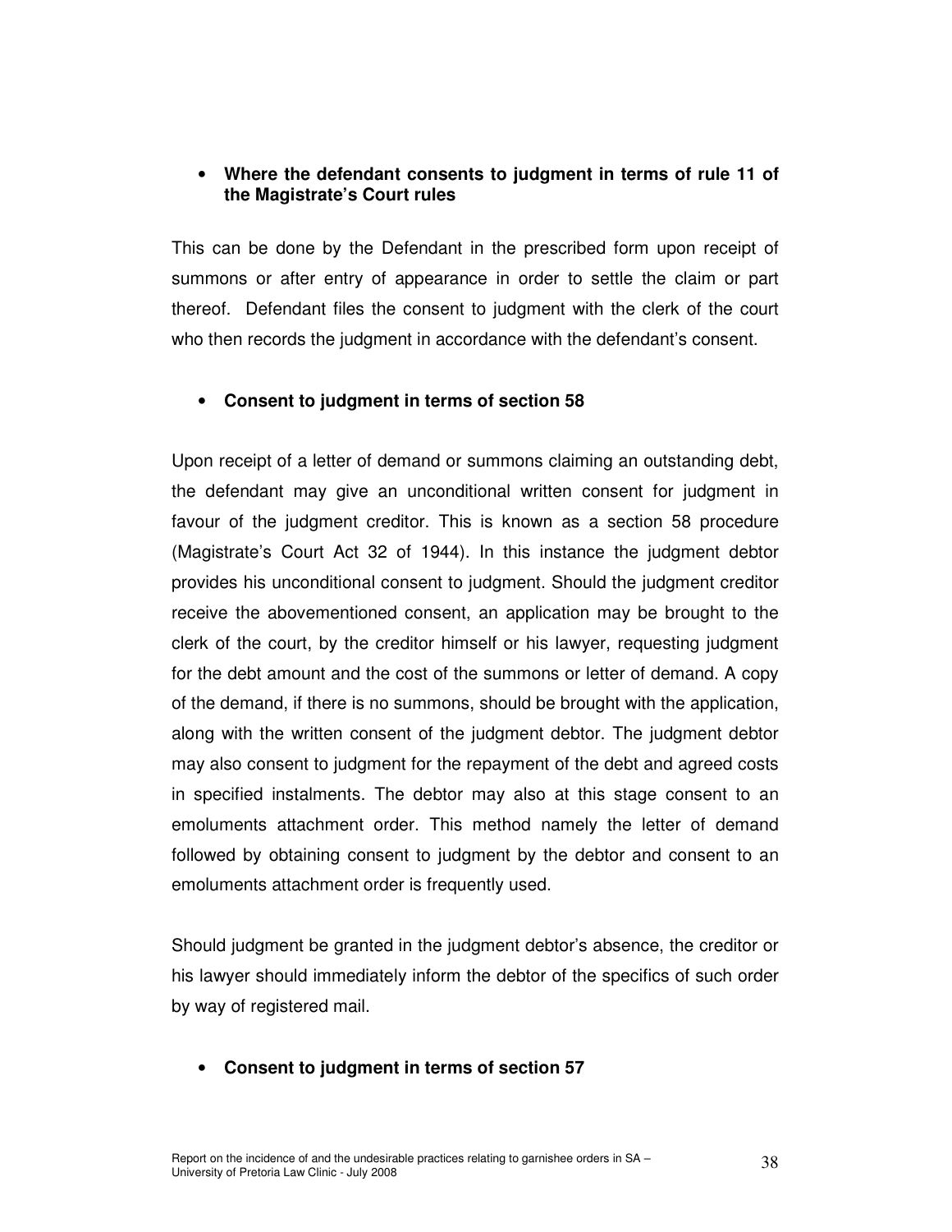- **Where the defendant consents to judgment in terms of rule 11 of the Magistrate's Court rules**

This can be done by the Defendant in the prescribed form upon receipt of summons or after entry of appearance in order to settle the claim or part thereof. Defendant files the consent to judgment with the clerk of the court who then records the judgment in accordance with the defendant's consent.

- **Consent to judgment in terms of section 58**

Upon receipt of a letter of demand or summons claiming an outstanding debt, the defendant may give an unconditional written consent for judgment in favour of the judgment creditor. This is known as a section 58 procedure (Magistrate's Court Act 32 of 1944). In this instance the judgment debtor provides his unconditional consent to judgment. Should the judgment creditor receive the abovementioned consent, an application may be brought to the clerk of the court, by the creditor himself or his lawyer, requesting judgment for the debt amount and the cost of the summons or letter of demand. A copy of the demand, if there is no summons, should be brought with the application, along with the written consent of the judgment debtor. The judgment debtor may also consent to judgment for the repayment of the debt and agreed costs in specified instalments. The debtor may also at this stage consent to an emoluments attachment order. This method namely the letter of demand followed by obtaining consent to judgment by the debtor and consent to an emoluments attachment order is frequently used.

Should judgment be granted in the judgment debtor's absence, the creditor or his lawyer should immediately inform the debtor of the specifics of such order by way of registered mail.

- **Consent to judgment in terms of section 57**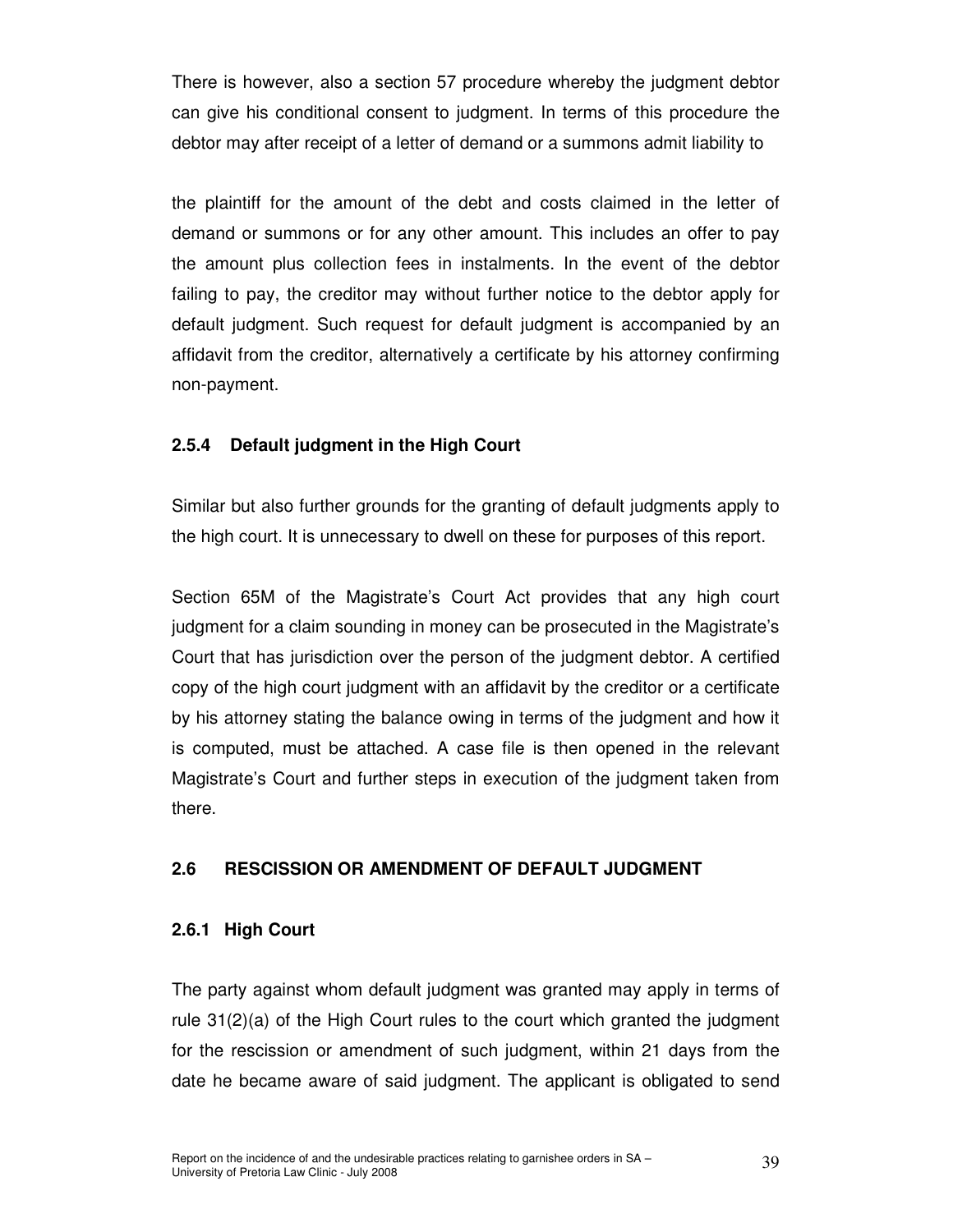There is however, also a section 57 procedure whereby the judgment debtor can give his conditional consent to judgment. In terms of this procedure the debtor may after receipt of a letter of demand or a summons admit liability to

the plaintiff for the amount of the debt and costs claimed in the letter of demand or summons or for any other amount. This includes an offer to pay the amount plus collection fees in instalments. In the event of the debtor failing to pay, the creditor may without further notice to the debtor apply for default judgment. Such request for default judgment is accompanied by an affidavit from the creditor, alternatively a certificate by his attorney confirming non-payment.

### 2.5.4 Default judgment in the High Court

Similar but also further grounds for the granting of default judgments apply to the high court. It is unnecessary to dwell on these for purposes of this report.

Section 65M of the Magistrate's Court Act provides that any high court judgment for a claim sounding in money can be prosecuted in the Magistrate's Court that has jurisdiction over the person of the judgment debtor. A certified copy of the high court judgment with an affidavit by the creditor or a certificate by his attorney stating the balance owing in terms of the judgment and how it is computed, must be attached. A case file is then opened in the relevant Magistrate's Court and further steps in execution of the judgment taken from there.

## 2.6 RESCISSION OR AMENDMENT OF DEFAULT JUDGMENT

### 2.6.1 High Court

The party against whom default judgment was granted may apply in terms of rule 31(2)(a) of the High Court rules to the court which granted the judgment for the rescission or amendment of such judgment, within 21 days from the date he became aware of said judgment. The applicant is obligated to send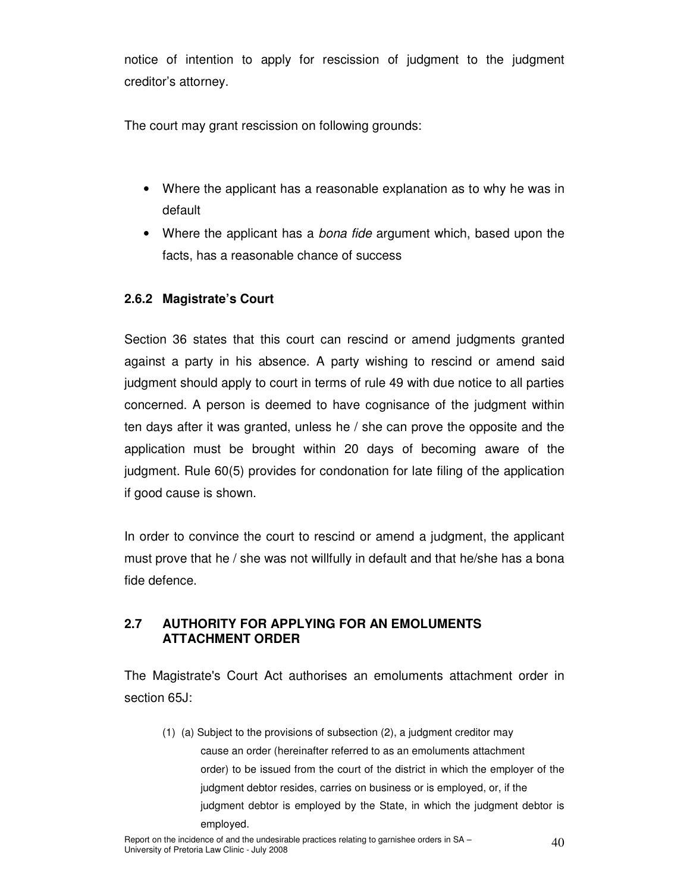notice of intention to apply for rescission of judgment to the judgment creditor's attorney.

The court may grant rescission on following grounds:

- Where the applicant has a reasonable explanation as to why he was in default
- Where the applicant has a *bona fide* argument which, based upon the facts, has a reasonable chance of success

### 2.6.2 Magistrate's Court

Section 36 states that this court can rescind or amend judgments granted against a party in his absence. A party wishing to rescind or amend said judgment should apply to court in terms of rule 49 with due notice to all parties concerned. A person is deemed to have cognisance of the judgment within ten days after it was granted, unless he / she can prove the opposite and the application must be brought within 20 days of becoming aware of the judgment. Rule 60(5) provides for condonation for late filing of the application if good cause is shown.

In order to convince the court to rescind or amend a judgment, the applicant must prove that he / she was not willfully in default and that he/she has a bona fide defence.

## 2.7 AUTHORITY FOR APPLYING FOR AN EMOLUMENTS ATTACHMENT ORDER

The Magistrate's Court Act authorises an emoluments attachment order in section 65J:

> (1) (a) Subject to the provisions of subsection (2), a judgment creditor may cause an order (hereinafter referred to as an emoluments attachment order) to be issued from the court of the district in which the employer of the judgment debtor resides, carries on business or is employed, or, if the judgment debtor is employed by the State, in which the judgment debtor is employed.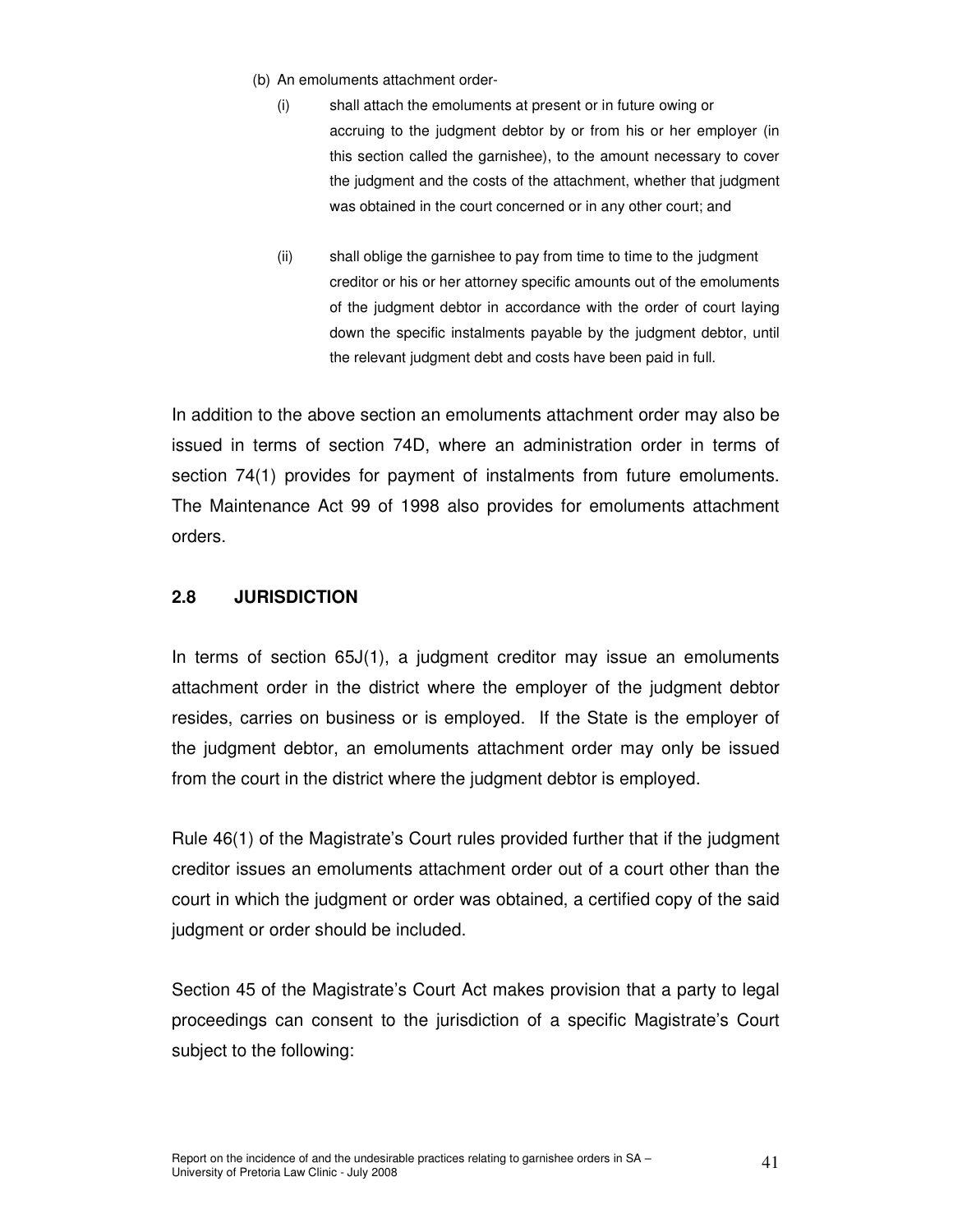(b) An emoluments attachment order-

   (i) shall attach the emoluments at present or in future owing or accruing to the judgment debtor by or from his or her employer (in this section called the garnishee), to the amount necessary to cover the judgment and the costs of the attachment, whether that judgment was obtained in the court concerned or in any other court; and

   (ii) shall oblige the garnishee to pay from time to time to the judgment creditor or his or her attorney specific amounts out of the emoluments of the judgment debtor in accordance with the order of court laying down the specific instalments payable by the judgment debtor, until the relevant judgment debt and costs have been paid in full.

In addition to the above section an emoluments attachment order may also be issued in terms of section 74D, where an administration order in terms of section 74(1) provides for payment of instalments from future emoluments. The Maintenance Act 99 of 1998 also provides for emoluments attachment orders.

## 2.8 JURISDICTION

In terms of section 65J(1), a judgment creditor may issue an emoluments attachment order in the district where the employer of the judgment debtor resides, carries on business or is employed. If the State is the employer of the judgment debtor, an emoluments attachment order may only be issued from the court in the district where the judgment debtor is employed.

Rule 46(1) of the Magistrate's Court rules provided further that if the judgment creditor issues an emoluments attachment order out of a court other than the court in which the judgment or order was obtained, a certified copy of the said judgment or order should be included.

Section 45 of the Magistrate's Court Act makes provision that a party to legal proceedings can consent to the jurisdiction of a specific Magistrate's Court subject to the following: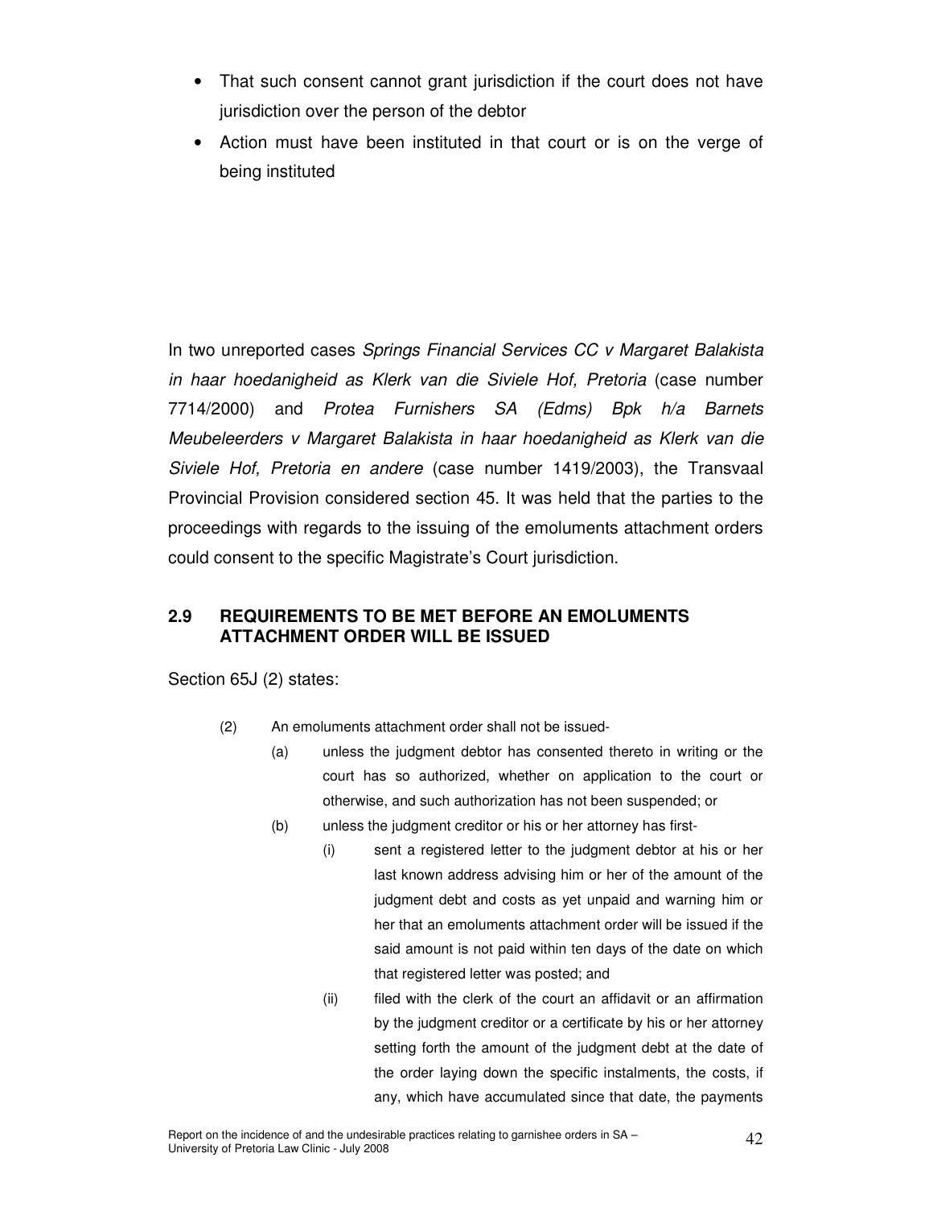- That such consent cannot grant jurisdiction if the court does not have jurisdiction over the person of the debtor
- Action must have been instituted in that court or is on the verge of being instituted

In two unreported cases *Springs Financial Services CC v Margaret Balakista in haar hoedanigheid as Klerk van die Siviele Hof, Pretoria* (case number 7714/2000) and *Protea Furnishers SA (Edms) Bpk h/a Barnets Meubeleerders v Margaret Balakista in haar hoedanigheid as Klerk van die Siviele Hof, Pretoria en andere* (case number 1419/2003), the Transvaal Provincial Provision considered section 45. It was held that the parties to the proceedings with regards to the issuing of the emoluments attachment orders could consent to the specific Magistrate's Court jurisdiction.

## 2.9 REQUIREMENTS TO BE MET BEFORE AN EMOLUMENTS ATTACHMENT ORDER WILL BE ISSUED

Section 65J (2) states:

(2) An emoluments attachment order shall not be issued-

(a) unless the judgment debtor has consented thereto in writing or the court has so authorized, whether on application to the court or otherwise, and such authorization has not been suspended; or

(b) unless the judgment creditor or his or her attorney has first-

(i) sent a registered letter to the judgment debtor at his or her last known address advising him or her of the amount of the judgment debt and costs as yet unpaid and warning him or her that an emoluments attachment order will be issued if the said amount is not paid within ten days of the date on which that registered letter was posted; and

(ii) filed with the clerk of the court an affidavit or an affirmation by the judgment creditor or a certificate by his or her attorney setting forth the amount of the judgment debt at the date of the order laying down the specific instalments, the costs, if any, which have accumulated since that date, the payments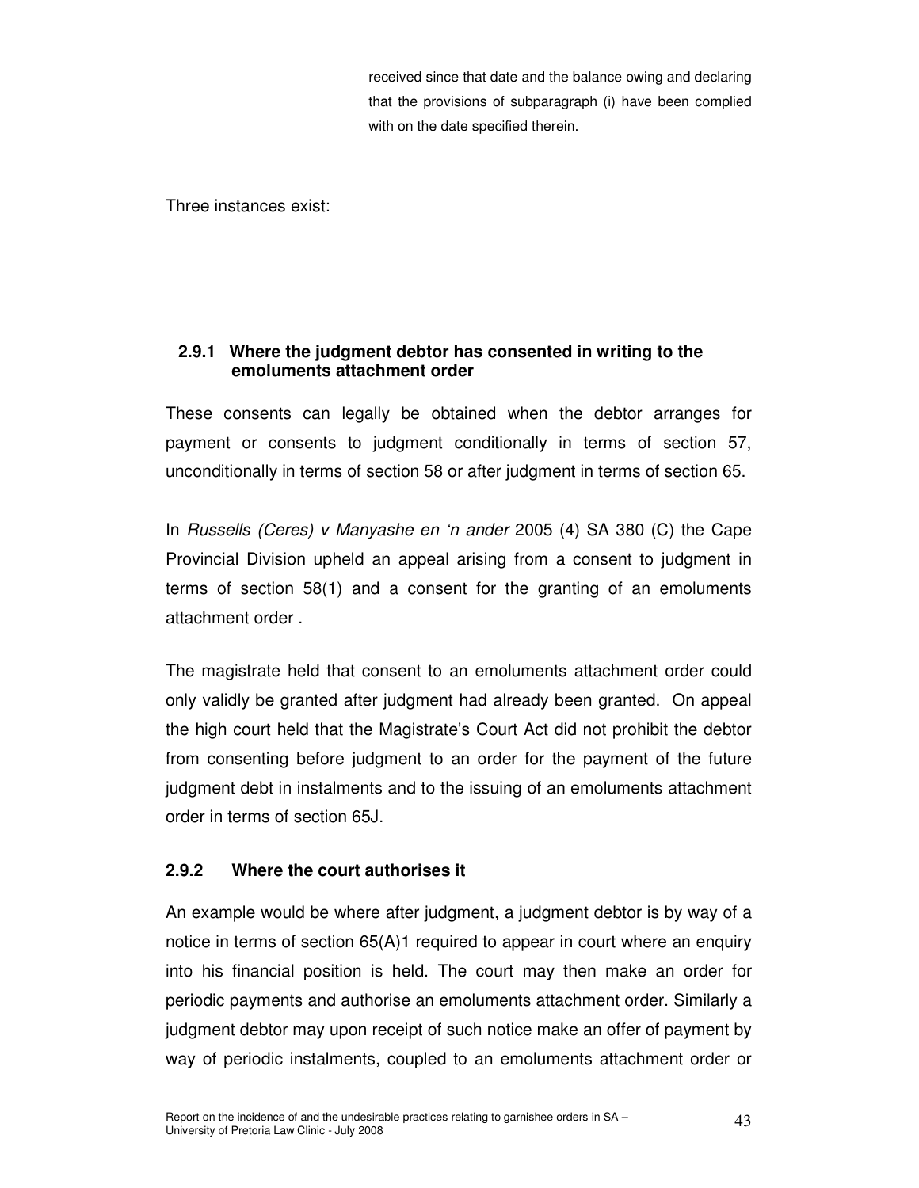received since that date and the balance owing and declaring that the provisions of subparagraph (i) have been complied with on the date specified therein.

Three instances exist:

### 2.9.1 Where the judgment debtor has consented in writing to the emoluments attachment order

These consents can legally be obtained when the debtor arranges for payment or consents to judgment conditionally in terms of section 57, unconditionally in terms of section 58 or after judgment in terms of section 65.

In *Russells (Ceres) v Manyashe en 'n ander* 2005 (4) SA 380 (C) the Cape Provincial Division upheld an appeal arising from a consent to judgment in terms of section 58(1) and a consent for the granting of an emoluments attachment order .

The magistrate held that consent to an emoluments attachment order could only validly be granted after judgment had already been granted. On appeal the high court held that the Magistrate's Court Act did not prohibit the debtor from consenting before judgment to an order for the payment of the future judgment debt in instalments and to the issuing of an emoluments attachment order in terms of section 65J.

### 2.9.2 Where the court authorises it

An example would be where after judgment, a judgment debtor is by way of a notice in terms of section 65(A)1 required to appear in court where an enquiry into his financial position is held. The court may then make an order for periodic payments and authorise an emoluments attachment order. Similarly a judgment debtor may upon receipt of such notice make an offer of payment by way of periodic instalments, coupled to an emoluments attachment order or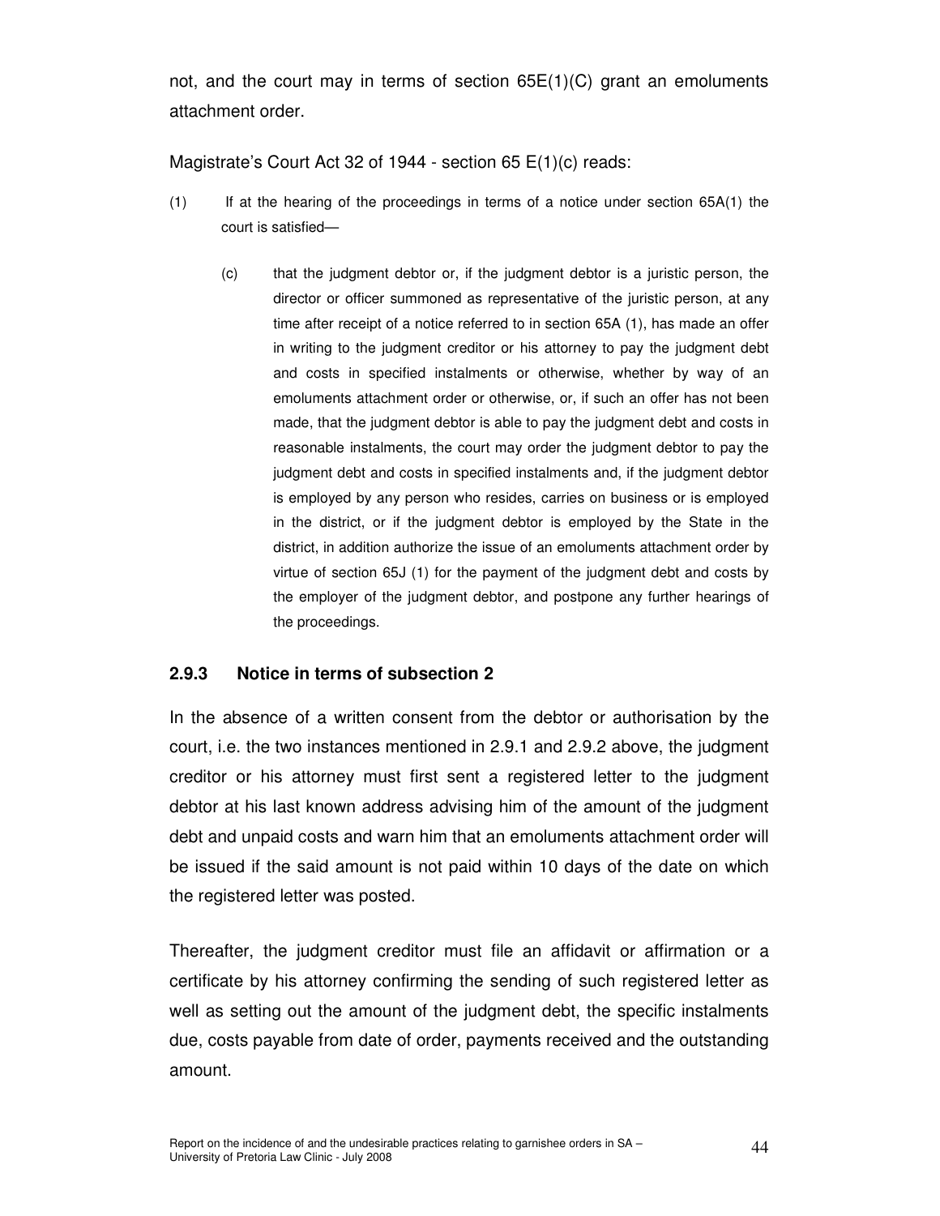not, and the court may in terms of section 65E(1)(C) grant an emoluments attachment order.

Magistrate's Court Act 32 of 1944 - section 65 E(1)(c) reads:

(1) If at the hearing of the proceedings in terms of a notice under section 65A(1) the court is satisfied—

> (c) that the judgment debtor or, if the judgment debtor is a juristic person, the director or officer summoned as representative of the juristic person, at any time after receipt of a notice referred to in section 65A (1), has made an offer in writing to the judgment creditor or his attorney to pay the judgment debt and costs in specified instalments or otherwise, whether by way of an emoluments attachment order or otherwise, or, if such an offer has not been made, that the judgment debtor is able to pay the judgment debt and costs in reasonable instalments, the court may order the judgment debtor to pay the judgment debt and costs in specified instalments and, if the judgment debtor is employed by any person who resides, carries on business or is employed in the district, or if the judgment debtor is employed by the State in the district, in addition authorize the issue of an emoluments attachment order by virtue of section 65J (1) for the payment of the judgment debt and costs by the employer of the judgment debtor, and postpone any further hearings of the proceedings.

### 2.9.3 Notice in terms of subsection 2

In the absence of a written consent from the debtor or authorisation by the court, i.e. the two instances mentioned in 2.9.1 and 2.9.2 above, the judgment creditor or his attorney must first sent a registered letter to the judgment debtor at his last known address advising him of the amount of the judgment debt and unpaid costs and warn him that an emoluments attachment order will be issued if the said amount is not paid within 10 days of the date on which the registered letter was posted.

Thereafter, the judgment creditor must file an affidavit or affirmation or a certificate by his attorney confirming the sending of such registered letter as well as setting out the amount of the judgment debt, the specific instalments due, costs payable from date of order, payments received and the outstanding amount.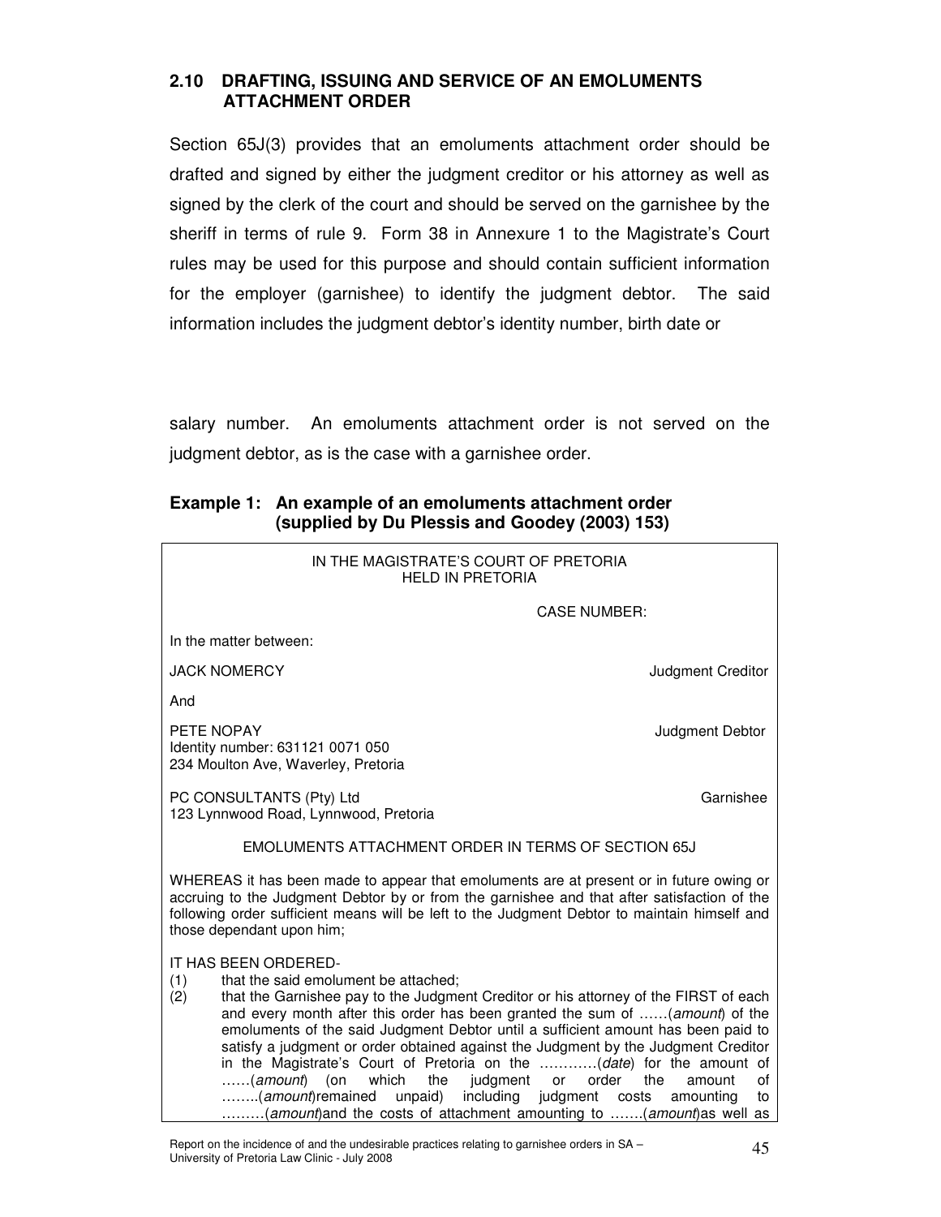### 2.10 DRAFTING, ISSUING AND SERVICE OF AN EMOLUMENTS ATTACHMENT ORDER

Section 65J(3) provides that an emoluments attachment order should be drafted and signed by either the judgment creditor or his attorney as well as signed by the clerk of the court and should be served on the garnishee by the sheriff in terms of rule 9. Form 38 in Annexure 1 to the Magistrate's Court rules may be used for this purpose and should contain sufficient information for the employer (garnishee) to identify the judgment debtor. The said information includes the judgment debtor's identity number, birth date or salary number. An emoluments attachment order is not served on the judgment debtor, as is the case with a garnishee order.

**Example 1: An example of an emoluments attachment order (supplied by Du Plessis and Goodey (2003) 153)**

IN THE MAGISTRATE'S COURT OF PRETORIA
HELD IN PRETORIA

CASE NUMBER:

In the matter between:

JACK NOMERCY — Judgment Creditor

And

PETE NOPAY — Judgment Debtor
Identity number: 631121 0071 050
234 Moulton Ave, Waverley, Pretoria

PC CONSULTANTS (Pty) Ltd — Garnishee
123 Lynnwood Road, Lynnwood, Pretoria

EMOLUMENTS ATTACHMENT ORDER IN TERMS OF SECTION 65J

WHEREAS it has been made to appear that emoluments are at present or in future owing or accruing to the Judgment Debtor by or from the garnishee and that after satisfaction of the following order sufficient means will be left to the Judgment Debtor to maintain himself and those dependant upon him;

IT HAS BEEN ORDERED-

(1) that the said emolument be attached;
(2) that the Garnishee pay to the Judgment Creditor or his attorney of the FIRST of each and every month after this order has been granted the sum of ……(*amount*) of the emoluments of the said Judgment Debtor until a sufficient amount has been paid to satisfy a judgment or order obtained against the Judgment by the Judgment Creditor in the Magistrate's Court of Pretoria on the …………(*date*) for the amount of ……(*amount*) (on which the judgment or order the amount of ……..(*amount*)remained unpaid) including judgment costs amounting to ………(*amount*)and the costs of attachment amounting to …….(*amount*)as well as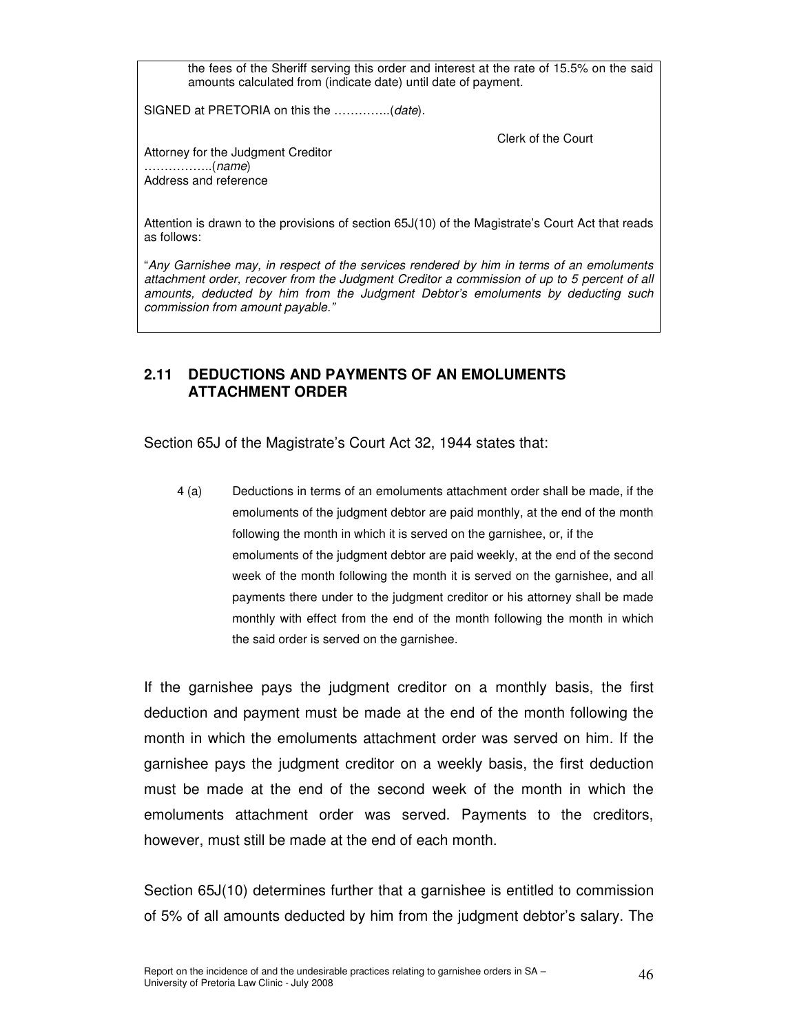the fees of the Sheriff serving this order and interest at the rate of 15.5% on the said amounts calculated from (indicate date) until date of payment.

SIGNED at PRETORIA on this the …………..(*date*).

Clerk of the Court

Attorney for the Judgment Creditor
……………..(*name*)
Address and reference

Attention is drawn to the provisions of section 65J(10) of the Magistrate's Court Act that reads as follows:

"*Any Garnishee may, in respect of the services rendered by him in terms of an emoluments attachment order, recover from the Judgment Creditor a commission of up to 5 percent of all amounts, deducted by him from the Judgment Debtor's emoluments by deducting such commission from amount payable.*"

## 2.11 DEDUCTIONS AND PAYMENTS OF AN EMOLUMENTS ATTACHMENT ORDER

Section 65J of the Magistrate's Court Act 32, 1944 states that:

> 4 (a) Deductions in terms of an emoluments attachment order shall be made, if the emoluments of the judgment debtor are paid monthly, at the end of the month following the month in which it is served on the garnishee, or, if the emoluments of the judgment debtor are paid weekly, at the end of the second week of the month following the month it is served on the garnishee, and all payments there under to the judgment creditor or his attorney shall be made monthly with effect from the end of the month following the month in which the said order is served on the garnishee.

If the garnishee pays the judgment creditor on a monthly basis, the first deduction and payment must be made at the end of the month following the month in which the emoluments attachment order was served on him. If the garnishee pays the judgment creditor on a weekly basis, the first deduction must be made at the end of the second week of the month in which the emoluments attachment order was served. Payments to the creditors, however, must still be made at the end of each month.

Section 65J(10) determines further that a garnishee is entitled to commission of 5% of all amounts deducted by him from the judgment debtor's salary. The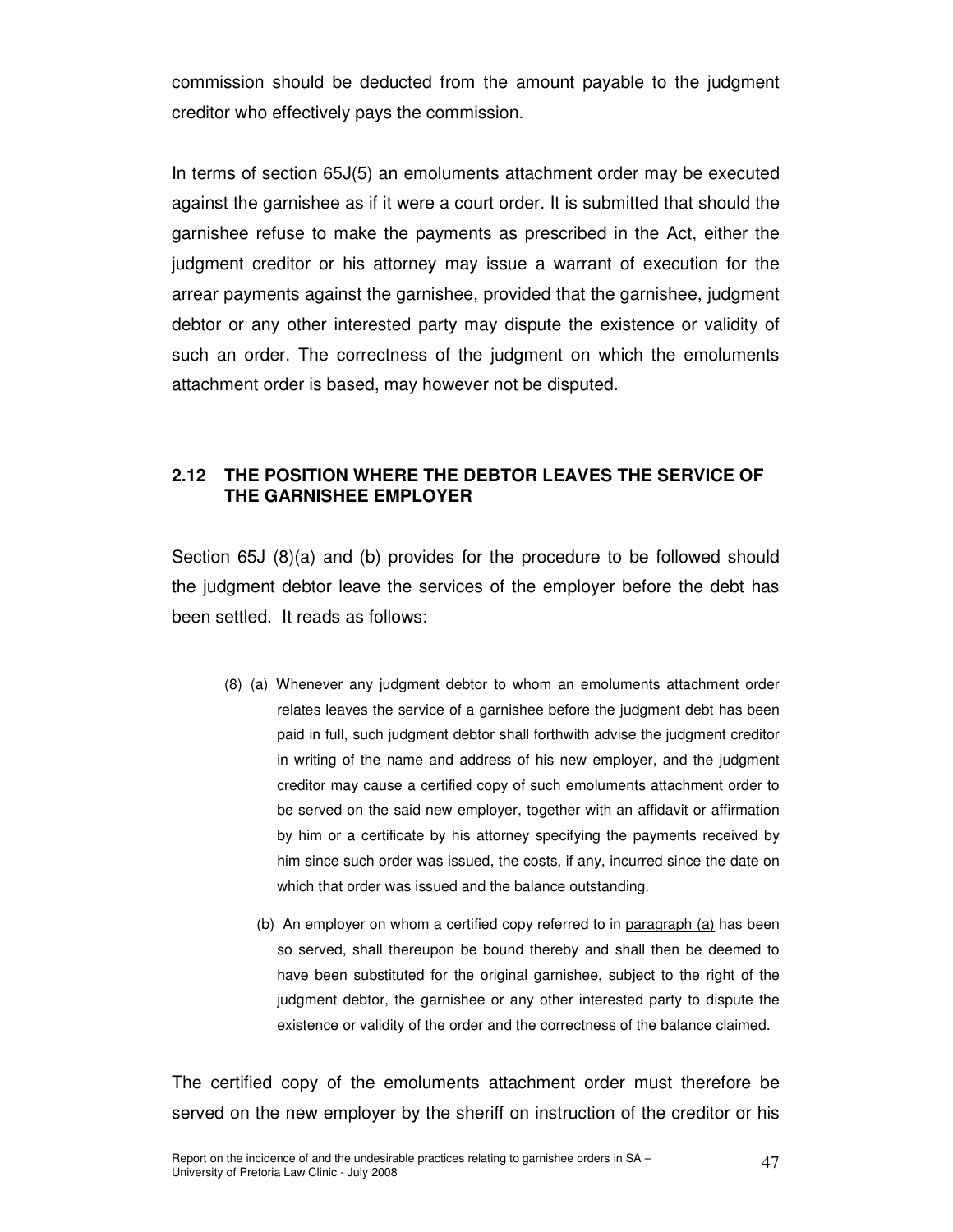commission should be deducted from the amount payable to the judgment creditor who effectively pays the commission.

In terms of section 65J(5) an emoluments attachment order may be executed against the garnishee as if it were a court order. It is submitted that should the garnishee refuse to make the payments as prescribed in the Act, either the judgment creditor or his attorney may issue a warrant of execution for the arrear payments against the garnishee, provided that the garnishee, judgment debtor or any other interested party may dispute the existence or validity of such an order. The correctness of the judgment on which the emoluments attachment order is based, may however not be disputed.

## 2.12 THE POSITION WHERE THE DEBTOR LEAVES THE SERVICE OF THE GARNISHEE EMPLOYER

Section 65J (8)(a) and (b) provides for the procedure to be followed should the judgment debtor leave the services of the employer before the debt has been settled. It reads as follows:

> (8) (a) Whenever any judgment debtor to whom an emoluments attachment order relates leaves the service of a garnishee before the judgment debt has been paid in full, such judgment debtor shall forthwith advise the judgment creditor in writing of the name and address of his new employer, and the judgment creditor may cause a certified copy of such emoluments attachment order to be served on the said new employer, together with an affidavit or affirmation by him or a certificate by his attorney specifying the payments received by him since such order was issued, the costs, if any, incurred since the date on which that order was issued and the balance outstanding.
>
> (b) An employer on whom a certified copy referred to in paragraph (a) has been so served, shall thereupon be bound thereby and shall then be deemed to have been substituted for the original garnishee, subject to the right of the judgment debtor, the garnishee or any other interested party to dispute the existence or validity of the order and the correctness of the balance claimed.

The certified copy of the emoluments attachment order must therefore be served on the new employer by the sheriff on instruction of the creditor or his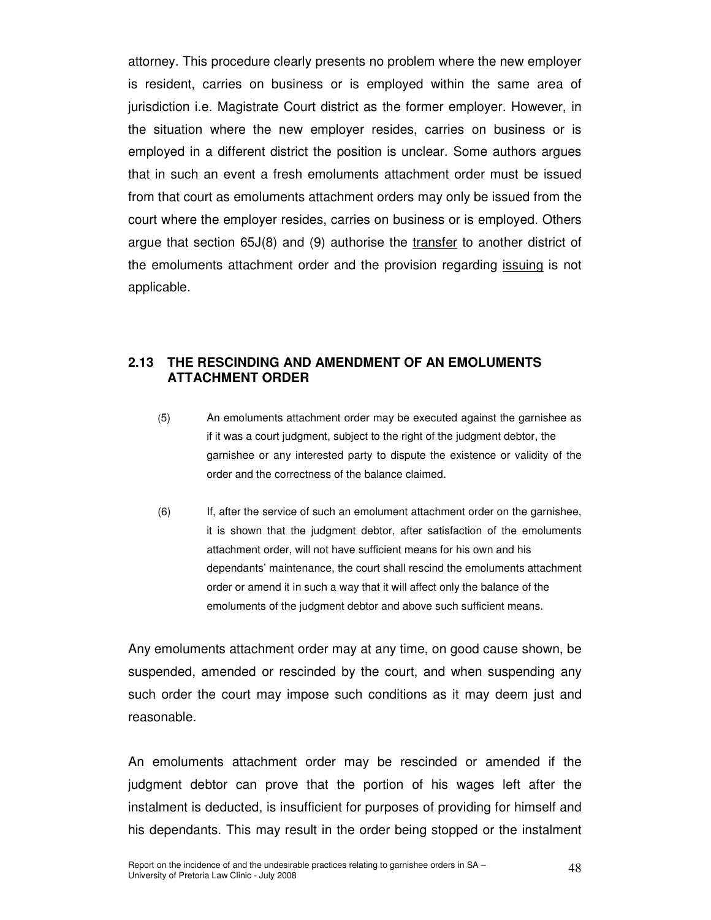attorney. This procedure clearly presents no problem where the new employer is resident, carries on business or is employed within the same area of jurisdiction i.e. Magistrate Court district as the former employer. However, in the situation where the new employer resides, carries on business or is employed in a different district the position is unclear. Some authors argues that in such an event a fresh emoluments attachment order must be issued from that court as emoluments attachment orders may only be issued from the court where the employer resides, carries on business or is employed. Others argue that section 65J(8) and (9) authorise the transfer to another district of the emoluments attachment order and the provision regarding issuing is not applicable.

## 2.13 THE RESCINDING AND AMENDMENT OF AN EMOLUMENTS ATTACHMENT ORDER

(5) An emoluments attachment order may be executed against the garnishee as if it was a court judgment, subject to the right of the judgment debtor, the garnishee or any interested party to dispute the existence or validity of the order and the correctness of the balance claimed.

(6) If, after the service of such an emolument attachment order on the garnishee, it is shown that the judgment debtor, after satisfaction of the emoluments attachment order, will not have sufficient means for his own and his dependants' maintenance, the court shall rescind the emoluments attachment order or amend it in such a way that it will affect only the balance of the emoluments of the judgment debtor and above such sufficient means.

Any emoluments attachment order may at any time, on good cause shown, be suspended, amended or rescinded by the court, and when suspending any such order the court may impose such conditions as it may deem just and reasonable.

An emoluments attachment order may be rescinded or amended if the judgment debtor can prove that the portion of his wages left after the instalment is deducted, is insufficient for purposes of providing for himself and his dependants. This may result in the order being stopped or the instalment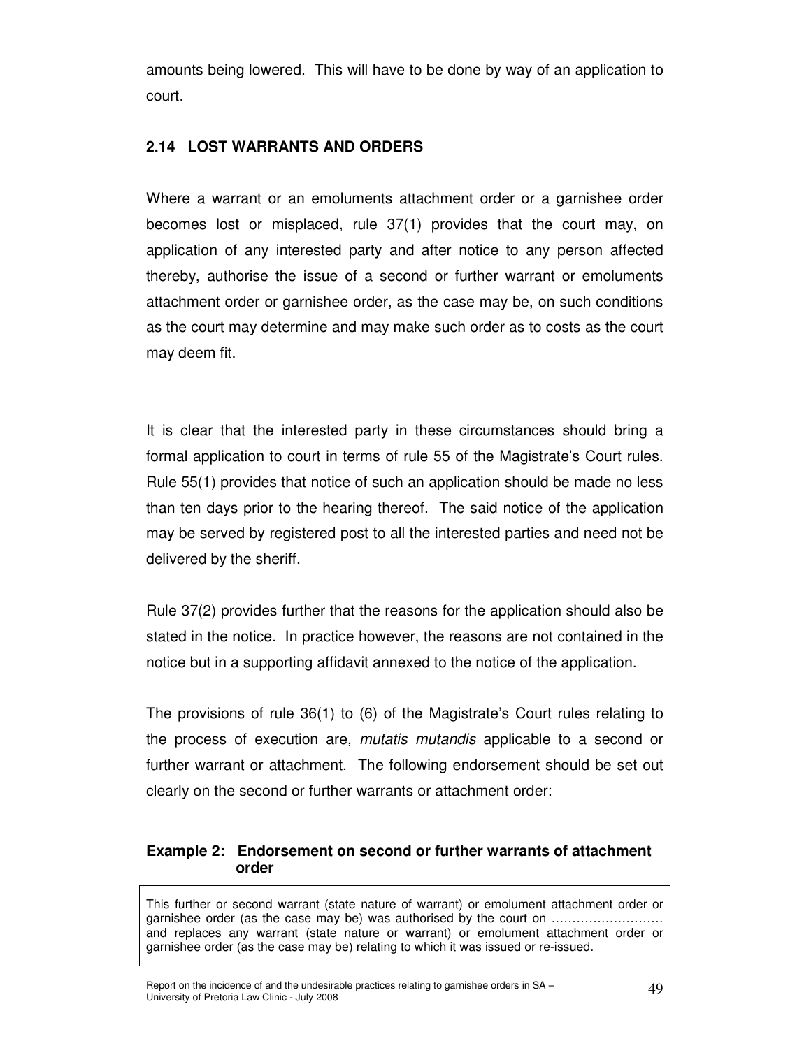amounts being lowered. This will have to be done by way of an application to court.

### 2.14 LOST WARRANTS AND ORDERS

Where a warrant or an emoluments attachment order or a garnishee order becomes lost or misplaced, rule 37(1) provides that the court may, on application of any interested party and after notice to any person affected thereby, authorise the issue of a second or further warrant or emoluments attachment order or garnishee order, as the case may be, on such conditions as the court may determine and may make such order as to costs as the court may deem fit.

It is clear that the interested party in these circumstances should bring a formal application to court in terms of rule 55 of the Magistrate's Court rules. Rule 55(1) provides that notice of such an application should be made no less than ten days prior to the hearing thereof. The said notice of the application may be served by registered post to all the interested parties and need not be delivered by the sheriff.

Rule 37(2) provides further that the reasons for the application should also be stated in the notice. In practice however, the reasons are not contained in the notice but in a supporting affidavit annexed to the notice of the application.

The provisions of rule 36(1) to (6) of the Magistrate's Court rules relating to the process of execution are, *mutatis mutandis* applicable to a second or further warrant or attachment. The following endorsement should be set out clearly on the second or further warrants or attachment order:

**Example 2: Endorsement on second or further warrants of attachment order**

> This further or second warrant (state nature of warrant) or emolument attachment order or garnishee order (as the case may be) was authorised by the court on ……………………… and replaces any warrant (state nature or warrant) or emolument attachment order or garnishee order (as the case may be) relating to which it was issued or re-issued.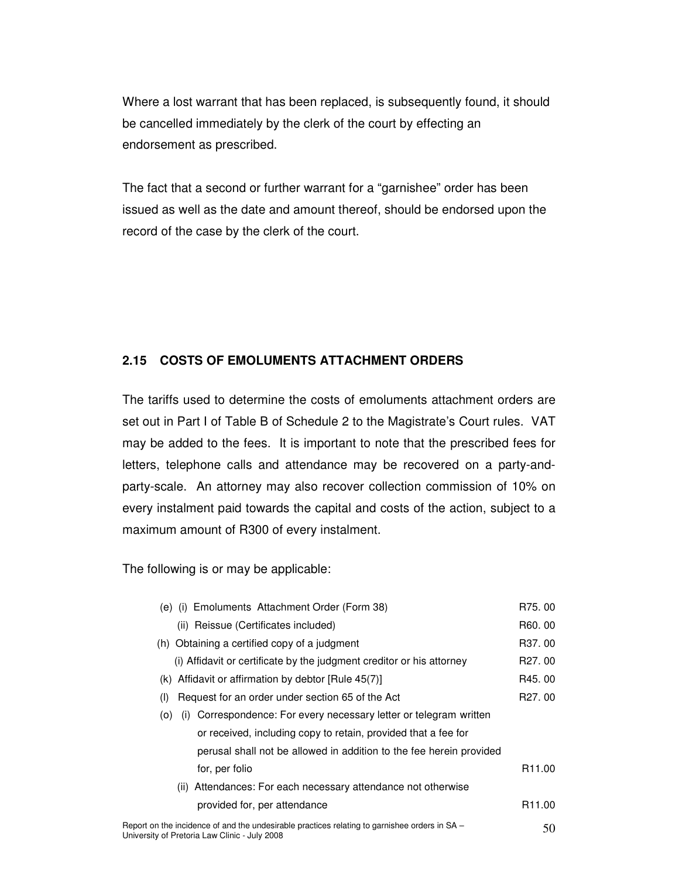Where a lost warrant that has been replaced, is subsequently found, it should be cancelled immediately by the clerk of the court by effecting an endorsement as prescribed.

The fact that a second or further warrant for a "garnishee" order has been issued as well as the date and amount thereof, should be endorsed upon the record of the case by the clerk of the court.

## 2.15 COSTS OF EMOLUMENTS ATTACHMENT ORDERS

The tariffs used to determine the costs of emoluments attachment orders are set out in Part I of Table B of Schedule 2 to the Magistrate's Court rules. VAT may be added to the fees. It is important to note that the prescribed fees for letters, telephone calls and attendance may be recovered on a party-and-party-scale. An attorney may also recover collection commission of 10% on every instalment paid towards the capital and costs of the action, subject to a maximum amount of R300 of every instalment.

The following is or may be applicable:

| Item | Fee |
| --- | --- |
| (e) (i) Emoluments Attachment Order (Form 38) | R75. 00 |
| (ii) Reissue (Certificates included) | R60. 00 |
| (h) Obtaining a certified copy of a judgment | R37. 00 |
| (i) Affidavit or certificate by the judgment creditor or his attorney | R27. 00 |
| (k) Affidavit or affirmation by debtor [Rule 45(7)] | R45. 00 |
| (l) Request for an order under section 65 of the Act | R27. 00 |
| (o) (i) Correspondence: For every necessary letter or telegram written or received, including copy to retain, provided that a fee for perusal shall not be allowed in addition to the fee herein provided for, per folio | R11.00 |
| (ii) Attendances: For each necessary attendance not otherwise provided for, per attendance | R11.00 |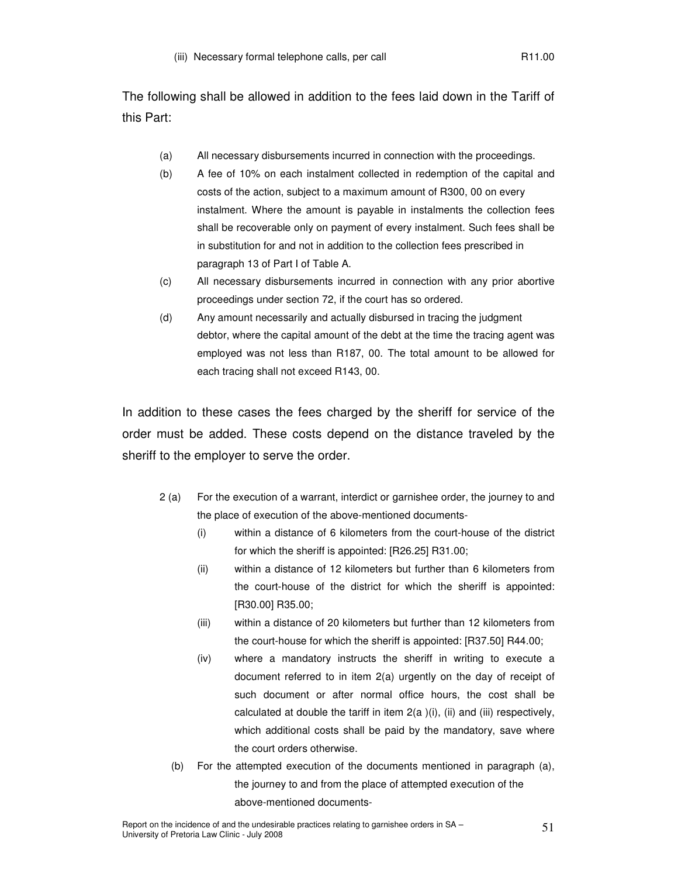(iii) Necessary formal telephone calls, per call R11.00

The following shall be allowed in addition to the fees laid down in the Tariff of this Part:

(a) All necessary disbursements incurred in connection with the proceedings.

(b) A fee of 10% on each instalment collected in redemption of the capital and costs of the action, subject to a maximum amount of R300, 00 on every instalment. Where the amount is payable in instalments the collection fees shall be recoverable only on payment of every instalment. Such fees shall be in substitution for and not in addition to the collection fees prescribed in paragraph 13 of Part I of Table A.

(c) All necessary disbursements incurred in connection with any prior abortive proceedings under section 72, if the court has so ordered.

(d) Any amount necessarily and actually disbursed in tracing the judgment debtor, where the capital amount of the debt at the time the tracing agent was employed was not less than R187, 00. The total amount to be allowed for each tracing shall not exceed R143, 00.

In addition to these cases the fees charged by the sheriff for service of the order must be added. These costs depend on the distance traveled by the sheriff to the employer to serve the order.

2 (a) For the execution of a warrant, interdict or garnishee order, the journey to and the place of execution of the above-mentioned documents-

(i) within a distance of 6 kilometers from the court-house of the district for which the sheriff is appointed: [R26.25] R31.00;

(ii) within a distance of 12 kilometers but further than 6 kilometers from the court-house of the district for which the sheriff is appointed: [R30.00] R35.00;

(iii) within a distance of 20 kilometers but further than 12 kilometers from the court-house for which the sheriff is appointed: [R37.50] R44.00;

(iv) where a mandatory instructs the sheriff in writing to execute a document referred to in item 2(a) urgently on the day of receipt of such document or after normal office hours, the cost shall be calculated at double the tariff in item 2(a )(i), (ii) and (iii) respectively, which additional costs shall be paid by the mandatory, save where the court orders otherwise.

(b) For the attempted execution of the documents mentioned in paragraph (a), the journey to and from the place of attempted execution of the above-mentioned documents-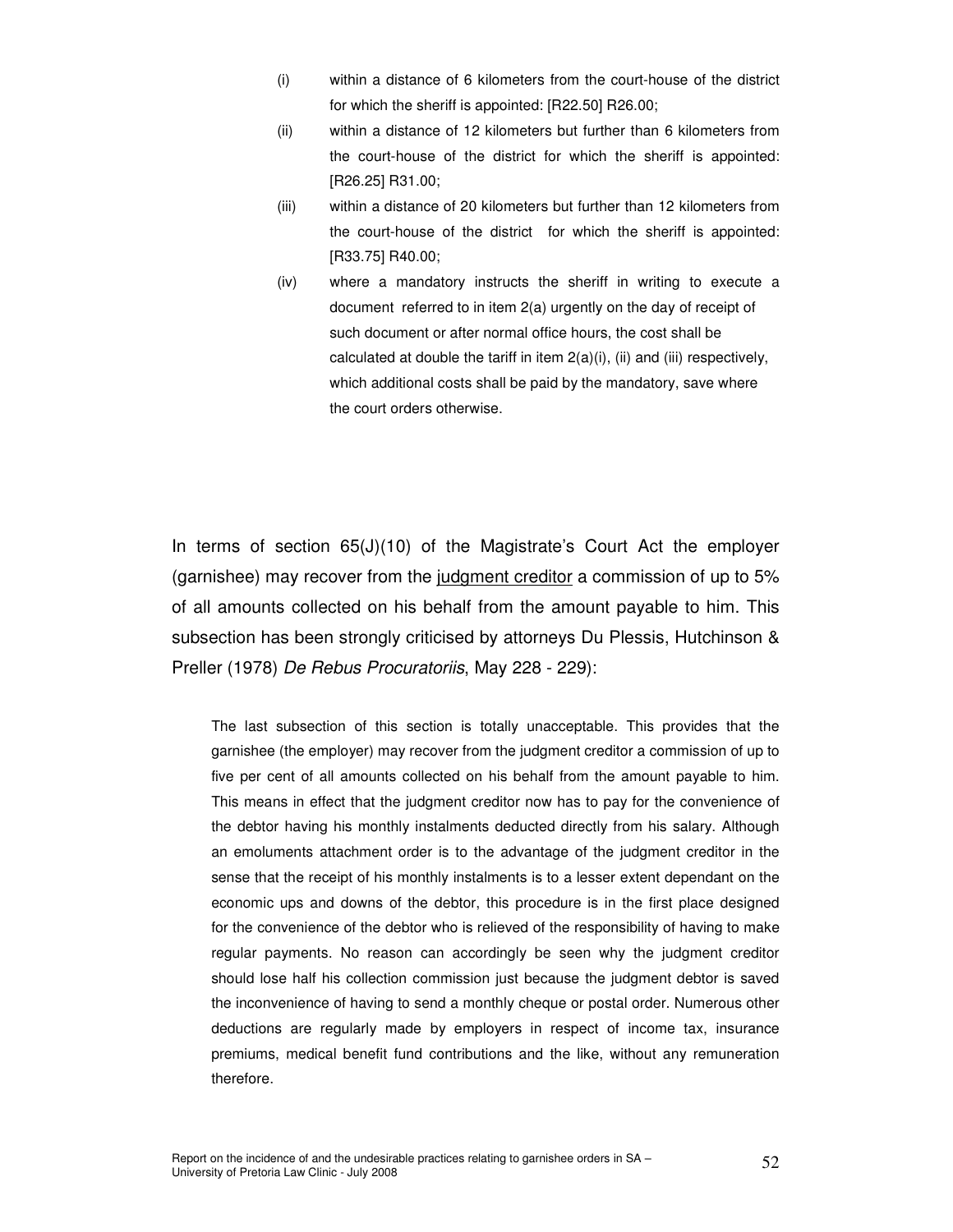(i) within a distance of 6 kilometers from the court-house of the district for which the sheriff is appointed: [R22.50] R26.00;

(ii) within a distance of 12 kilometers but further than 6 kilometers from the court-house of the district for which the sheriff is appointed: [R26.25] R31.00;

(iii) within a distance of 20 kilometers but further than 12 kilometers from the court-house of the district for which the sheriff is appointed: [R33.75] R40.00;

(iv) where a mandatory instructs the sheriff in writing to execute a document referred to in item 2(a) urgently on the day of receipt of such document or after normal office hours, the cost shall be calculated at double the tariff in item 2(a)(i), (ii) and (iii) respectively, which additional costs shall be paid by the mandatory, save where the court orders otherwise.

In terms of section 65(J)(10) of the Magistrate's Court Act the employer (garnishee) may recover from the judgment creditor a commission of up to 5% of all amounts collected on his behalf from the amount payable to him. This subsection has been strongly criticised by attorneys Du Plessis, Hutchinson & Preller (1978) *De Rebus Procuratoriis*, May 228 - 229):

> The last subsection of this section is totally unacceptable. This provides that the garnishee (the employer) may recover from the judgment creditor a commission of up to five per cent of all amounts collected on his behalf from the amount payable to him. This means in effect that the judgment creditor now has to pay for the convenience of the debtor having his monthly instalments deducted directly from his salary. Although an emoluments attachment order is to the advantage of the judgment creditor in the sense that the receipt of his monthly instalments is to a lesser extent dependant on the economic ups and downs of the debtor, this procedure is in the first place designed for the convenience of the debtor who is relieved of the responsibility of having to make regular payments. No reason can accordingly be seen why the judgment creditor should lose half his collection commission just because the judgment debtor is saved the inconvenience of having to send a monthly cheque or postal order. Numerous other deductions are regularly made by employers in respect of income tax, insurance premiums, medical benefit fund contributions and the like, without any remuneration therefore.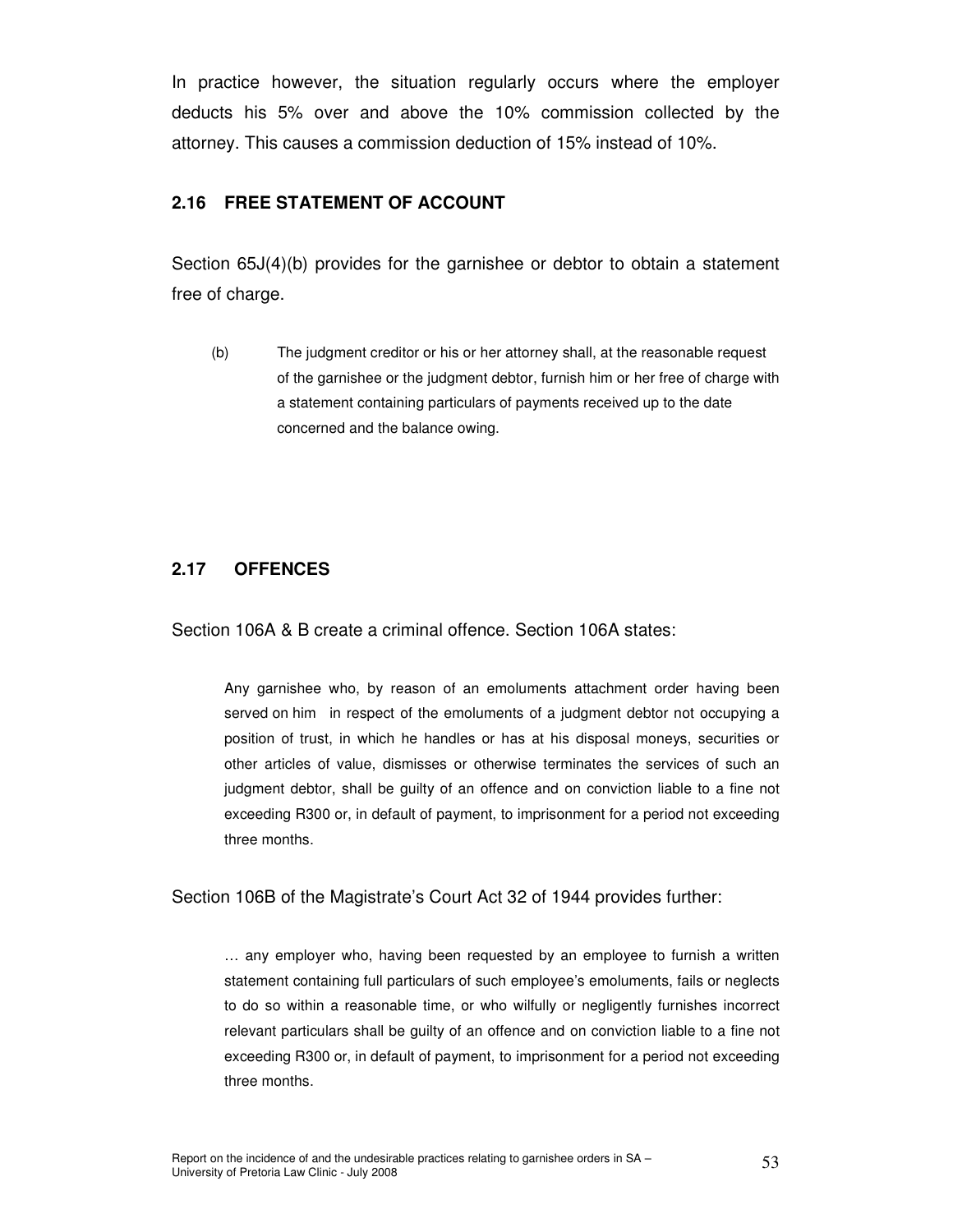In practice however, the situation regularly occurs where the employer deducts his 5% over and above the 10% commission collected by the attorney. This causes a commission deduction of 15% instead of 10%.

## 2.16 FREE STATEMENT OF ACCOUNT

Section 65J(4)(b) provides for the garnishee or debtor to obtain a statement free of charge.

> (b) The judgment creditor or his or her attorney shall, at the reasonable request of the garnishee or the judgment debtor, furnish him or her free of charge with a statement containing particulars of payments received up to the date concerned and the balance owing.

## 2.17 OFFENCES

Section 106A & B create a criminal offence. Section 106A states:

> Any garnishee who, by reason of an emoluments attachment order having been served on him in respect of the emoluments of a judgment debtor not occupying a position of trust, in which he handles or has at his disposal moneys, securities or other articles of value, dismisses or otherwise terminates the services of such an judgment debtor, shall be guilty of an offence and on conviction liable to a fine not exceeding R300 or, in default of payment, to imprisonment for a period not exceeding three months.

Section 106B of the Magistrate's Court Act 32 of 1944 provides further:

> … any employer who, having been requested by an employee to furnish a written statement containing full particulars of such employee's emoluments, fails or neglects to do so within a reasonable time, or who wilfully or negligently furnishes incorrect relevant particulars shall be guilty of an offence and on conviction liable to a fine not exceeding R300 or, in default of payment, to imprisonment for a period not exceeding three months.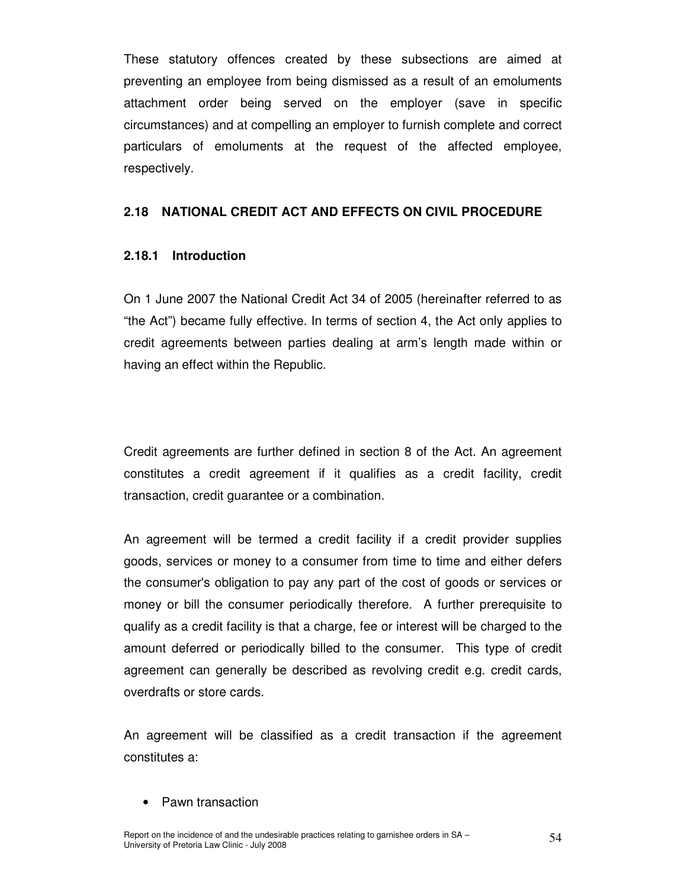These statutory offences created by these subsections are aimed at preventing an employee from being dismissed as a result of an emoluments attachment order being served on the employer (save in specific circumstances) and at compelling an employer to furnish complete and correct particulars of emoluments at the request of the affected employee, respectively.

## 2.18 NATIONAL CREDIT ACT AND EFFECTS ON CIVIL PROCEDURE

### 2.18.1 Introduction

On 1 June 2007 the National Credit Act 34 of 2005 (hereinafter referred to as "the Act") became fully effective. In terms of section 4, the Act only applies to credit agreements between parties dealing at arm's length made within or having an effect within the Republic.

Credit agreements are further defined in section 8 of the Act. An agreement constitutes a credit agreement if it qualifies as a credit facility, credit transaction, credit guarantee or a combination.

An agreement will be termed a credit facility if a credit provider supplies goods, services or money to a consumer from time to time and either defers the consumer's obligation to pay any part of the cost of goods or services or money or bill the consumer periodically therefore. A further prerequisite to qualify as a credit facility is that a charge, fee or interest will be charged to the amount deferred or periodically billed to the consumer. This type of credit agreement can generally be described as revolving credit e.g. credit cards, overdrafts or store cards.

An agreement will be classified as a credit transaction if the agreement constitutes a:

- Pawn transaction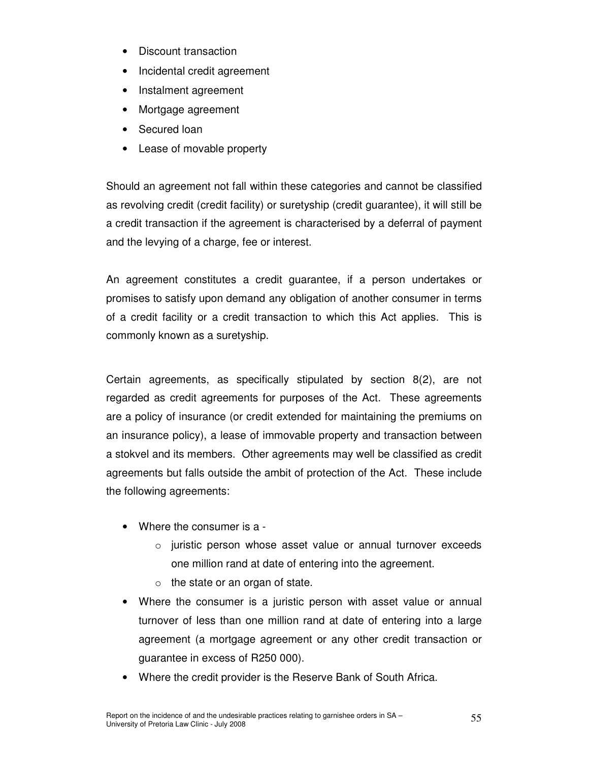- Discount transaction
- Incidental credit agreement
- Instalment agreement
- Mortgage agreement
- Secured loan
- Lease of movable property

Should an agreement not fall within these categories and cannot be classified as revolving credit (credit facility) or suretyship (credit guarantee), it will still be a credit transaction if the agreement is characterised by a deferral of payment and the levying of a charge, fee or interest.

An agreement constitutes a credit guarantee, if a person undertakes or promises to satisfy upon demand any obligation of another consumer in terms of a credit facility or a credit transaction to which this Act applies. This is commonly known as a suretyship.

Certain agreements, as specifically stipulated by section 8(2), are not regarded as credit agreements for purposes of the Act. These agreements are a policy of insurance (or credit extended for maintaining the premiums on an insurance policy), a lease of immovable property and transaction between a stokvel and its members. Other agreements may well be classified as credit agreements but falls outside the ambit of protection of the Act. These include the following agreements:

- Where the consumer is a -
  - juristic person whose asset value or annual turnover exceeds one million rand at date of entering into the agreement.
  - the state or an organ of state.
- Where the consumer is a juristic person with asset value or annual turnover of less than one million rand at date of entering into a large agreement (a mortgage agreement or any other credit transaction or guarantee in excess of R250 000).
- Where the credit provider is the Reserve Bank of South Africa.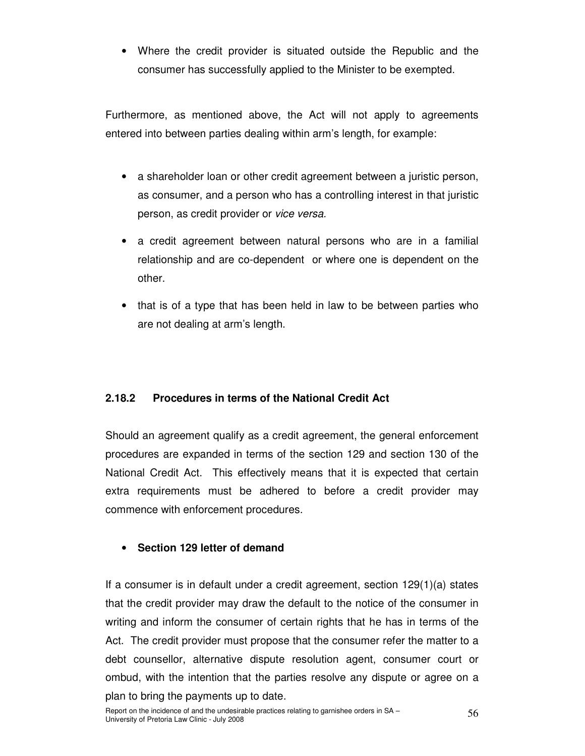- Where the credit provider is situated outside the Republic and the consumer has successfully applied to the Minister to be exempted.

Furthermore, as mentioned above, the Act will not apply to agreements entered into between parties dealing within arm's length, for example:

- a shareholder loan or other credit agreement between a juristic person, as consumer, and a person who has a controlling interest in that juristic person, as credit provider or *vice versa.*
- a credit agreement between natural persons who are in a familial relationship and are co-dependent or where one is dependent on the other.
- that is of a type that has been held in law to be between parties who are not dealing at arm's length.

### 2.18.2 Procedures in terms of the National Credit Act

Should an agreement qualify as a credit agreement, the general enforcement procedures are expanded in terms of the section 129 and section 130 of the National Credit Act. This effectively means that it is expected that certain extra requirements must be adhered to before a credit provider may commence with enforcement procedures.

- **Section 129 letter of demand**

If a consumer is in default under a credit agreement, section 129(1)(a) states that the credit provider may draw the default to the notice of the consumer in writing and inform the consumer of certain rights that he has in terms of the Act. The credit provider must propose that the consumer refer the matter to a debt counsellor, alternative dispute resolution agent, consumer court or ombud, with the intention that the parties resolve any dispute or agree on a plan to bring the payments up to date.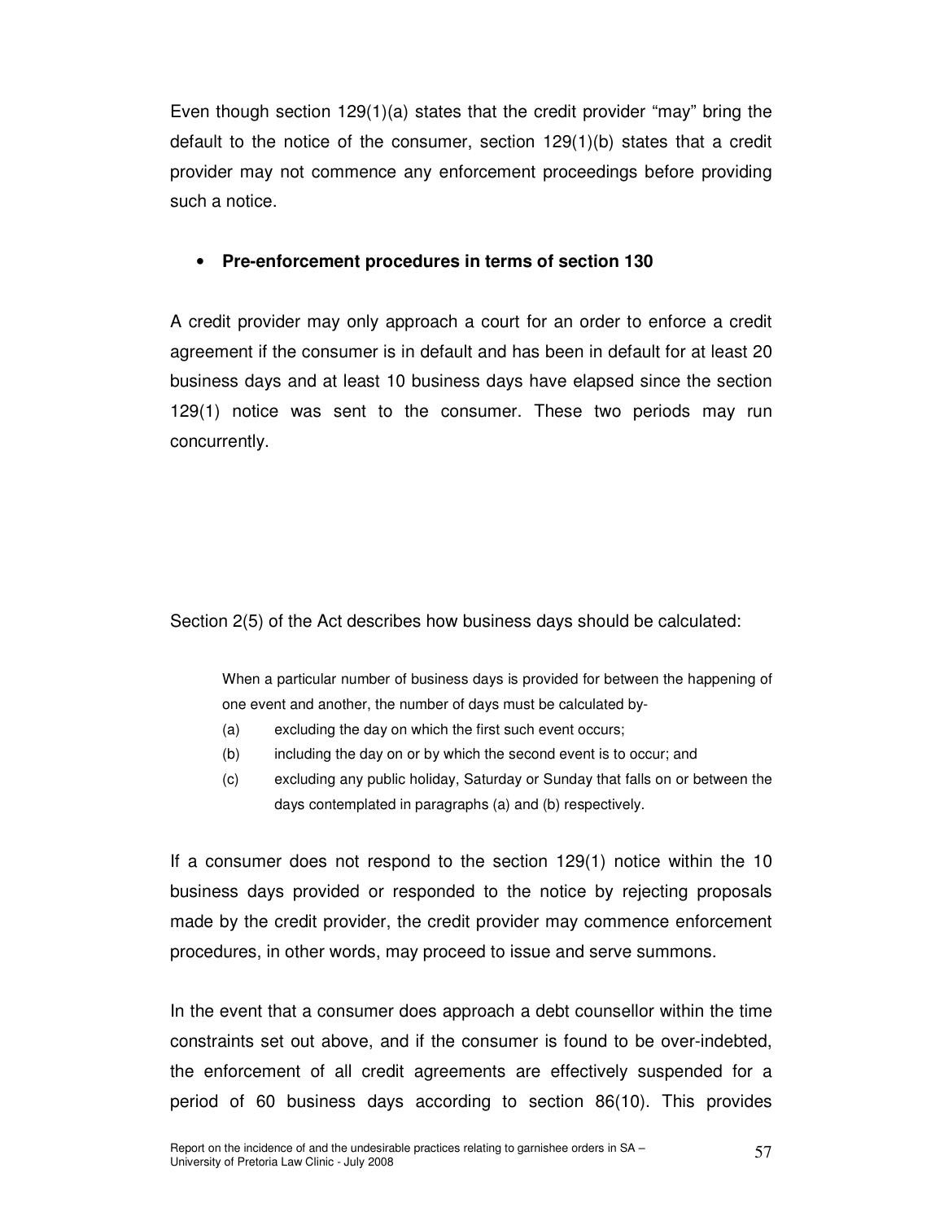Even though section 129(1)(a) states that the credit provider "may" bring the default to the notice of the consumer, section 129(1)(b) states that a credit provider may not commence any enforcement proceedings before providing such a notice.

- **Pre-enforcement procedures in terms of section 130**

A credit provider may only approach a court for an order to enforce a credit agreement if the consumer is in default and has been in default for at least 20 business days and at least 10 business days have elapsed since the section 129(1) notice was sent to the consumer. These two periods may run concurrently.

Section 2(5) of the Act describes how business days should be calculated:

> When a particular number of business days is provided for between the happening of one event and another, the number of days must be calculated by-
>
> (a) excluding the day on which the first such event occurs;
>
> (b) including the day on or by which the second event is to occur; and
>
> (c) excluding any public holiday, Saturday or Sunday that falls on or between the days contemplated in paragraphs (a) and (b) respectively.

If a consumer does not respond to the section 129(1) notice within the 10 business days provided or responded to the notice by rejecting proposals made by the credit provider, the credit provider may commence enforcement procedures, in other words, may proceed to issue and serve summons.

In the event that a consumer does approach a debt counsellor within the time constraints set out above, and if the consumer is found to be over-indebted, the enforcement of all credit agreements are effectively suspended for a period of 60 business days according to section 86(10). This provides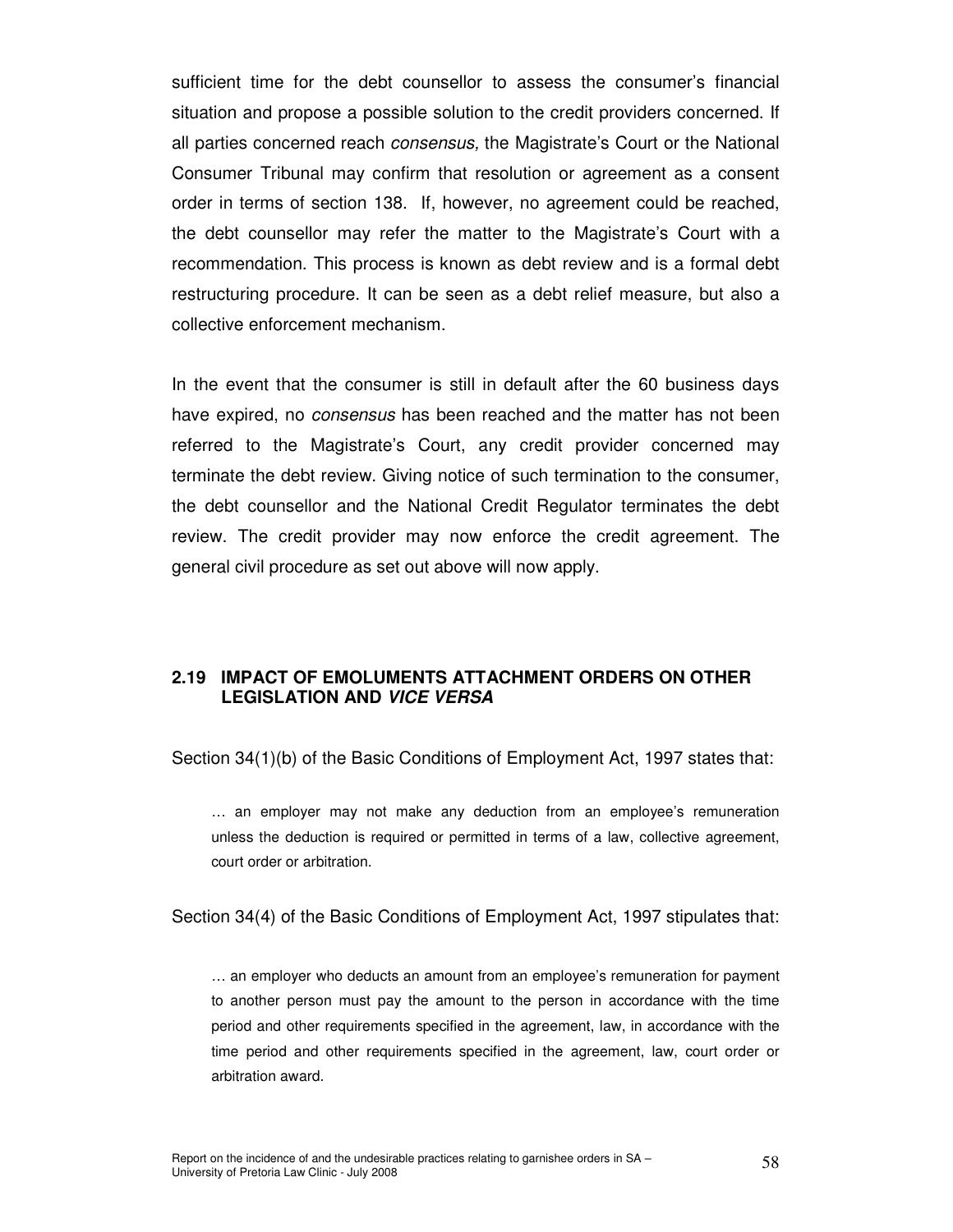sufficient time for the debt counsellor to assess the consumer's financial situation and propose a possible solution to the credit providers concerned. If all parties concerned reach *consensus,* the Magistrate's Court or the National Consumer Tribunal may confirm that resolution or agreement as a consent order in terms of section 138. If, however, no agreement could be reached, the debt counsellor may refer the matter to the Magistrate's Court with a recommendation. This process is known as debt review and is a formal debt restructuring procedure. It can be seen as a debt relief measure, but also a collective enforcement mechanism.

In the event that the consumer is still in default after the 60 business days have expired, no *consensus* has been reached and the matter has not been referred to the Magistrate's Court, any credit provider concerned may terminate the debt review. Giving notice of such termination to the consumer, the debt counsellor and the National Credit Regulator terminates the debt review. The credit provider may now enforce the credit agreement. The general civil procedure as set out above will now apply.

## 2.19 IMPACT OF EMOLUMENTS ATTACHMENT ORDERS ON OTHER LEGISLATION AND *VICE VERSA*

Section 34(1)(b) of the Basic Conditions of Employment Act, 1997 states that:

> … an employer may not make any deduction from an employee's remuneration unless the deduction is required or permitted in terms of a law, collective agreement, court order or arbitration.

Section 34(4) of the Basic Conditions of Employment Act, 1997 stipulates that:

> … an employer who deducts an amount from an employee's remuneration for payment to another person must pay the amount to the person in accordance with the time period and other requirements specified in the agreement, law, in accordance with the time period and other requirements specified in the agreement, law, court order or arbitration award.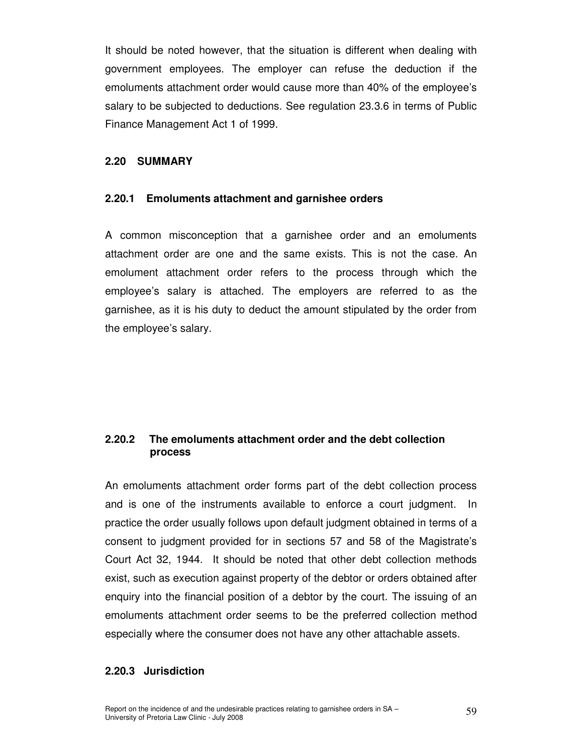It should be noted however, that the situation is different when dealing with government employees. The employer can refuse the deduction if the emoluments attachment order would cause more than 40% of the employee's salary to be subjected to deductions. See regulation 23.3.6 in terms of Public Finance Management Act 1 of 1999.

## 2.20 SUMMARY

### 2.20.1 Emoluments attachment and garnishee orders

A common misconception that a garnishee order and an emoluments attachment order are one and the same exists. This is not the case. An emolument attachment order refers to the process through which the employee's salary is attached. The employers are referred to as the garnishee, as it is his duty to deduct the amount stipulated by the order from the employee's salary.

### 2.20.2 The emoluments attachment order and the debt collection process

An emoluments attachment order forms part of the debt collection process and is one of the instruments available to enforce a court judgment. In practice the order usually follows upon default judgment obtained in terms of a consent to judgment provided for in sections 57 and 58 of the Magistrate's Court Act 32, 1944. It should be noted that other debt collection methods exist, such as execution against property of the debtor or orders obtained after enquiry into the financial position of a debtor by the court. The issuing of an emoluments attachment order seems to be the preferred collection method especially where the consumer does not have any other attachable assets.

### 2.20.3 Jurisdiction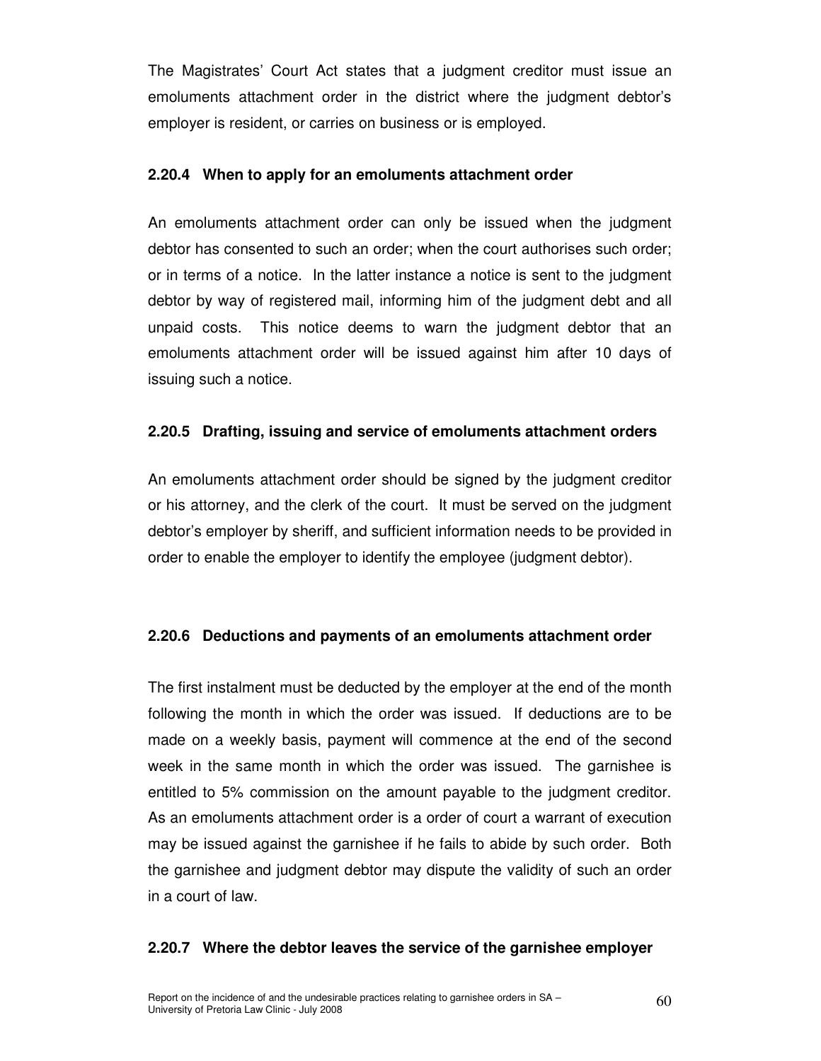The Magistrates' Court Act states that a judgment creditor must issue an emoluments attachment order in the district where the judgment debtor's employer is resident, or carries on business or is employed.

#### 2.20.4 When to apply for an emoluments attachment order

An emoluments attachment order can only be issued when the judgment debtor has consented to such an order; when the court authorises such order; or in terms of a notice. In the latter instance a notice is sent to the judgment debtor by way of registered mail, informing him of the judgment debt and all unpaid costs. This notice deems to warn the judgment debtor that an emoluments attachment order will be issued against him after 10 days of issuing such a notice.

#### 2.20.5 Drafting, issuing and service of emoluments attachment orders

An emoluments attachment order should be signed by the judgment creditor or his attorney, and the clerk of the court. It must be served on the judgment debtor's employer by sheriff, and sufficient information needs to be provided in order to enable the employer to identify the employee (judgment debtor).

#### 2.20.6 Deductions and payments of an emoluments attachment order

The first instalment must be deducted by the employer at the end of the month following the month in which the order was issued. If deductions are to be made on a weekly basis, payment will commence at the end of the second week in the same month in which the order was issued. The garnishee is entitled to 5% commission on the amount payable to the judgment creditor. As an emoluments attachment order is a order of court a warrant of execution may be issued against the garnishee if he fails to abide by such order. Both the garnishee and judgment debtor may dispute the validity of such an order in a court of law.

#### 2.20.7 Where the debtor leaves the service of the garnishee employer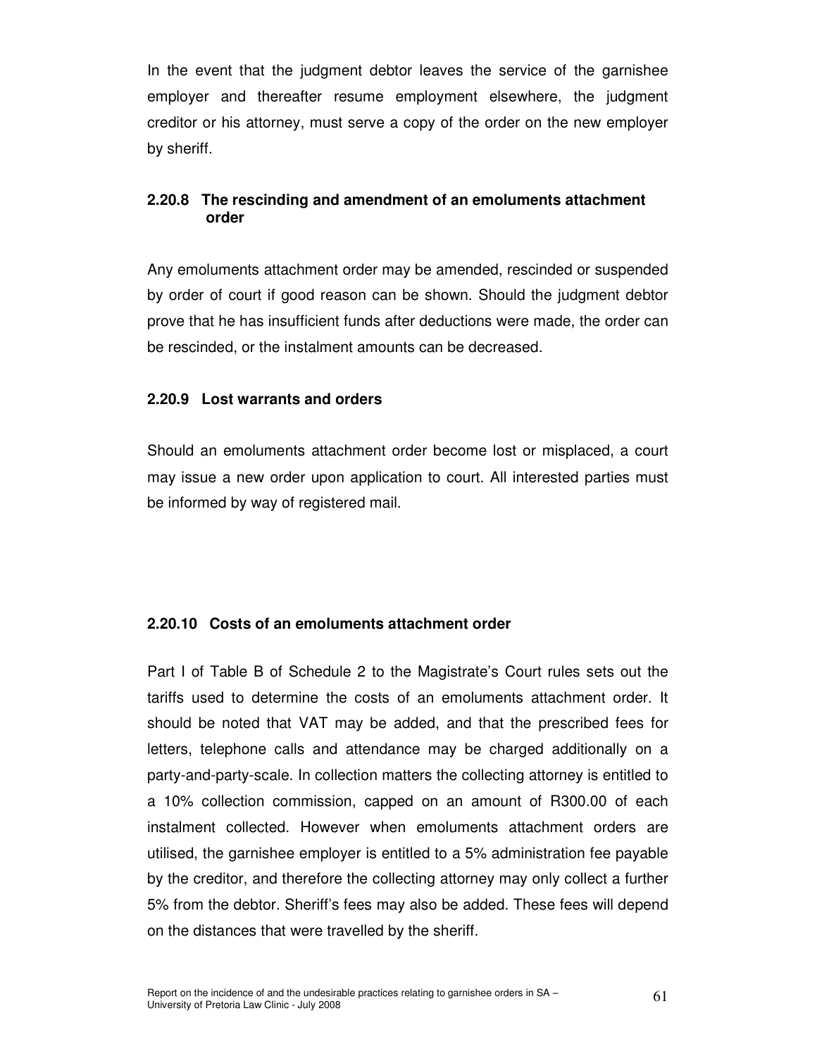In the event that the judgment debtor leaves the service of the garnishee employer and thereafter resume employment elsewhere, the judgment creditor or his attorney, must serve a copy of the order on the new employer by sheriff.

### 2.20.8 The rescinding and amendment of an emoluments attachment order

Any emoluments attachment order may be amended, rescinded or suspended by order of court if good reason can be shown. Should the judgment debtor prove that he has insufficient funds after deductions were made, the order can be rescinded, or the instalment amounts can be decreased.

### 2.20.9 Lost warrants and orders

Should an emoluments attachment order become lost or misplaced, a court may issue a new order upon application to court. All interested parties must be informed by way of registered mail.

### 2.20.10 Costs of an emoluments attachment order

Part I of Table B of Schedule 2 to the Magistrate's Court rules sets out the tariffs used to determine the costs of an emoluments attachment order. It should be noted that VAT may be added, and that the prescribed fees for letters, telephone calls and attendance may be charged additionally on a party-and-party-scale. In collection matters the collecting attorney is entitled to a 10% collection commission, capped on an amount of R300.00 of each instalment collected. However when emoluments attachment orders are utilised, the garnishee employer is entitled to a 5% administration fee payable by the creditor, and therefore the collecting attorney may only collect a further 5% from the debtor. Sheriff's fees may also be added. These fees will depend on the distances that were travelled by the sheriff.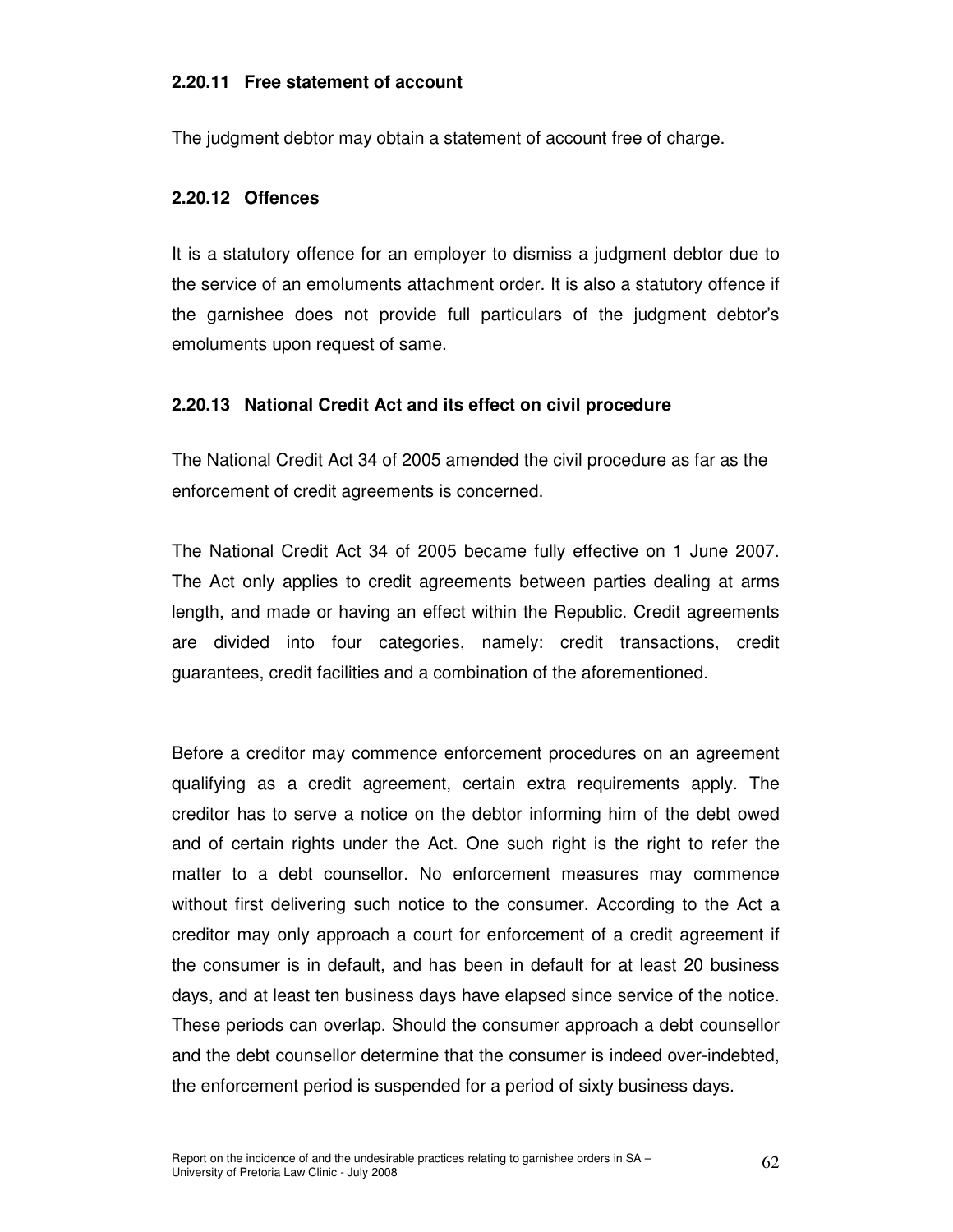### 2.20.11 Free statement of account

The judgment debtor may obtain a statement of account free of charge.

### 2.20.12 Offences

It is a statutory offence for an employer to dismiss a judgment debtor due to the service of an emoluments attachment order. It is also a statutory offence if the garnishee does not provide full particulars of the judgment debtor's emoluments upon request of same.

### 2.20.13 National Credit Act and its effect on civil procedure

The National Credit Act 34 of 2005 amended the civil procedure as far as the enforcement of credit agreements is concerned.

The National Credit Act 34 of 2005 became fully effective on 1 June 2007. The Act only applies to credit agreements between parties dealing at arms length, and made or having an effect within the Republic. Credit agreements are divided into four categories, namely: credit transactions, credit guarantees, credit facilities and a combination of the aforementioned.

Before a creditor may commence enforcement procedures on an agreement qualifying as a credit agreement, certain extra requirements apply. The creditor has to serve a notice on the debtor informing him of the debt owed and of certain rights under the Act. One such right is the right to refer the matter to a debt counsellor. No enforcement measures may commence without first delivering such notice to the consumer. According to the Act a creditor may only approach a court for enforcement of a credit agreement if the consumer is in default, and has been in default for at least 20 business days, and at least ten business days have elapsed since service of the notice. These periods can overlap. Should the consumer approach a debt counsellor and the debt counsellor determine that the consumer is indeed over-indebted, the enforcement period is suspended for a period of sixty business days.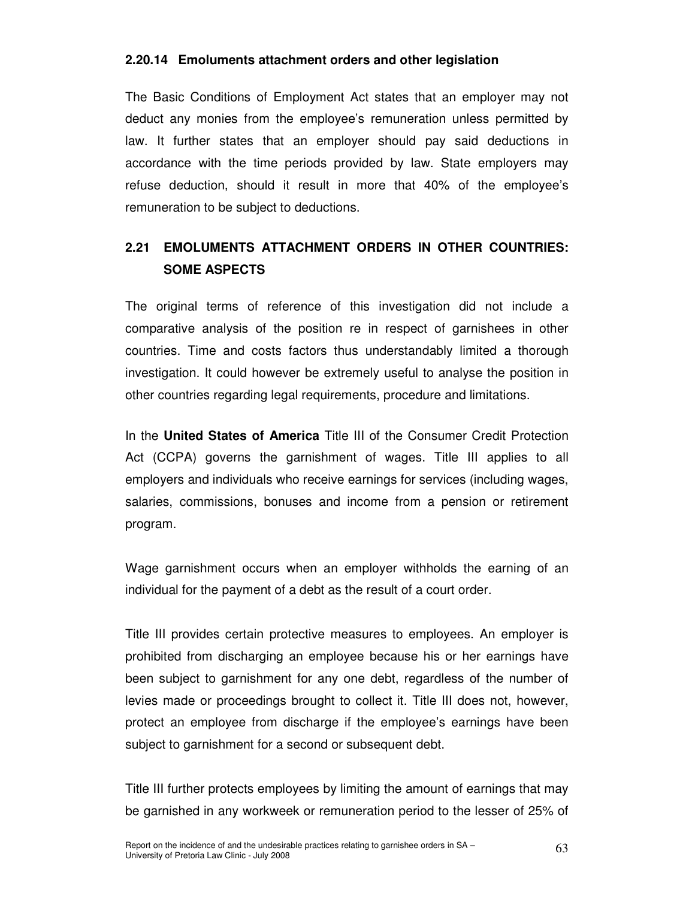#### 2.20.14 Emoluments attachment orders and other legislation

The Basic Conditions of Employment Act states that an employer may not deduct any monies from the employee's remuneration unless permitted by law. It further states that an employer should pay said deductions in accordance with the time periods provided by law. State employers may refuse deduction, should it result in more that 40% of the employee's remuneration to be subject to deductions.

## 2.21 EMOLUMENTS ATTACHMENT ORDERS IN OTHER COUNTRIES: SOME ASPECTS

The original terms of reference of this investigation did not include a comparative analysis of the position re in respect of garnishees in other countries. Time and costs factors thus understandably limited a thorough investigation. It could however be extremely useful to analyse the position in other countries regarding legal requirements, procedure and limitations.

In the **United States of America** Title III of the Consumer Credit Protection Act (CCPA) governs the garnishment of wages. Title III applies to all employers and individuals who receive earnings for services (including wages, salaries, commissions, bonuses and income from a pension or retirement program.

Wage garnishment occurs when an employer withholds the earning of an individual for the payment of a debt as the result of a court order.

Title III provides certain protective measures to employees. An employer is prohibited from discharging an employee because his or her earnings have been subject to garnishment for any one debt, regardless of the number of levies made or proceedings brought to collect it. Title III does not, however, protect an employee from discharge if the employee's earnings have been subject to garnishment for a second or subsequent debt.

Title III further protects employees by limiting the amount of earnings that may be garnished in any workweek or remuneration period to the lesser of 25% of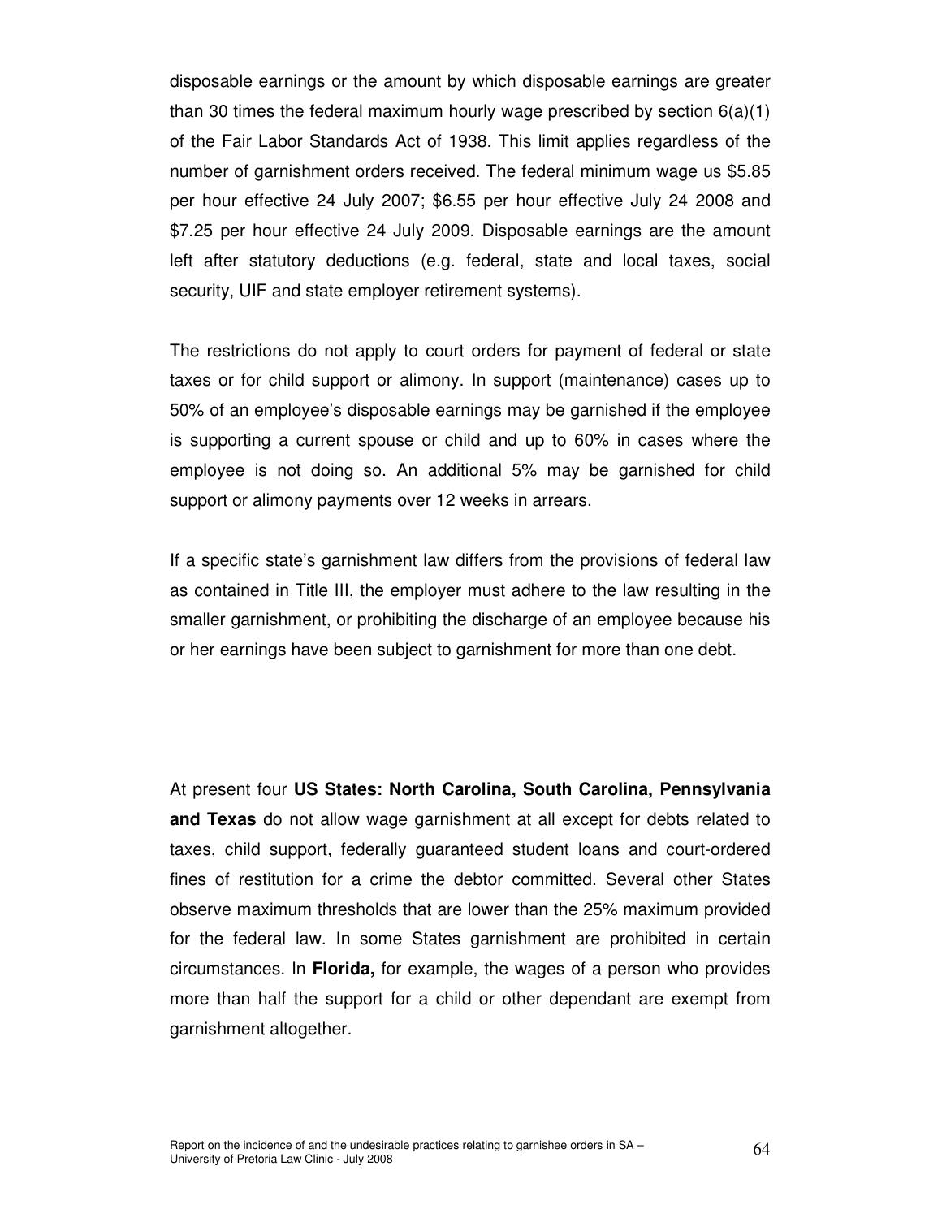disposable earnings or the amount by which disposable earnings are greater than 30 times the federal maximum hourly wage prescribed by section 6(a)(1) of the Fair Labor Standards Act of 1938. This limit applies regardless of the number of garnishment orders received. The federal minimum wage us $5.85 per hour effective 24 July 2007; $6.55 per hour effective July 24 2008 and $7.25 per hour effective 24 July 2009. Disposable earnings are the amount left after statutory deductions (e.g. federal, state and local taxes, social security, UIF and state employer retirement systems).

The restrictions do not apply to court orders for payment of federal or state taxes or for child support or alimony. In support (maintenance) cases up to 50% of an employee's disposable earnings may be garnished if the employee is supporting a current spouse or child and up to 60% in cases where the employee is not doing so. An additional 5% may be garnished for child support or alimony payments over 12 weeks in arrears.

If a specific state's garnishment law differs from the provisions of federal law as contained in Title III, the employer must adhere to the law resulting in the smaller garnishment, or prohibiting the discharge of an employee because his or her earnings have been subject to garnishment for more than one debt.

At present four **US States: North Carolina, South Carolina, Pennsylvania and Texas** do not allow wage garnishment at all except for debts related to taxes, child support, federally guaranteed student loans and court-ordered fines of restitution for a crime the debtor committed. Several other States observe maximum thresholds that are lower than the 25% maximum provided for the federal law. In some States garnishment are prohibited in certain circumstances. In **Florida,** for example, the wages of a person who provides more than half the support for a child or other dependant are exempt from garnishment altogether.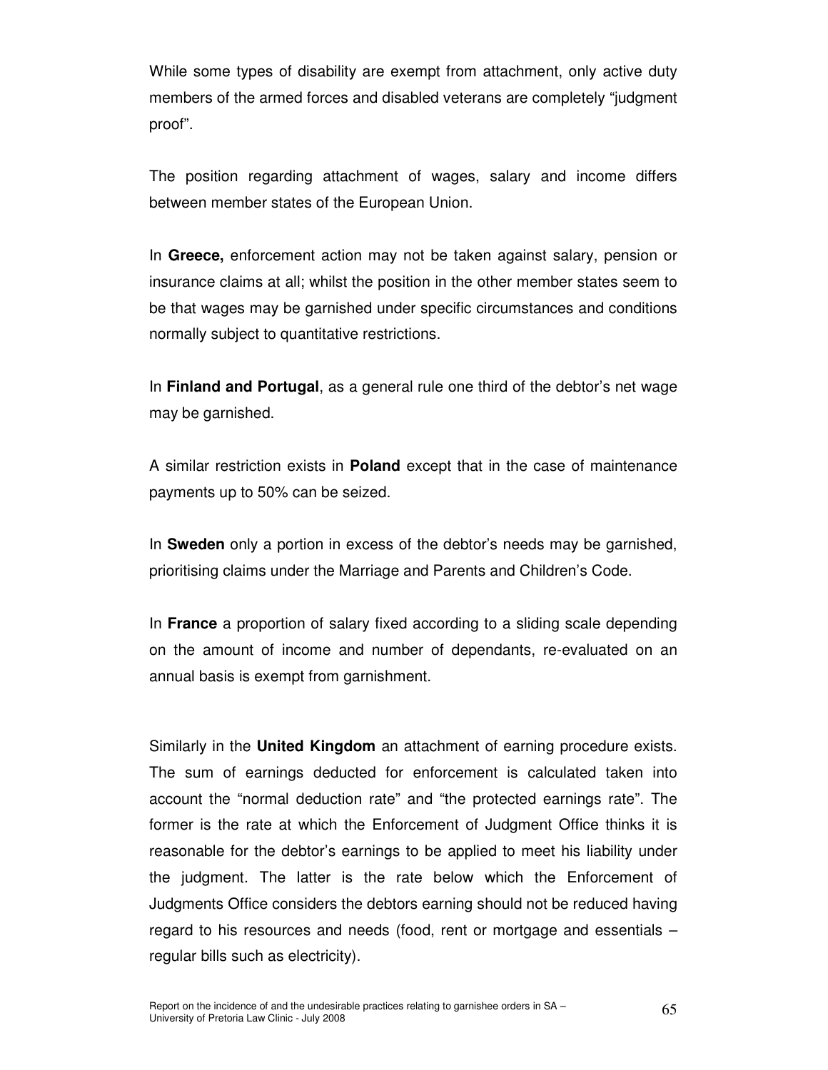While some types of disability are exempt from attachment, only active duty members of the armed forces and disabled veterans are completely “judgment proof”.

The position regarding attachment of wages, salary and income differs between member states of the European Union.

In **Greece,** enforcement action may not be taken against salary, pension or insurance claims at all; whilst the position in the other member states seem to be that wages may be garnished under specific circumstances and conditions normally subject to quantitative restrictions.

In **Finland and Portugal**, as a general rule one third of the debtor’s net wage may be garnished.

A similar restriction exists in **Poland** except that in the case of maintenance payments up to 50% can be seized.

In **Sweden** only a portion in excess of the debtor’s needs may be garnished, prioritising claims under the Marriage and Parents and Children’s Code.

In **France** a proportion of salary fixed according to a sliding scale depending on the amount of income and number of dependants, re-evaluated on an annual basis is exempt from garnishment.

Similarly in the **United Kingdom** an attachment of earning procedure exists. The sum of earnings deducted for enforcement is calculated taken into account the “normal deduction rate” and “the protected earnings rate”. The former is the rate at which the Enforcement of Judgment Office thinks it is reasonable for the debtor’s earnings to be applied to meet his liability under the judgment. The latter is the rate below which the Enforcement of Judgments Office considers the debtors earning should not be reduced having regard to his resources and needs (food, rent or mortgage and essentials – regular bills such as electricity).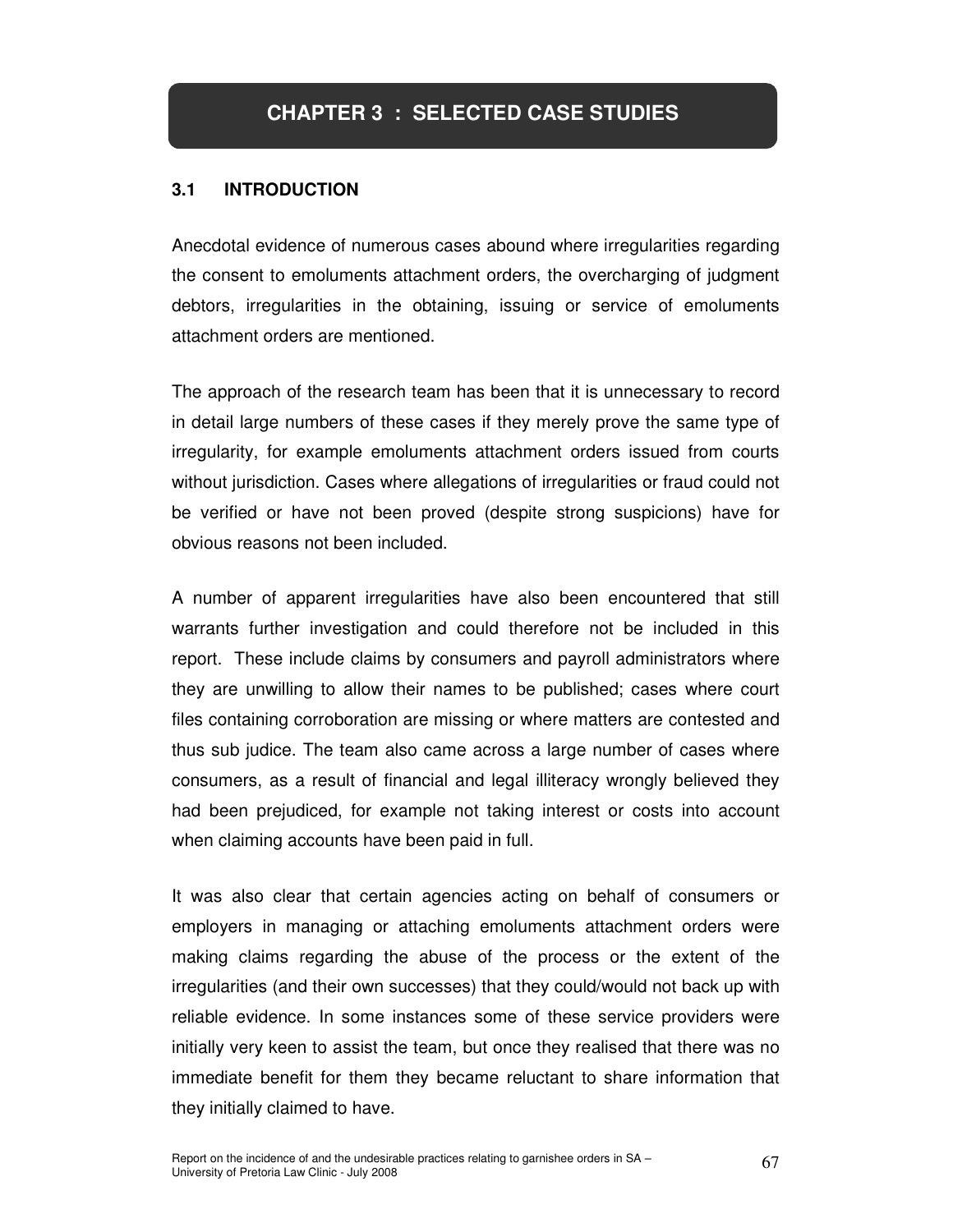# CHAPTER 3 : SELECTED CASE STUDIES

## 3.1 INTRODUCTION

Anecdotal evidence of numerous cases abound where irregularities regarding the consent to emoluments attachment orders, the overcharging of judgment debtors, irregularities in the obtaining, issuing or service of emoluments attachment orders are mentioned.

The approach of the research team has been that it is unnecessary to record in detail large numbers of these cases if they merely prove the same type of irregularity, for example emoluments attachment orders issued from courts without jurisdiction. Cases where allegations of irregularities or fraud could not be verified or have not been proved (despite strong suspicions) have for obvious reasons not been included.

A number of apparent irregularities have also been encountered that still warrants further investigation and could therefore not be included in this report. These include claims by consumers and payroll administrators where they are unwilling to allow their names to be published; cases where court files containing corroboration are missing or where matters are contested and thus sub judice. The team also came across a large number of cases where consumers, as a result of financial and legal illiteracy wrongly believed they had been prejudiced, for example not taking interest or costs into account when claiming accounts have been paid in full.

It was also clear that certain agencies acting on behalf of consumers or employers in managing or attaching emoluments attachment orders were making claims regarding the abuse of the process or the extent of the irregularities (and their own successes) that they could/would not back up with reliable evidence. In some instances some of these service providers were initially very keen to assist the team, but once they realised that there was no immediate benefit for them they became reluctant to share information that they initially claimed to have.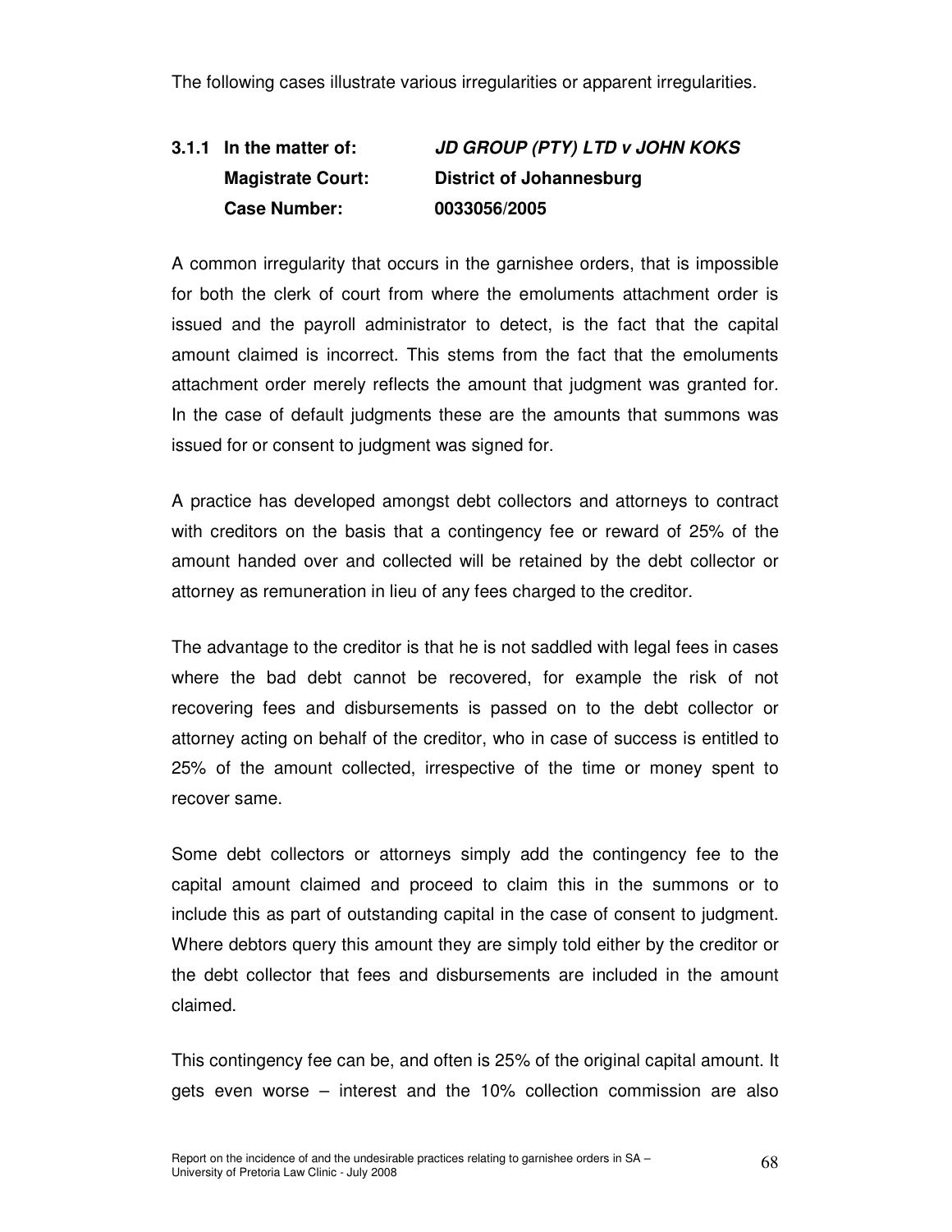The following cases illustrate various irregularities or apparent irregularities.

### 3.1.1 In the matter of: *JD GROUP (PTY) LTD v JOHN KOKS*

**Magistrate Court:** **District of Johannesburg**

**Case Number:** **0033056/2005**

A common irregularity that occurs in the garnishee orders, that is impossible for both the clerk of court from where the emoluments attachment order is issued and the payroll administrator to detect, is the fact that the capital amount claimed is incorrect. This stems from the fact that the emoluments attachment order merely reflects the amount that judgment was granted for. In the case of default judgments these are the amounts that summons was issued for or consent to judgment was signed for.

A practice has developed amongst debt collectors and attorneys to contract with creditors on the basis that a contingency fee or reward of 25% of the amount handed over and collected will be retained by the debt collector or attorney as remuneration in lieu of any fees charged to the creditor.

The advantage to the creditor is that he is not saddled with legal fees in cases where the bad debt cannot be recovered, for example the risk of not recovering fees and disbursements is passed on to the debt collector or attorney acting on behalf of the creditor, who in case of success is entitled to 25% of the amount collected, irrespective of the time or money spent to recover same.

Some debt collectors or attorneys simply add the contingency fee to the capital amount claimed and proceed to claim this in the summons or to include this as part of outstanding capital in the case of consent to judgment. Where debtors query this amount they are simply told either by the creditor or the debt collector that fees and disbursements are included in the amount claimed.

This contingency fee can be, and often is 25% of the original capital amount. It gets even worse – interest and the 10% collection commission are also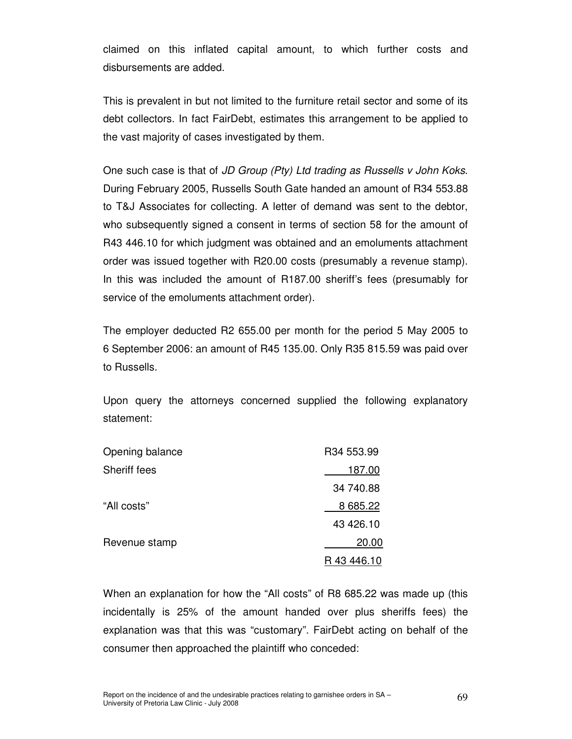claimed on this inflated capital amount, to which further costs and disbursements are added.

This is prevalent in but not limited to the furniture retail sector and some of its debt collectors. In fact FairDebt, estimates this arrangement to be applied to the vast majority of cases investigated by them.

One such case is that of *JD Group (Pty) Ltd trading as Russells v John Koks*. During February 2005, Russells South Gate handed an amount of R34 553.88 to T&J Associates for collecting. A letter of demand was sent to the debtor, who subsequently signed a consent in terms of section 58 for the amount of R43 446.10 for which judgment was obtained and an emoluments attachment order was issued together with R20.00 costs (presumably a revenue stamp). In this was included the amount of R187.00 sheriff's fees (presumably for service of the emoluments attachment order).

The employer deducted R2 655.00 per month for the period 5 May 2005 to 6 September 2006: an amount of R45 135.00. Only R35 815.59 was paid over to Russells.

Upon query the attorneys concerned supplied the following explanatory statement:

| | |
|---|---|
| Opening balance | R34 553.99 |
| Sheriff fees | 187.00 |
| | 34 740.88 |
| "All costs" | 8 685.22 |
| | 43 426.10 |
| Revenue stamp | 20.00 |
| | R 43 446.10 |

When an explanation for how the "All costs" of R8 685.22 was made up (this incidentally is 25% of the amount handed over plus sheriffs fees) the explanation was that this was "customary". FairDebt acting on behalf of the consumer then approached the plaintiff who conceded: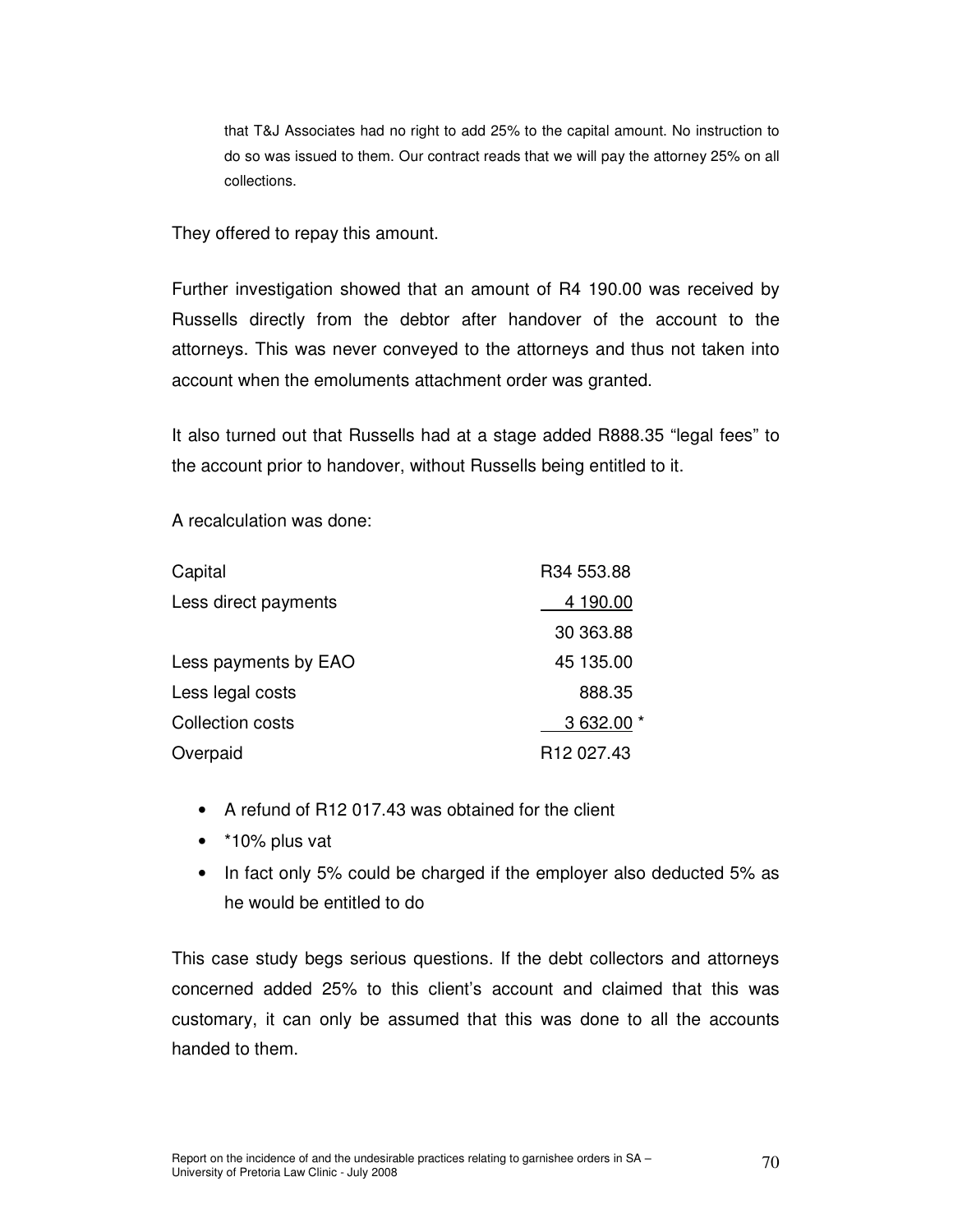> that T&J Associates had no right to add 25% to the capital amount. No instruction to do so was issued to them. Our contract reads that we will pay the attorney 25% on all collections.

They offered to repay this amount.

Further investigation showed that an amount of R4 190.00 was received by Russells directly from the debtor after handover of the account to the attorneys. This was never conveyed to the attorneys and thus not taken into account when the emoluments attachment order was granted.

It also turned out that Russells had at a stage added R888.35 "legal fees" to the account prior to handover, without Russells being entitled to it.

A recalculation was done:

| | |
|---|---|
| Capital | R34 553.88 |
| Less direct payments | 4 190.00 |
| | 30 363.88 |
| Less payments by EAO | 45 135.00 |
| Less legal costs | 888.35 |
| Collection costs | 3 632.00 * |
| Overpaid | R12 027.43 |

- A refund of R12 017.43 was obtained for the client
- *10% plus vat
- In fact only 5% could be charged if the employer also deducted 5% as he would be entitled to do

This case study begs serious questions. If the debt collectors and attorneys concerned added 25% to this client's account and claimed that this was customary, it can only be assumed that this was done to all the accounts handed to them.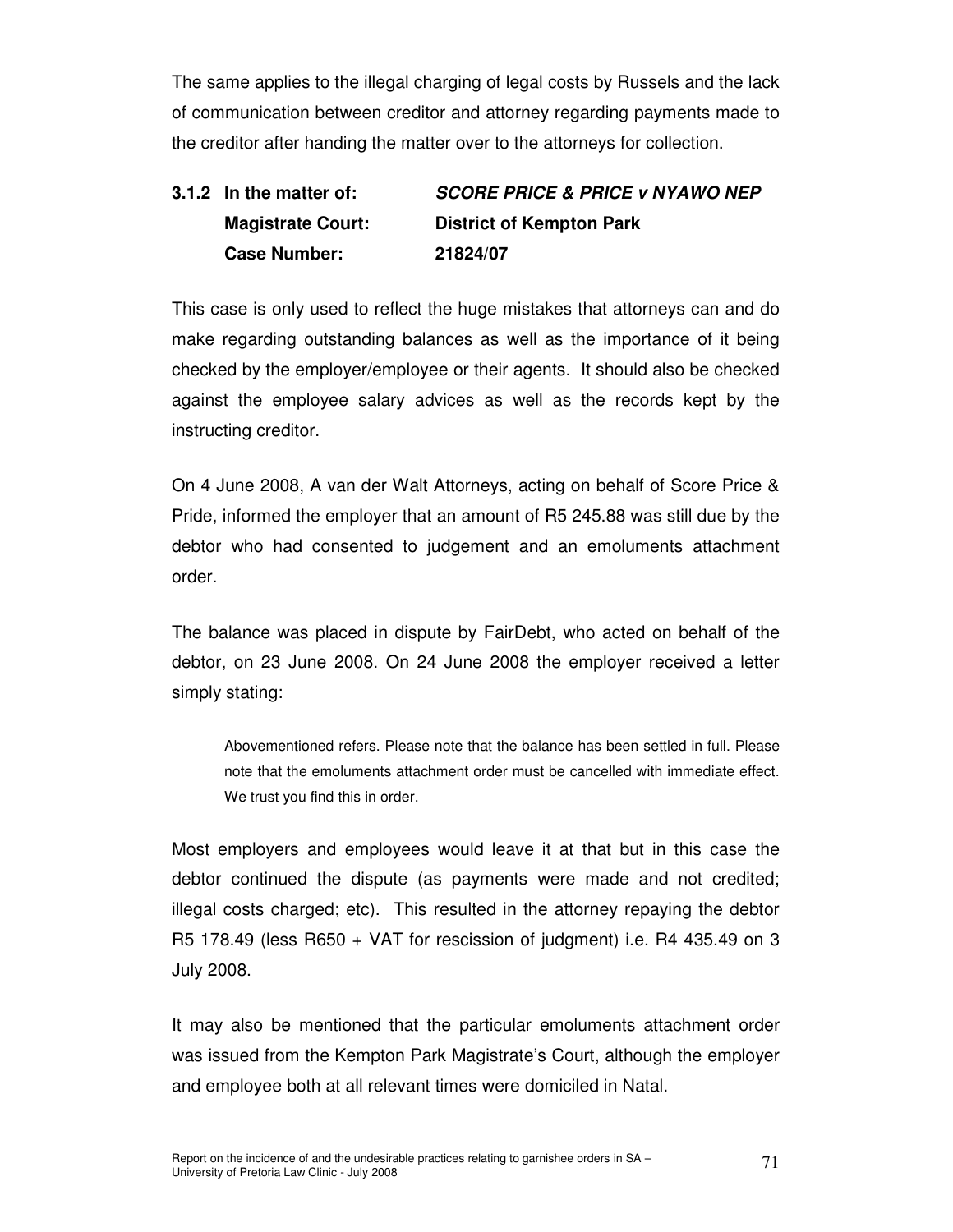The same applies to the illegal charging of legal costs by Russels and the lack of communication between creditor and attorney regarding payments made to the creditor after handing the matter over to the attorneys for collection.

### 3.1.2 In the matter of: ***SCORE PRICE & PRICE v NYAWO NEP***

**Magistrate Court:** **District of Kempton Park**

**Case Number:** **21824/07**

This case is only used to reflect the huge mistakes that attorneys can and do make regarding outstanding balances as well as the importance of it being checked by the employer/employee or their agents. It should also be checked against the employee salary advices as well as the records kept by the instructing creditor.

On 4 June 2008, A van der Walt Attorneys, acting on behalf of Score Price & Pride, informed the employer that an amount of R5 245.88 was still due by the debtor who had consented to judgement and an emoluments attachment order.

The balance was placed in dispute by FairDebt, who acted on behalf of the debtor, on 23 June 2008. On 24 June 2008 the employer received a letter simply stating:

> Abovementioned refers. Please note that the balance has been settled in full. Please note that the emoluments attachment order must be cancelled with immediate effect. We trust you find this in order.

Most employers and employees would leave it at that but in this case the debtor continued the dispute (as payments were made and not credited; illegal costs charged; etc). This resulted in the attorney repaying the debtor R5 178.49 (less R650 + VAT for rescission of judgment) i.e. R4 435.49 on 3 July 2008.

It may also be mentioned that the particular emoluments attachment order was issued from the Kempton Park Magistrate's Court, although the employer and employee both at all relevant times were domiciled in Natal.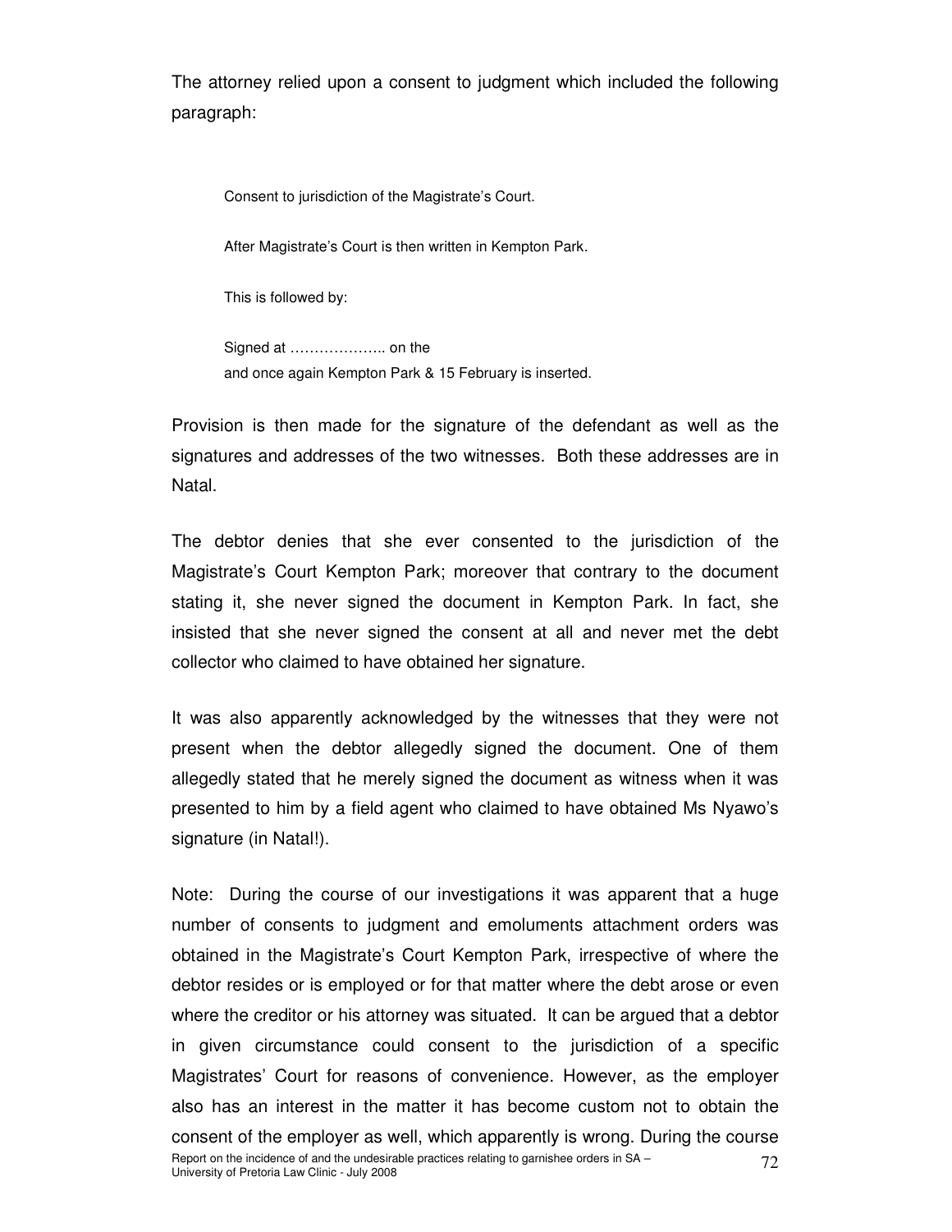The attorney relied upon a consent to judgment which included the following paragraph:

> Consent to jurisdiction of the Magistrate's Court.
>
> After Magistrate's Court is then written in Kempton Park.
>
> This is followed by:
>
> Signed at ……………….. on the
> and once again Kempton Park & 15 February is inserted.

Provision is then made for the signature of the defendant as well as the signatures and addresses of the two witnesses. Both these addresses are in Natal.

The debtor denies that she ever consented to the jurisdiction of the Magistrate's Court Kempton Park; moreover that contrary to the document stating it, she never signed the document in Kempton Park. In fact, she insisted that she never signed the consent at all and never met the debt collector who claimed to have obtained her signature.

It was also apparently acknowledged by the witnesses that they were not present when the debtor allegedly signed the document. One of them allegedly stated that he merely signed the document as witness when it was presented to him by a field agent who claimed to have obtained Ms Nyawo's signature (in Natal!).

Note: During the course of our investigations it was apparent that a huge number of consents to judgment and emoluments attachment orders was obtained in the Magistrate's Court Kempton Park, irrespective of where the debtor resides or is employed or for that matter where the debt arose or even where the creditor or his attorney was situated. It can be argued that a debtor in given circumstance could consent to the jurisdiction of a specific Magistrates' Court for reasons of convenience. However, as the employer also has an interest in the matter it has become custom not to obtain the consent of the employer as well, which apparently is wrong. During the course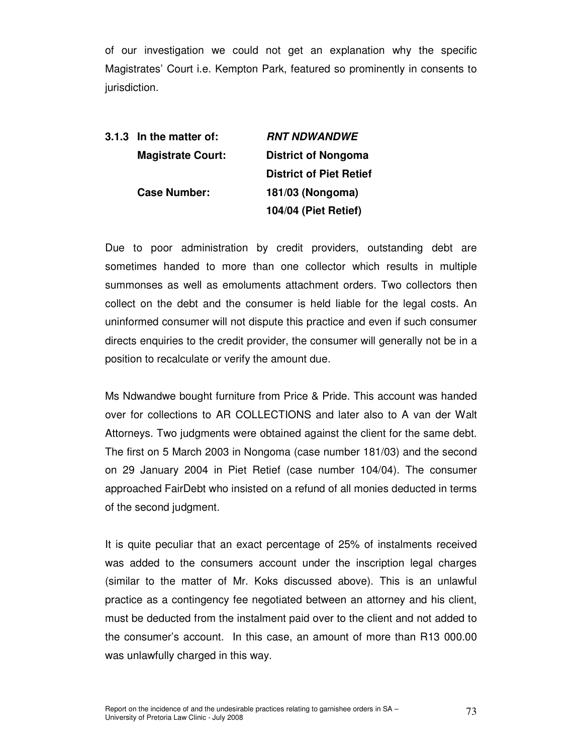of our investigation we could not get an explanation why the specific Magistrates' Court i.e. Kempton Park, featured so prominently in consents to jurisdiction.

| | |
|---|---|
| **3.1.3 In the matter of:** | ***RNT NDWANDWE*** |
| **Magistrate Court:** | **District of Nongoma** |
| | **District of Piet Retief** |
| **Case Number:** | **181/03 (Nongoma)** |
| | **104/04 (Piet Retief)** |

Due to poor administration by credit providers, outstanding debt are sometimes handed to more than one collector which results in multiple summonses as well as emoluments attachment orders. Two collectors then collect on the debt and the consumer is held liable for the legal costs. An uninformed consumer will not dispute this practice and even if such consumer directs enquiries to the credit provider, the consumer will generally not be in a position to recalculate or verify the amount due.

Ms Ndwandwe bought furniture from Price & Pride. This account was handed over for collections to AR COLLECTIONS and later also to A van der Walt Attorneys. Two judgments were obtained against the client for the same debt. The first on 5 March 2003 in Nongoma (case number 181/03) and the second on 29 January 2004 in Piet Retief (case number 104/04). The consumer approached FairDebt who insisted on a refund of all monies deducted in terms of the second judgment.

It is quite peculiar that an exact percentage of 25% of instalments received was added to the consumers account under the inscription legal charges (similar to the matter of Mr. Koks discussed above). This is an unlawful practice as a contingency fee negotiated between an attorney and his client, must be deducted from the instalment paid over to the client and not added to the consumer's account. In this case, an amount of more than R13 000.00 was unlawfully charged in this way.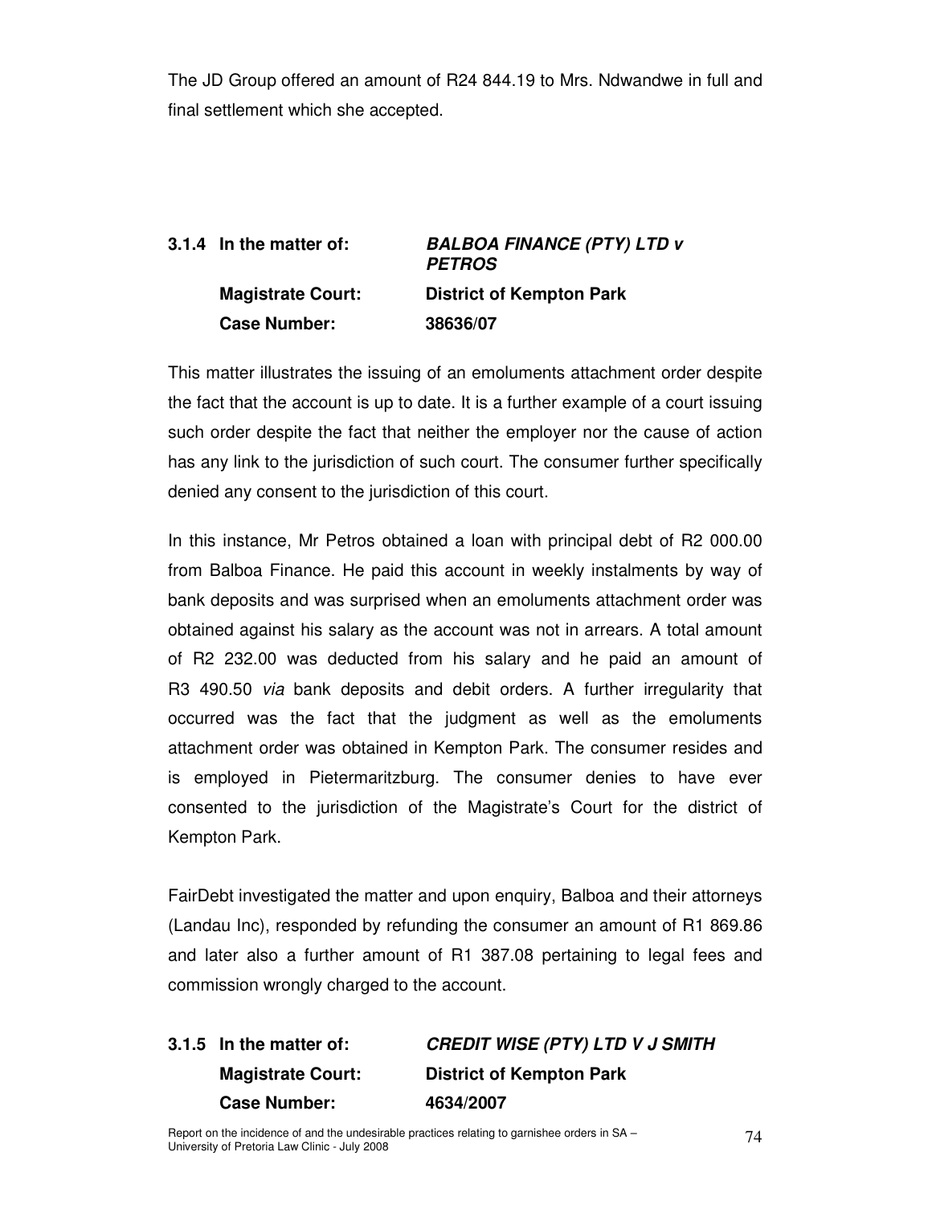The JD Group offered an amount of R24 844.19 to Mrs. Ndwandwe in full and final settlement which she accepted.

### 3.1.4 In the matter of: ***BALBOA FINANCE (PTY) LTD v PETROS***

**Magistrate Court:** **District of Kempton Park**

**Case Number:** **38636/07**

This matter illustrates the issuing of an emoluments attachment order despite the fact that the account is up to date. It is a further example of a court issuing such order despite the fact that neither the employer nor the cause of action has any link to the jurisdiction of such court. The consumer further specifically denied any consent to the jurisdiction of this court.

In this instance, Mr Petros obtained a loan with principal debt of R2 000.00 from Balboa Finance. He paid this account in weekly instalments by way of bank deposits and was surprised when an emoluments attachment order was obtained against his salary as the account was not in arrears. A total amount of R2 232.00 was deducted from his salary and he paid an amount of R3 490.50 *via* bank deposits and debit orders. A further irregularity that occurred was the fact that the judgment as well as the emoluments attachment order was obtained in Kempton Park. The consumer resides and is employed in Pietermaritzburg. The consumer denies to have ever consented to the jurisdiction of the Magistrate's Court for the district of Kempton Park.

FairDebt investigated the matter and upon enquiry, Balboa and their attorneys (Landau Inc), responded by refunding the consumer an amount of R1 869.86 and later also a further amount of R1 387.08 pertaining to legal fees and commission wrongly charged to the account.

### 3.1.5 In the matter of: ***CREDIT WISE (PTY) LTD V J SMITH***

**Magistrate Court:** **District of Kempton Park**

**Case Number:** **4634/2007**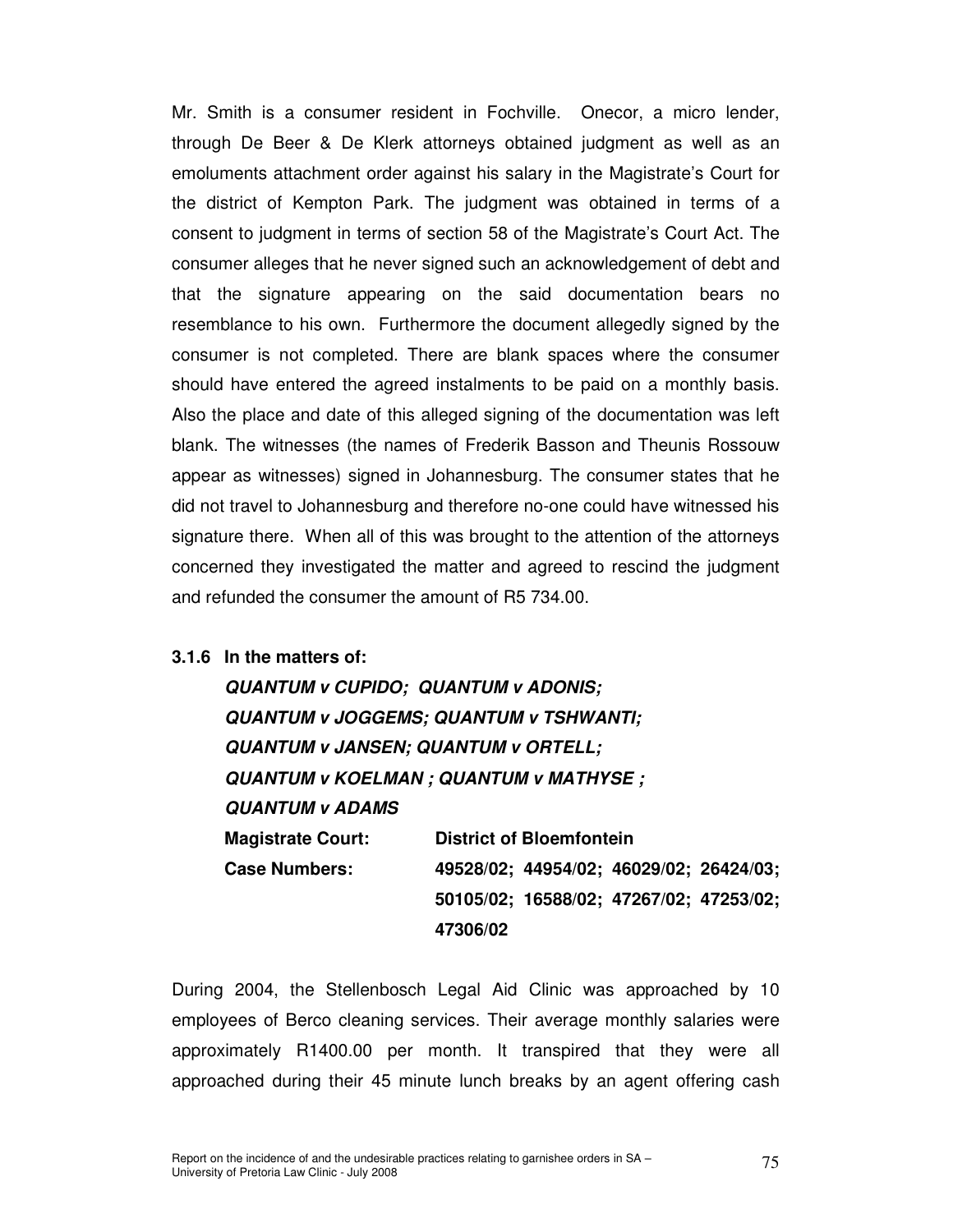Mr. Smith is a consumer resident in Fochville. Onecor, a micro lender, through De Beer & De Klerk attorneys obtained judgment as well as an emoluments attachment order against his salary in the Magistrate's Court for the district of Kempton Park. The judgment was obtained in terms of a consent to judgment in terms of section 58 of the Magistrate's Court Act. The consumer alleges that he never signed such an acknowledgement of debt and that the signature appearing on the said documentation bears no resemblance to his own. Furthermore the document allegedly signed by the consumer is not completed. There are blank spaces where the consumer should have entered the agreed instalments to be paid on a monthly basis. Also the place and date of this alleged signing of the documentation was left blank. The witnesses (the names of Frederik Basson and Theunis Rossouw appear as witnesses) signed in Johannesburg. The consumer states that he did not travel to Johannesburg and therefore no-one could have witnessed his signature there. When all of this was brought to the attention of the attorneys concerned they investigated the matter and agreed to rescind the judgment and refunded the consumer the amount of R5 734.00.

#### 3.1.6 In the matters of:

***QUANTUM v CUPIDO; QUANTUM v ADONIS;***
***QUANTUM v JOGGEMS; QUANTUM v TSHWANTI;***
***QUANTUM v JANSEN; QUANTUM v ORTELL;***
***QUANTUM v KOELMAN ; QUANTUM v MATHYSE ;***
***QUANTUM v ADAMS***

**Magistrate Court:** **District of Bloemfontein**

**Case Numbers:** **49528/02; 44954/02; 46029/02; 26424/03; 50105/02; 16588/02; 47267/02; 47253/02; 47306/02**

During 2004, the Stellenbosch Legal Aid Clinic was approached by 10 employees of Berco cleaning services. Their average monthly salaries were approximately R1400.00 per month. It transpired that they were all approached during their 45 minute lunch breaks by an agent offering cash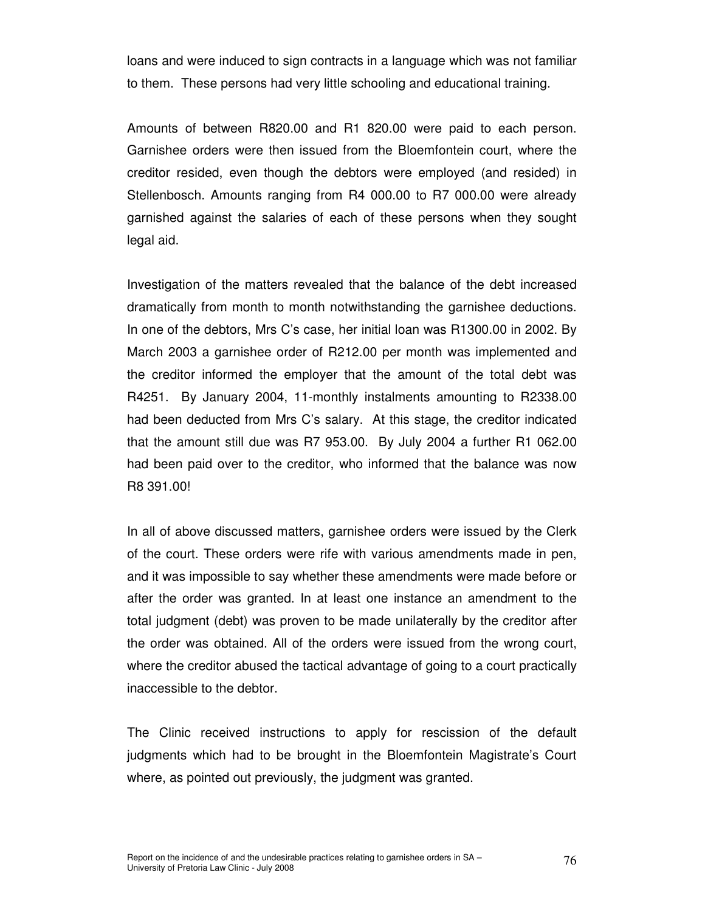loans and were induced to sign contracts in a language which was not familiar to them. These persons had very little schooling and educational training.

Amounts of between R820.00 and R1 820.00 were paid to each person. Garnishee orders were then issued from the Bloemfontein court, where the creditor resided, even though the debtors were employed (and resided) in Stellenbosch. Amounts ranging from R4 000.00 to R7 000.00 were already garnished against the salaries of each of these persons when they sought legal aid.

Investigation of the matters revealed that the balance of the debt increased dramatically from month to month notwithstanding the garnishee deductions. In one of the debtors, Mrs C's case, her initial loan was R1300.00 in 2002. By March 2003 a garnishee order of R212.00 per month was implemented and the creditor informed the employer that the amount of the total debt was R4251. By January 2004, 11-monthly instalments amounting to R2338.00 had been deducted from Mrs C's salary. At this stage, the creditor indicated that the amount still due was R7 953.00. By July 2004 a further R1 062.00 had been paid over to the creditor, who informed that the balance was now R8 391.00!

In all of above discussed matters, garnishee orders were issued by the Clerk of the court. These orders were rife with various amendments made in pen, and it was impossible to say whether these amendments were made before or after the order was granted. In at least one instance an amendment to the total judgment (debt) was proven to be made unilaterally by the creditor after the order was obtained. All of the orders were issued from the wrong court, where the creditor abused the tactical advantage of going to a court practically inaccessible to the debtor.

The Clinic received instructions to apply for rescission of the default judgments which had to be brought in the Bloemfontein Magistrate's Court where, as pointed out previously, the judgment was granted.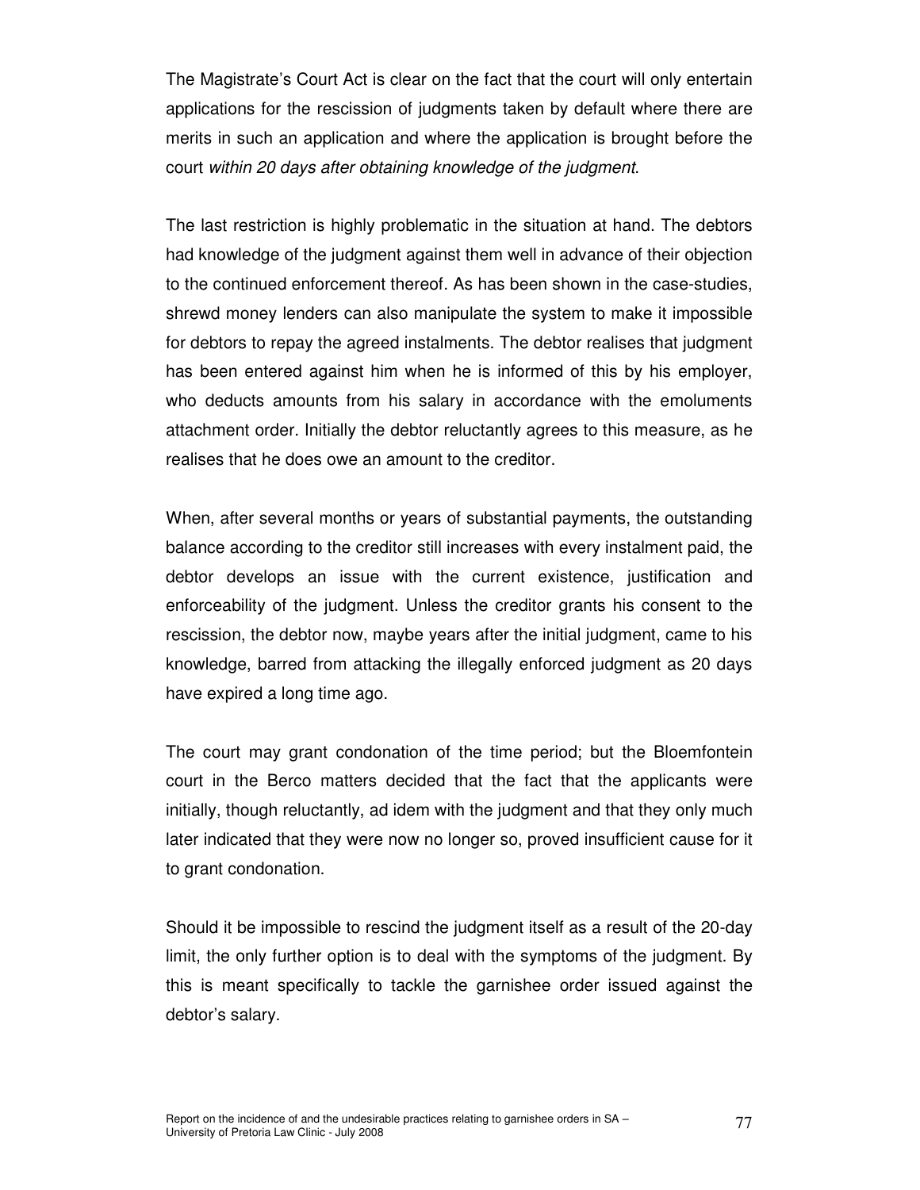The Magistrate's Court Act is clear on the fact that the court will only entertain applications for the rescission of judgments taken by default where there are merits in such an application and where the application is brought before the court *within 20 days after obtaining knowledge of the judgment*.

The last restriction is highly problematic in the situation at hand. The debtors had knowledge of the judgment against them well in advance of their objection to the continued enforcement thereof. As has been shown in the case-studies, shrewd money lenders can also manipulate the system to make it impossible for debtors to repay the agreed instalments. The debtor realises that judgment has been entered against him when he is informed of this by his employer, who deducts amounts from his salary in accordance with the emoluments attachment order. Initially the debtor reluctantly agrees to this measure, as he realises that he does owe an amount to the creditor.

When, after several months or years of substantial payments, the outstanding balance according to the creditor still increases with every instalment paid, the debtor develops an issue with the current existence, justification and enforceability of the judgment. Unless the creditor grants his consent to the rescission, the debtor now, maybe years after the initial judgment, came to his knowledge, barred from attacking the illegally enforced judgment as 20 days have expired a long time ago.

The court may grant condonation of the time period; but the Bloemfontein court in the Berco matters decided that the fact that the applicants were initially, though reluctantly, ad idem with the judgment and that they only much later indicated that they were now no longer so, proved insufficient cause for it to grant condonation.

Should it be impossible to rescind the judgment itself as a result of the 20-day limit, the only further option is to deal with the symptoms of the judgment. By this is meant specifically to tackle the garnishee order issued against the debtor's salary.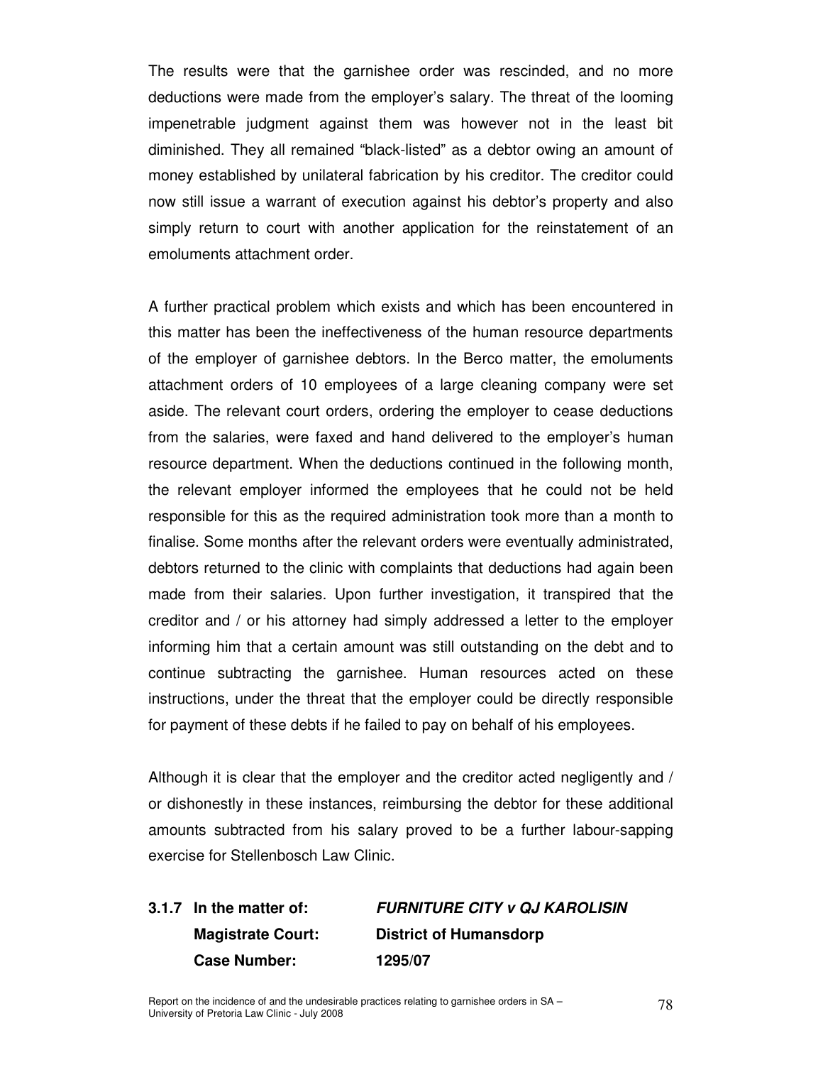The results were that the garnishee order was rescinded, and no more deductions were made from the employer's salary. The threat of the looming impenetrable judgment against them was however not in the least bit diminished. They all remained "black-listed" as a debtor owing an amount of money established by unilateral fabrication by his creditor. The creditor could now still issue a warrant of execution against his debtor's property and also simply return to court with another application for the reinstatement of an emoluments attachment order.

A further practical problem which exists and which has been encountered in this matter has been the ineffectiveness of the human resource departments of the employer of garnishee debtors. In the Berco matter, the emoluments attachment orders of 10 employees of a large cleaning company were set aside. The relevant court orders, ordering the employer to cease deductions from the salaries, were faxed and hand delivered to the employer's human resource department. When the deductions continued in the following month, the relevant employer informed the employees that he could not be held responsible for this as the required administration took more than a month to finalise. Some months after the relevant orders were eventually administrated, debtors returned to the clinic with complaints that deductions had again been made from their salaries. Upon further investigation, it transpired that the creditor and / or his attorney had simply addressed a letter to the employer informing him that a certain amount was still outstanding on the debt and to continue subtracting the garnishee. Human resources acted on these instructions, under the threat that the employer could be directly responsible for payment of these debts if he failed to pay on behalf of his employees.

Although it is clear that the employer and the creditor acted negligently and / or dishonestly in these instances, reimbursing the debtor for these additional amounts subtracted from his salary proved to be a further labour-sapping exercise for Stellenbosch Law Clinic.

**3.1.7 In the matter of:** ***FURNITURE CITY v QJ KAROLISIN***
**Magistrate Court:** **District of Humansdorp**
**Case Number:** **1295/07**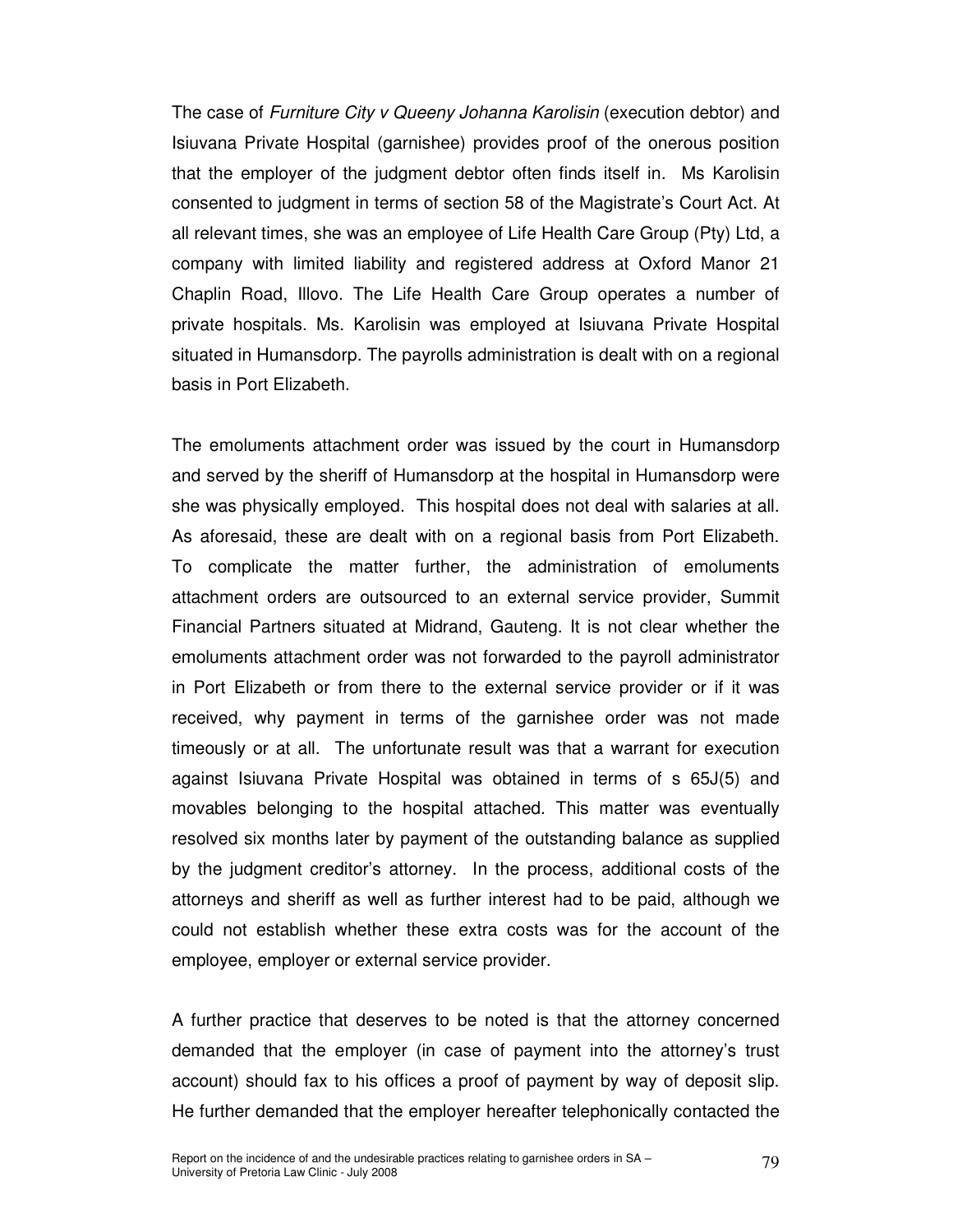The case of *Furniture City v Queeny Johanna Karolisin* (execution debtor) and Isiuvana Private Hospital (garnishee) provides proof of the onerous position that the employer of the judgment debtor often finds itself in. Ms Karolisin consented to judgment in terms of section 58 of the Magistrate's Court Act. At all relevant times, she was an employee of Life Health Care Group (Pty) Ltd, a company with limited liability and registered address at Oxford Manor 21 Chaplin Road, Illovo. The Life Health Care Group operates a number of private hospitals. Ms. Karolisin was employed at Isiuvana Private Hospital situated in Humansdorp. The payrolls administration is dealt with on a regional basis in Port Elizabeth.

The emoluments attachment order was issued by the court in Humansdorp and served by the sheriff of Humansdorp at the hospital in Humansdorp were she was physically employed. This hospital does not deal with salaries at all. As aforesaid, these are dealt with on a regional basis from Port Elizabeth. To complicate the matter further, the administration of emoluments attachment orders are outsourced to an external service provider, Summit Financial Partners situated at Midrand, Gauteng. It is not clear whether the emoluments attachment order was not forwarded to the payroll administrator in Port Elizabeth or from there to the external service provider or if it was received, why payment in terms of the garnishee order was not made timeously or at all. The unfortunate result was that a warrant for execution against Isiuvana Private Hospital was obtained in terms of s 65J(5) and movables belonging to the hospital attached. This matter was eventually resolved six months later by payment of the outstanding balance as supplied by the judgment creditor's attorney. In the process, additional costs of the attorneys and sheriff as well as further interest had to be paid, although we could not establish whether these extra costs was for the account of the employee, employer or external service provider.

A further practice that deserves to be noted is that the attorney concerned demanded that the employer (in case of payment into the attorney's trust account) should fax to his offices a proof of payment by way of deposit slip. He further demanded that the employer hereafter telephonically contacted the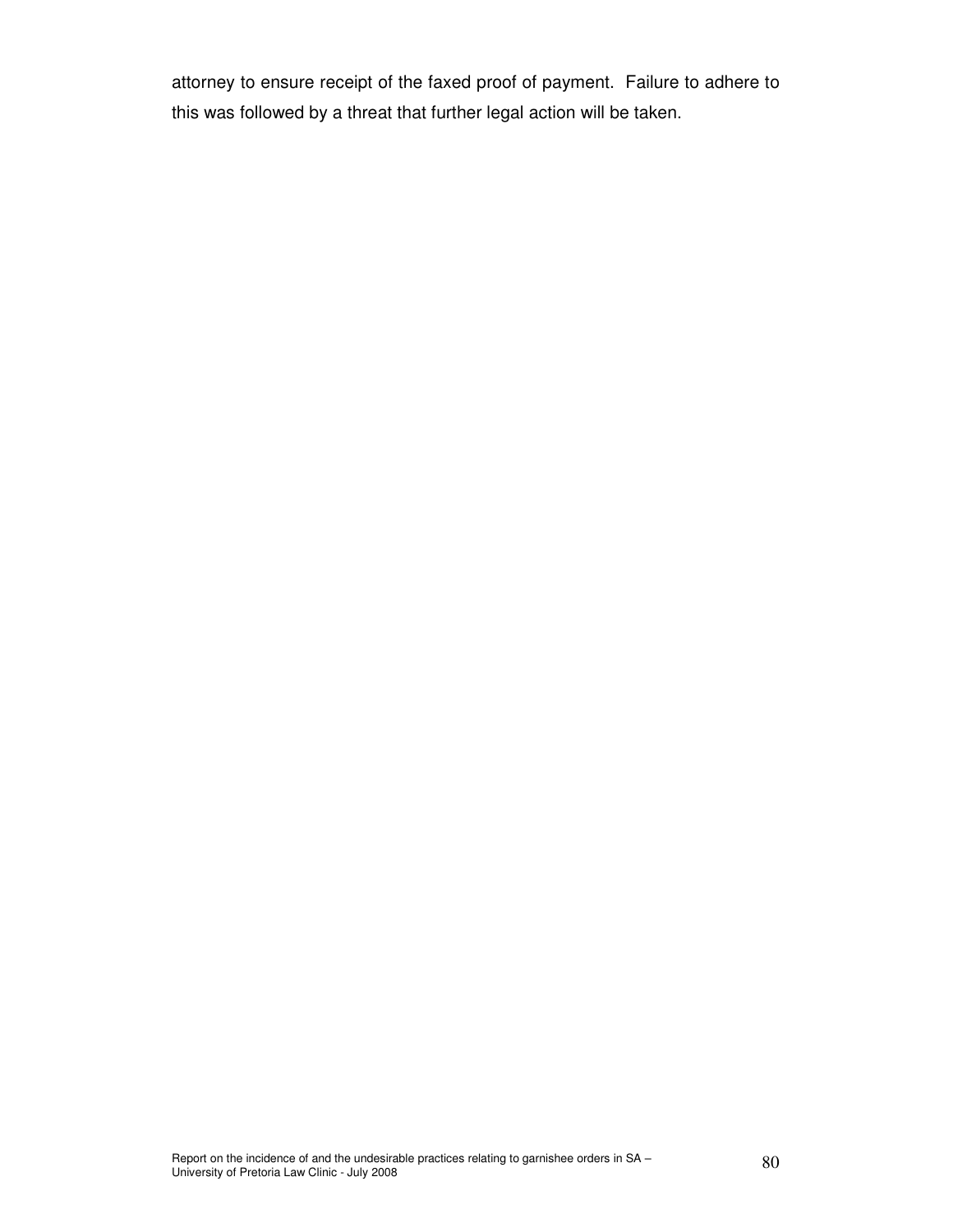attorney to ensure receipt of the faxed proof of payment. Failure to adhere to this was followed by a threat that further legal action will be taken.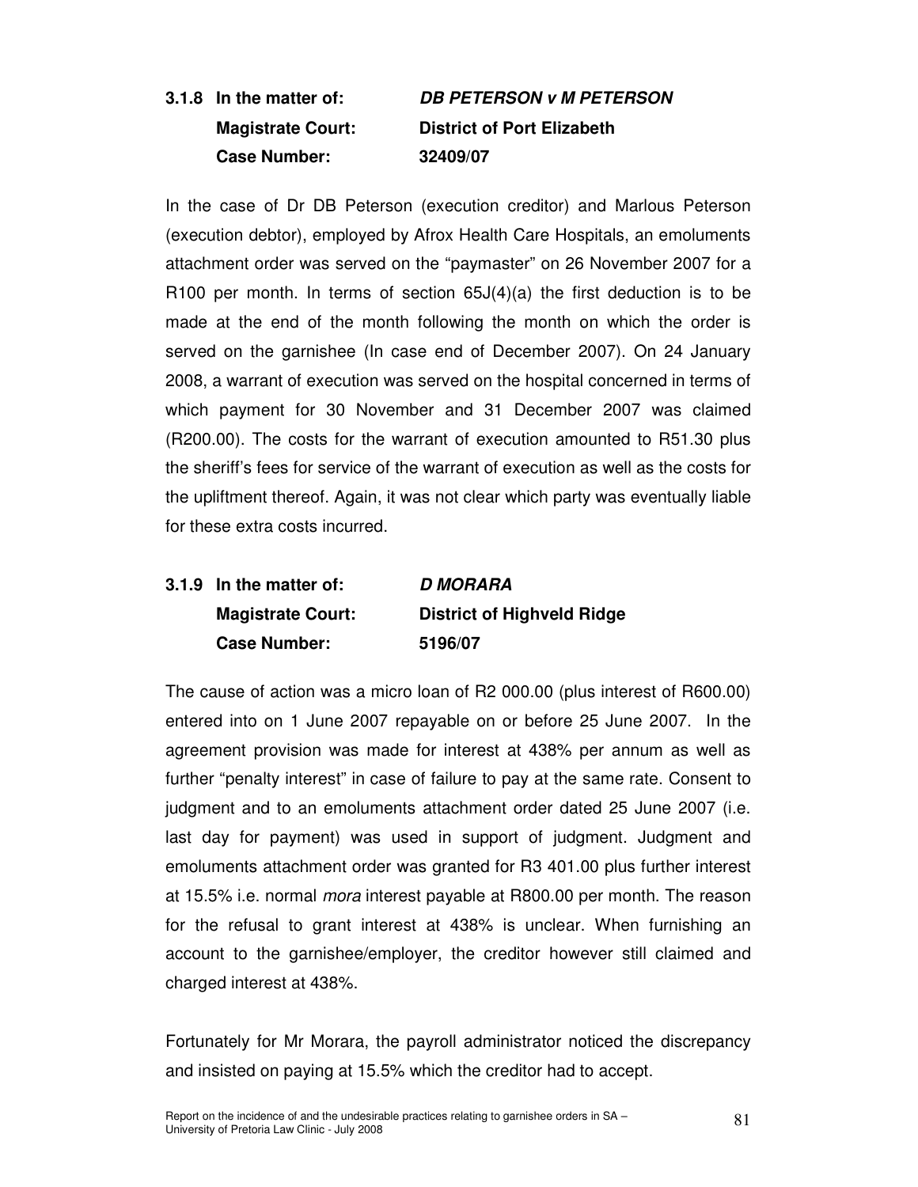**3.1.8 In the matter of: *DB PETERSON v M PETERSON***
**Magistrate Court: District of Port Elizabeth**
**Case Number: 32409/07**

In the case of Dr DB Peterson (execution creditor) and Marlous Peterson (execution debtor), employed by Afrox Health Care Hospitals, an emoluments attachment order was served on the "paymaster" on 26 November 2007 for a R100 per month. In terms of section 65J(4)(a) the first deduction is to be made at the end of the month following the month on which the order is served on the garnishee (In case end of December 2007). On 24 January 2008, a warrant of execution was served on the hospital concerned in terms of which payment for 30 November and 31 December 2007 was claimed (R200.00). The costs for the warrant of execution amounted to R51.30 plus the sheriff's fees for service of the warrant of execution as well as the costs for the upliftment thereof. Again, it was not clear which party was eventually liable for these extra costs incurred.

**3.1.9 In the matter of: *D MORARA***
**Magistrate Court: District of Highveld Ridge**
**Case Number: 5196/07**

The cause of action was a micro loan of R2 000.00 (plus interest of R600.00) entered into on 1 June 2007 repayable on or before 25 June 2007. In the agreement provision was made for interest at 438% per annum as well as further "penalty interest" in case of failure to pay at the same rate. Consent to judgment and to an emoluments attachment order dated 25 June 2007 (i.e. last day for payment) was used in support of judgment. Judgment and emoluments attachment order was granted for R3 401.00 plus further interest at 15.5% i.e. normal *mora* interest payable at R800.00 per month. The reason for the refusal to grant interest at 438% is unclear. When furnishing an account to the garnishee/employer, the creditor however still claimed and charged interest at 438%.

Fortunately for Mr Morara, the payroll administrator noticed the discrepancy and insisted on paying at 15.5% which the creditor had to accept.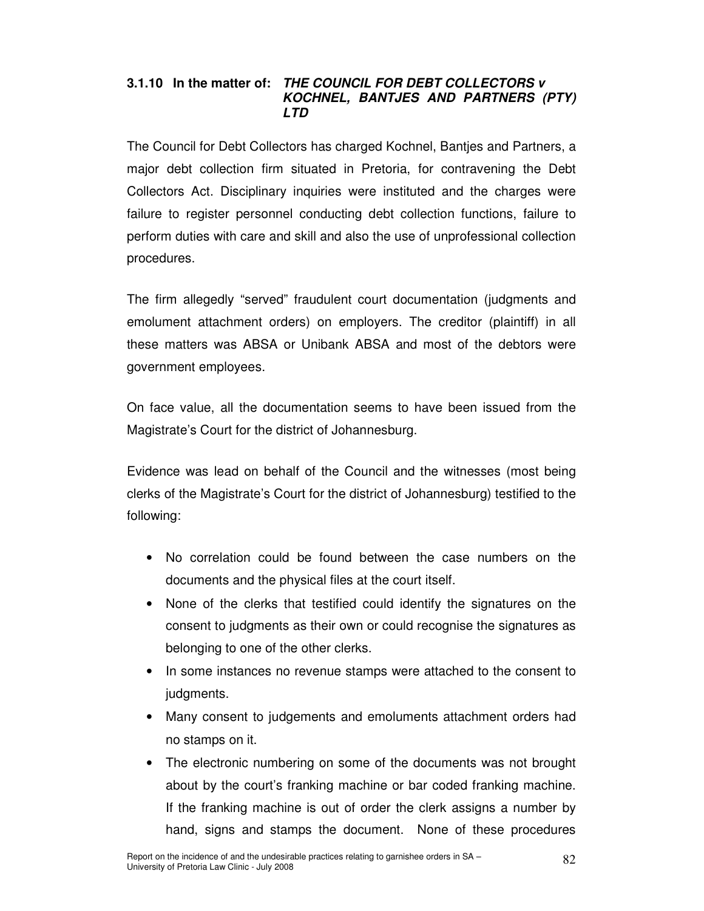### 3.1.10 In the matter of: *THE COUNCIL FOR DEBT COLLECTORS v KOCHNEL, BANTJES AND PARTNERS (PTY) LTD*

The Council for Debt Collectors has charged Kochnel, Bantjes and Partners, a major debt collection firm situated in Pretoria, for contravening the Debt Collectors Act. Disciplinary inquiries were instituted and the charges were failure to register personnel conducting debt collection functions, failure to perform duties with care and skill and also the use of unprofessional collection procedures.

The firm allegedly "served" fraudulent court documentation (judgments and emolument attachment orders) on employers. The creditor (plaintiff) in all these matters was ABSA or Unibank ABSA and most of the debtors were government employees.

On face value, all the documentation seems to have been issued from the Magistrate's Court for the district of Johannesburg.

Evidence was lead on behalf of the Council and the witnesses (most being clerks of the Magistrate's Court for the district of Johannesburg) testified to the following:

- No correlation could be found between the case numbers on the documents and the physical files at the court itself.
- None of the clerks that testified could identify the signatures on the consent to judgments as their own or could recognise the signatures as belonging to one of the other clerks.
- In some instances no revenue stamps were attached to the consent to judgments.
- Many consent to judgements and emoluments attachment orders had no stamps on it.
- The electronic numbering on some of the documents was not brought about by the court's franking machine or bar coded franking machine. If the franking machine is out of order the clerk assigns a number by hand, signs and stamps the document. None of these procedures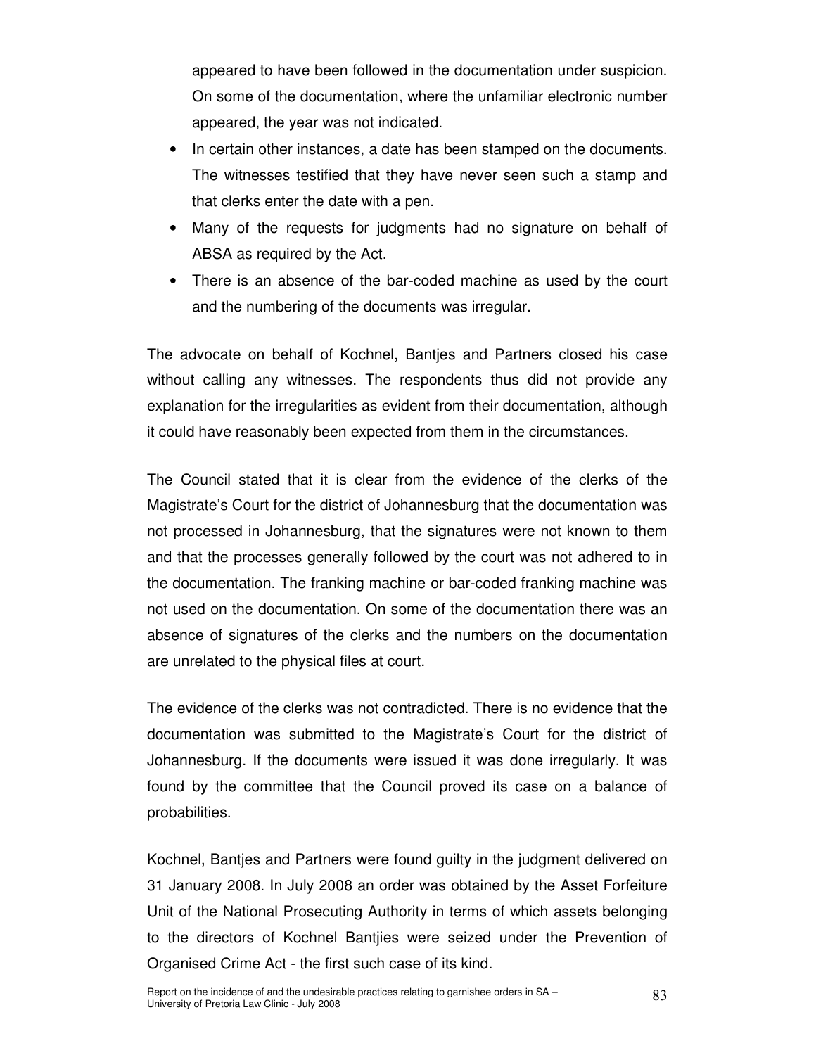appeared to have been followed in the documentation under suspicion. On some of the documentation, where the unfamiliar electronic number appeared, the year was not indicated.

- In certain other instances, a date has been stamped on the documents. The witnesses testified that they have never seen such a stamp and that clerks enter the date with a pen.
- Many of the requests for judgments had no signature on behalf of ABSA as required by the Act.
- There is an absence of the bar-coded machine as used by the court and the numbering of the documents was irregular.

The advocate on behalf of Kochnel, Bantjes and Partners closed his case without calling any witnesses. The respondents thus did not provide any explanation for the irregularities as evident from their documentation, although it could have reasonably been expected from them in the circumstances.

The Council stated that it is clear from the evidence of the clerks of the Magistrate's Court for the district of Johannesburg that the documentation was not processed in Johannesburg, that the signatures were not known to them and that the processes generally followed by the court was not adhered to in the documentation. The franking machine or bar-coded franking machine was not used on the documentation. On some of the documentation there was an absence of signatures of the clerks and the numbers on the documentation are unrelated to the physical files at court.

The evidence of the clerks was not contradicted. There is no evidence that the documentation was submitted to the Magistrate's Court for the district of Johannesburg. If the documents were issued it was done irregularly. It was found by the committee that the Council proved its case on a balance of probabilities.

Kochnel, Bantjes and Partners were found guilty in the judgment delivered on 31 January 2008. In July 2008 an order was obtained by the Asset Forfeiture Unit of the National Prosecuting Authority in terms of which assets belonging to the directors of Kochnel Bantjies were seized under the Prevention of Organised Crime Act - the first such case of its kind.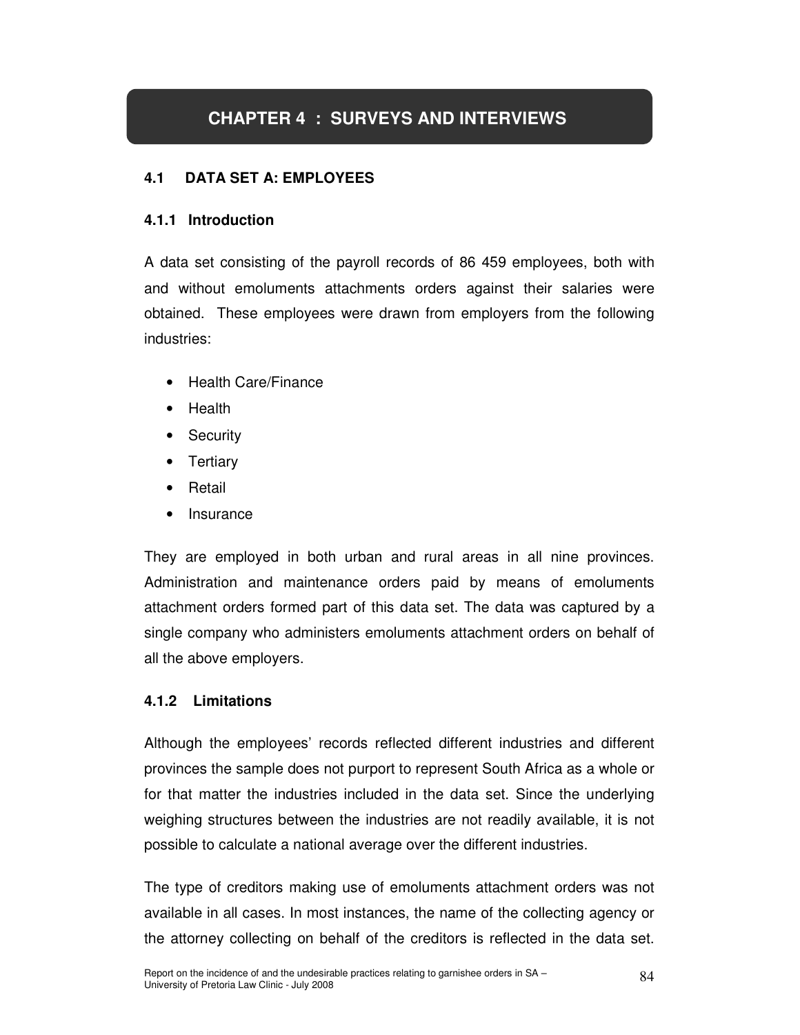# CHAPTER 4 : SURVEYS AND INTERVIEWS

## 4.1 DATA SET A: EMPLOYEES

### 4.1.1 Introduction

A data set consisting of the payroll records of 86 459 employees, both with and without emoluments attachments orders against their salaries were obtained. These employees were drawn from employers from the following industries:

- Health Care/Finance
- Health
- Security
- Tertiary
- Retail
- Insurance

They are employed in both urban and rural areas in all nine provinces. Administration and maintenance orders paid by means of emoluments attachment orders formed part of this data set. The data was captured by a single company who administers emoluments attachment orders on behalf of all the above employers.

### 4.1.2 Limitations

Although the employees' records reflected different industries and different provinces the sample does not purport to represent South Africa as a whole or for that matter the industries included in the data set. Since the underlying weighing structures between the industries are not readily available, it is not possible to calculate a national average over the different industries.

The type of creditors making use of emoluments attachment orders was not available in all cases. In most instances, the name of the collecting agency or the attorney collecting on behalf of the creditors is reflected in the data set.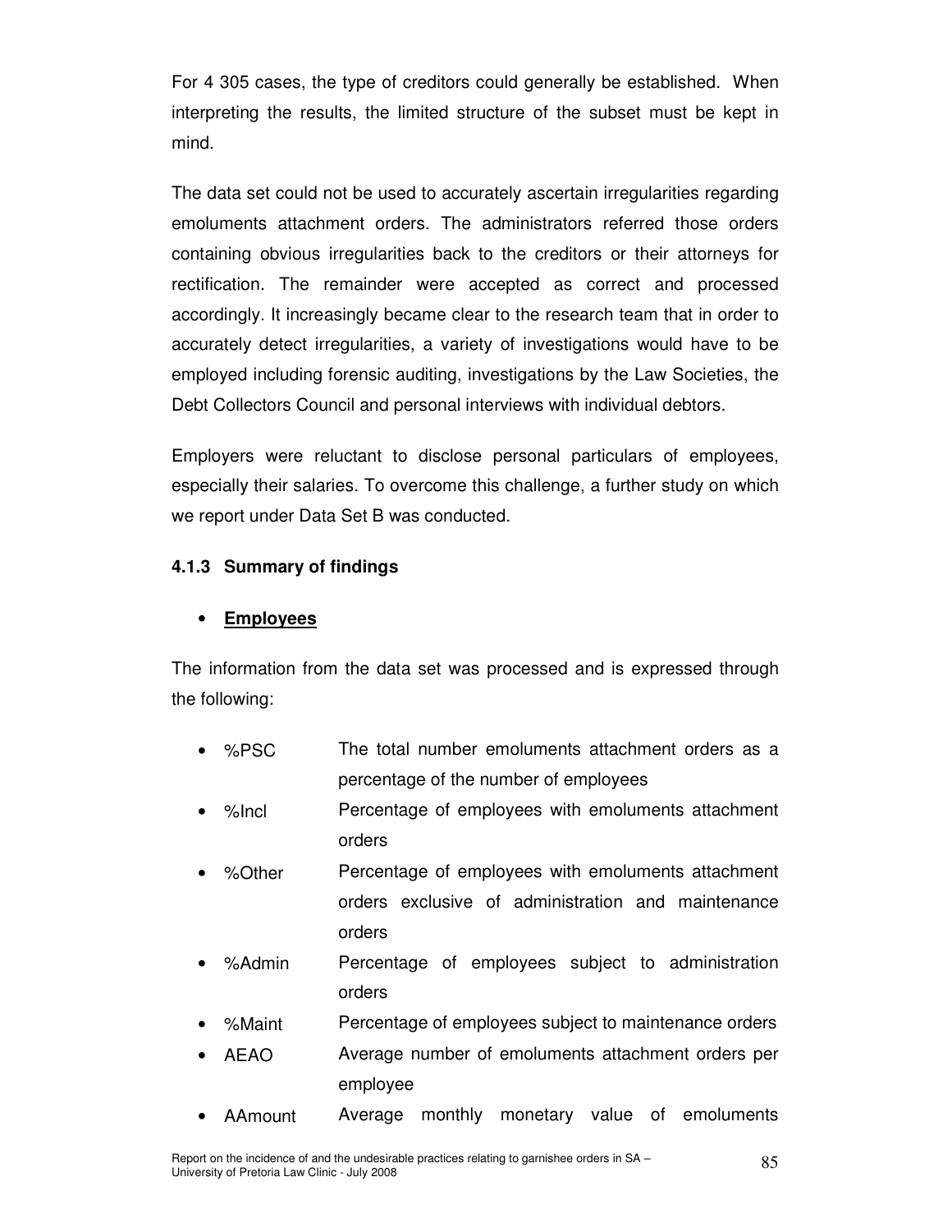For 4 305 cases, the type of creditors could generally be established. When interpreting the results, the limited structure of the subset must be kept in mind.

The data set could not be used to accurately ascertain irregularities regarding emoluments attachment orders. The administrators referred those orders containing obvious irregularities back to the creditors or their attorneys for rectification. The remainder were accepted as correct and processed accordingly. It increasingly became clear to the research team that in order to accurately detect irregularities, a variety of investigations would have to be employed including forensic auditing, investigations by the Law Societies, the Debt Collectors Council and personal interviews with individual debtors.

Employers were reluctant to disclose personal particulars of employees, especially their salaries. To overcome this challenge, a further study on which we report under Data Set B was conducted.

### 4.1.3 Summary of findings

- **<u>Employees</u>**

The information from the data set was processed and is expressed through the following:

- %PSC — The total number emoluments attachment orders as a percentage of the number of employees
- %Incl — Percentage of employees with emoluments attachment orders
- %Other — Percentage of employees with emoluments attachment orders exclusive of administration and maintenance orders
- %Admin — Percentage of employees subject to administration orders
- %Maint — Percentage of employees subject to maintenance orders
- AEAO — Average number of emoluments attachment orders per employee
- AAmount — Average monthly monetary value of emoluments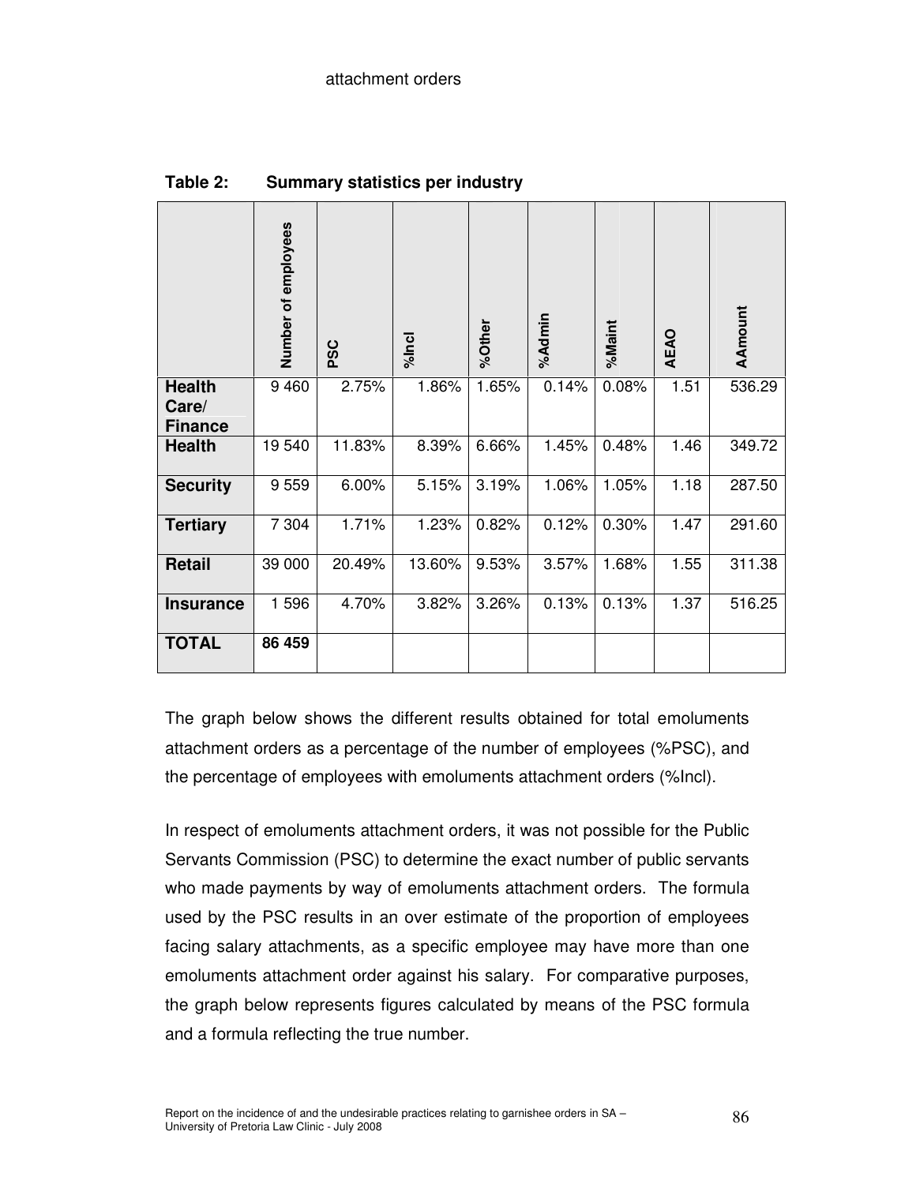attachment orders

**Table 2: Summary statistics per industry**

| | Number of employees | PSC | %Incl | %Other | %Admin | %Maint | AEAO | AAmount |
|---|---|---|---|---|---|---|---|---|
| **Health Care/ Finance** | 9 460 | 2.75% | 1.86% | 1.65% | 0.14% | 0.08% | 1.51 | 536.29 |
| **Health** | 19 540 | 11.83% | 8.39% | 6.66% | 1.45% | 0.48% | 1.46 | 349.72 |
| **Security** | 9 559 | 6.00% | 5.15% | 3.19% | 1.06% | 1.05% | 1.18 | 287.50 |
| **Tertiary** | 7 304 | 1.71% | 1.23% | 0.82% | 0.12% | 0.30% | 1.47 | 291.60 |
| **Retail** | 39 000 | 20.49% | 13.60% | 9.53% | 3.57% | 1.68% | 1.55 | 311.38 |
| **Insurance** | 1 596 | 4.70% | 3.82% | 3.26% | 0.13% | 0.13% | 1.37 | 516.25 |
| **TOTAL** | **86 459** | | | | | | | |

The graph below shows the different results obtained for total emoluments attachment orders as a percentage of the number of employees (%PSC), and the percentage of employees with emoluments attachment orders (%Incl).

In respect of emoluments attachment orders, it was not possible for the Public Servants Commission (PSC) to determine the exact number of public servants who made payments by way of emoluments attachment orders. The formula used by the PSC results in an over estimate of the proportion of employees facing salary attachments, as a specific employee may have more than one emoluments attachment order against his salary. For comparative purposes, the graph below represents figures calculated by means of the PSC formula and a formula reflecting the true number.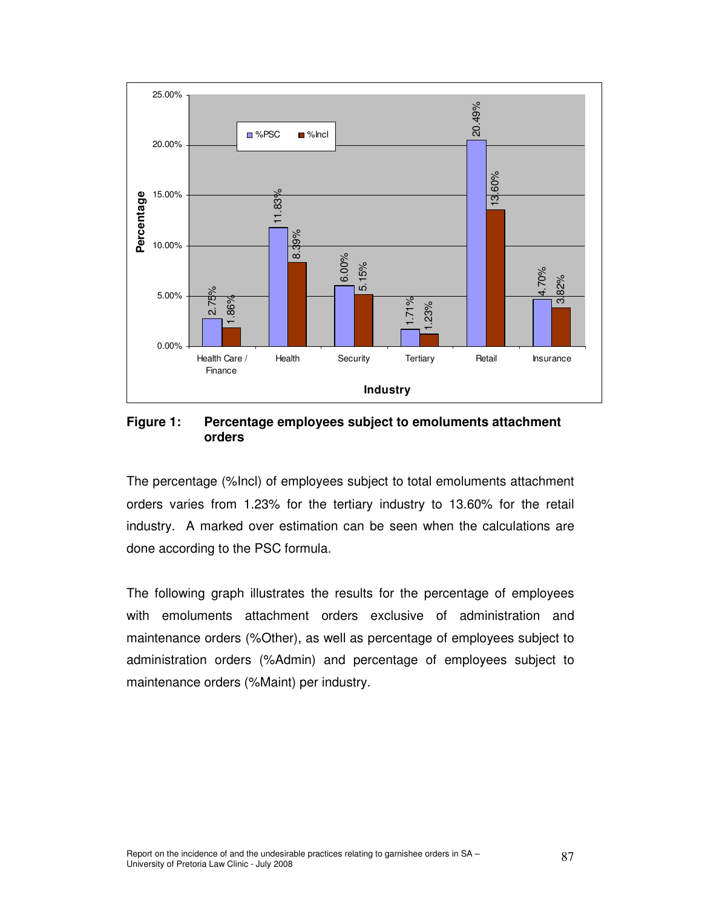**Figure 1: Percentage employees subject to emoluments attachment orders**

The percentage (%Incl) of employees subject to total emoluments attachment orders varies from 1.23% for the tertiary industry to 13.60% for the retail industry. A marked over estimation can be seen when the calculations are done according to the PSC formula.

The following graph illustrates the results for the percentage of employees with emoluments attachment orders exclusive of administration and maintenance orders (%Other), as well as percentage of employees subject to administration orders (%Admin) and percentage of employees subject to maintenance orders (%Maint) per industry.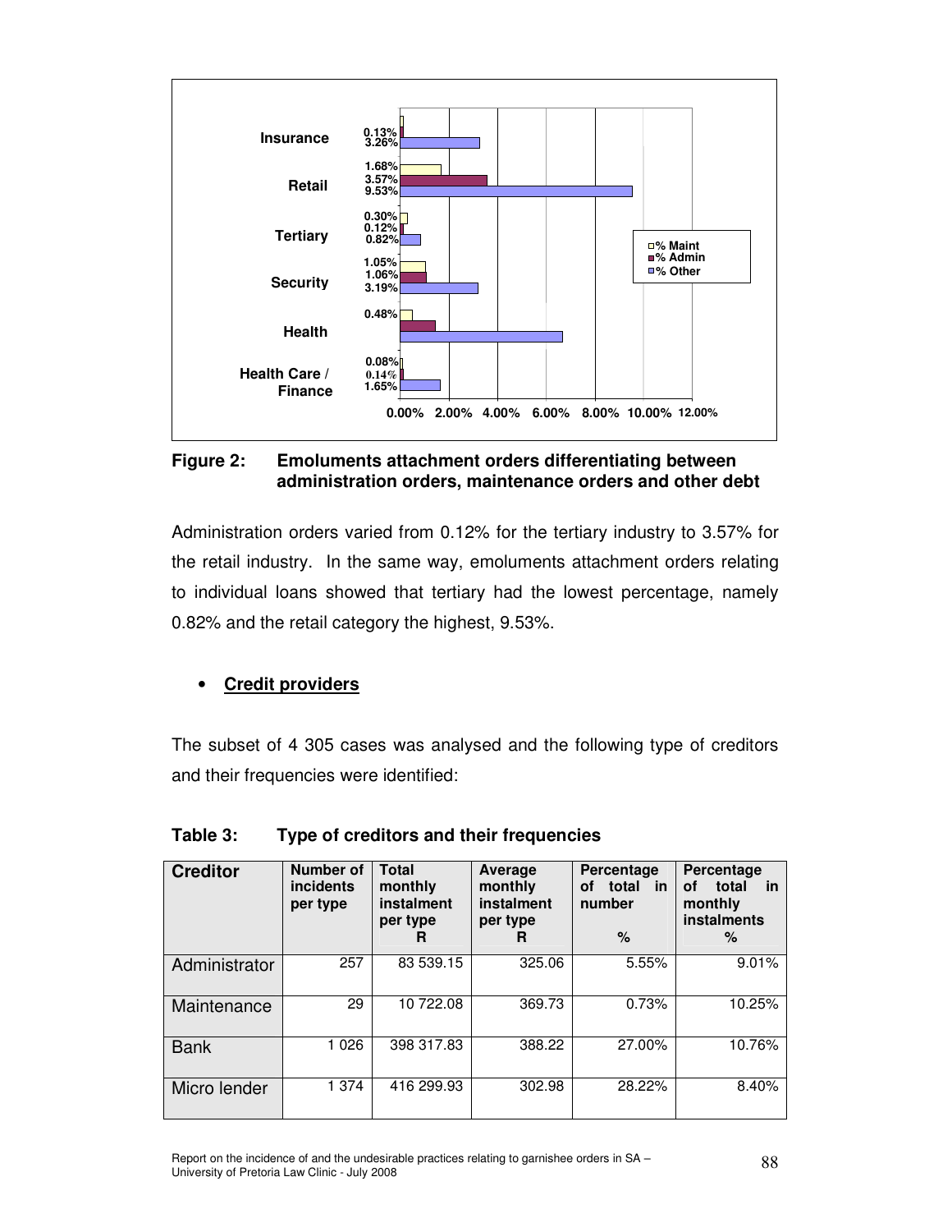| | % Maint | % Admin | % Other |
|---|---|---|---|
| Insurance | 0.13% | | 3.26% |
| Retail | 1.68% | 3.57% | 9.53% |
| Tertiary | 0.30% | 0.12% | 0.82% |
| Security | 1.05% | 1.06% | 3.19% |
| Health | 0.48% | | |
| Health Care / Finance | 0.08% | 0.14% | 1.65% |

**Figure 2: Emoluments attachment orders differentiating between administration orders, maintenance orders and other debt**

Administration orders varied from 0.12% for the tertiary industry to 3.57% for the retail industry. In the same way, emoluments attachment orders relating to individual loans showed that tertiary had the lowest percentage, namely 0.82% and the retail category the highest, 9.53%.

- **Credit providers**

The subset of 4 305 cases was analysed and the following type of creditors and their frequencies were identified:

**Table 3: Type of creditors and their frequencies**

| Creditor | Number of incidents per type | Total monthly instalment per type R | Average monthly instalment per type R | Percentage of total in number % | Percentage of total in monthly instalments % |
|---|---|---|---|---|---|
| Administrator | 257 | 83 539.15 | 325.06 | 5.55% | 9.01% |
| Maintenance | 29 | 10 722.08 | 369.73 | 0.73% | 10.25% |
| Bank | 1 026 | 398 317.83 | 388.22 | 27.00% | 10.76% |
| Micro lender | 1 374 | 416 299.93 | 302.98 | 28.22% | 8.40% |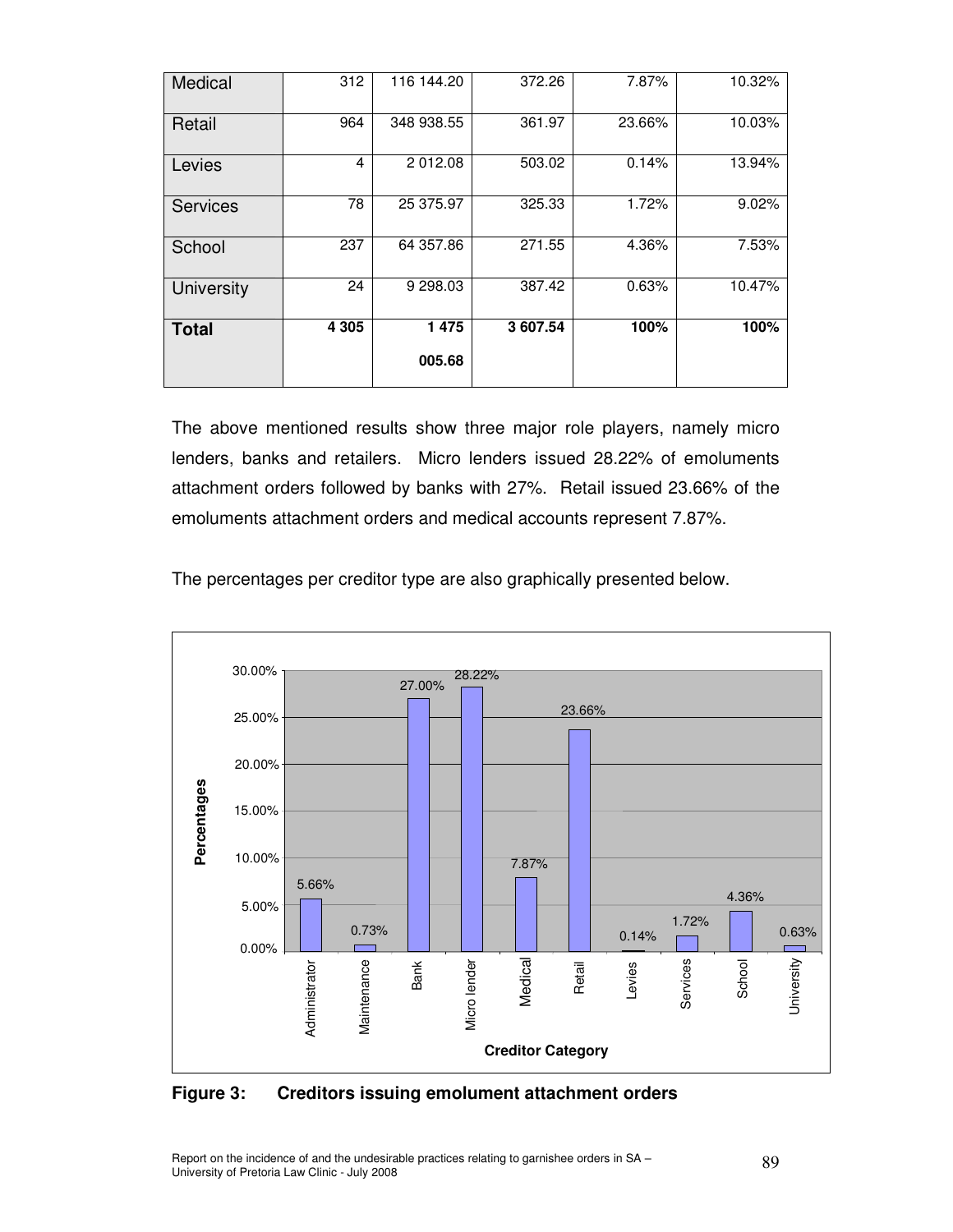| Medical | 312 | 116 144.20 | 372.26 | 7.87% | 10.32% |
|---|---|---|---|---|---|
| Retail | 964 | 348 938.55 | 361.97 | 23.66% | 10.03% |
| Levies | 4 | 2 012.08 | 503.02 | 0.14% | 13.94% |
| Services | 78 | 25 375.97 | 325.33 | 1.72% | 9.02% |
| School | 237 | 64 357.86 | 271.55 | 4.36% | 7.53% |
| University | 24 | 9 298.03 | 387.42 | 0.63% | 10.47% |
| **Total** | **4 305** | **1 475 005.68** | **3 607.54** | **100%** | **100%** |

The above mentioned results show three major role players, namely micro lenders, banks and retailers. Micro lenders issued 28.22% of emoluments attachment orders followed by banks with 27%. Retail issued 23.66% of the emoluments attachment orders and medical accounts represent 7.87%.

The percentages per creditor type are also graphically presented below.

| Creditor Category | Percentages |
|---|---|
| Administrator | 5.66% |
| Maintenance | 0.73% |
| Bank | 27.00% |
| Micro lender | 28.22% |
| Medical | 7.87% |
| Retail | 23.66% |
| Levies | 0.14% |
| Services | 1.72% |
| School | 4.36% |
| University | 0.63% |

**Figure 3: Creditors issuing emolument attachment orders**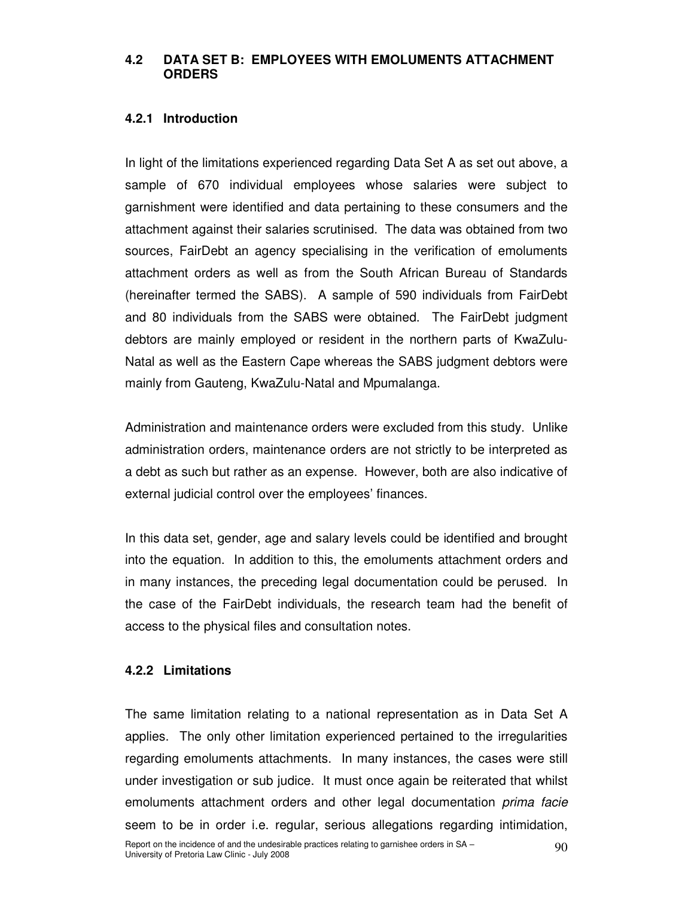## 4.2 DATA SET B: EMPLOYEES WITH EMOLUMENTS ATTACHMENT ORDERS

### 4.2.1 Introduction

In light of the limitations experienced regarding Data Set A as set out above, a sample of 670 individual employees whose salaries were subject to garnishment were identified and data pertaining to these consumers and the attachment against their salaries scrutinised. The data was obtained from two sources, FairDebt an agency specialising in the verification of emoluments attachment orders as well as from the South African Bureau of Standards (hereinafter termed the SABS). A sample of 590 individuals from FairDebt and 80 individuals from the SABS were obtained. The FairDebt judgment debtors are mainly employed or resident in the northern parts of KwaZulu-Natal as well as the Eastern Cape whereas the SABS judgment debtors were mainly from Gauteng, KwaZulu-Natal and Mpumalanga.

Administration and maintenance orders were excluded from this study. Unlike administration orders, maintenance orders are not strictly to be interpreted as a debt as such but rather as an expense. However, both are also indicative of external judicial control over the employees' finances.

In this data set, gender, age and salary levels could be identified and brought into the equation. In addition to this, the emoluments attachment orders and in many instances, the preceding legal documentation could be perused. In the case of the FairDebt individuals, the research team had the benefit of access to the physical files and consultation notes.

### 4.2.2 Limitations

The same limitation relating to a national representation as in Data Set A applies. The only other limitation experienced pertained to the irregularities regarding emoluments attachments. In many instances, the cases were still under investigation or sub judice. It must once again be reiterated that whilst emoluments attachment orders and other legal documentation *prima facie* seem to be in order i.e. regular, serious allegations regarding intimidation,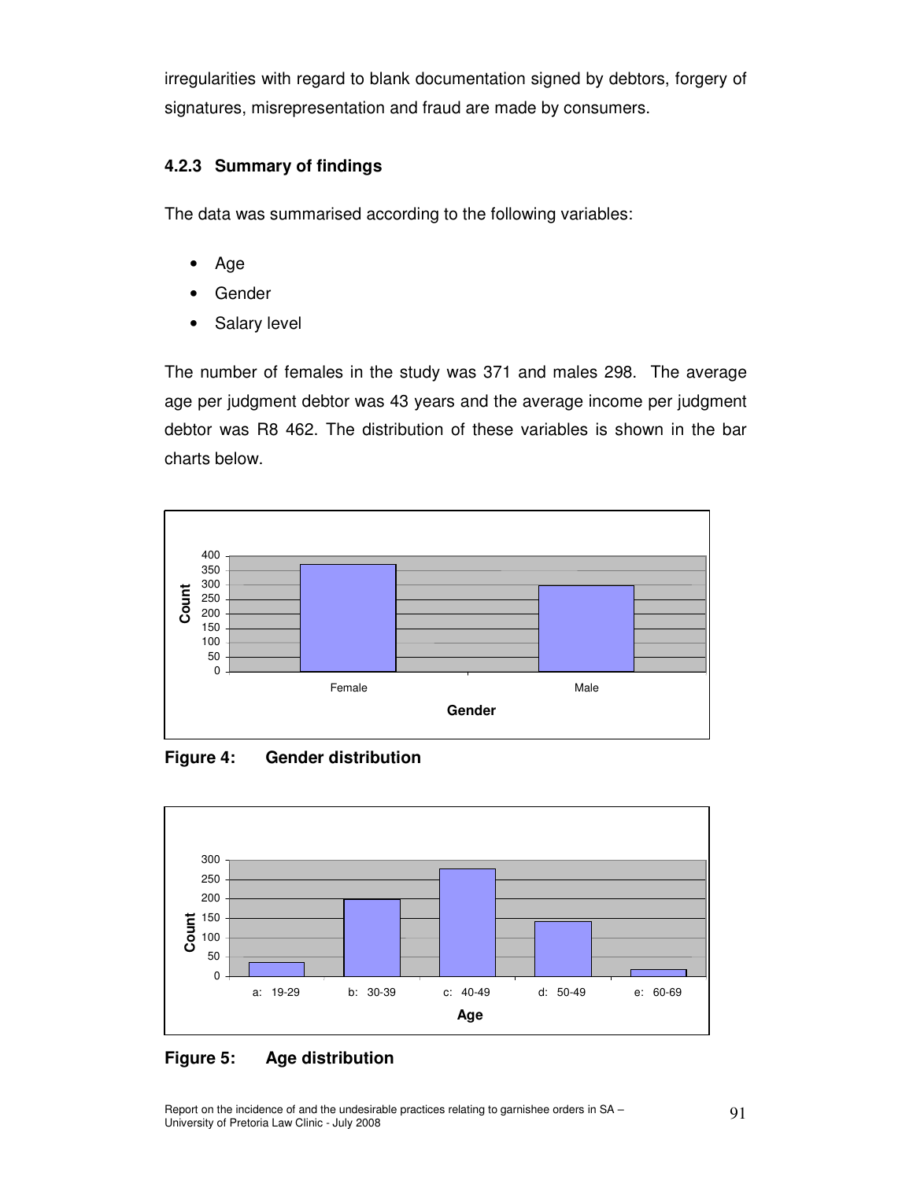irregularities with regard to blank documentation signed by debtors, forgery of signatures, misrepresentation and fraud are made by consumers.

### 4.2.3 Summary of findings

The data was summarised according to the following variables:

- Age
- Gender
- Salary level

The number of females in the study was 371 and males 298. The average age per judgment debtor was 43 years and the average income per judgment debtor was R8 462. The distribution of these variables is shown in the bar charts below.

**Figure 4: Gender distribution**

**Figure 5: Age distribution**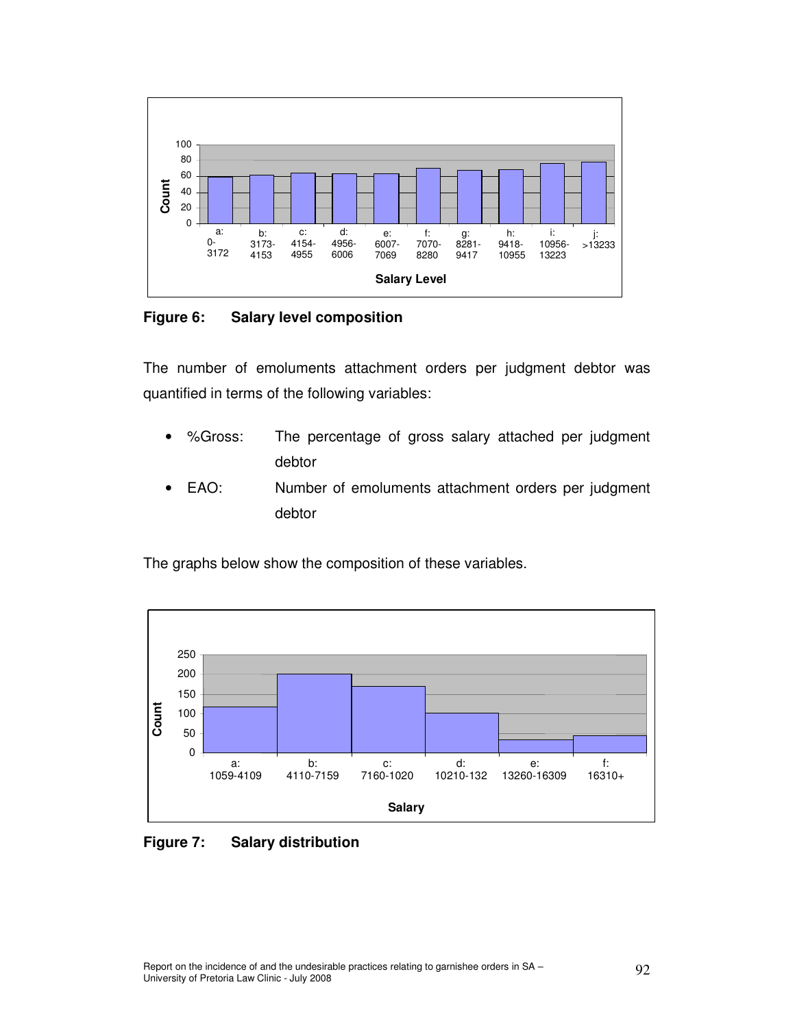Figure 6: **Salary level composition**

The number of emoluments attachment orders per judgment debtor was quantified in terms of the following variables:

- %Gross: The percentage of gross salary attached per judgment debtor
- EAO: Number of emoluments attachment orders per judgment debtor

The graphs below show the composition of these variables.

Figure 7: **Salary distribution**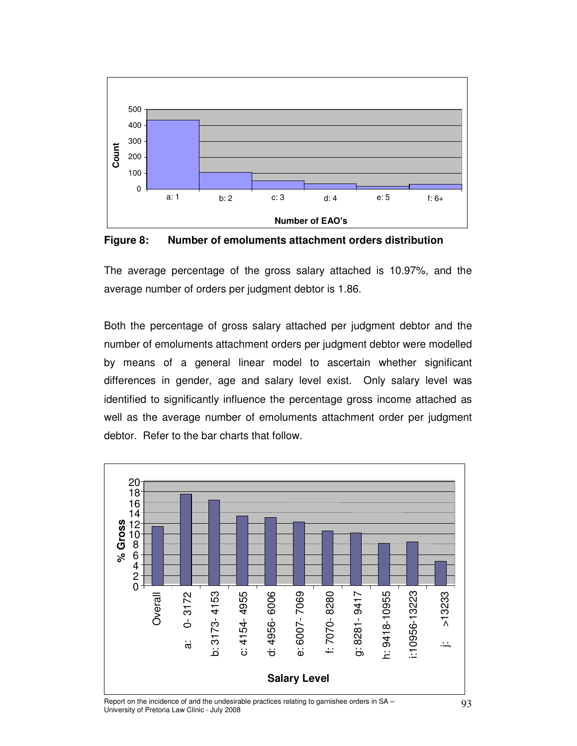**Figure 8: Number of emoluments attachment orders distribution**

The average percentage of the gross salary attached is 10.97%, and the average number of orders per judgment debtor is 1.86.

Both the percentage of gross salary attached per judgment debtor and the number of emoluments attachment orders per judgment debtor were modelled by means of a general linear model to ascertain whether significant differences in gender, age and salary level exist. Only salary level was identified to significantly influence the percentage gross income attached as well as the average number of emoluments attachment order per judgment debtor. Refer to the bar charts that follow.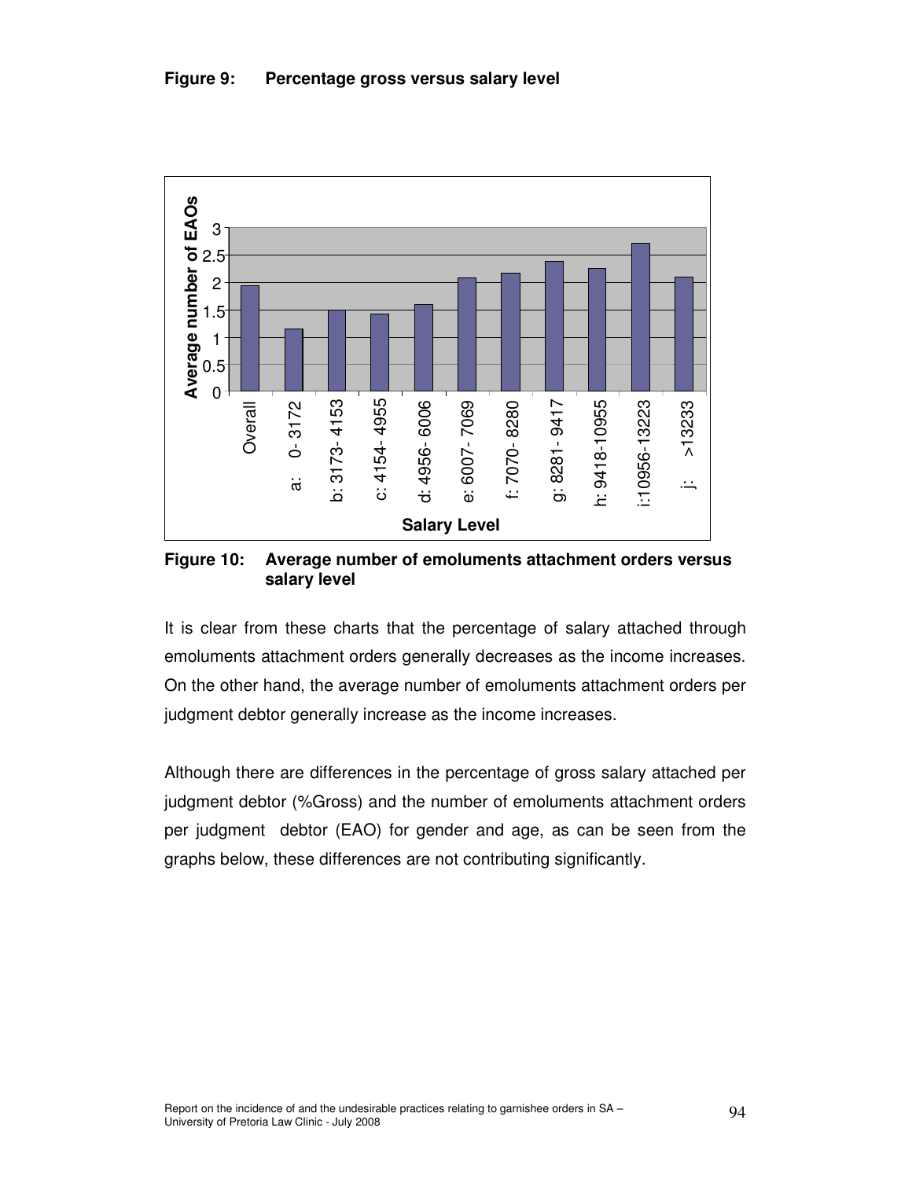**Figure 9: Percentage gross versus salary level**

**Figure 10: Average number of emoluments attachment orders versus salary level**

It is clear from these charts that the percentage of salary attached through emoluments attachment orders generally decreases as the income increases. On the other hand, the average number of emoluments attachment orders per judgment debtor generally increase as the income increases.

Although there are differences in the percentage of gross salary attached per judgment debtor (%Gross) and the number of emoluments attachment orders per judgment debtor (EAO) for gender and age, as can be seen from the graphs below, these differences are not contributing significantly.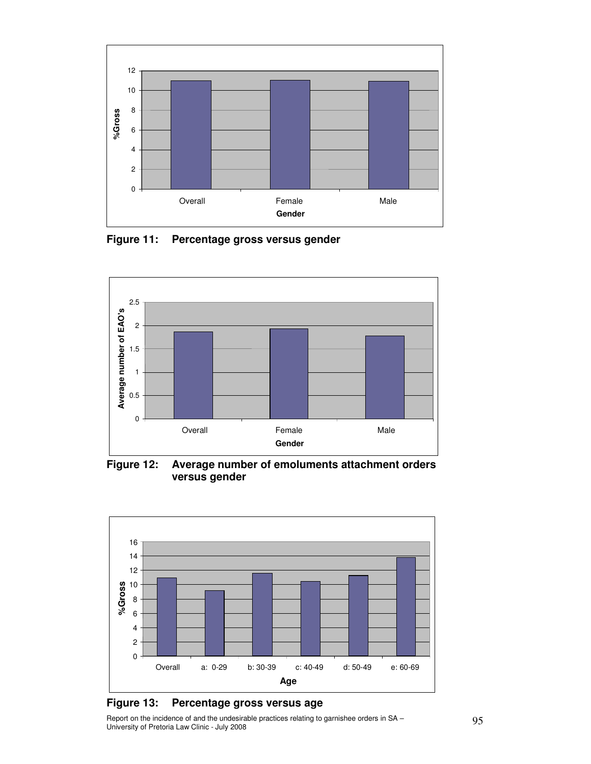Figure 11: Percentage gross versus gender

Figure 12: Average number of emoluments attachment orders versus gender

Figure 13: Percentage gross versus age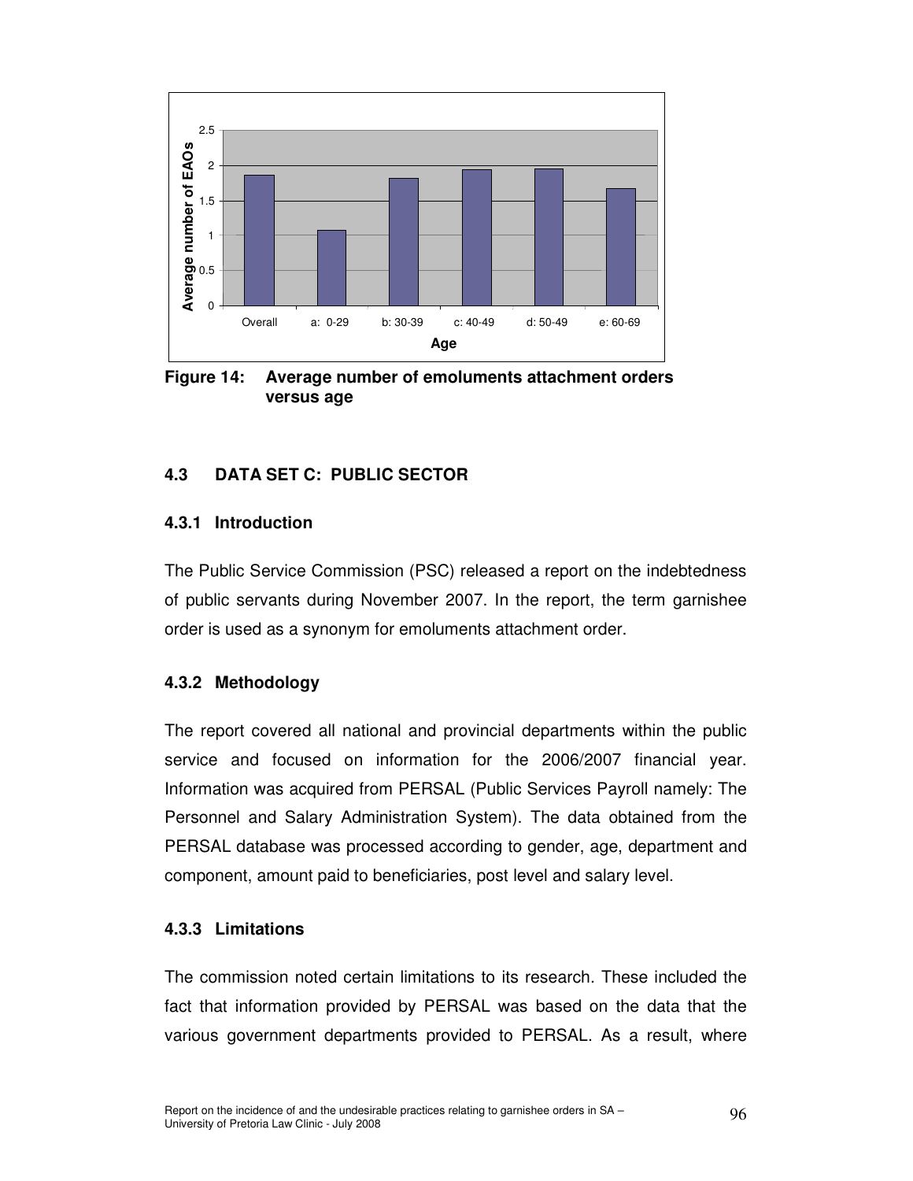**Figure 14: Average number of emoluments attachment orders versus age**

### 4.3 DATA SET C: PUBLIC SECTOR

#### 4.3.1 Introduction

The Public Service Commission (PSC) released a report on the indebtedness of public servants during November 2007. In the report, the term garnishee order is used as a synonym for emoluments attachment order.

#### 4.3.2 Methodology

The report covered all national and provincial departments within the public service and focused on information for the 2006/2007 financial year. Information was acquired from PERSAL (Public Services Payroll namely: The Personnel and Salary Administration System). The data obtained from the PERSAL database was processed according to gender, age, department and component, amount paid to beneficiaries, post level and salary level.

#### 4.3.3 Limitations

The commission noted certain limitations to its research. These included the fact that information provided by PERSAL was based on the data that the various government departments provided to PERSAL. As a result, where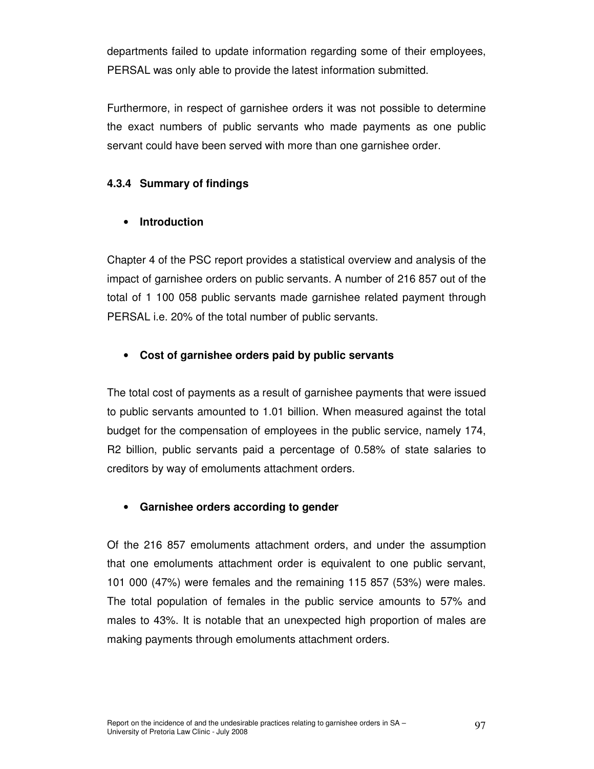departments failed to update information regarding some of their employees, PERSAL was only able to provide the latest information submitted.

Furthermore, in respect of garnishee orders it was not possible to determine the exact numbers of public servants who made payments as one public servant could have been served with more than one garnishee order.

### 4.3.4 Summary of findings

- **Introduction**

Chapter 4 of the PSC report provides a statistical overview and analysis of the impact of garnishee orders on public servants. A number of 216 857 out of the total of 1 100 058 public servants made garnishee related payment through PERSAL i.e. 20% of the total number of public servants.

- **Cost of garnishee orders paid by public servants**

The total cost of payments as a result of garnishee payments that were issued to public servants amounted to 1.01 billion. When measured against the total budget for the compensation of employees in the public service, namely 174, R2 billion, public servants paid a percentage of 0.58% of state salaries to creditors by way of emoluments attachment orders.

- **Garnishee orders according to gender**

Of the 216 857 emoluments attachment orders, and under the assumption that one emoluments attachment order is equivalent to one public servant, 101 000 (47%) were females and the remaining 115 857 (53%) were males. The total population of females in the public service amounts to 57% and males to 43%. It is notable that an unexpected high proportion of males are making payments through emoluments attachment orders.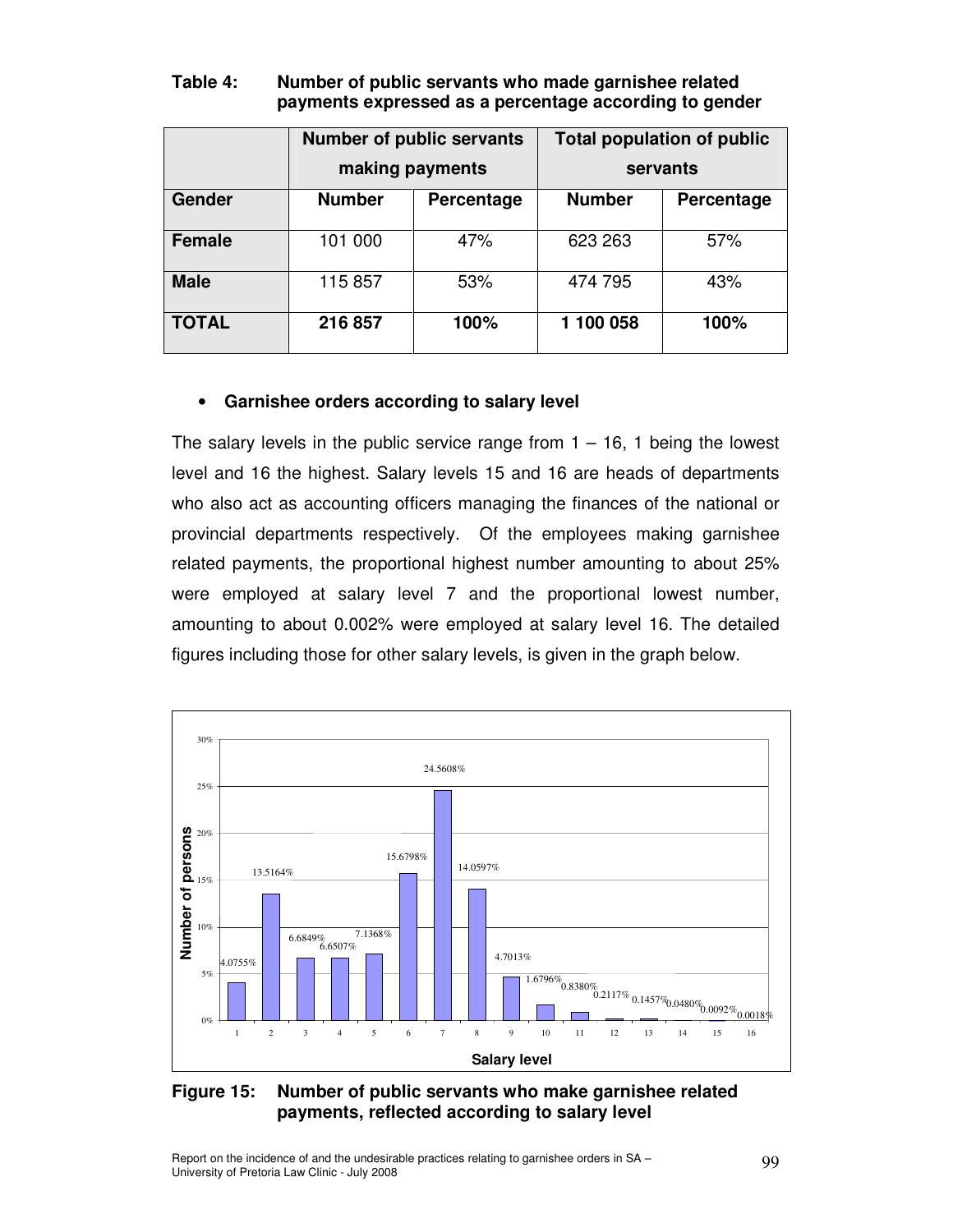**Table 4: Number of public servants who made garnishee related payments expressed as a percentage according to gender**

| | Number of public servants making payments | | Total population of public servants | |
|---|---|---|---|---|
| **Gender** | **Number** | **Percentage** | **Number** | **Percentage** |
| **Female** | 101 000 | 47% | 623 263 | 57% |
| **Male** | 115 857 | 53% | 474 795 | 43% |
| **TOTAL** | **216 857** | **100%** | **1 100 058** | **100%** |

- **Garnishee orders according to salary level**

The salary levels in the public service range from 1 – 16, 1 being the lowest level and 16 the highest. Salary levels 15 and 16 are heads of departments who also act as accounting officers managing the finances of the national or provincial departments respectively. Of the employees making garnishee related payments, the proportional highest number amounting to about 25% were employed at salary level 7 and the proportional lowest number, amounting to about 0.002% were employed at salary level 16. The detailed figures including those for other salary levels, is given in the graph below.

**Figure 15: Number of public servants who make garnishee related payments, reflected according to salary level**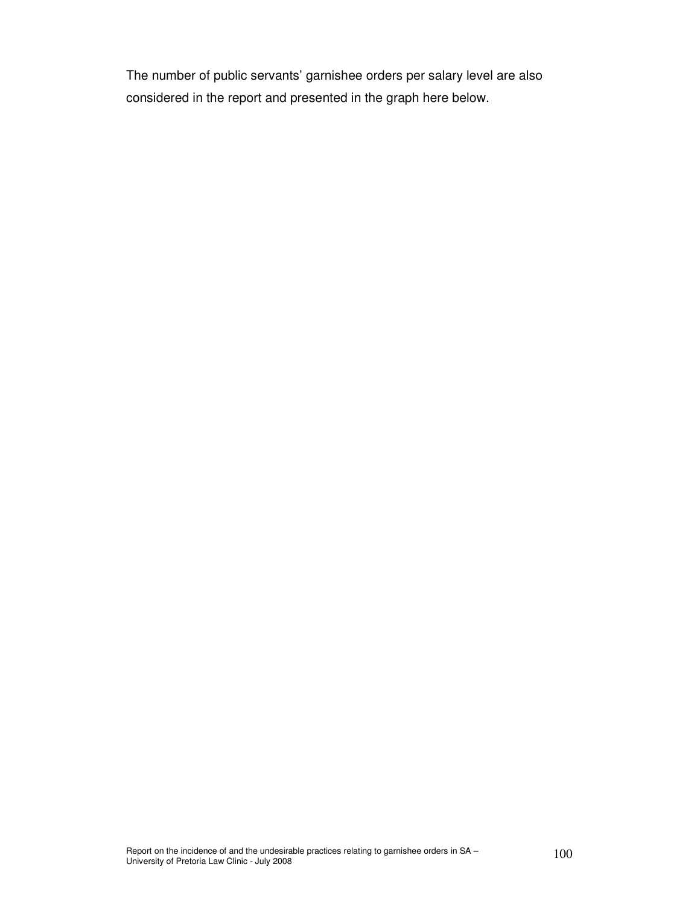The number of public servants' garnishee orders per salary level are also considered in the report and presented in the graph here below.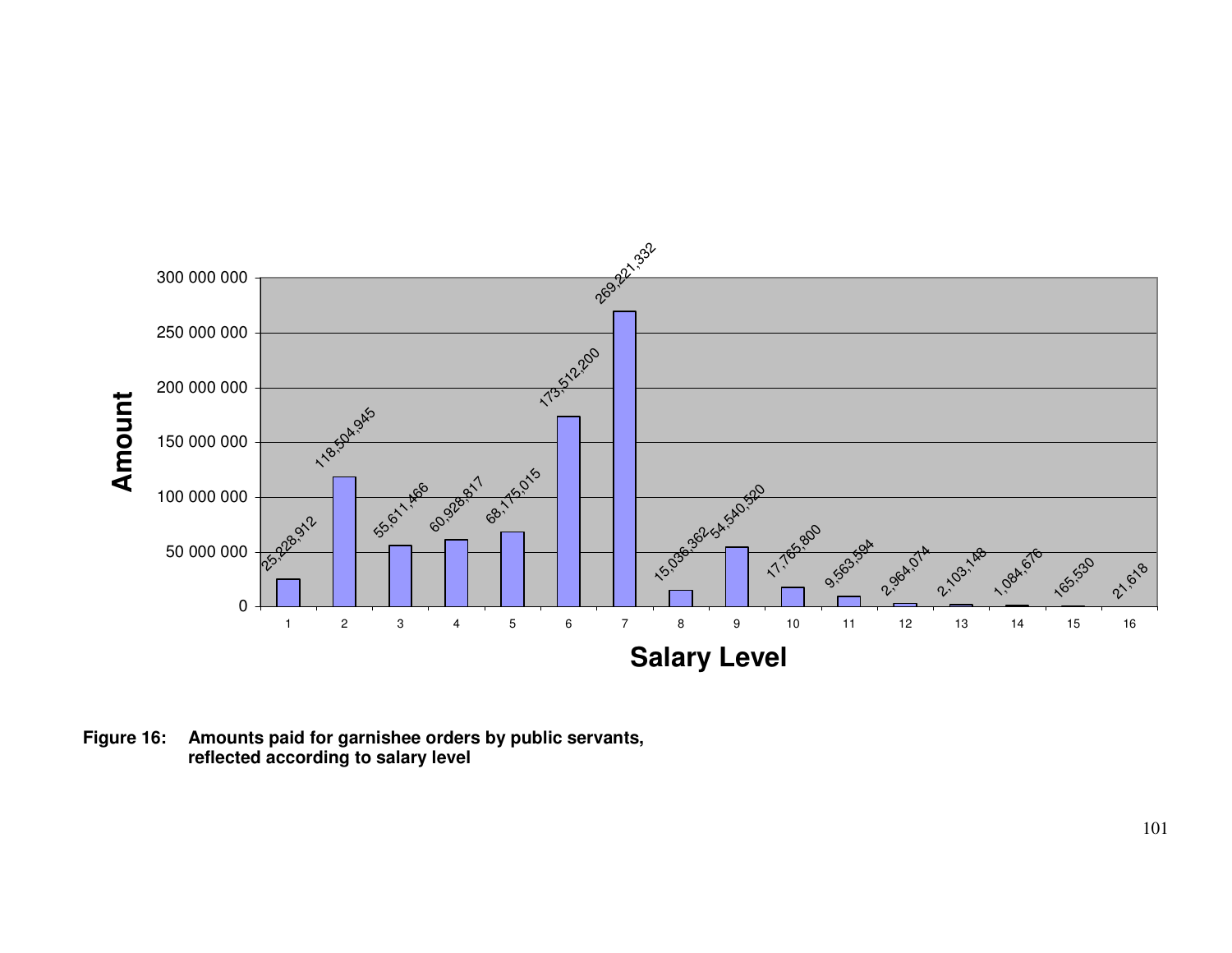| Salary Level | Amount |
|---|---|
| 1 | 25,228,912 |
| 2 | 118,504,945 |
| 3 | 55,611,466 |
| 4 | 60,928,817 |
| 5 | 68,175,015 |
| 6 | 173,512,200 |
| 7 | 269,221,332 |
| 8 | 15,036,362 |
| 9 | 54,540,520 |
| 10 | 17,765,800 |
| 11 | 9,563,594 |
| 12 | 2,964,074 |
| 13 | 2,103,148 |
| 14 | 1,084,676 |
| 15 | 165,530 |
| 16 | 21,618 |

**Figure 16: Amounts paid for garnishee orders by public servants, reflected according to salary level**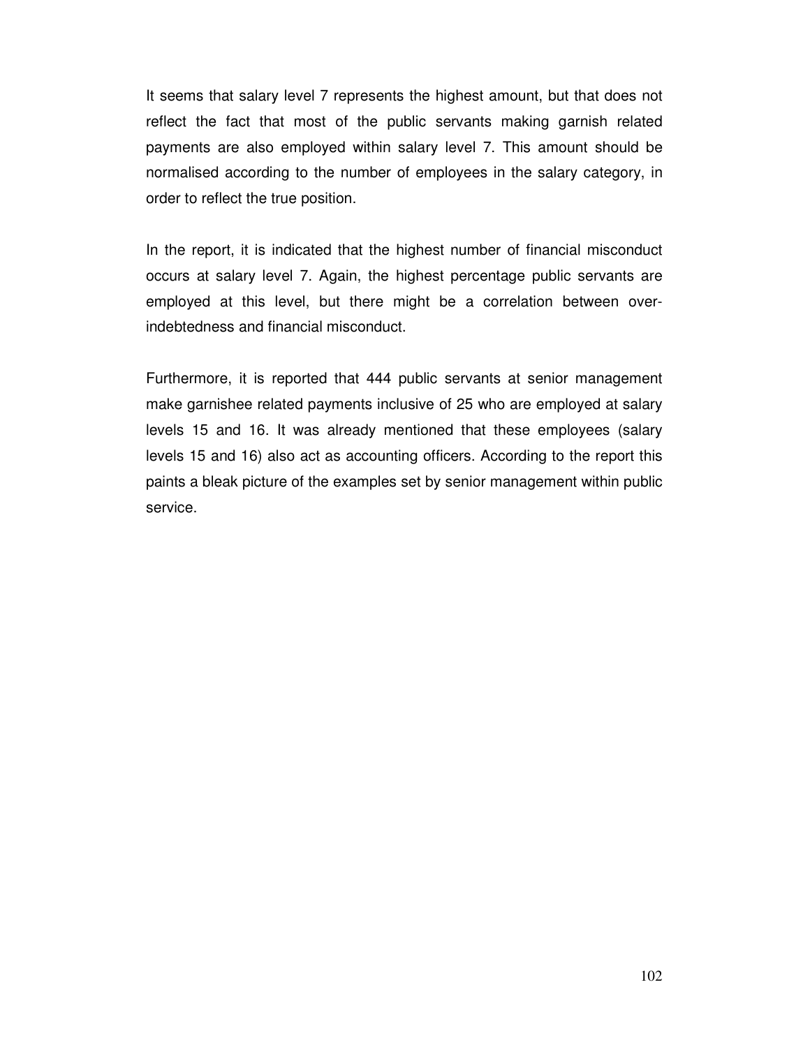It seems that salary level 7 represents the highest amount, but that does not reflect the fact that most of the public servants making garnish related payments are also employed within salary level 7. This amount should be normalised according to the number of employees in the salary category, in order to reflect the true position.

In the report, it is indicated that the highest number of financial misconduct occurs at salary level 7. Again, the highest percentage public servants are employed at this level, but there might be a correlation between over-indebtedness and financial misconduct.

Furthermore, it is reported that 444 public servants at senior management make garnishee related payments inclusive of 25 who are employed at salary levels 15 and 16. It was already mentioned that these employees (salary levels 15 and 16) also act as accounting officers. According to the report this paints a bleak picture of the examples set by senior management within public service.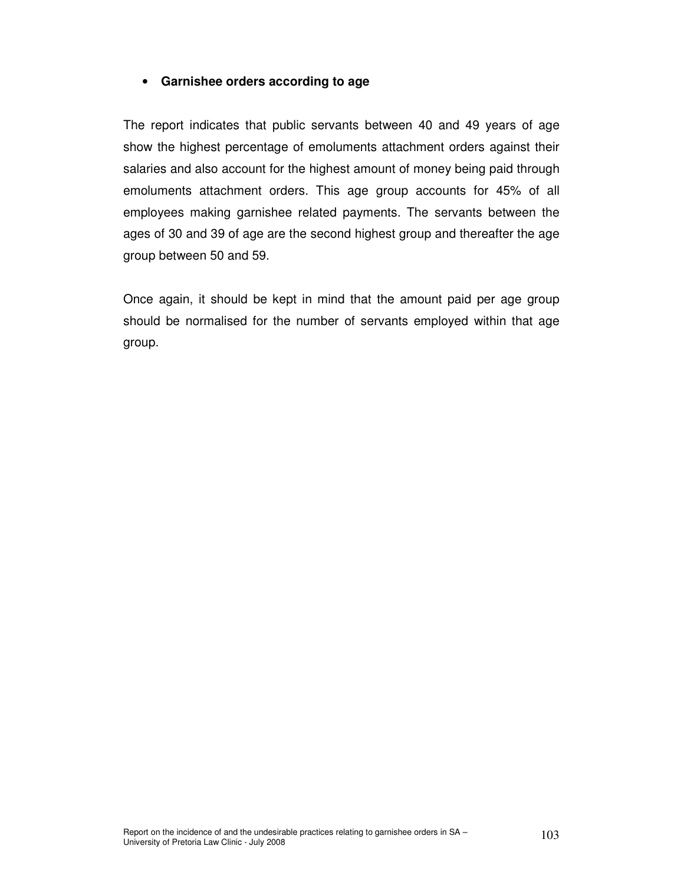- **Garnishee orders according to age**

The report indicates that public servants between 40 and 49 years of age show the highest percentage of emoluments attachment orders against their salaries and also account for the highest amount of money being paid through emoluments attachment orders. This age group accounts for 45% of all employees making garnishee related payments. The servants between the ages of 30 and 39 of age are the second highest group and thereafter the age group between 50 and 59.

Once again, it should be kept in mind that the amount paid per age group should be normalised for the number of servants employed within that age group.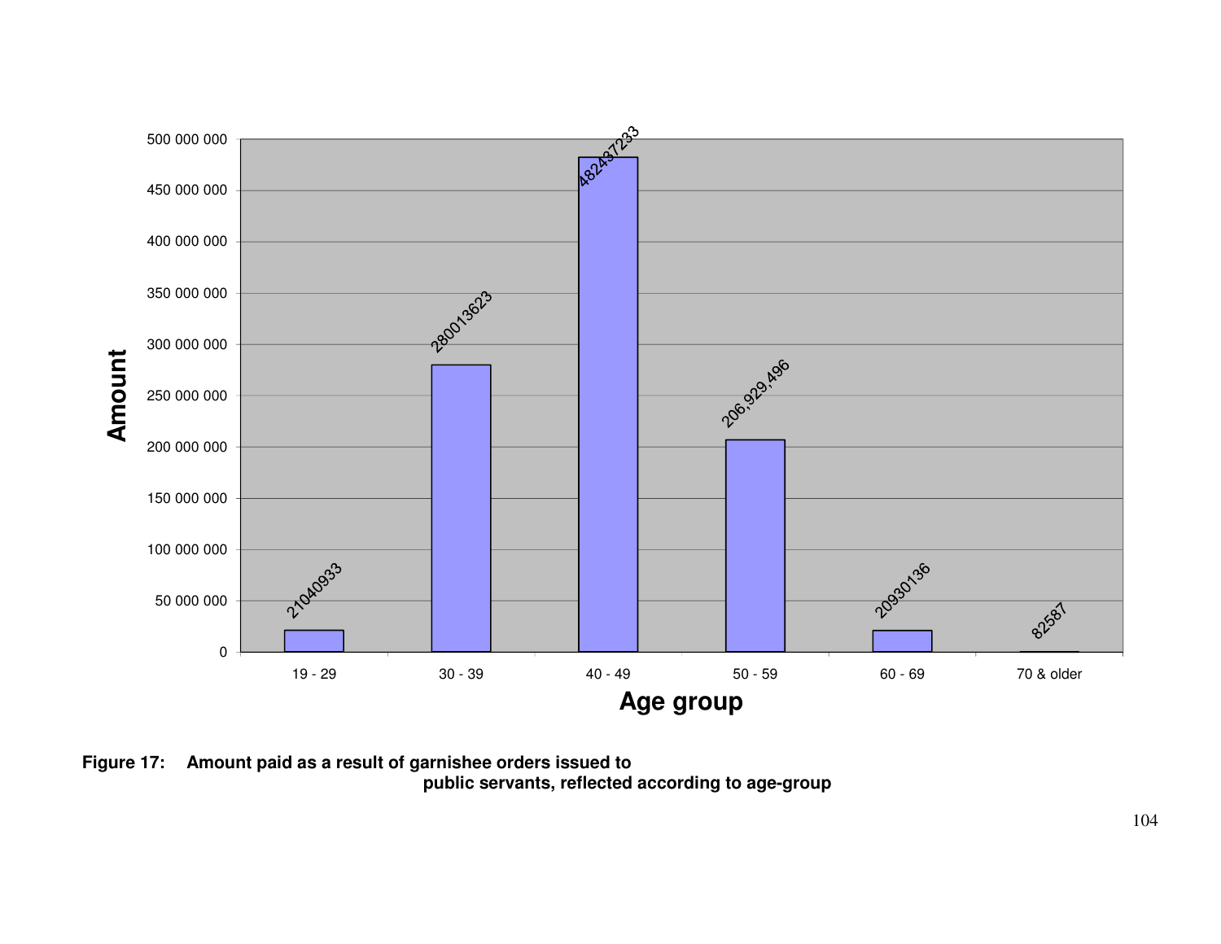| Age group | Amount |
|---|---|
| 19 - 29 | 21040933 |
| 30 - 39 | 280013623 |
| 40 - 49 | 482437233 |
| 50 - 59 | 206,929,496 |
| 60 - 69 | 20930136 |
| 70 & older | 82587 |

**Figure 17: Amount paid as a result of garnishee orders issued to public servants, reflected according to age-group**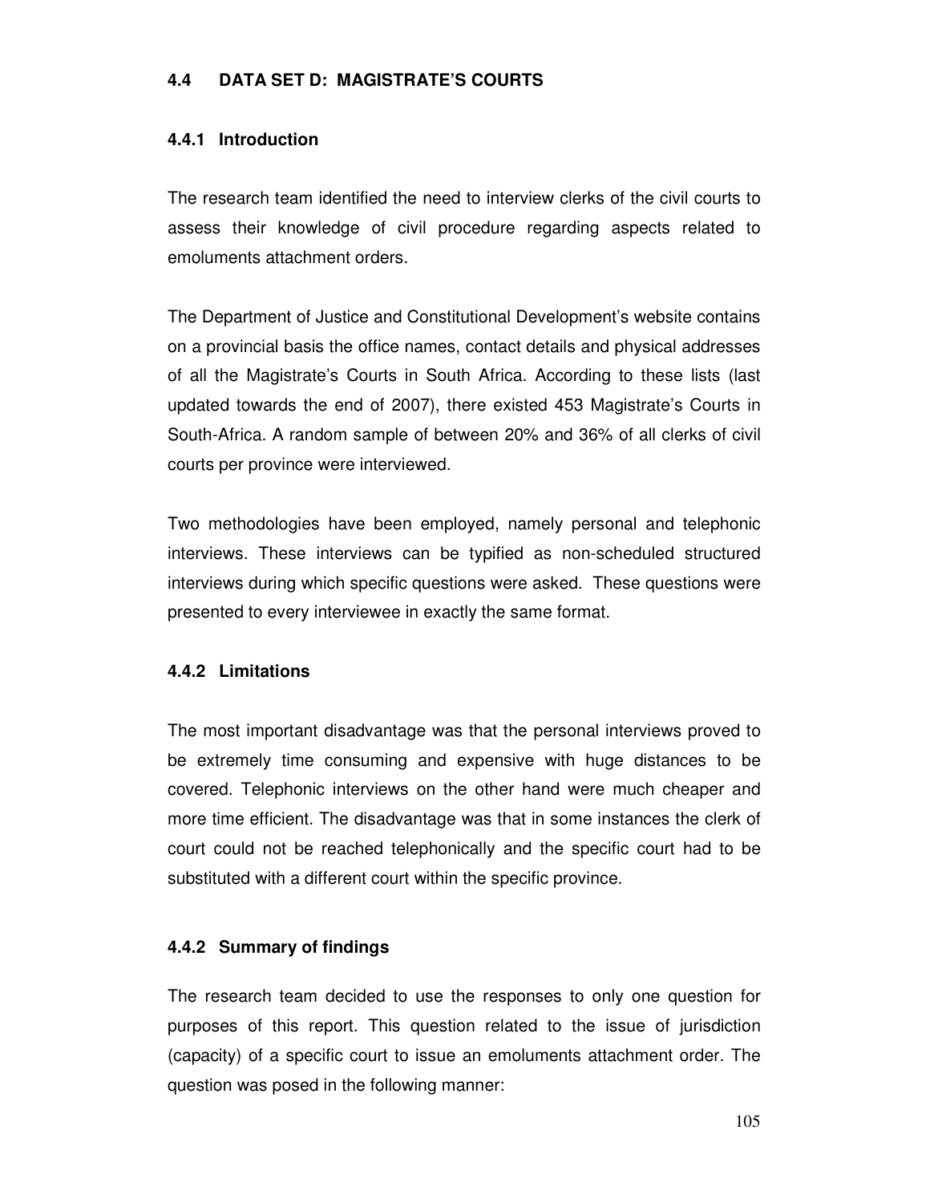## 4.4 DATA SET D: MAGISTRATE'S COURTS

### 4.4.1 Introduction

The research team identified the need to interview clerks of the civil courts to assess their knowledge of civil procedure regarding aspects related to emoluments attachment orders.

The Department of Justice and Constitutional Development's website contains on a provincial basis the office names, contact details and physical addresses of all the Magistrate's Courts in South Africa. According to these lists (last updated towards the end of 2007), there existed 453 Magistrate's Courts in South-Africa. A random sample of between 20% and 36% of all clerks of civil courts per province were interviewed.

Two methodologies have been employed, namely personal and telephonic interviews. These interviews can be typified as non-scheduled structured interviews during which specific questions were asked. These questions were presented to every interviewee in exactly the same format.

### 4.4.2 Limitations

The most important disadvantage was that the personal interviews proved to be extremely time consuming and expensive with huge distances to be covered. Telephonic interviews on the other hand were much cheaper and more time efficient. The disadvantage was that in some instances the clerk of court could not be reached telephonically and the specific court had to be substituted with a different court within the specific province.

### 4.4.2 Summary of findings

The research team decided to use the responses to only one question for purposes of this report. This question related to the issue of jurisdiction (capacity) of a specific court to issue an emoluments attachment order. The question was posed in the following manner: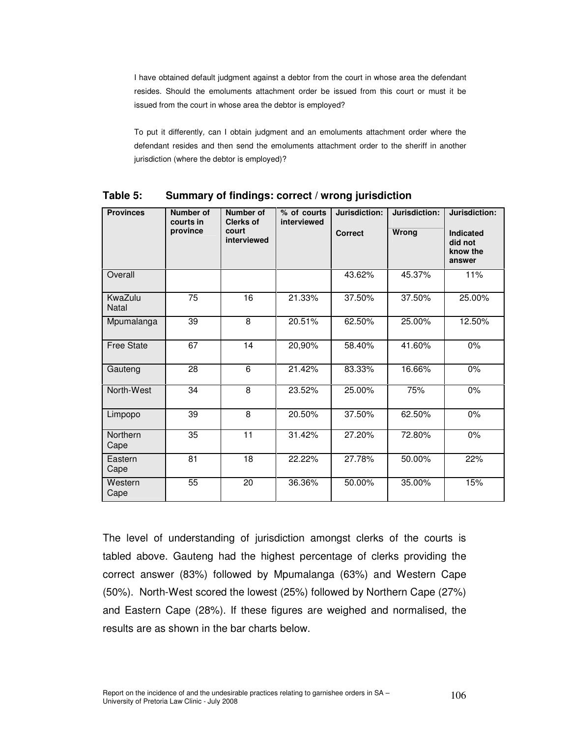I have obtained default judgment against a debtor from the court in whose area the defendant resides. Should the emoluments attachment order be issued from this court or must it be issued from the court in whose area the debtor is employed?

To put it differently, can I obtain judgment and an emoluments attachment order where the defendant resides and then send the emoluments attachment order to the sheriff in another jurisdiction (where the debtor is employed)?

**Table 5: Summary of findings: correct / wrong jurisdiction**

| Provinces | Number of courts in province | Number of Clerks of court interviewed | % of courts interviewed | Jurisdiction: Correct | Jurisdiction: Wrong | Jurisdiction: Indicated did not know the answer |
|---|---|---|---|---|---|---|
| Overall | | | | 43.62% | 45.37% | 11% |
| KwaZulu Natal | 75 | 16 | 21.33% | 37.50% | 37.50% | 25.00% |
| Mpumalanga | 39 | 8 | 20.51% | 62.50% | 25.00% | 12.50% |
| Free State | 67 | 14 | 20,90% | 58.40% | 41.60% | 0% |
| Gauteng | 28 | 6 | 21.42% | 83.33% | 16.66% | 0% |
| North-West | 34 | 8 | 23.52% | 25.00% | 75% | 0% |
| Limpopo | 39 | 8 | 20.50% | 37.50% | 62.50% | 0% |
| Northern Cape | 35 | 11 | 31.42% | 27.20% | 72.80% | 0% |
| Eastern Cape | 81 | 18 | 22.22% | 27.78% | 50.00% | 22% |
| Western Cape | 55 | 20 | 36.36% | 50.00% | 35.00% | 15% |

The level of understanding of jurisdiction amongst clerks of the courts is tabled above. Gauteng had the highest percentage of clerks providing the correct answer (83%) followed by Mpumalanga (63%) and Western Cape (50%). North-West scored the lowest (25%) followed by Northern Cape (27%) and Eastern Cape (28%). If these figures are weighed and normalised, the results are as shown in the bar charts below.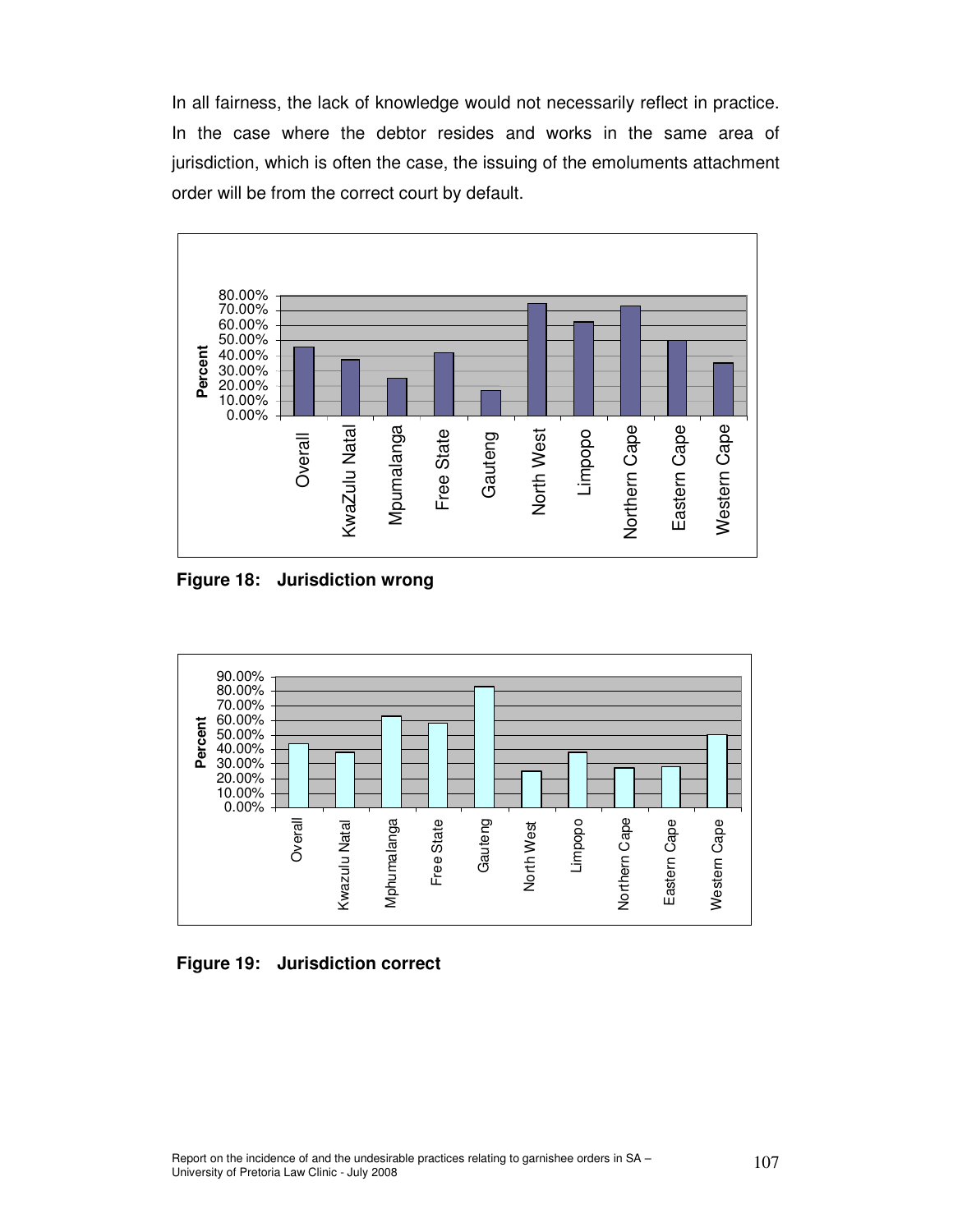In all fairness, the lack of knowledge would not necessarily reflect in practice. In the case where the debtor resides and works in the same area of jurisdiction, which is often the case, the issuing of the emoluments attachment order will be from the correct court by default.

**Figure 18: Jurisdiction wrong**

**Figure 19: Jurisdiction correct**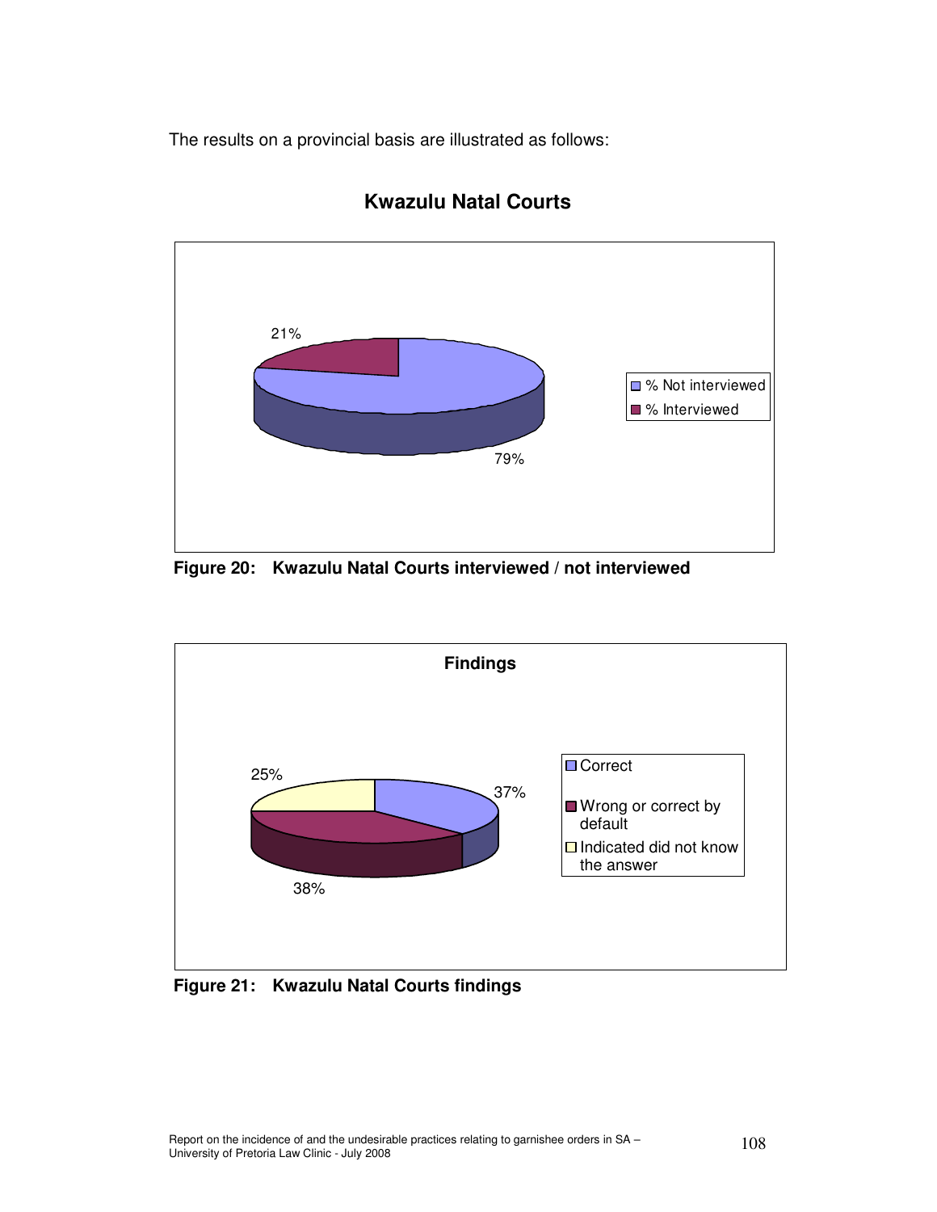The results on a provincial basis are illustrated as follows:

**Kwazulu Natal Courts**

21%

% Not interviewed
% Interviewed

79%

**Figure 20: Kwazulu Natal Courts interviewed / not interviewed**

**Findings**

25%

37%

38%

Correct
Wrong or correct by default
Indicated did not know the answer

**Figure 21: Kwazulu Natal Courts findings**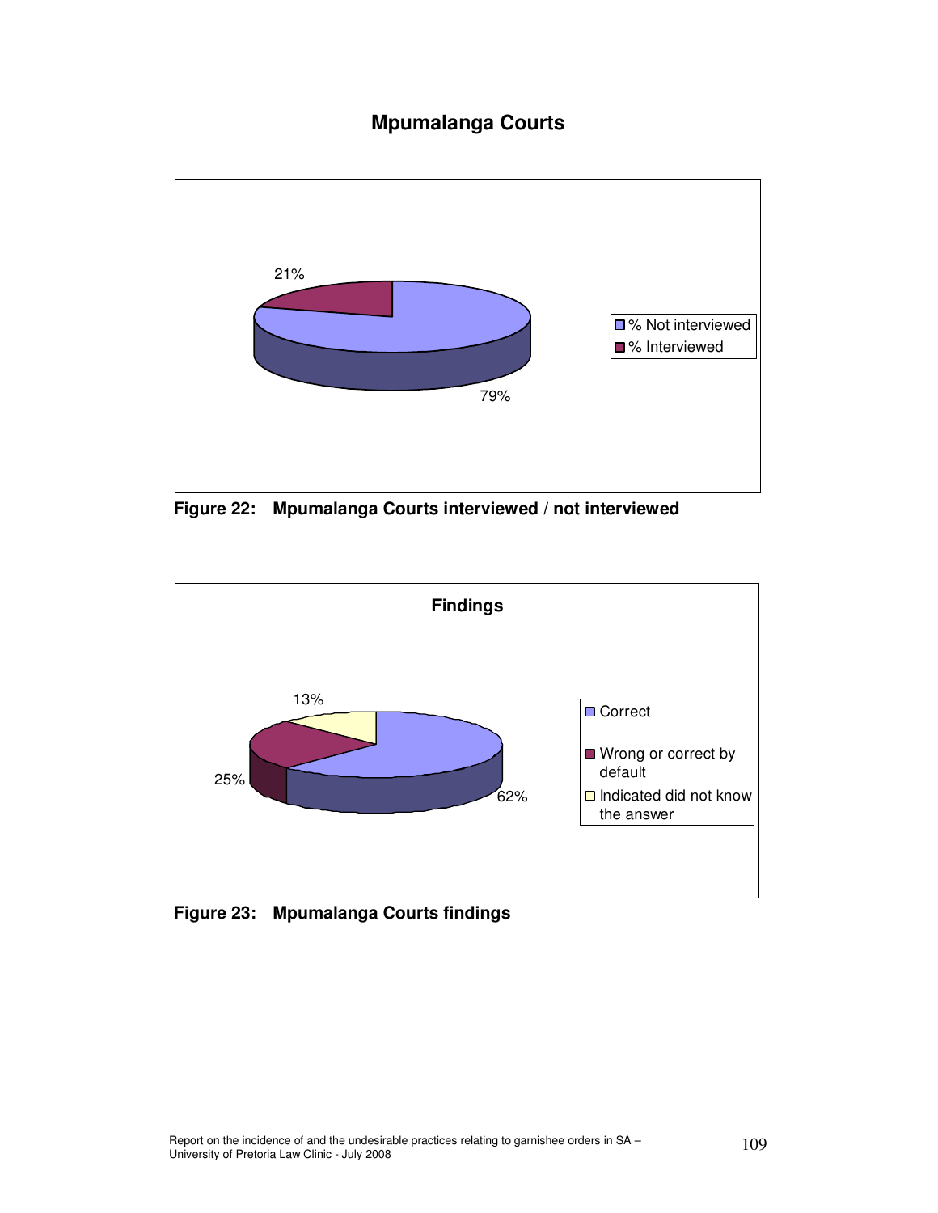## Mpumalanga Courts

21%

79%

- % Not interviewed
- % Interviewed

**Figure 22: Mpumalanga Courts interviewed / not interviewed**

**Findings**

13%

25%

62%

- Correct
- Wrong or correct by default
- Indicated did not know the answer

**Figure 23: Mpumalanga Courts findings**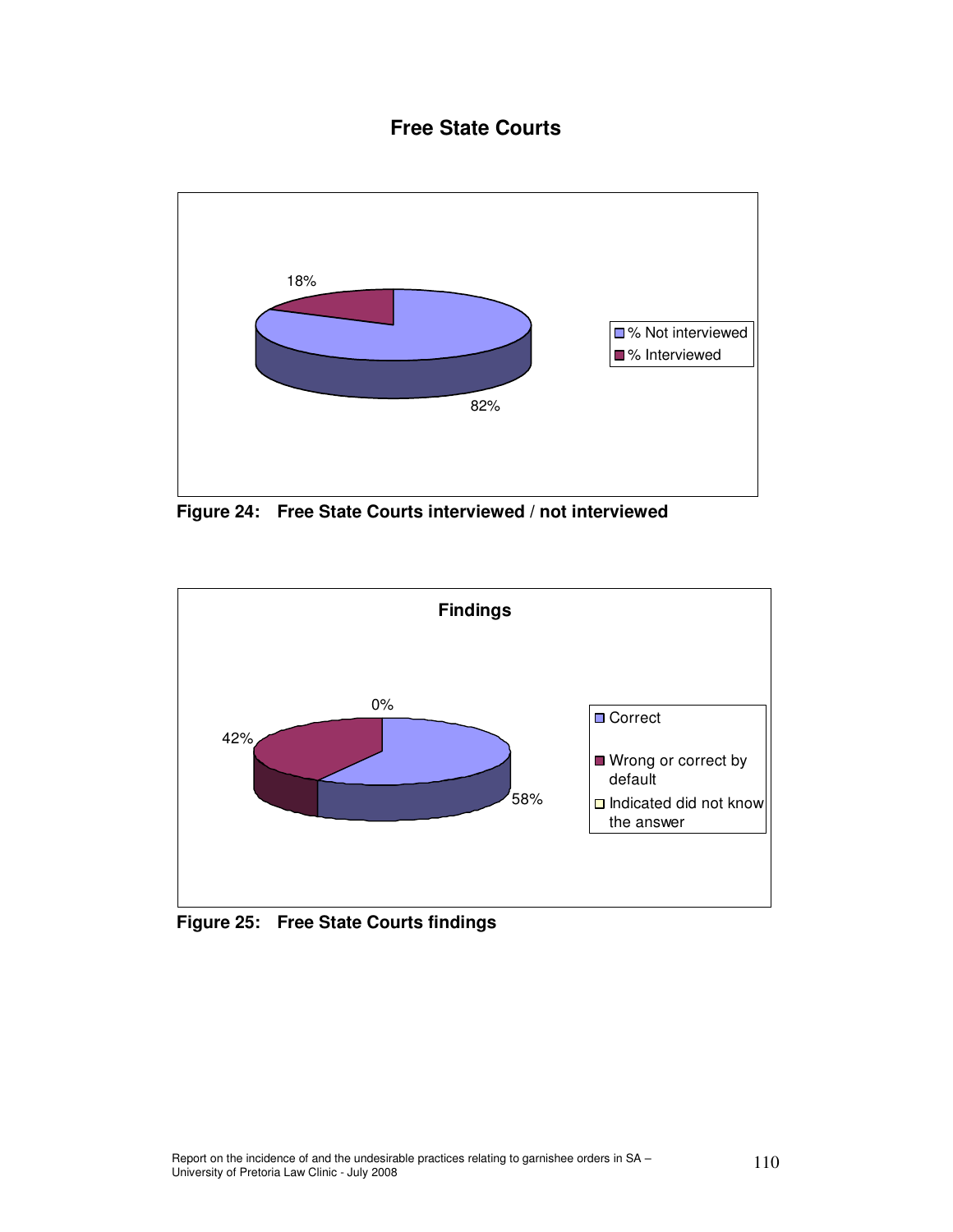## Free State Courts

18%

82%

% Not interviewed
% Interviewed

**Figure 24: Free State Courts interviewed / not interviewed**

**Findings**

0%

42%

58%

Correct
Wrong or correct by default
Indicated did not know the answer

**Figure 25: Free State Courts findings**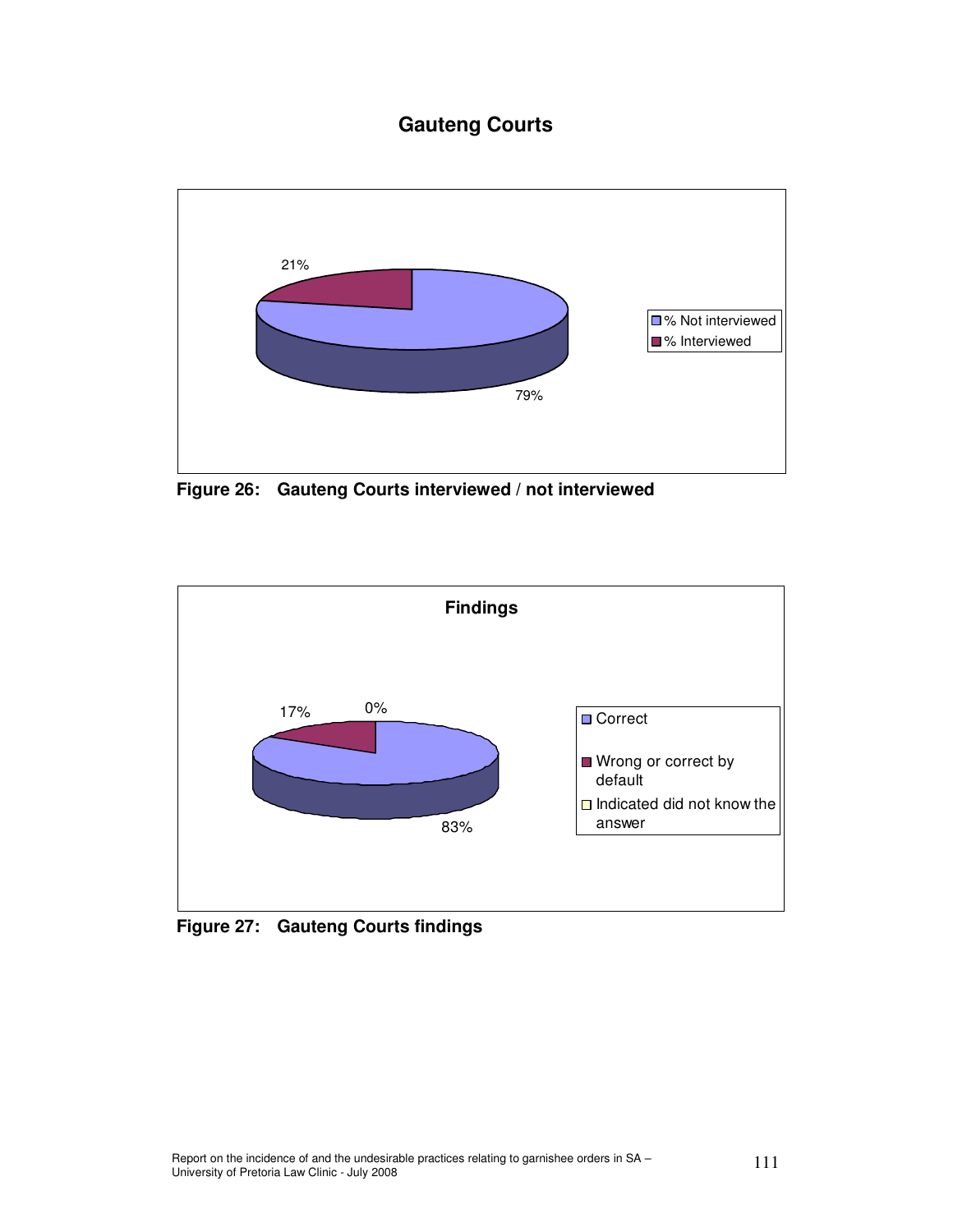# Gauteng Courts

21%

79%

% Not interviewed
% Interviewed

**Figure 26: Gauteng Courts interviewed / not interviewed**

**Findings**

17%

0%

83%

Correct
Wrong or correct by default
Indicated did not know the answer

**Figure 27: Gauteng Courts findings**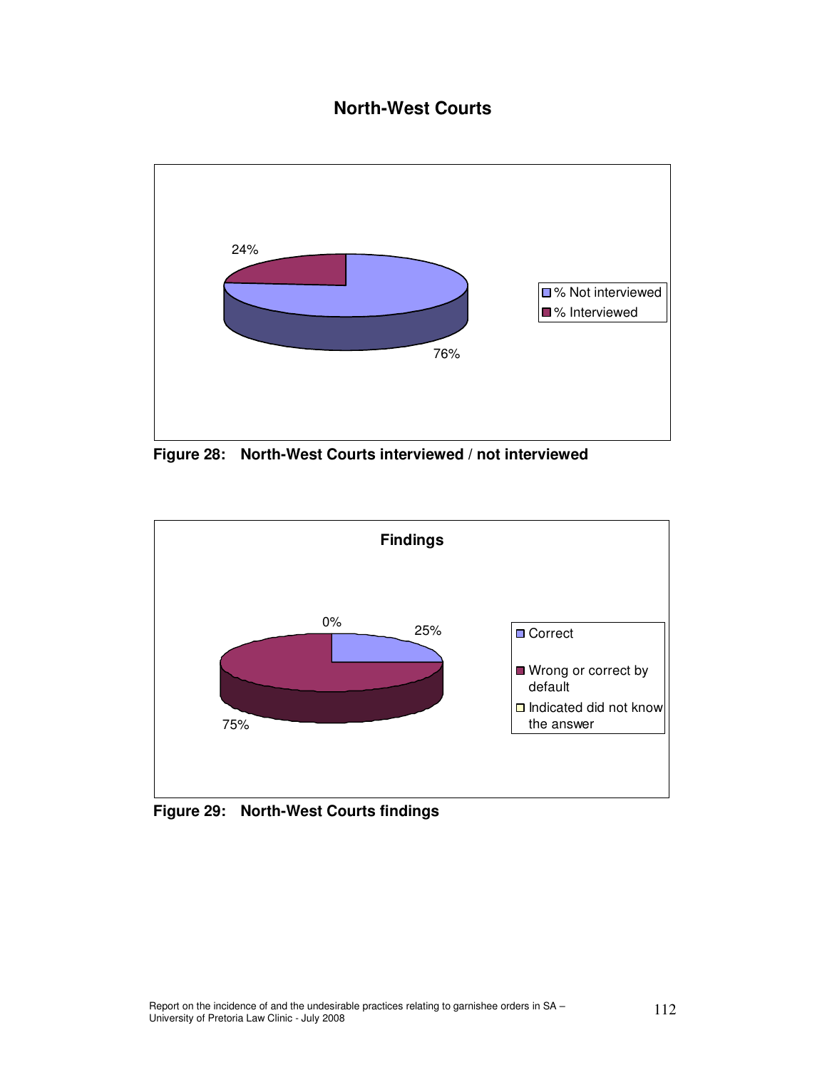## North-West Courts

24%

76%

% Not interviewed

% Interviewed

**Figure 28: North-West Courts interviewed / not interviewed**

**Findings**

0%

25%

75%

Correct

Wrong or correct by default

Indicated did not know the answer

**Figure 29: North-West Courts findings**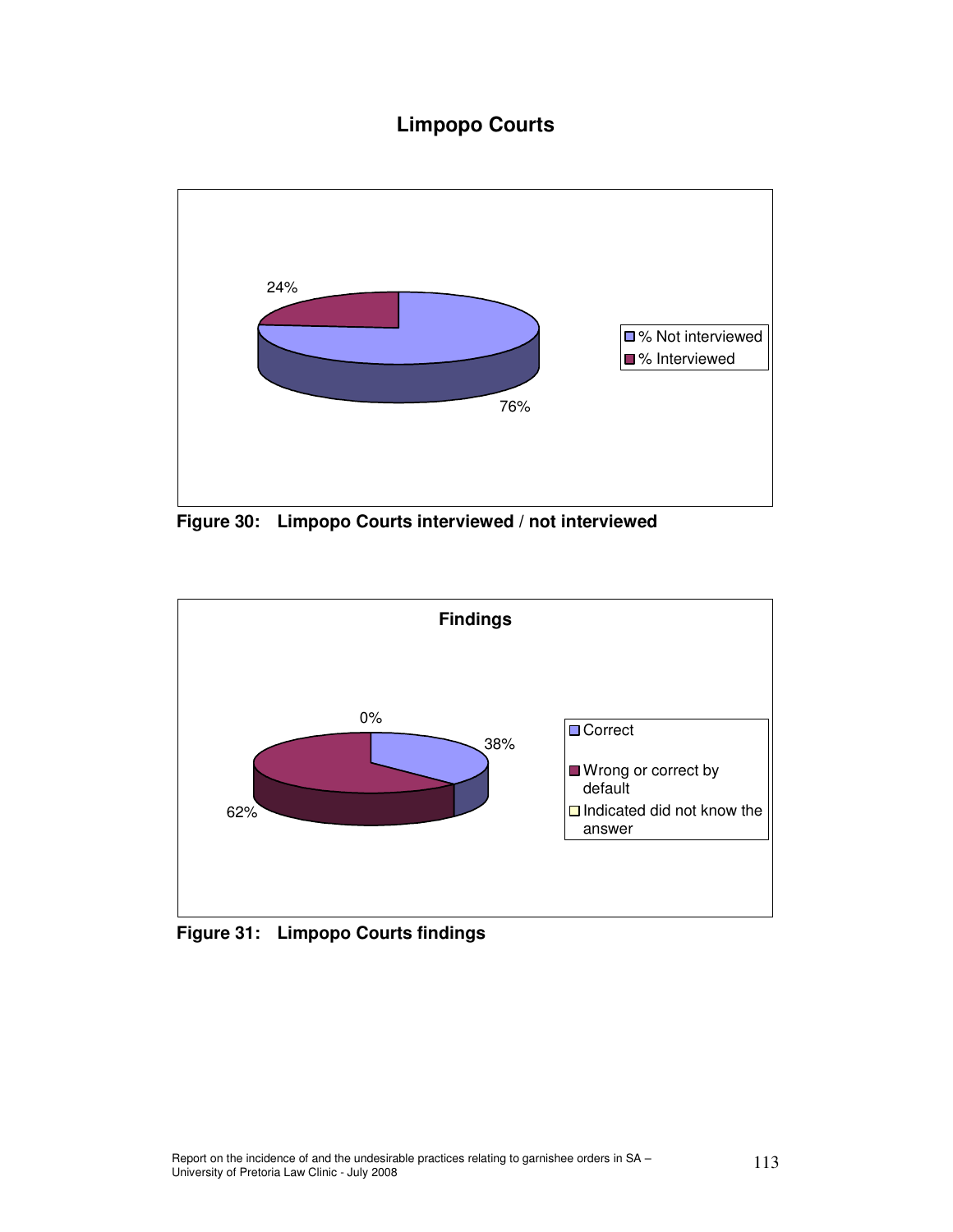## Limpopo Courts

24%

76%

- % Not interviewed
- % Interviewed

**Figure 30: Limpopo Courts interviewed / not interviewed**

**Findings**

0%

38%

62%

- Correct
- Wrong or correct by default
- Indicated did not know the answer

**Figure 31: Limpopo Courts findings**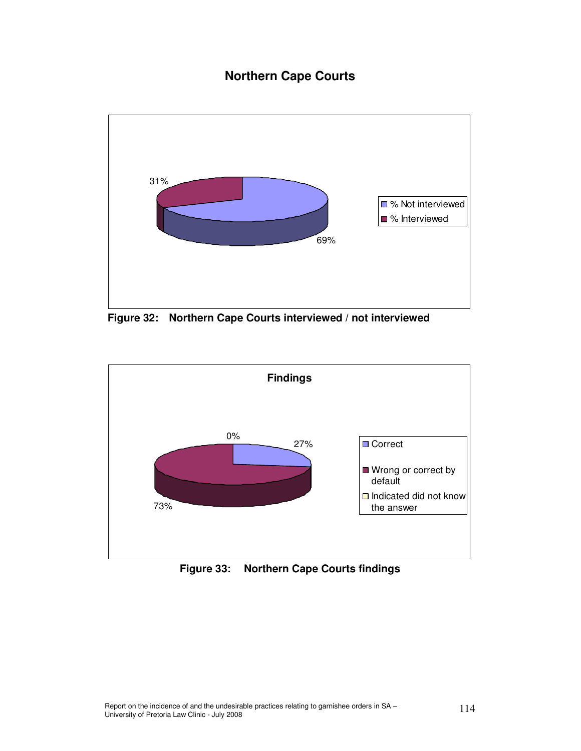## Northern Cape Courts

31%

69%

% Not interviewed

% Interviewed

**Figure 32: Northern Cape Courts interviewed / not interviewed**

**Findings**

0%

27%

73%

Correct

Wrong or correct by default

Indicated did not know the answer

**Figure 33: Northern Cape Courts findings**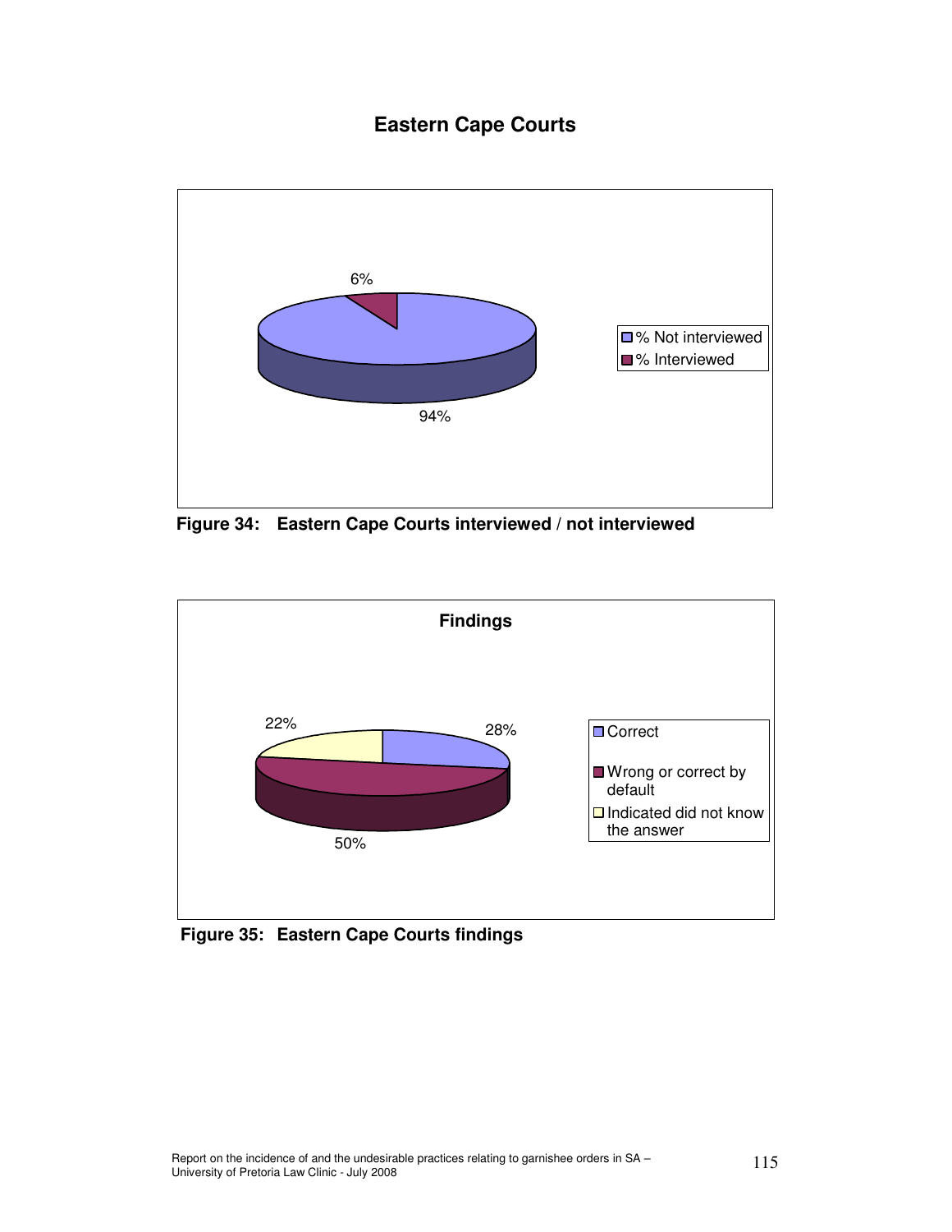# Eastern Cape Courts

6%

94%

- % Not interviewed
- % Interviewed

**Figure 34: Eastern Cape Courts interviewed / not interviewed**

**Findings**

22%

28%

50%

- Correct
- Wrong or correct by default
- Indicated did not know the answer

**Figure 35: Eastern Cape Courts findings**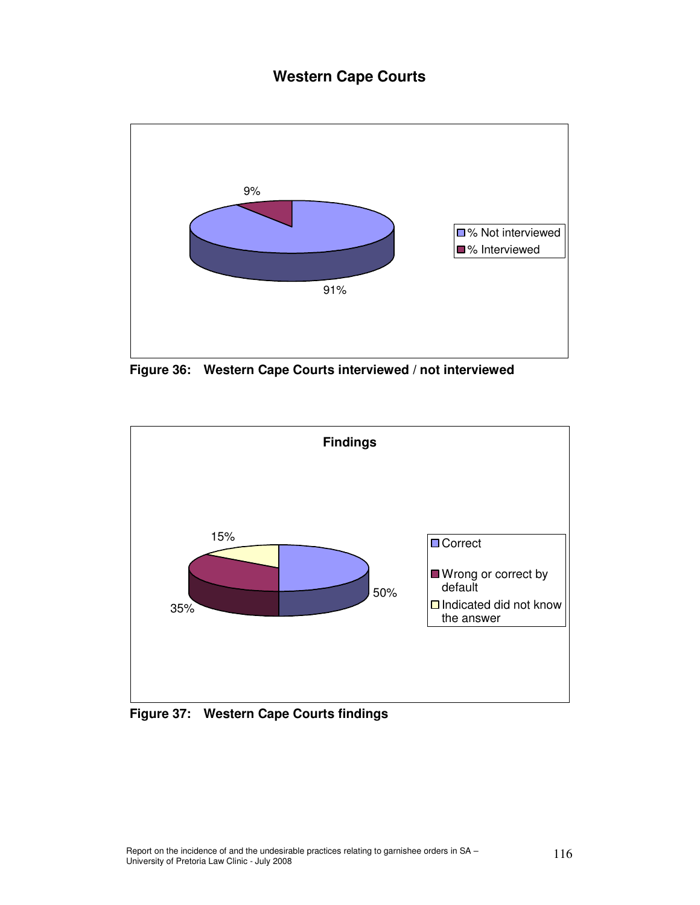## Western Cape Courts

9%

91%

- % Not interviewed
- % Interviewed

**Figure 36: Western Cape Courts interviewed / not interviewed**

**Findings**

15%

35%

50%

- Correct
- Wrong or correct by default
- Indicated did not know the answer

**Figure 37: Western Cape Courts findings**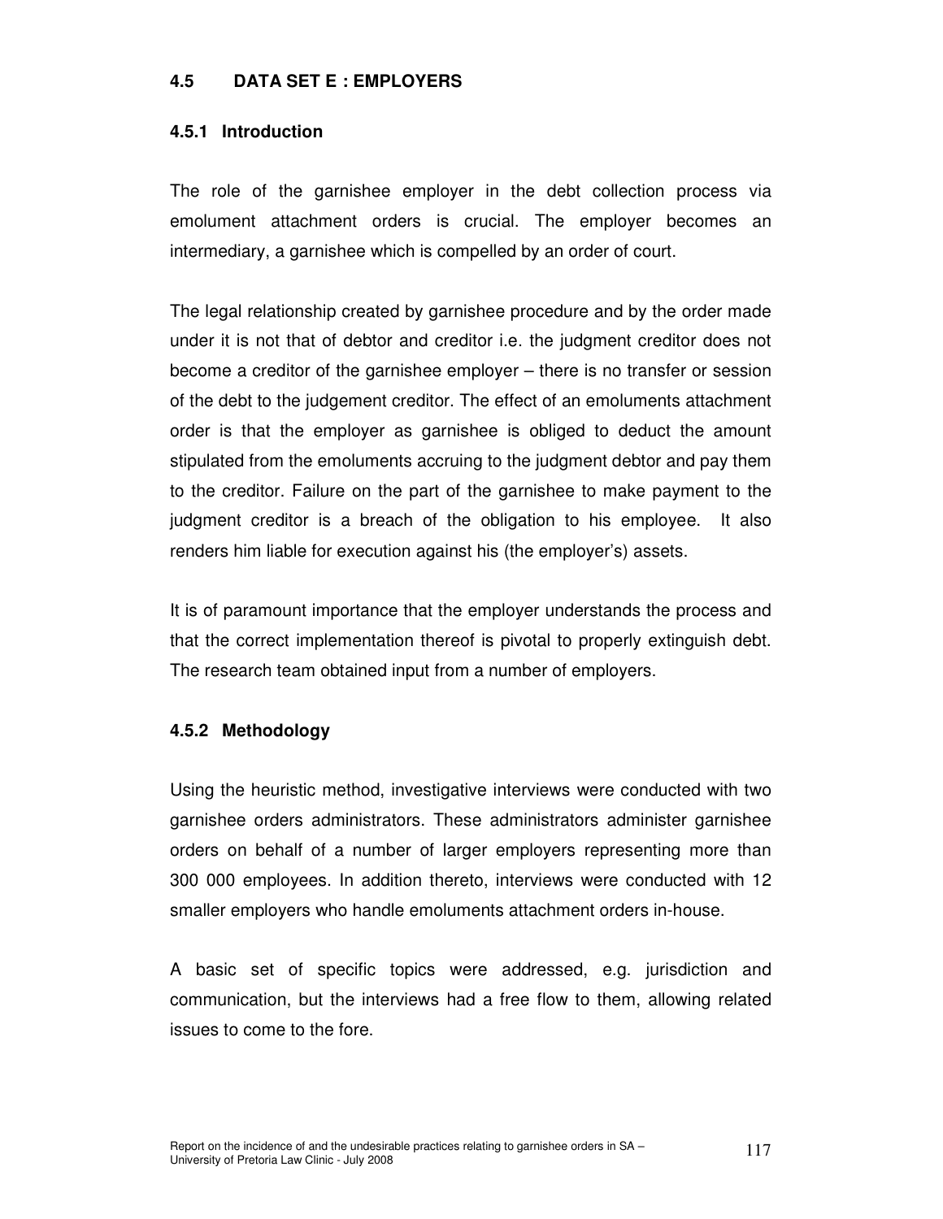## 4.5 DATA SET E : EMPLOYERS

### 4.5.1 Introduction

The role of the garnishee employer in the debt collection process via emolument attachment orders is crucial. The employer becomes an intermediary, a garnishee which is compelled by an order of court.

The legal relationship created by garnishee procedure and by the order made under it is not that of debtor and creditor i.e. the judgment creditor does not become a creditor of the garnishee employer – there is no transfer or session of the debt to the judgement creditor. The effect of an emoluments attachment order is that the employer as garnishee is obliged to deduct the amount stipulated from the emoluments accruing to the judgment debtor and pay them to the creditor. Failure on the part of the garnishee to make payment to the judgment creditor is a breach of the obligation to his employee. It also renders him liable for execution against his (the employer's) assets.

It is of paramount importance that the employer understands the process and that the correct implementation thereof is pivotal to properly extinguish debt. The research team obtained input from a number of employers.

### 4.5.2 Methodology

Using the heuristic method, investigative interviews were conducted with two garnishee orders administrators. These administrators administer garnishee orders on behalf of a number of larger employers representing more than 300 000 employees. In addition thereto, interviews were conducted with 12 smaller employers who handle emoluments attachment orders in-house.

A basic set of specific topics were addressed, e.g. jurisdiction and communication, but the interviews had a free flow to them, allowing related issues to come to the fore.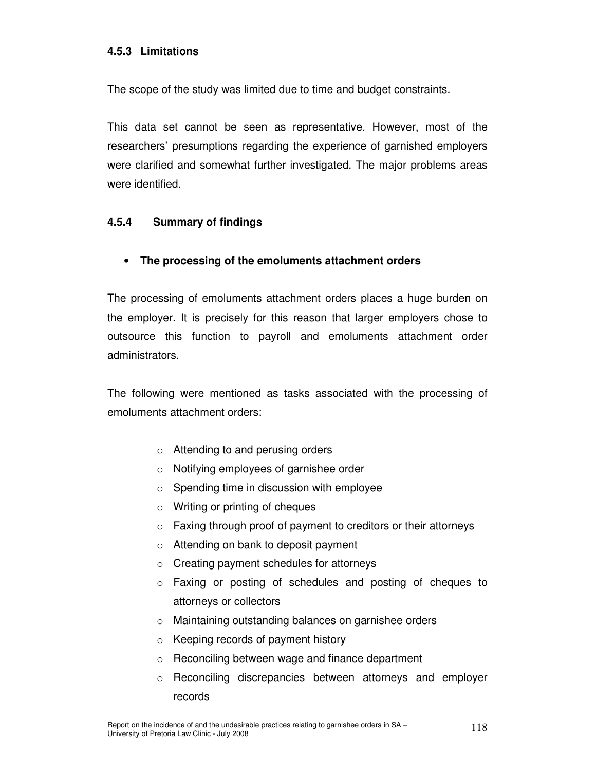#### 4.5.3 Limitations

The scope of the study was limited due to time and budget constraints.

This data set cannot be seen as representative. However, most of the researchers' presumptions regarding the experience of garnished employers were clarified and somewhat further investigated. The major problems areas were identified.

#### 4.5.4 Summary of findings

- **The processing of the emoluments attachment orders**

The processing of emoluments attachment orders places a huge burden on the employer. It is precisely for this reason that larger employers chose to outsource this function to payroll and emoluments attachment order administrators.

The following were mentioned as tasks associated with the processing of emoluments attachment orders:

- Attending to and perusing orders
- Notifying employees of garnishee order
- Spending time in discussion with employee
- Writing or printing of cheques
- Faxing through proof of payment to creditors or their attorneys
- Attending on bank to deposit payment
- Creating payment schedules for attorneys
- Faxing or posting of schedules and posting of cheques to attorneys or collectors
- Maintaining outstanding balances on garnishee orders
- Keeping records of payment history
- Reconciling between wage and finance department
- Reconciling discrepancies between attorneys and employer records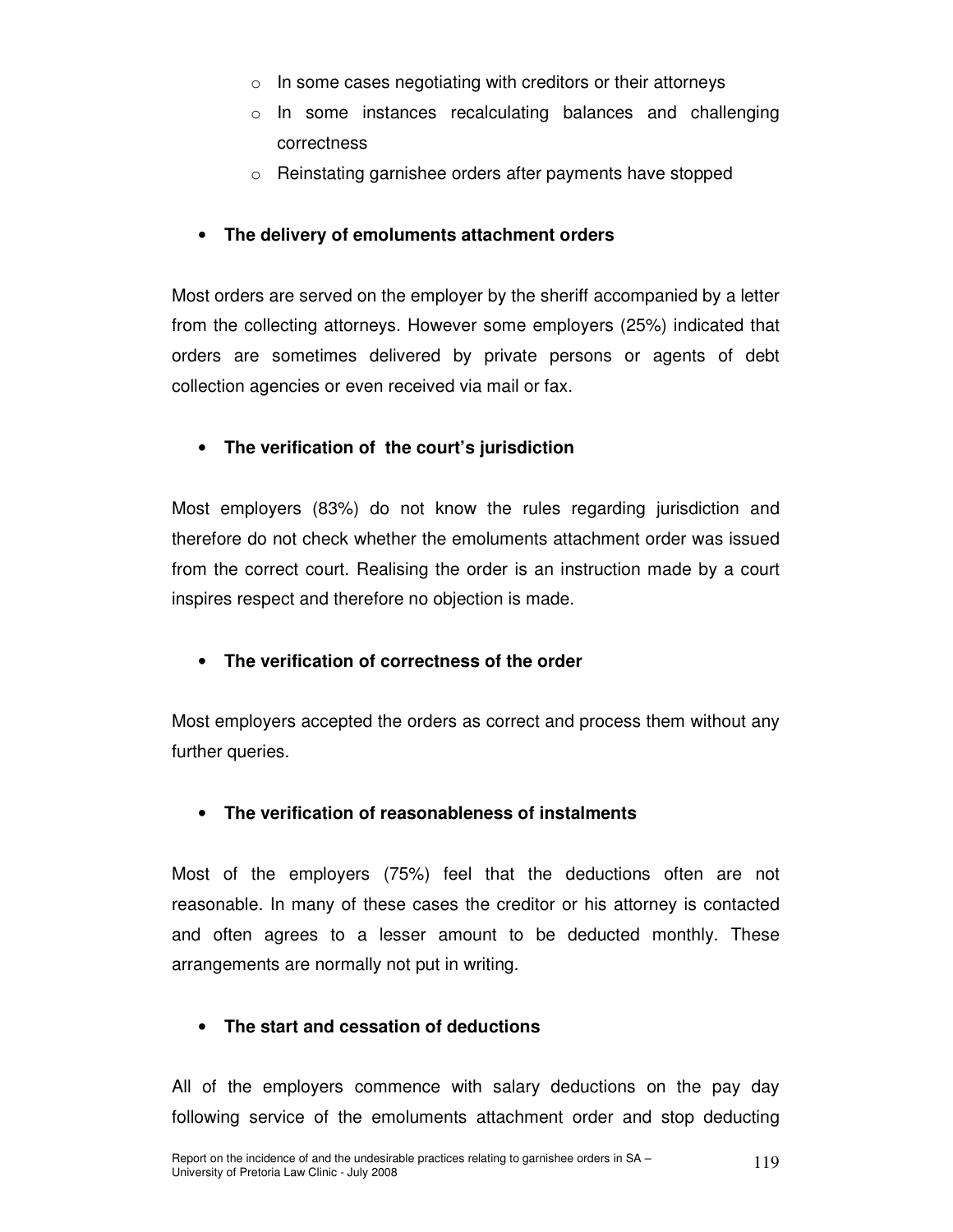- In some cases negotiating with creditors or their attorneys
  - In some instances recalculating balances and challenging correctness
  - Reinstating garnishee orders after payments have stopped

- **The delivery of emoluments attachment orders**

Most orders are served on the employer by the sheriff accompanied by a letter from the collecting attorneys. However some employers (25%) indicated that orders are sometimes delivered by private persons or agents of debt collection agencies or even received via mail or fax.

- **The verification of the court's jurisdiction**

Most employers (83%) do not know the rules regarding jurisdiction and therefore do not check whether the emoluments attachment order was issued from the correct court. Realising the order is an instruction made by a court inspires respect and therefore no objection is made.

- **The verification of correctness of the order**

Most employers accepted the orders as correct and process them without any further queries.

- **The verification of reasonableness of instalments**

Most of the employers (75%) feel that the deductions often are not reasonable. In many of these cases the creditor or his attorney is contacted and often agrees to a lesser amount to be deducted monthly. These arrangements are normally not put in writing.

- **The start and cessation of deductions**

All of the employers commence with salary deductions on the pay day following service of the emoluments attachment order and stop deducting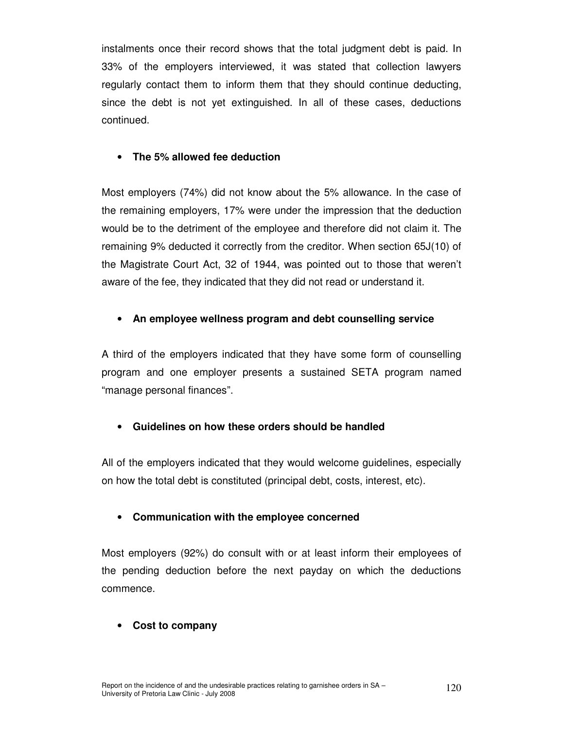instalments once their record shows that the total judgment debt is paid. In 33% of the employers interviewed, it was stated that collection lawyers regularly contact them to inform them that they should continue deducting, since the debt is not yet extinguished. In all of these cases, deductions continued.

- **The 5% allowed fee deduction**

Most employers (74%) did not know about the 5% allowance. In the case of the remaining employers, 17% were under the impression that the deduction would be to the detriment of the employee and therefore did not claim it. The remaining 9% deducted it correctly from the creditor. When section 65J(10) of the Magistrate Court Act, 32 of 1944, was pointed out to those that weren't aware of the fee, they indicated that they did not read or understand it.

- **An employee wellness program and debt counselling service**

A third of the employers indicated that they have some form of counselling program and one employer presents a sustained SETA program named "manage personal finances".

- **Guidelines on how these orders should be handled**

All of the employers indicated that they would welcome guidelines, especially on how the total debt is constituted (principal debt, costs, interest, etc).

- **Communication with the employee concerned**

Most employers (92%) do consult with or at least inform their employees of the pending deduction before the next payday on which the deductions commence.

- **Cost to company**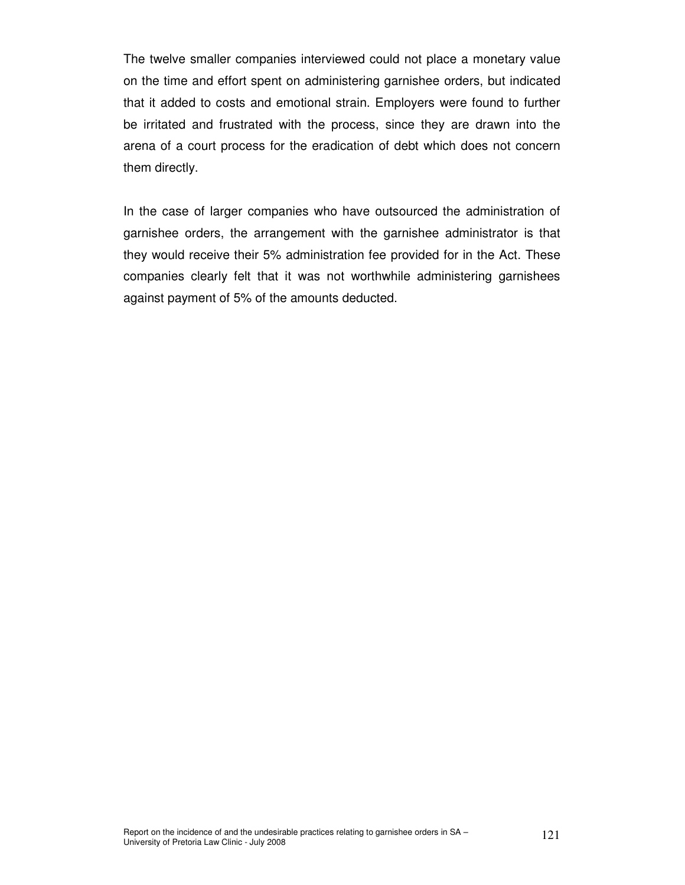The twelve smaller companies interviewed could not place a monetary value on the time and effort spent on administering garnishee orders, but indicated that it added to costs and emotional strain. Employers were found to further be irritated and frustrated with the process, since they are drawn into the arena of a court process for the eradication of debt which does not concern them directly.

In the case of larger companies who have outsourced the administration of garnishee orders, the arrangement with the garnishee administrator is that they would receive their 5% administration fee provided for in the Act. These companies clearly felt that it was not worthwhile administering garnishees against payment of 5% of the amounts deducted.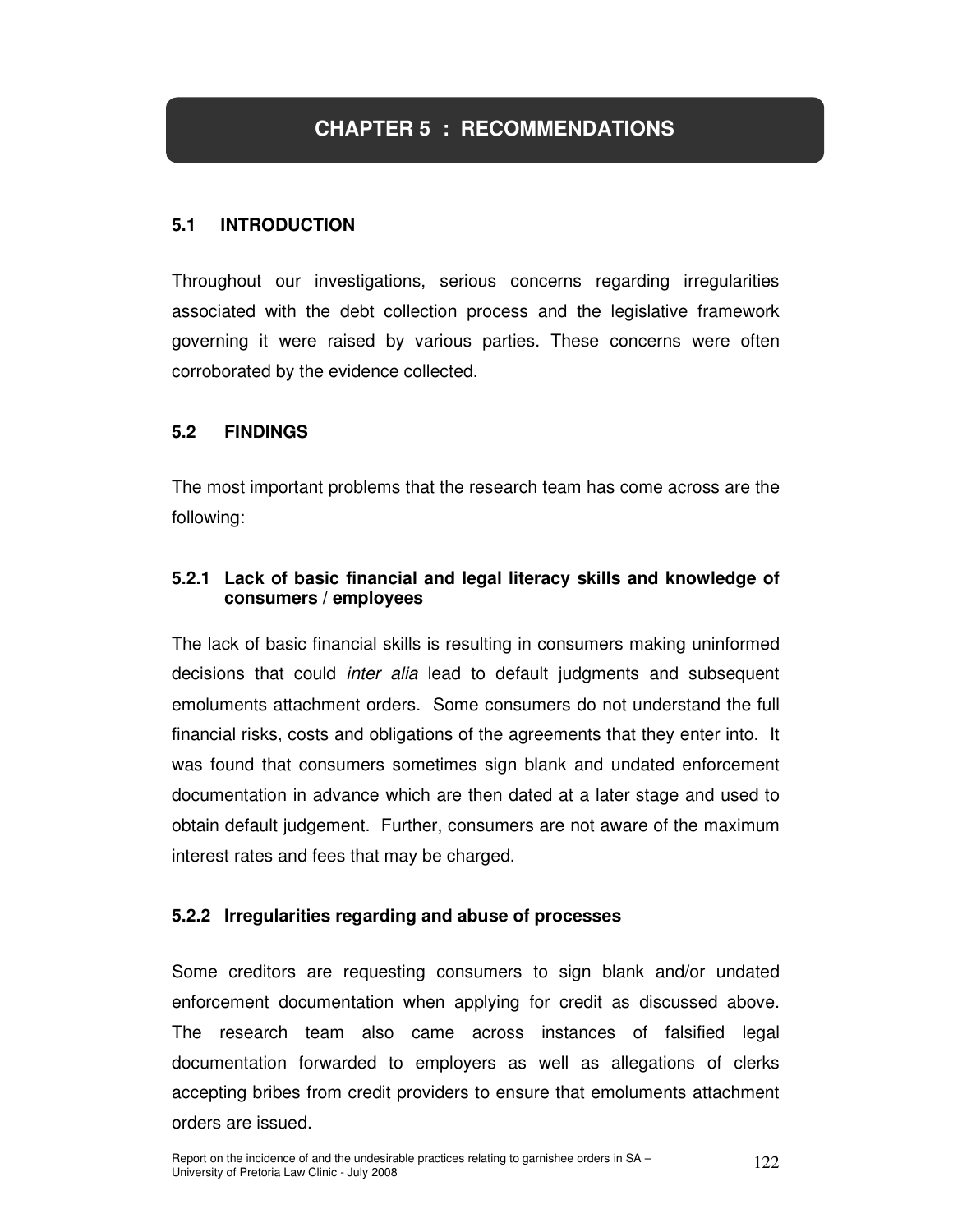# CHAPTER 5 : RECOMMENDATIONS

## 5.1 INTRODUCTION

Throughout our investigations, serious concerns regarding irregularities associated with the debt collection process and the legislative framework governing it were raised by various parties. These concerns were often corroborated by the evidence collected.

## 5.2 FINDINGS

The most important problems that the research team has come across are the following:

### 5.2.1 Lack of basic financial and legal literacy skills and knowledge of consumers / employees

The lack of basic financial skills is resulting in consumers making uninformed decisions that could *inter alia* lead to default judgments and subsequent emoluments attachment orders. Some consumers do not understand the full financial risks, costs and obligations of the agreements that they enter into. It was found that consumers sometimes sign blank and undated enforcement documentation in advance which are then dated at a later stage and used to obtain default judgement. Further, consumers are not aware of the maximum interest rates and fees that may be charged.

### 5.2.2 Irregularities regarding and abuse of processes

Some creditors are requesting consumers to sign blank and/or undated enforcement documentation when applying for credit as discussed above. The research team also came across instances of falsified legal documentation forwarded to employers as well as allegations of clerks accepting bribes from credit providers to ensure that emoluments attachment orders are issued.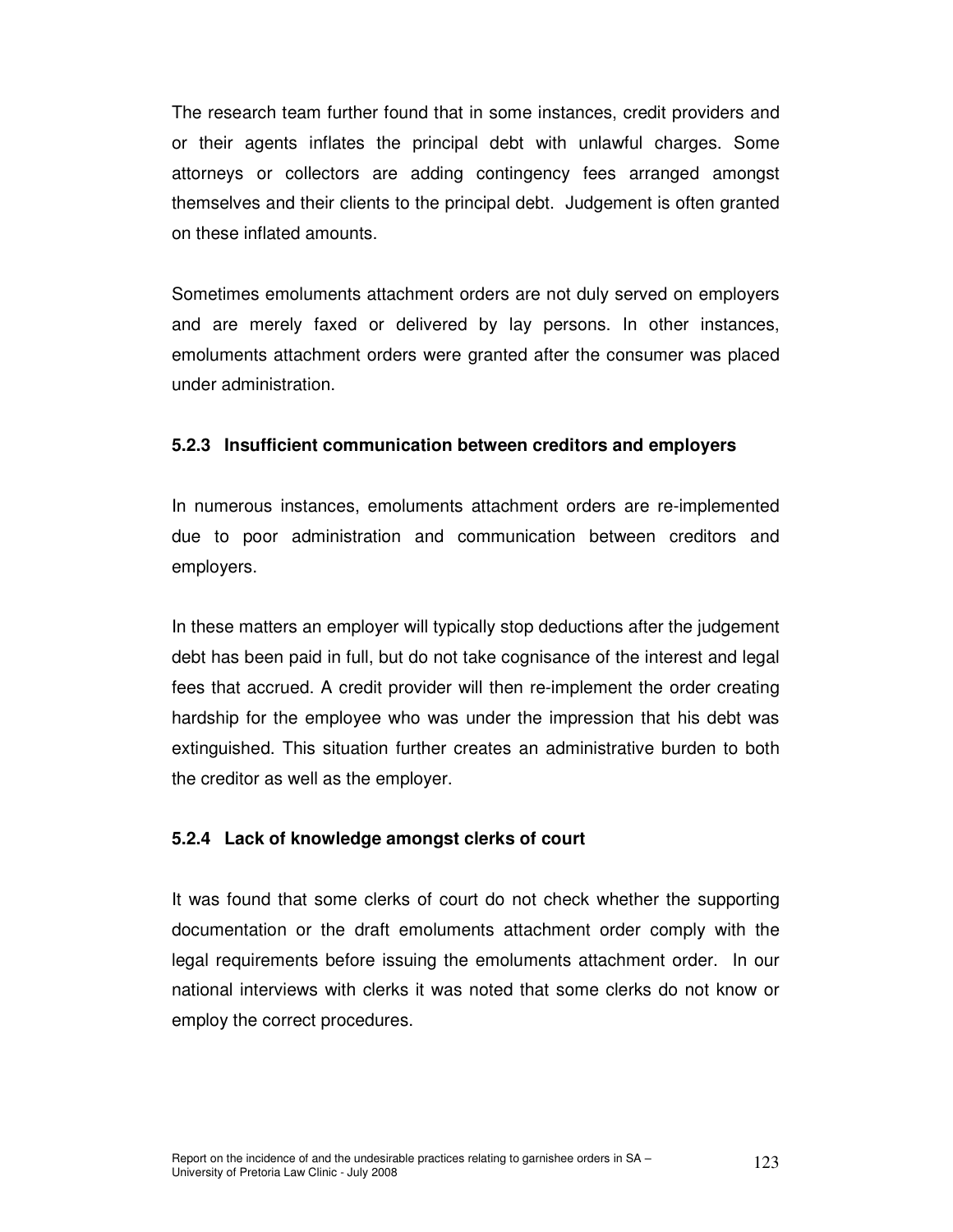The research team further found that in some instances, credit providers and or their agents inflates the principal debt with unlawful charges. Some attorneys or collectors are adding contingency fees arranged amongst themselves and their clients to the principal debt. Judgement is often granted on these inflated amounts.

Sometimes emoluments attachment orders are not duly served on employers and are merely faxed or delivered by lay persons. In other instances, emoluments attachment orders were granted after the consumer was placed under administration.

### 5.2.3 Insufficient communication between creditors and employers

In numerous instances, emoluments attachment orders are re-implemented due to poor administration and communication between creditors and employers.

In these matters an employer will typically stop deductions after the judgement debt has been paid in full, but do not take cognisance of the interest and legal fees that accrued. A credit provider will then re-implement the order creating hardship for the employee who was under the impression that his debt was extinguished. This situation further creates an administrative burden to both the creditor as well as the employer.

### 5.2.4 Lack of knowledge amongst clerks of court

It was found that some clerks of court do not check whether the supporting documentation or the draft emoluments attachment order comply with the legal requirements before issuing the emoluments attachment order. In our national interviews with clerks it was noted that some clerks do not know or employ the correct procedures.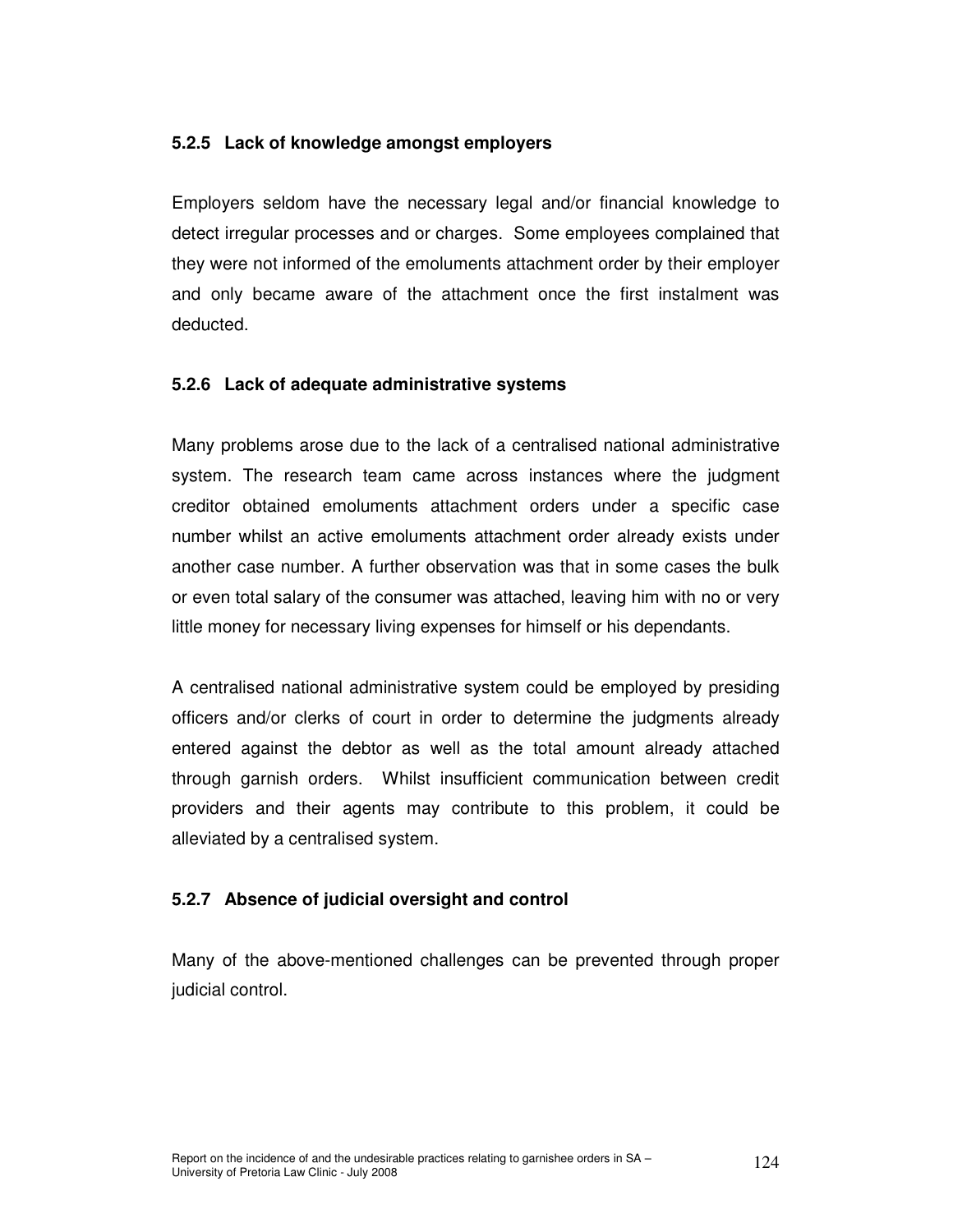### 5.2.5 Lack of knowledge amongst employers

Employers seldom have the necessary legal and/or financial knowledge to detect irregular processes and or charges. Some employees complained that they were not informed of the emoluments attachment order by their employer and only became aware of the attachment once the first instalment was deducted.

### 5.2.6 Lack of adequate administrative systems

Many problems arose due to the lack of a centralised national administrative system. The research team came across instances where the judgment creditor obtained emoluments attachment orders under a specific case number whilst an active emoluments attachment order already exists under another case number. A further observation was that in some cases the bulk or even total salary of the consumer was attached, leaving him with no or very little money for necessary living expenses for himself or his dependants.

A centralised national administrative system could be employed by presiding officers and/or clerks of court in order to determine the judgments already entered against the debtor as well as the total amount already attached through garnish orders. Whilst insufficient communication between credit providers and their agents may contribute to this problem, it could be alleviated by a centralised system.

### 5.2.7 Absence of judicial oversight and control

Many of the above-mentioned challenges can be prevented through proper judicial control.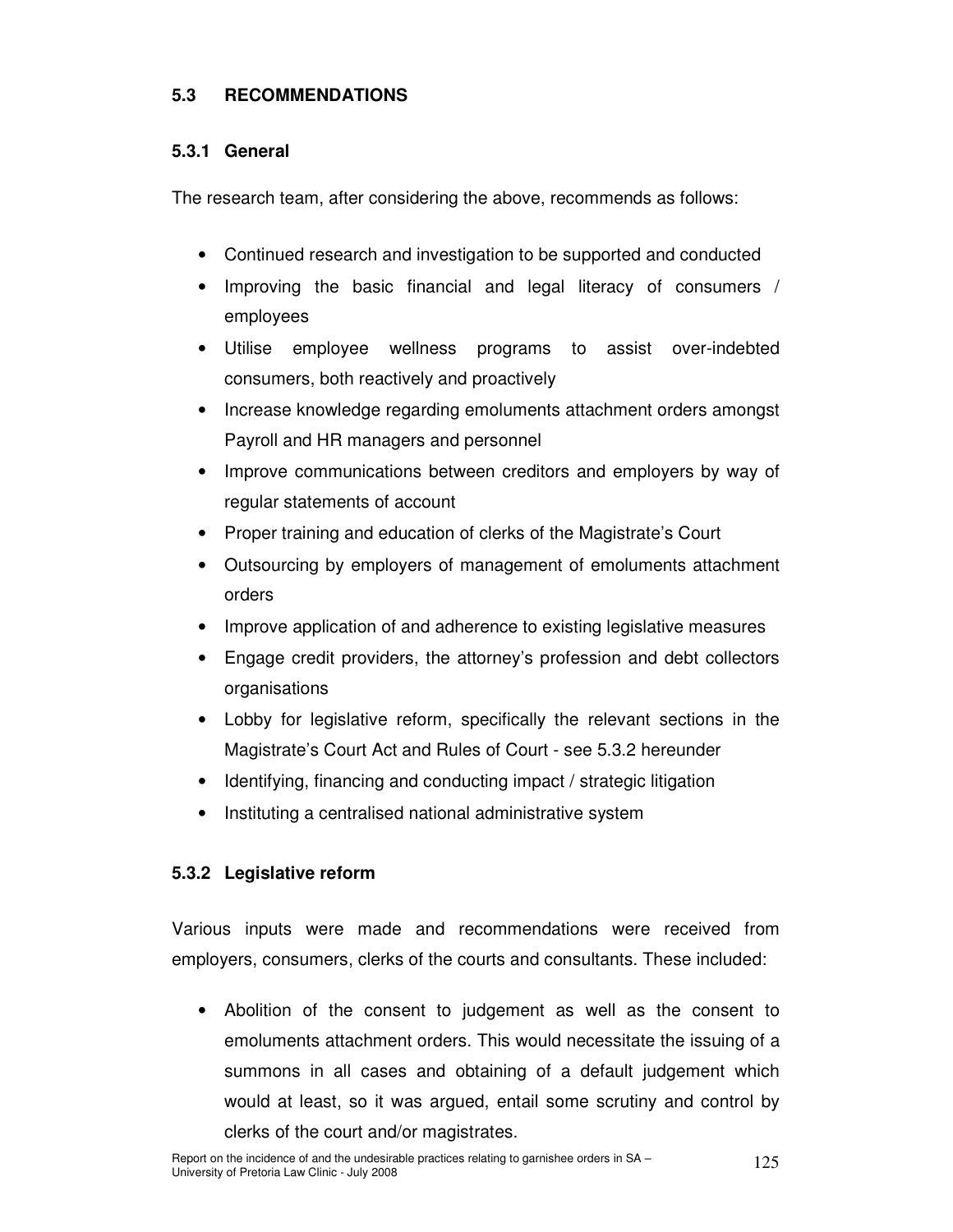## 5.3 RECOMMENDATIONS

### 5.3.1 General

The research team, after considering the above, recommends as follows:

- Continued research and investigation to be supported and conducted
- Improving the basic financial and legal literacy of consumers / employees
- Utilise employee wellness programs to assist over-indebted consumers, both reactively and proactively
- Increase knowledge regarding emoluments attachment orders amongst Payroll and HR managers and personnel
- Improve communications between creditors and employers by way of regular statements of account
- Proper training and education of clerks of the Magistrate's Court
- Outsourcing by employers of management of emoluments attachment orders
- Improve application of and adherence to existing legislative measures
- Engage credit providers, the attorney's profession and debt collectors organisations
- Lobby for legislative reform, specifically the relevant sections in the Magistrate's Court Act and Rules of Court - see 5.3.2 hereunder
- Identifying, financing and conducting impact / strategic litigation
- Instituting a centralised national administrative system

### 5.3.2 Legislative reform

Various inputs were made and recommendations were received from employers, consumers, clerks of the courts and consultants. These included:

- Abolition of the consent to judgement as well as the consent to emoluments attachment orders. This would necessitate the issuing of a summons in all cases and obtaining of a default judgement which would at least, so it was argued, entail some scrutiny and control by clerks of the court and/or magistrates.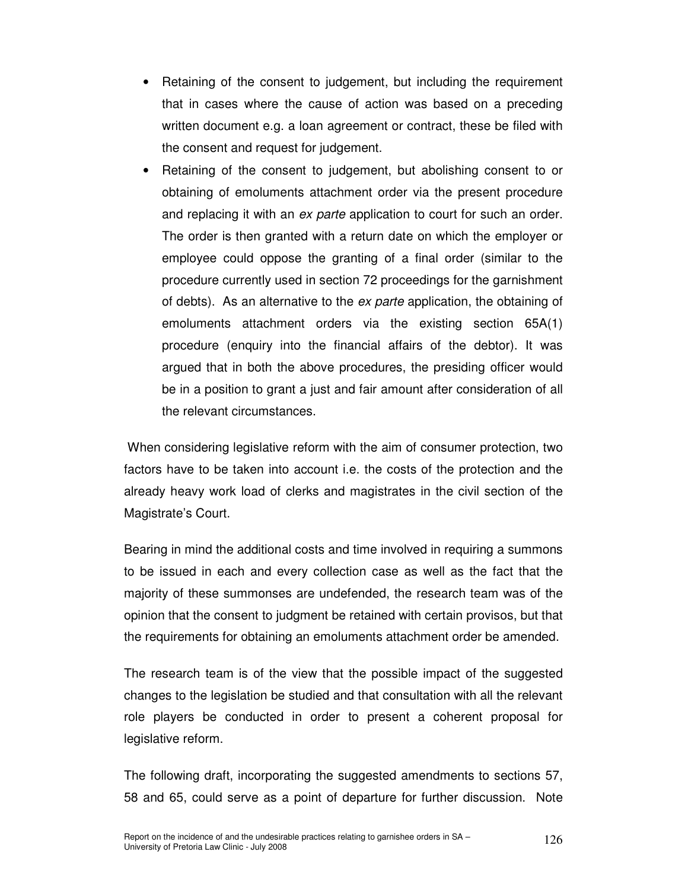- Retaining of the consent to judgement, but including the requirement that in cases where the cause of action was based on a preceding written document e.g. a loan agreement or contract, these be filed with the consent and request for judgement.
- Retaining of the consent to judgement, but abolishing consent to or obtaining of emoluments attachment order via the present procedure and replacing it with an *ex parte* application to court for such an order. The order is then granted with a return date on which the employer or employee could oppose the granting of a final order (similar to the procedure currently used in section 72 proceedings for the garnishment of debts). As an alternative to the *ex parte* application, the obtaining of emoluments attachment orders via the existing section 65A(1) procedure (enquiry into the financial affairs of the debtor). It was argued that in both the above procedures, the presiding officer would be in a position to grant a just and fair amount after consideration of all the relevant circumstances.

When considering legislative reform with the aim of consumer protection, two factors have to be taken into account i.e. the costs of the protection and the already heavy work load of clerks and magistrates in the civil section of the Magistrate's Court.

Bearing in mind the additional costs and time involved in requiring a summons to be issued in each and every collection case as well as the fact that the majority of these summonses are undefended, the research team was of the opinion that the consent to judgment be retained with certain provisos, but that the requirements for obtaining an emoluments attachment order be amended.

The research team is of the view that the possible impact of the suggested changes to the legislation be studied and that consultation with all the relevant role players be conducted in order to present a coherent proposal for legislative reform.

The following draft, incorporating the suggested amendments to sections 57, 58 and 65, could serve as a point of departure for further discussion. Note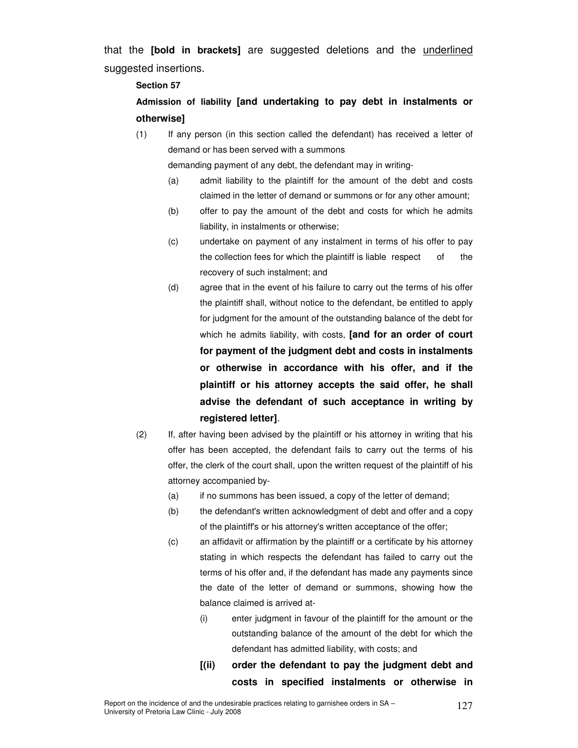that the **[bold in brackets]** are suggested deletions and the <u>underlined</u> suggested insertions.

**Section 57**

**Admission of liability [and undertaking to pay debt in instalments or otherwise]**

(1) If any person (in this section called the defendant) has received a letter of demand or has been served with a summons demanding payment of any debt, the defendant may in writing-

(a) admit liability to the plaintiff for the amount of the debt and costs claimed in the letter of demand or summons or for any other amount;

(b) offer to pay the amount of the debt and costs for which he admits liability, in instalments or otherwise;

(c) undertake on payment of any instalment in terms of his offer to pay the collection fees for which the plaintiff is liable respect of the recovery of such instalment; and

(d) agree that in the event of his failure to carry out the terms of his offer the plaintiff shall, without notice to the defendant, be entitled to apply for judgment for the amount of the outstanding balance of the debt for which he admits liability, with costs, **[and for an order of court for payment of the judgment debt and costs in instalments or otherwise in accordance with his offer, and if the plaintiff or his attorney accepts the said offer, he shall advise the defendant of such acceptance in writing by registered letter]**.

(2) If, after having been advised by the plaintiff or his attorney in writing that his offer has been accepted, the defendant fails to carry out the terms of his offer, the clerk of the court shall, upon the written request of the plaintiff of his attorney accompanied by-

(a) if no summons has been issued, a copy of the letter of demand;

(b) the defendant's written acknowledgment of debt and offer and a copy of the plaintiff's or his attorney's written acceptance of the offer;

(c) an affidavit or affirmation by the plaintiff or a certificate by his attorney stating in which respects the defendant has failed to carry out the terms of his offer and, if the defendant has made any payments since the date of the letter of demand or summons, showing how the balance claimed is arrived at-

(i) enter judgment in favour of the plaintiff for the amount or the outstanding balance of the amount of the debt for which the defendant has admitted liability, with costs; and

**[(ii) order the defendant to pay the judgment debt and costs in specified instalments or otherwise in**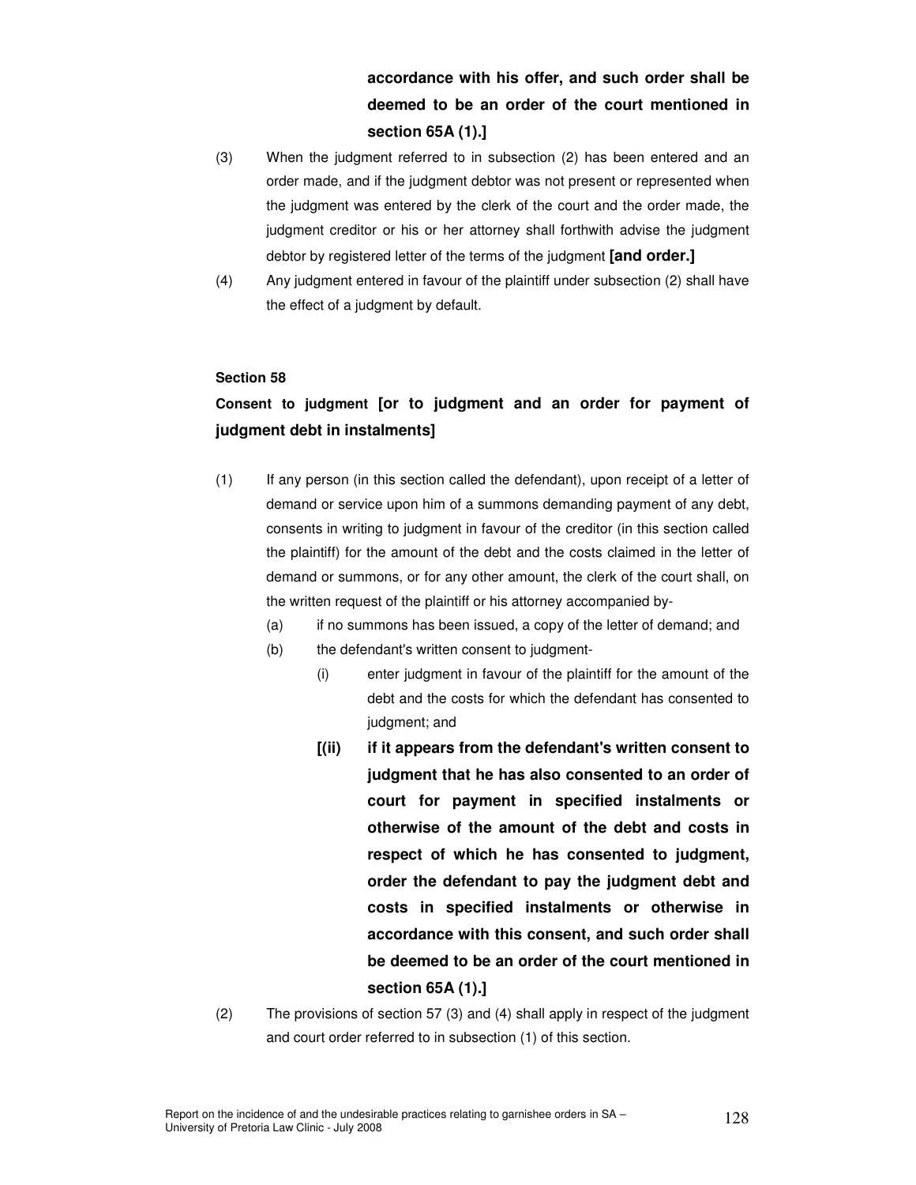**accordance with his offer, and such order shall be deemed to be an order of the court mentioned in section 65A (1).]**

(3) When the judgment referred to in subsection (2) has been entered and an order made, and if the judgment debtor was not present or represented when the judgment was entered by the clerk of the court and the order made, the judgment creditor or his or her attorney shall forthwith advise the judgment debtor by registered letter of the terms of the judgment **[and order.]**

(4) Any judgment entered in favour of the plaintiff under subsection (2) shall have the effect of a judgment by default.

**Section 58**

**Consent to judgment [or to judgment and an order for payment of judgment debt in instalments]**

(1) If any person (in this section called the defendant), upon receipt of a letter of demand or service upon him of a summons demanding payment of any debt, consents in writing to judgment in favour of the creditor (in this section called the plaintiff) for the amount of the debt and the costs claimed in the letter of demand or summons, or for any other amount, the clerk of the court shall, on the written request of the plaintiff or his attorney accompanied by-

(a) if no summons has been issued, a copy of the letter of demand; and

(b) the defendant's written consent to judgment-

(i) enter judgment in favour of the plaintiff for the amount of the debt and the costs for which the defendant has consented to judgment; and

**[(ii) if it appears from the defendant's written consent to judgment that he has also consented to an order of court for payment in specified instalments or otherwise of the amount of the debt and costs in respect of which he has consented to judgment, order the defendant to pay the judgment debt and costs in specified instalments or otherwise in accordance with this consent, and such order shall be deemed to be an order of the court mentioned in section 65A (1).]**

(2) The provisions of section 57 (3) and (4) shall apply in respect of the judgment and court order referred to in subsection (1) of this section.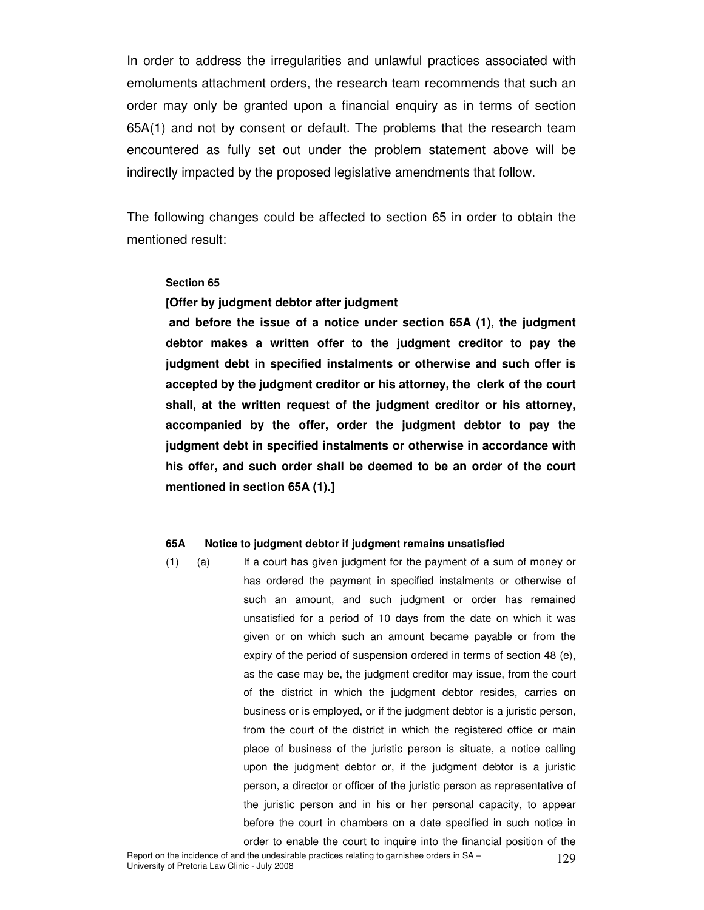In order to address the irregularities and unlawful practices associated with emoluments attachment orders, the research team recommends that such an order may only be granted upon a financial enquiry as in terms of section 65A(1) and not by consent or default. The problems that the research team encountered as fully set out under the problem statement above will be indirectly impacted by the proposed legislative amendments that follow.

The following changes could be affected to section 65 in order to obtain the mentioned result:

**Section 65**

**[Offer by judgment debtor after judgment**

**and before the issue of a notice under section 65A (1), the judgment debtor makes a written offer to the judgment creditor to pay the judgment debt in specified instalments or otherwise and such offer is accepted by the judgment creditor or his attorney, the clerk of the court shall, at the written request of the judgment creditor or his attorney, accompanied by the offer, order the judgment debtor to pay the judgment debt in specified instalments or otherwise in accordance with his offer, and such order shall be deemed to be an order of the court mentioned in section 65A (1).]**

**65A Notice to judgment debtor if judgment remains unsatisfied**

(1) (a) If a court has given judgment for the payment of a sum of money or has ordered the payment in specified instalments or otherwise of such an amount, and such judgment or order has remained unsatisfied for a period of 10 days from the date on which it was given or on which such an amount became payable or from the expiry of the period of suspension ordered in terms of section 48 (e), as the case may be, the judgment creditor may issue, from the court of the district in which the judgment debtor resides, carries on business or is employed, or if the judgment debtor is a juristic person, from the court of the district in which the registered office or main place of business of the juristic person is situate, a notice calling upon the judgment debtor or, if the judgment debtor is a juristic person, a director or officer of the juristic person as representative of the juristic person and in his or her personal capacity, to appear before the court in chambers on a date specified in such notice in order to enable the court to inquire into the financial position of the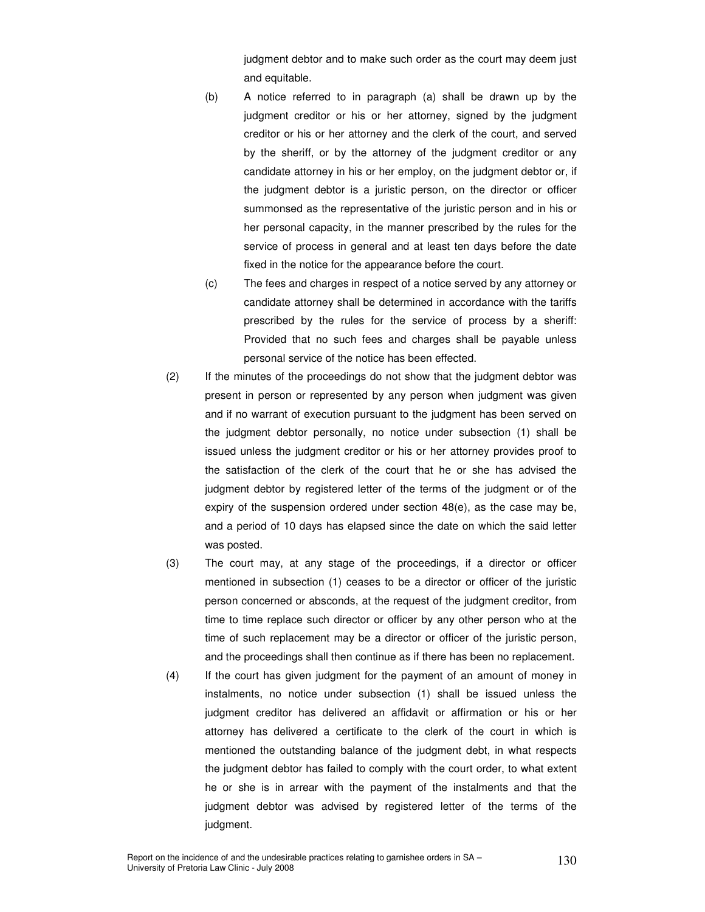judgment debtor and to make such order as the court may deem just and equitable.

(b) A notice referred to in paragraph (a) shall be drawn up by the judgment creditor or his or her attorney, signed by the judgment creditor or his or her attorney and the clerk of the court, and served by the sheriff, or by the attorney of the judgment creditor or any candidate attorney in his or her employ, on the judgment debtor or, if the judgment debtor is a juristic person, on the director or officer summonsed as the representative of the juristic person and in his or her personal capacity, in the manner prescribed by the rules for the service of process in general and at least ten days before the date fixed in the notice for the appearance before the court.

(c) The fees and charges in respect of a notice served by any attorney or candidate attorney shall be determined in accordance with the tariffs prescribed by the rules for the service of process by a sheriff: Provided that no such fees and charges shall be payable unless personal service of the notice has been effected.

(2) If the minutes of the proceedings do not show that the judgment debtor was present in person or represented by any person when judgment was given and if no warrant of execution pursuant to the judgment has been served on the judgment debtor personally, no notice under subsection (1) shall be issued unless the judgment creditor or his or her attorney provides proof to the satisfaction of the clerk of the court that he or she has advised the judgment debtor by registered letter of the terms of the judgment or of the expiry of the suspension ordered under section 48(e), as the case may be, and a period of 10 days has elapsed since the date on which the said letter was posted.

(3) The court may, at any stage of the proceedings, if a director or officer mentioned in subsection (1) ceases to be a director or officer of the juristic person concerned or absconds, at the request of the judgment creditor, from time to time replace such director or officer by any other person who at the time of such replacement may be a director or officer of the juristic person, and the proceedings shall then continue as if there has been no replacement.

(4) If the court has given judgment for the payment of an amount of money in instalments, no notice under subsection (1) shall be issued unless the judgment creditor has delivered an affidavit or affirmation or his or her attorney has delivered a certificate to the clerk of the court in which is mentioned the outstanding balance of the judgment debt, in what respects the judgment debtor has failed to comply with the court order, to what extent he or she is in arrear with the payment of the instalments and that the judgment debtor was advised by registered letter of the terms of the judgment.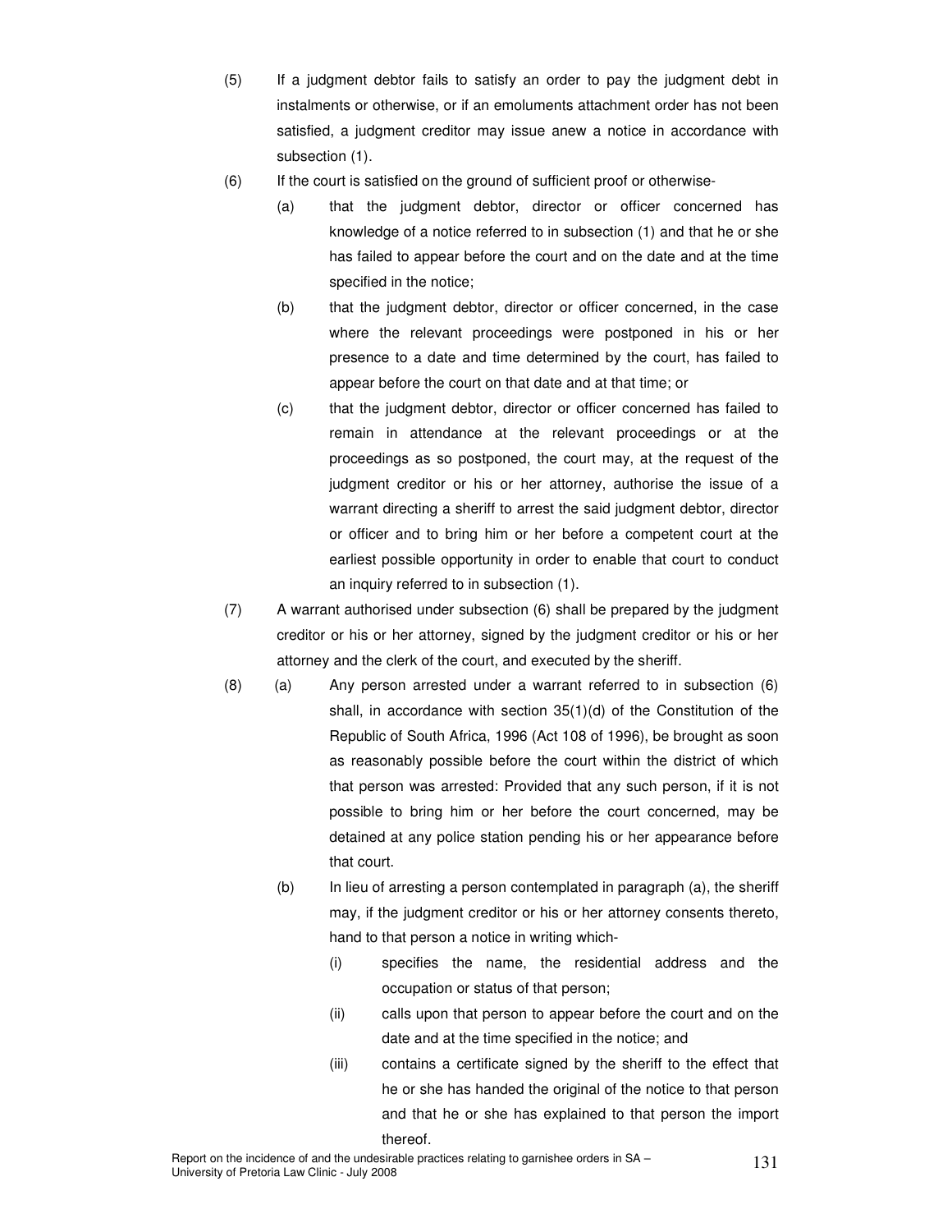(5) If a judgment debtor fails to satisfy an order to pay the judgment debt in instalments or otherwise, or if an emoluments attachment order has not been satisfied, a judgment creditor may issue anew a notice in accordance with subsection (1).

(6) If the court is satisfied on the ground of sufficient proof or otherwise-

(a) that the judgment debtor, director or officer concerned has knowledge of a notice referred to in subsection (1) and that he or she has failed to appear before the court and on the date and at the time specified in the notice;

(b) that the judgment debtor, director or officer concerned, in the case where the relevant proceedings were postponed in his or her presence to a date and time determined by the court, has failed to appear before the court on that date and at that time; or

(c) that the judgment debtor, director or officer concerned has failed to remain in attendance at the relevant proceedings or at the proceedings as so postponed, the court may, at the request of the judgment creditor or his or her attorney, authorise the issue of a warrant directing a sheriff to arrest the said judgment debtor, director or officer and to bring him or her before a competent court at the earliest possible opportunity in order to enable that court to conduct an inquiry referred to in subsection (1).

(7) A warrant authorised under subsection (6) shall be prepared by the judgment creditor or his or her attorney, signed by the judgment creditor or his or her attorney and the clerk of the court, and executed by the sheriff.

(8) (a) Any person arrested under a warrant referred to in subsection (6) shall, in accordance with section 35(1)(d) of the Constitution of the Republic of South Africa, 1996 (Act 108 of 1996), be brought as soon as reasonably possible before the court within the district of which that person was arrested: Provided that any such person, if it is not possible to bring him or her before the court concerned, may be detained at any police station pending his or her appearance before that court.

(b) In lieu of arresting a person contemplated in paragraph (a), the sheriff may, if the judgment creditor or his or her attorney consents thereto, hand to that person a notice in writing which-

(i) specifies the name, the residential address and the occupation or status of that person;

(ii) calls upon that person to appear before the court and on the date and at the time specified in the notice; and

(iii) contains a certificate signed by the sheriff to the effect that he or she has handed the original of the notice to that person and that he or she has explained to that person the import thereof.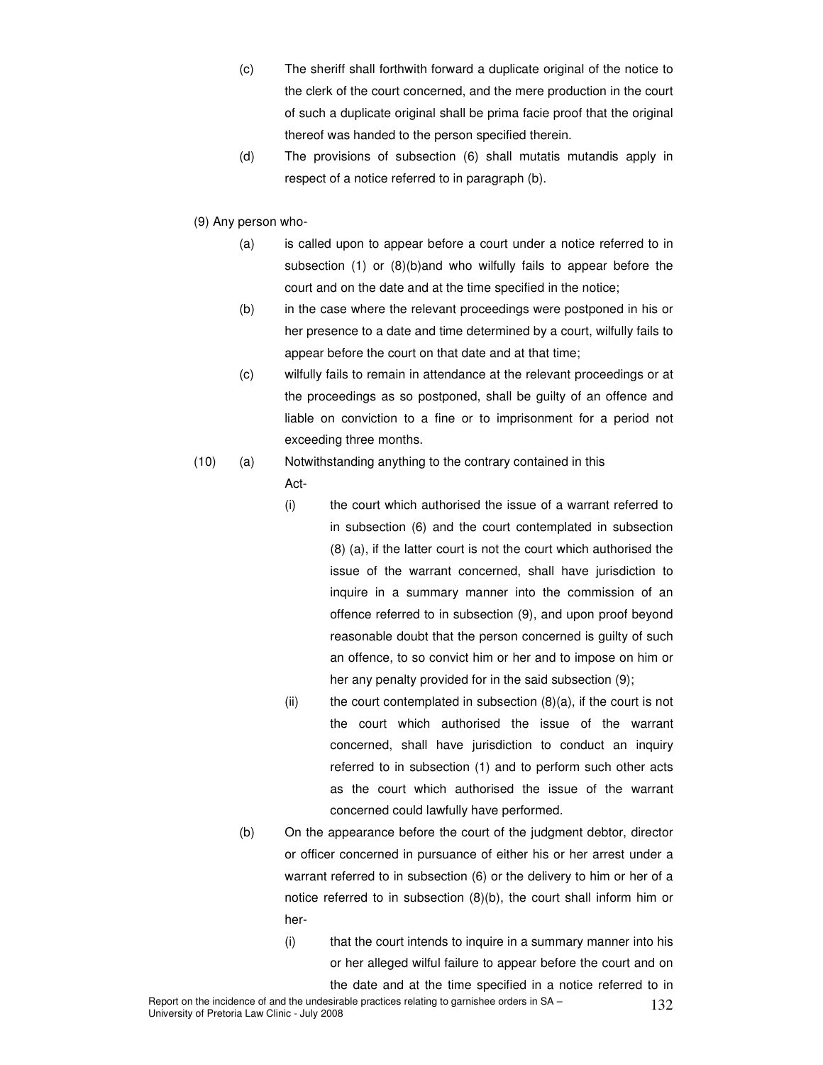(c) The sheriff shall forthwith forward a duplicate original of the notice to the clerk of the court concerned, and the mere production in the court of such a duplicate original shall be prima facie proof that the original thereof was handed to the person specified therein.

(d) The provisions of subsection (6) shall mutatis mutandis apply in respect of a notice referred to in paragraph (b).

(9) Any person who-

(a) is called upon to appear before a court under a notice referred to in subsection (1) or (8)(b)and who wilfully fails to appear before the court and on the date and at the time specified in the notice;

(b) in the case where the relevant proceedings were postponed in his or her presence to a date and time determined by a court, wilfully fails to appear before the court on that date and at that time;

(c) wilfully fails to remain in attendance at the relevant proceedings or at the proceedings as so postponed, shall be guilty of an offence and liable on conviction to a fine or to imprisonment for a period not exceeding three months.

(10) (a) Notwithstanding anything to the contrary contained in this Act-

(i) the court which authorised the issue of a warrant referred to in subsection (6) and the court contemplated in subsection (8) (a), if the latter court is not the court which authorised the issue of the warrant concerned, shall have jurisdiction to inquire in a summary manner into the commission of an offence referred to in subsection (9), and upon proof beyond reasonable doubt that the person concerned is guilty of such an offence, to so convict him or her and to impose on him or her any penalty provided for in the said subsection (9);

(ii) the court contemplated in subsection (8)(a), if the court is not the court which authorised the issue of the warrant concerned, shall have jurisdiction to conduct an inquiry referred to in subsection (1) and to perform such other acts as the court which authorised the issue of the warrant concerned could lawfully have performed.

(b) On the appearance before the court of the judgment debtor, director or officer concerned in pursuance of either his or her arrest under a warrant referred to in subsection (6) or the delivery to him or her of a notice referred to in subsection (8)(b), the court shall inform him or her-

(i) that the court intends to inquire in a summary manner into his or her alleged wilful failure to appear before the court and on the date and at the time specified in a notice referred to in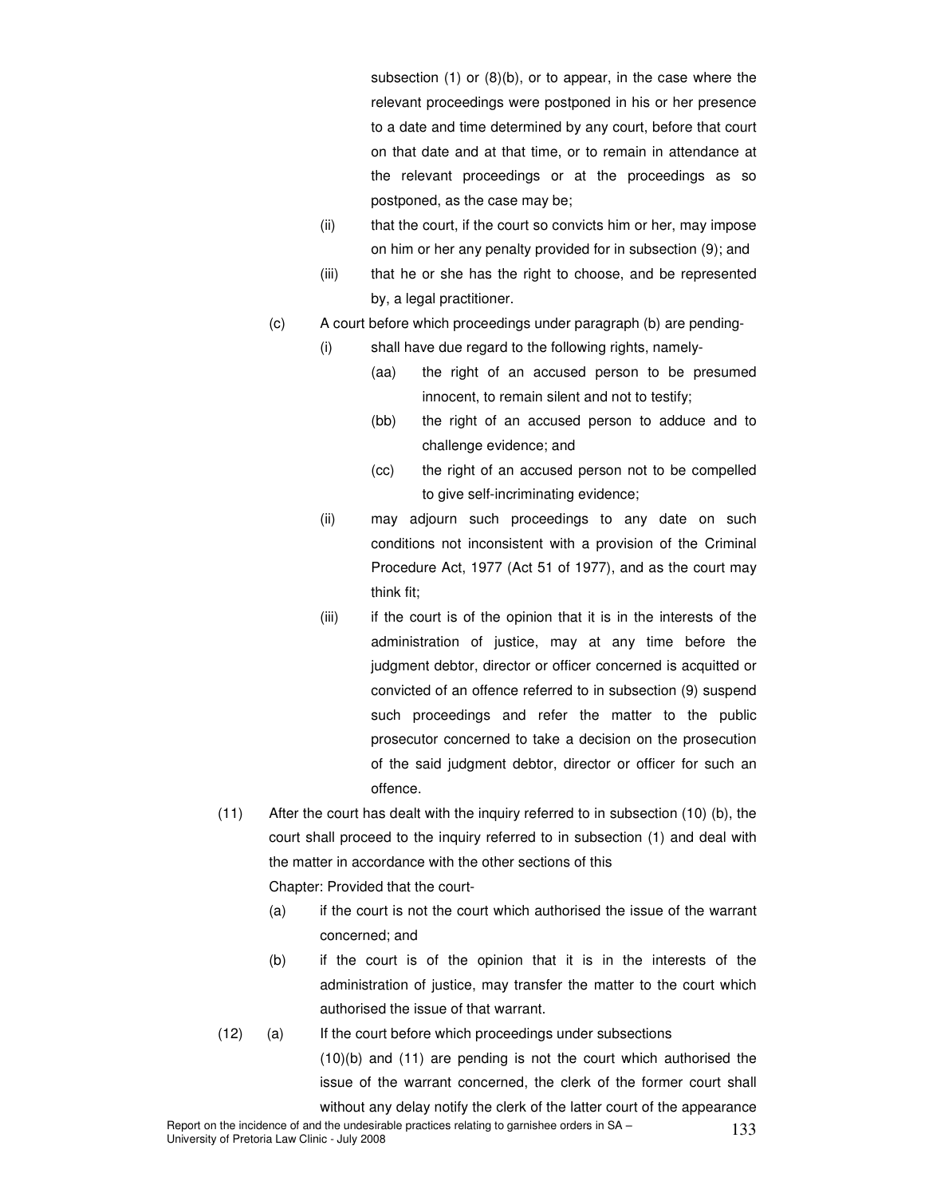subsection (1) or (8)(b), or to appear, in the case where the relevant proceedings were postponed in his or her presence to a date and time determined by any court, before that court on that date and at that time, or to remain in attendance at the relevant proceedings or at the proceedings as so postponed, as the case may be;

(ii) that the court, if the court so convicts him or her, may impose on him or her any penalty provided for in subsection (9); and

(iii) that he or she has the right to choose, and be represented by, a legal practitioner.

(c) A court before which proceedings under paragraph (b) are pending-

(i) shall have due regard to the following rights, namely-

(aa) the right of an accused person to be presumed innocent, to remain silent and not to testify;

(bb) the right of an accused person to adduce and to challenge evidence; and

(cc) the right of an accused person not to be compelled to give self-incriminating evidence;

(ii) may adjourn such proceedings to any date on such conditions not inconsistent with a provision of the Criminal Procedure Act, 1977 (Act 51 of 1977), and as the court may think fit;

(iii) if the court is of the opinion that it is in the interests of the administration of justice, may at any time before the judgment debtor, director or officer concerned is acquitted or convicted of an offence referred to in subsection (9) suspend such proceedings and refer the matter to the public prosecutor concerned to take a decision on the prosecution of the said judgment debtor, director or officer for such an offence.

(11) After the court has dealt with the inquiry referred to in subsection (10) (b), the court shall proceed to the inquiry referred to in subsection (1) and deal with the matter in accordance with the other sections of this Chapter: Provided that the court-

(a) if the court is not the court which authorised the issue of the warrant concerned; and

(b) if the court is of the opinion that it is in the interests of the administration of justice, may transfer the matter to the court which authorised the issue of that warrant.

(12) (a) If the court before which proceedings under subsections (10)(b) and (11) are pending is not the court which authorised the issue of the warrant concerned, the clerk of the former court shall without any delay notify the clerk of the latter court of the appearance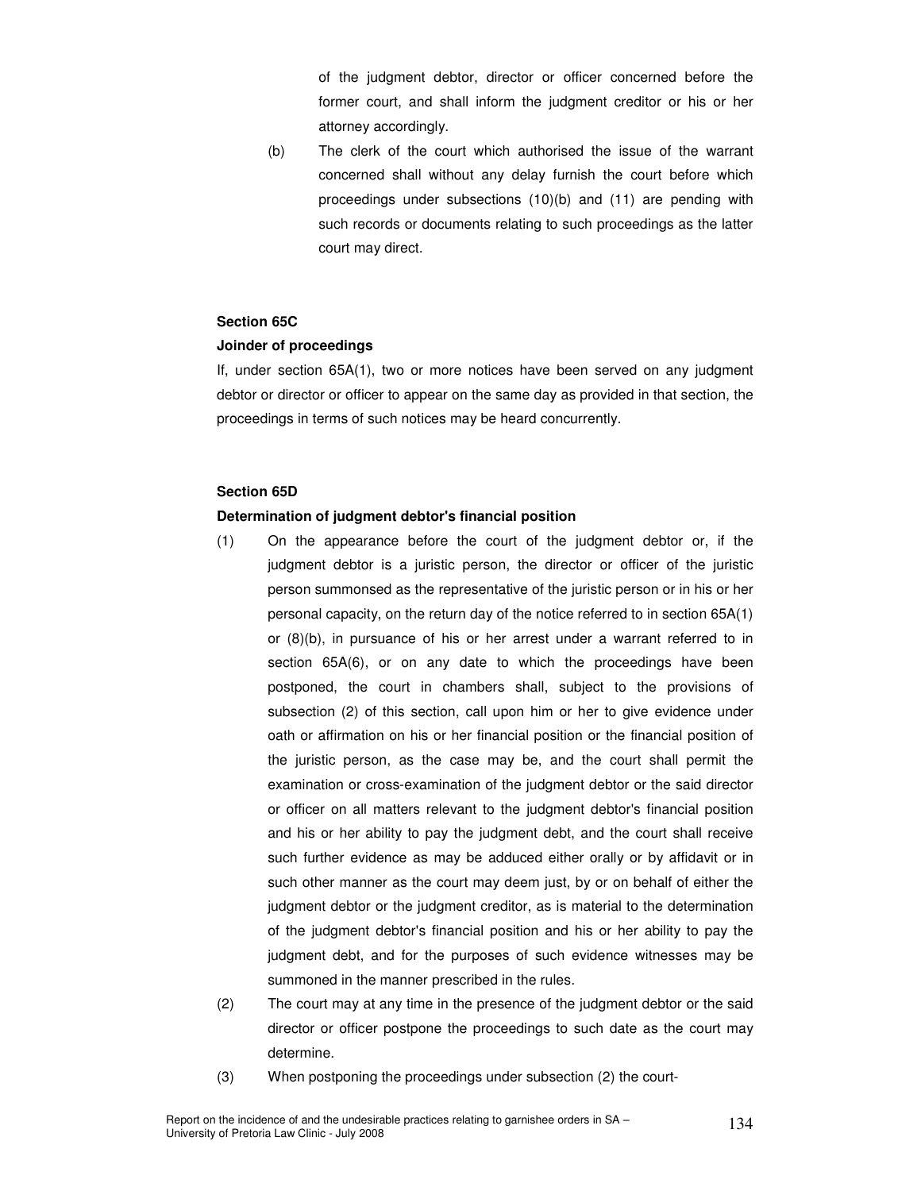of the judgment debtor, director or officer concerned before the former court, and shall inform the judgment creditor or his or her attorney accordingly.

(b) The clerk of the court which authorised the issue of the warrant concerned shall without any delay furnish the court before which proceedings under subsections (10)(b) and (11) are pending with such records or documents relating to such proceedings as the latter court may direct.

**Section 65C**

**Joinder of proceedings**

If, under section 65A(1), two or more notices have been served on any judgment debtor or director or officer to appear on the same day as provided in that section, the proceedings in terms of such notices may be heard concurrently.

**Section 65D**

**Determination of judgment debtor's financial position**

(1) On the appearance before the court of the judgment debtor or, if the judgment debtor is a juristic person, the director or officer of the juristic person summonsed as the representative of the juristic person or in his or her personal capacity, on the return day of the notice referred to in section 65A(1) or (8)(b), in pursuance of his or her arrest under a warrant referred to in section 65A(6), or on any date to which the proceedings have been postponed, the court in chambers shall, subject to the provisions of subsection (2) of this section, call upon him or her to give evidence under oath or affirmation on his or her financial position or the financial position of the juristic person, as the case may be, and the court shall permit the examination or cross-examination of the judgment debtor or the said director or officer on all matters relevant to the judgment debtor's financial position and his or her ability to pay the judgment debt, and the court shall receive such further evidence as may be adduced either orally or by affidavit or in such other manner as the court may deem just, by or on behalf of either the judgment debtor or the judgment creditor, as is material to the determination of the judgment debtor's financial position and his or her ability to pay the judgment debt, and for the purposes of such evidence witnesses may be summoned in the manner prescribed in the rules.

(2) The court may at any time in the presence of the judgment debtor or the said director or officer postpone the proceedings to such date as the court may determine.

(3) When postponing the proceedings under subsection (2) the court-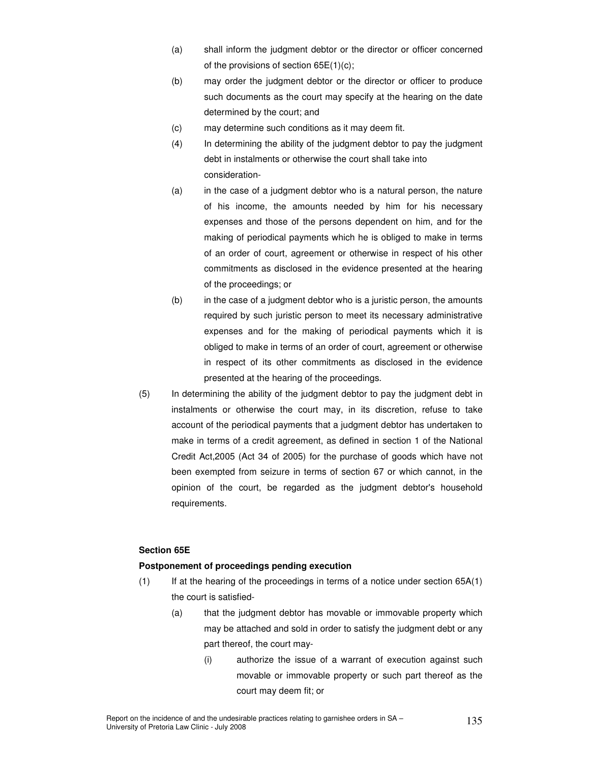(a) shall inform the judgment debtor or the director or officer concerned of the provisions of section 65E(1)(c);

(b) may order the judgment debtor or the director or officer to produce such documents as the court may specify at the hearing on the date determined by the court; and

(c) may determine such conditions as it may deem fit.

(4) In determining the ability of the judgment debtor to pay the judgment debt in instalments or otherwise the court shall take into consideration-

(a) in the case of a judgment debtor who is a natural person, the nature of his income, the amounts needed by him for his necessary expenses and those of the persons dependent on him, and for the making of periodical payments which he is obliged to make in terms of an order of court, agreement or otherwise in respect of his other commitments as disclosed in the evidence presented at the hearing of the proceedings; or

(b) in the case of a judgment debtor who is a juristic person, the amounts required by such juristic person to meet its necessary administrative expenses and for the making of periodical payments which it is obliged to make in terms of an order of court, agreement or otherwise in respect of its other commitments as disclosed in the evidence presented at the hearing of the proceedings.

(5) In determining the ability of the judgment debtor to pay the judgment debt in instalments or otherwise the court may, in its discretion, refuse to take account of the periodical payments that a judgment debtor has undertaken to make in terms of a credit agreement, as defined in section 1 of the National Credit Act,2005 (Act 34 of 2005) for the purchase of goods which have not been exempted from seizure in terms of section 67 or which cannot, in the opinion of the court, be regarded as the judgment debtor's household requirements.

**Section 65E**

**Postponement of proceedings pending execution**

(1) If at the hearing of the proceedings in terms of a notice under section 65A(1) the court is satisfied-

(a) that the judgment debtor has movable or immovable property which may be attached and sold in order to satisfy the judgment debt or any part thereof, the court may-

(i) authorize the issue of a warrant of execution against such movable or immovable property or such part thereof as the court may deem fit; or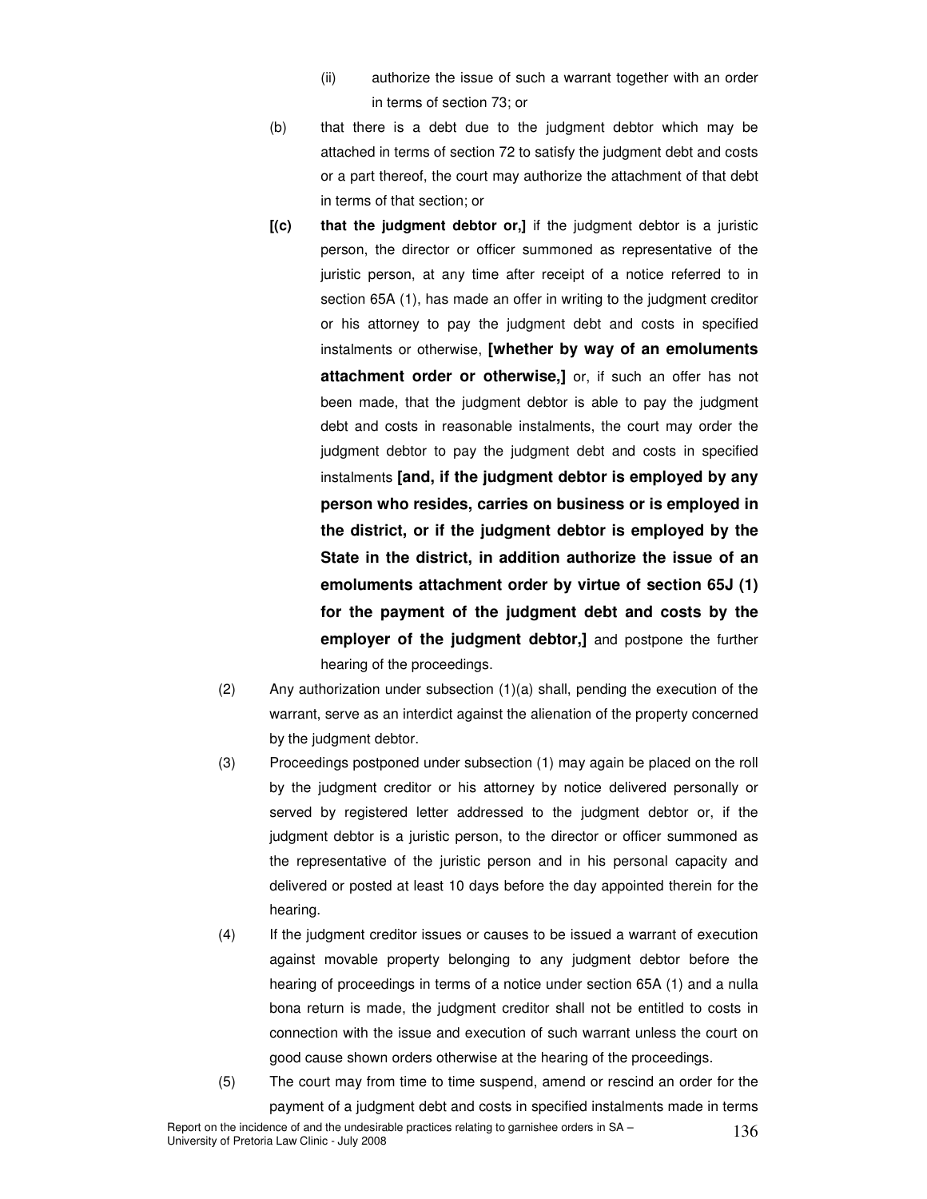(ii) authorize the issue of such a warrant together with an order in terms of section 73; or

(b) that there is a debt due to the judgment debtor which may be attached in terms of section 72 to satisfy the judgment debt and costs or a part thereof, the court may authorize the attachment of that debt in terms of that section; or

**[(c) that the judgment debtor or,]** if the judgment debtor is a juristic person, the director or officer summoned as representative of the juristic person, at any time after receipt of a notice referred to in section 65A (1), has made an offer in writing to the judgment creditor or his attorney to pay the judgment debt and costs in specified instalments or otherwise, **[whether by way of an emoluments attachment order or otherwise,]** or, if such an offer has not been made, that the judgment debtor is able to pay the judgment debt and costs in reasonable instalments, the court may order the judgment debtor to pay the judgment debt and costs in specified instalments **[and, if the judgment debtor is employed by any person who resides, carries on business or is employed in the district, or if the judgment debtor is employed by the State in the district, in addition authorize the issue of an emoluments attachment order by virtue of section 65J (1) for the payment of the judgment debt and costs by the employer of the judgment debtor,]** and postpone the further hearing of the proceedings.

(2) Any authorization under subsection (1)(a) shall, pending the execution of the warrant, serve as an interdict against the alienation of the property concerned by the judgment debtor.

(3) Proceedings postponed under subsection (1) may again be placed on the roll by the judgment creditor or his attorney by notice delivered personally or served by registered letter addressed to the judgment debtor or, if the judgment debtor is a juristic person, to the director or officer summoned as the representative of the juristic person and in his personal capacity and delivered or posted at least 10 days before the day appointed therein for the hearing.

(4) If the judgment creditor issues or causes to be issued a warrant of execution against movable property belonging to any judgment debtor before the hearing of proceedings in terms of a notice under section 65A (1) and a nulla bona return is made, the judgment creditor shall not be entitled to costs in connection with the issue and execution of such warrant unless the court on good cause shown orders otherwise at the hearing of the proceedings.

(5) The court may from time to time suspend, amend or rescind an order for the payment of a judgment debt and costs in specified instalments made in terms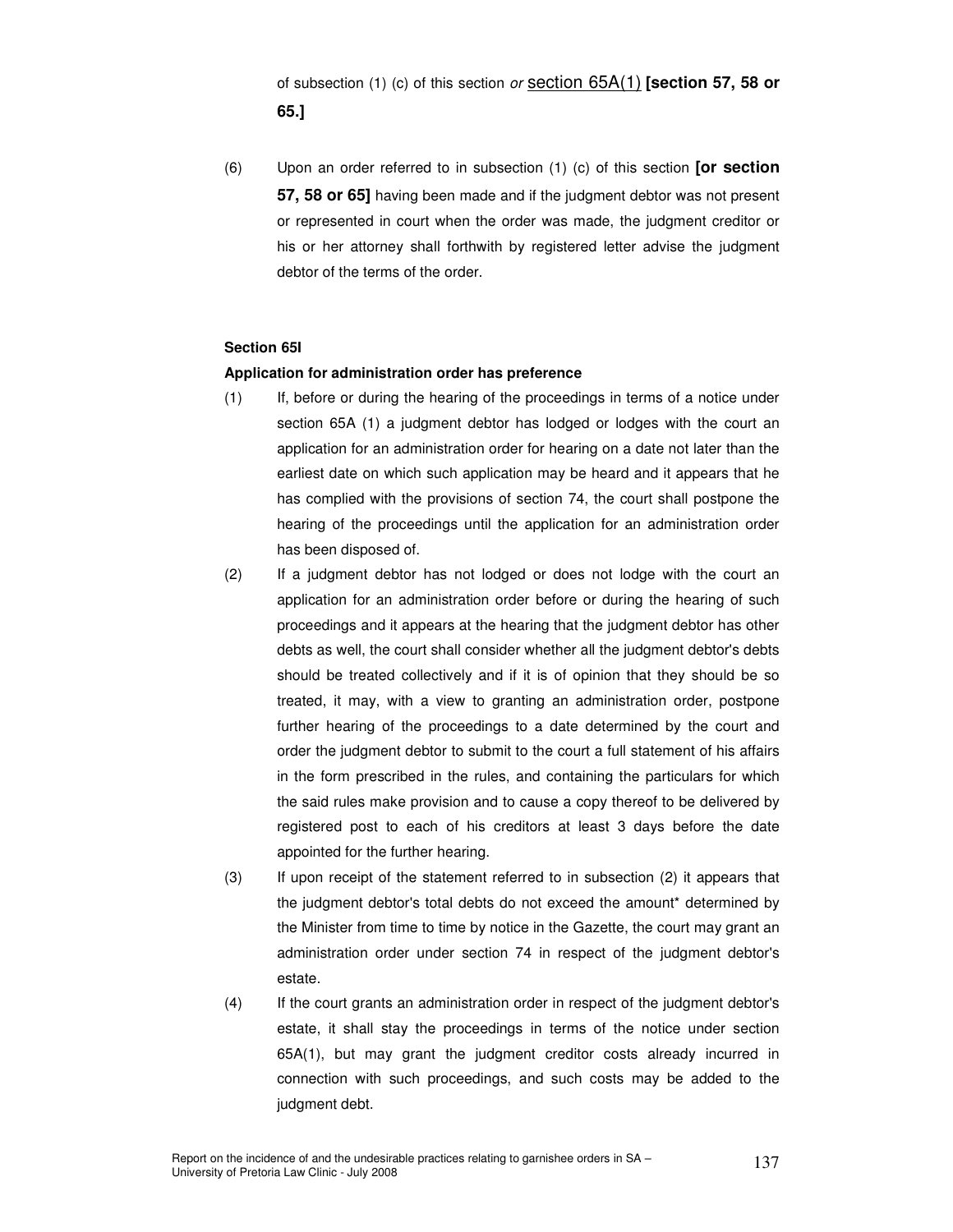of subsection (1) (c) of this section *or* <u>section 65A(1)</u> **[section 57, 58 or 65.]**

(6) Upon an order referred to in subsection (1) (c) of this section **[or section 57, 58 or 65]** having been made and if the judgment debtor was not present or represented in court when the order was made, the judgment creditor or his or her attorney shall forthwith by registered letter advise the judgment debtor of the terms of the order.

**Section 65I**

**Application for administration order has preference**

(1) If, before or during the hearing of the proceedings in terms of a notice under section 65A (1) a judgment debtor has lodged or lodges with the court an application for an administration order for hearing on a date not later than the earliest date on which such application may be heard and it appears that he has complied with the provisions of section 74, the court shall postpone the hearing of the proceedings until the application for an administration order has been disposed of.

(2) If a judgment debtor has not lodged or does not lodge with the court an application for an administration order before or during the hearing of such proceedings and it appears at the hearing that the judgment debtor has other debts as well, the court shall consider whether all the judgment debtor's debts should be treated collectively and if it is of opinion that they should be so treated, it may, with a view to granting an administration order, postpone further hearing of the proceedings to a date determined by the court and order the judgment debtor to submit to the court a full statement of his affairs in the form prescribed in the rules, and containing the particulars for which the said rules make provision and to cause a copy thereof to be delivered by registered post to each of his creditors at least 3 days before the date appointed for the further hearing.

(3) If upon receipt of the statement referred to in subsection (2) it appears that the judgment debtor's total debts do not exceed the amount* determined by the Minister from time to time by notice in the Gazette, the court may grant an administration order under section 74 in respect of the judgment debtor's estate.

(4) If the court grants an administration order in respect of the judgment debtor's estate, it shall stay the proceedings in terms of the notice under section 65A(1), but may grant the judgment creditor costs already incurred in connection with such proceedings, and such costs may be added to the judgment debt.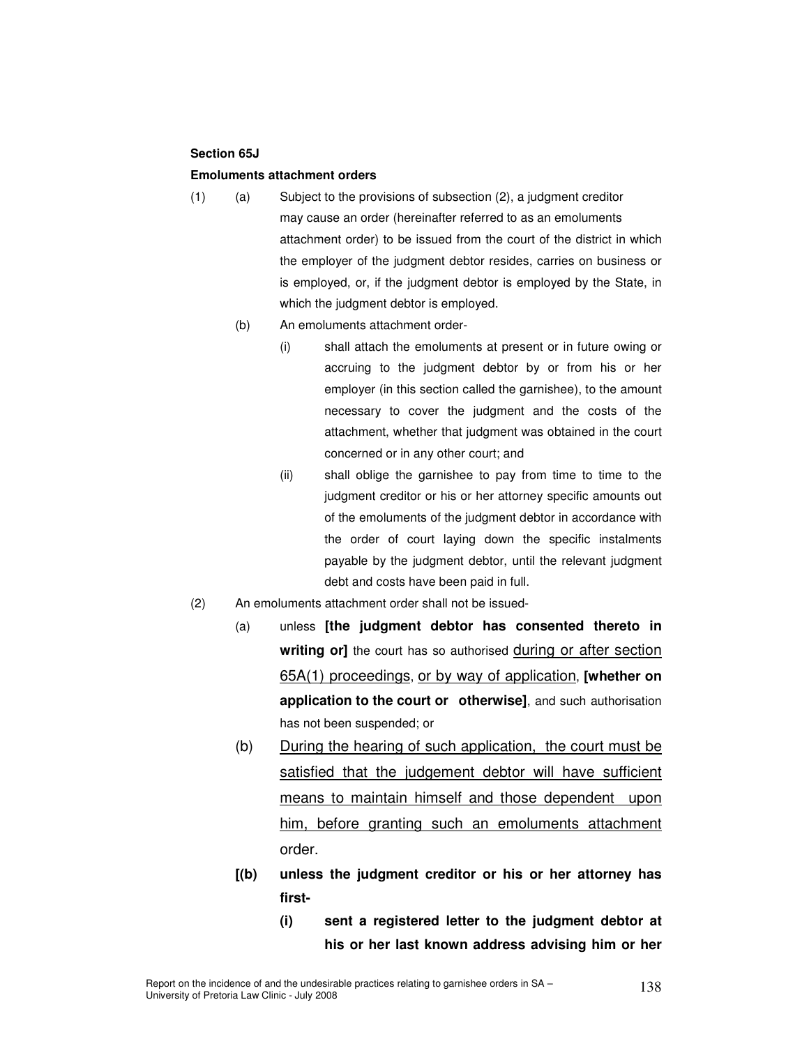**Section 65J**

**Emoluments attachment orders**

(1) (a) Subject to the provisions of subsection (2), a judgment creditor may cause an order (hereinafter referred to as an emoluments attachment order) to be issued from the court of the district in which the employer of the judgment debtor resides, carries on business or is employed, or, if the judgment debtor is employed by the State, in which the judgment debtor is employed.

(b) An emoluments attachment order-

(i) shall attach the emoluments at present or in future owing or accruing to the judgment debtor by or from his or her employer (in this section called the garnishee), to the amount necessary to cover the judgment and the costs of the attachment, whether that judgment was obtained in the court concerned or in any other court; and

(ii) shall oblige the garnishee to pay from time to time to the judgment creditor or his or her attorney specific amounts out of the emoluments of the judgment debtor in accordance with the order of court laying down the specific instalments payable by the judgment debtor, until the relevant judgment debt and costs have been paid in full.

(2) An emoluments attachment order shall not be issued-

(a) unless **[the judgment debtor has consented thereto in writing or]** the court has so authorised <u>during or after section 65A(1) proceedings</u>, <u>or by way of application</u>, **[whether on application to the court or otherwise]**, and such authorisation has not been suspended; or

(b) <u>During the hearing of such application, the court must be satisfied that the judgement debtor will have sufficient means to maintain himself and those dependent upon him, before granting such an emoluments attachment</u> order.

**[(b) unless the judgment creditor or his or her attorney has first-**

**(i) sent a registered letter to the judgment debtor at his or her last known address advising him or her**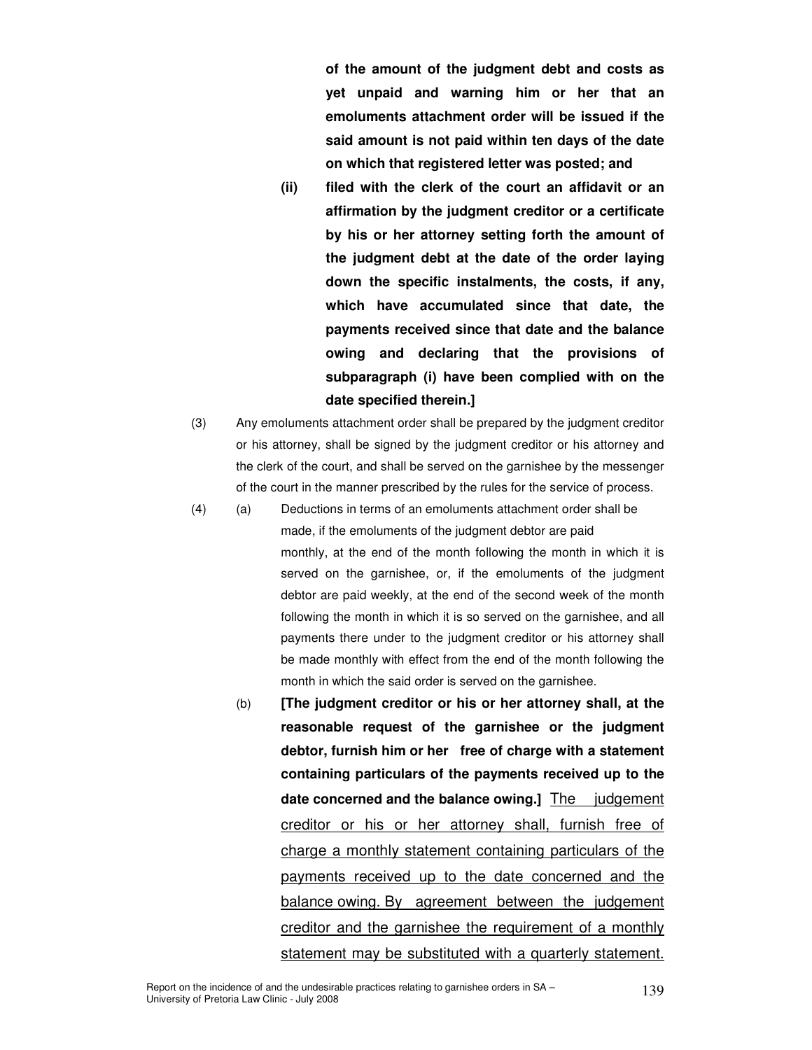**of the amount of the judgment debt and costs as yet unpaid and warning him or her that an emoluments attachment order will be issued if the said amount is not paid within ten days of the date on which that registered letter was posted; and**

**(ii) filed with the clerk of the court an affidavit or an affirmation by the judgment creditor or a certificate by his or her attorney setting forth the amount of the judgment debt at the date of the order laying down the specific instalments, the costs, if any, which have accumulated since that date, the payments received since that date and the balance owing and declaring that the provisions of subparagraph (i) have been complied with on the date specified therein.]**

(3) Any emoluments attachment order shall be prepared by the judgment creditor or his attorney, shall be signed by the judgment creditor or his attorney and the clerk of the court, and shall be served on the garnishee by the messenger of the court in the manner prescribed by the rules for the service of process.

(4) (a) Deductions in terms of an emoluments attachment order shall be made, if the emoluments of the judgment debtor are paid monthly, at the end of the month following the month in which it is served on the garnishee, or, if the emoluments of the judgment debtor are paid weekly, at the end of the second week of the month following the month in which it is so served on the garnishee, and all payments there under to the judgment creditor or his attorney shall be made monthly with effect from the end of the month following the month in which the said order is served on the garnishee.

(b) **[The judgment creditor or his or her attorney shall, at the reasonable request of the garnishee or the judgment debtor, furnish him or her free of charge with a statement containing particulars of the payments received up to the date concerned and the balance owing.]** <u>The judgement creditor or his or her attorney shall, furnish free of charge a monthly statement containing particulars of the payments received up to the date concerned and the balance owing. By agreement between the judgement creditor and the garnishee the requirement of a monthly statement may be substituted with a quarterly statement.</u>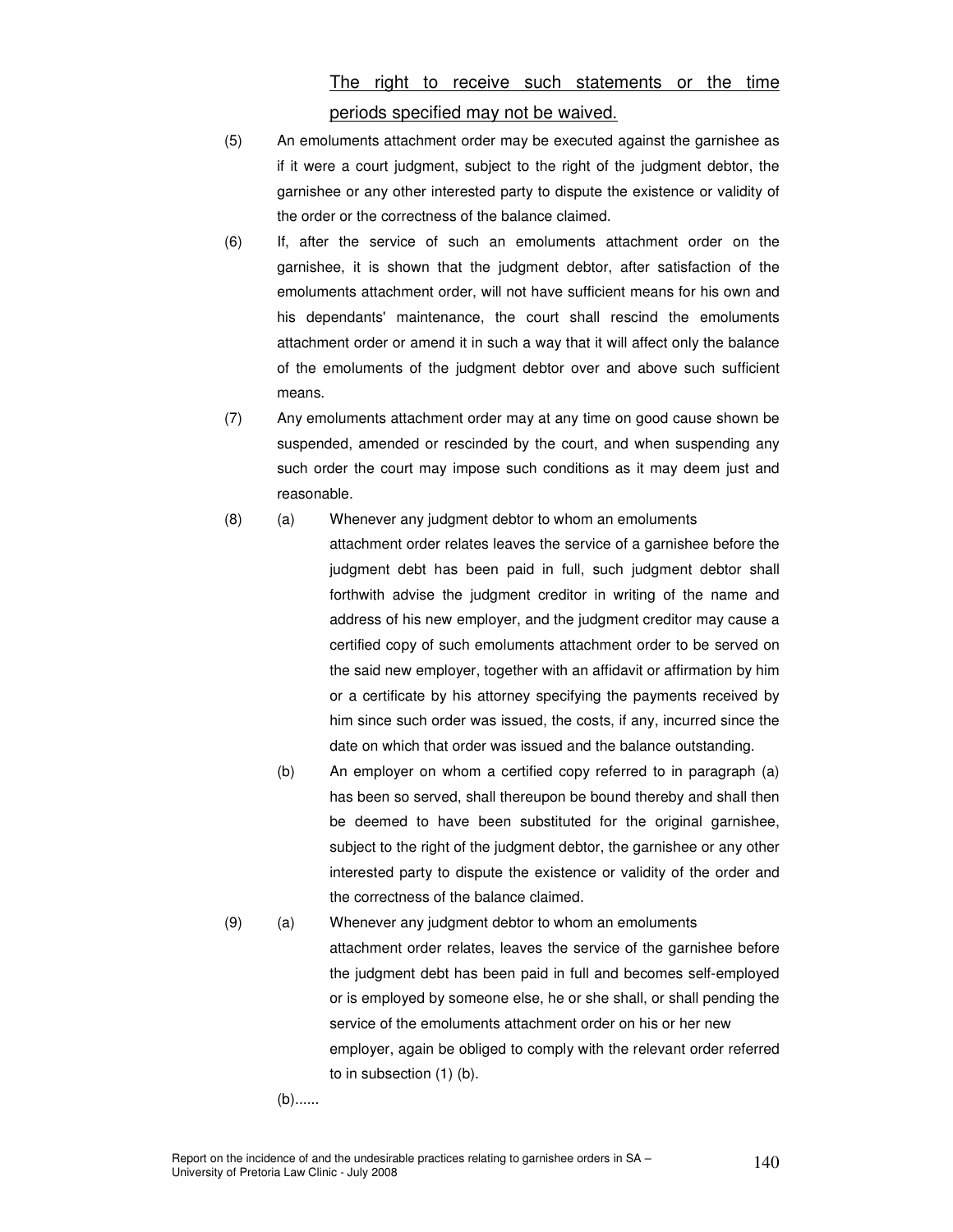The right to receive such statements or the time periods specified may not be waived.

(5) An emoluments attachment order may be executed against the garnishee as if it were a court judgment, subject to the right of the judgment debtor, the garnishee or any other interested party to dispute the existence or validity of the order or the correctness of the balance claimed.

(6) If, after the service of such an emoluments attachment order on the garnishee, it is shown that the judgment debtor, after satisfaction of the emoluments attachment order, will not have sufficient means for his own and his dependants' maintenance, the court shall rescind the emoluments attachment order or amend it in such a way that it will affect only the balance of the emoluments of the judgment debtor over and above such sufficient means.

(7) Any emoluments attachment order may at any time on good cause shown be suspended, amended or rescinded by the court, and when suspending any such order the court may impose such conditions as it may deem just and reasonable.

(8) (a) Whenever any judgment debtor to whom an emoluments attachment order relates leaves the service of a garnishee before the judgment debt has been paid in full, such judgment debtor shall forthwith advise the judgment creditor in writing of the name and address of his new employer, and the judgment creditor may cause a certified copy of such emoluments attachment order to be served on the said new employer, together with an affidavit or affirmation by him or a certificate by his attorney specifying the payments received by him since such order was issued, the costs, if any, incurred since the date on which that order was issued and the balance outstanding.

(b) An employer on whom a certified copy referred to in paragraph (a) has been so served, shall thereupon be bound thereby and shall then be deemed to have been substituted for the original garnishee, subject to the right of the judgment debtor, the garnishee or any other interested party to dispute the existence or validity of the order and the correctness of the balance claimed.

(9) (a) Whenever any judgment debtor to whom an emoluments attachment order relates, leaves the service of the garnishee before the judgment debt has been paid in full and becomes self-employed or is employed by someone else, he or she shall, or shall pending the service of the emoluments attachment order on his or her new employer, again be obliged to comply with the relevant order referred to in subsection (1) (b).

(b)......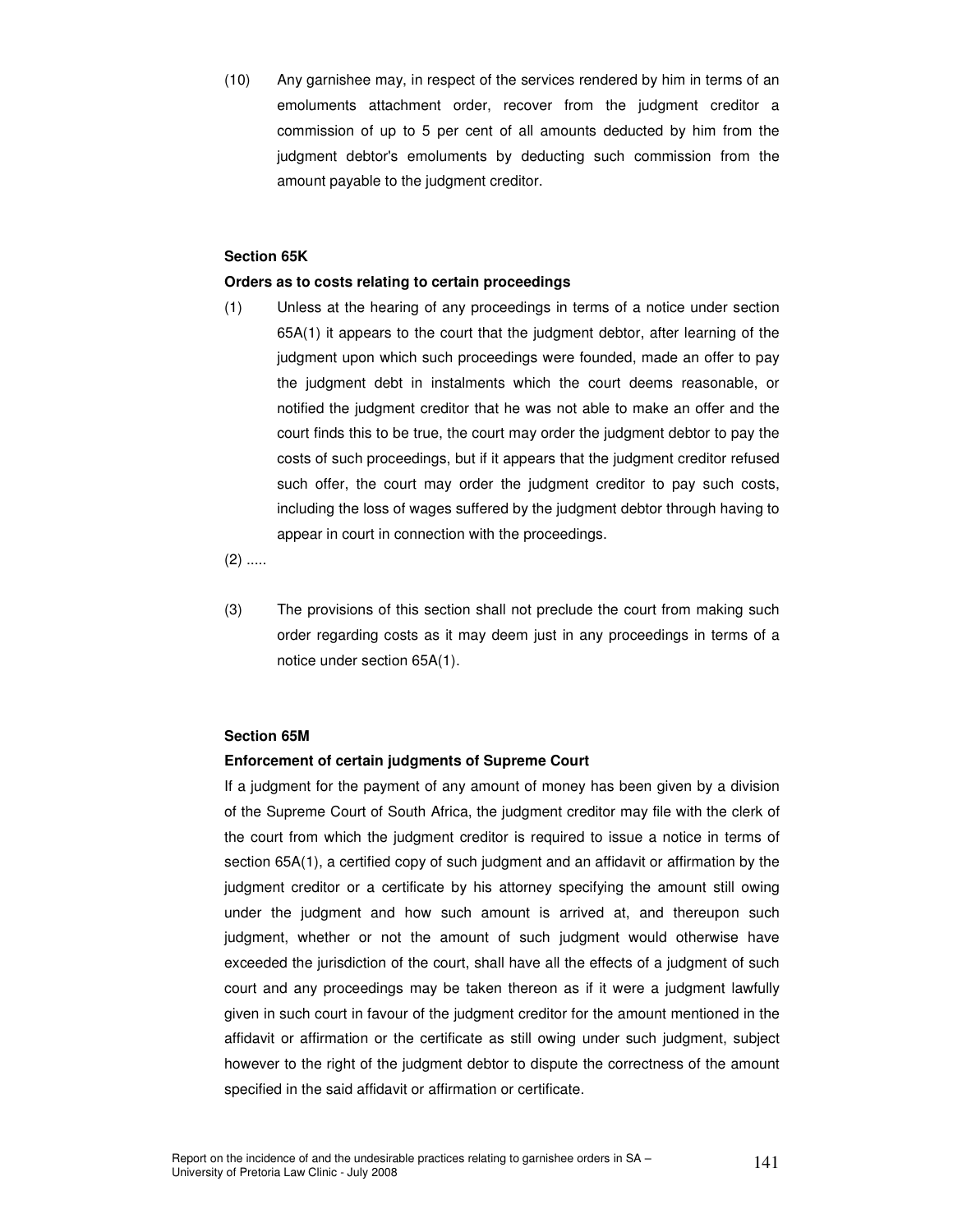(10) Any garnishee may, in respect of the services rendered by him in terms of an emoluments attachment order, recover from the judgment creditor a commission of up to 5 per cent of all amounts deducted by him from the judgment debtor's emoluments by deducting such commission from the amount payable to the judgment creditor.

**Section 65K**

**Orders as to costs relating to certain proceedings**

(1) Unless at the hearing of any proceedings in terms of a notice under section 65A(1) it appears to the court that the judgment debtor, after learning of the judgment upon which such proceedings were founded, made an offer to pay the judgment debt in instalments which the court deems reasonable, or notified the judgment creditor that he was not able to make an offer and the court finds this to be true, the court may order the judgment debtor to pay the costs of such proceedings, but if it appears that the judgment creditor refused such offer, the court may order the judgment creditor to pay such costs, including the loss of wages suffered by the judgment debtor through having to appear in court in connection with the proceedings.

(2) .....

(3) The provisions of this section shall not preclude the court from making such order regarding costs as it may deem just in any proceedings in terms of a notice under section 65A(1).

**Section 65M**

**Enforcement of certain judgments of Supreme Court**

If a judgment for the payment of any amount of money has been given by a division of the Supreme Court of South Africa, the judgment creditor may file with the clerk of the court from which the judgment creditor is required to issue a notice in terms of section 65A(1), a certified copy of such judgment and an affidavit or affirmation by the judgment creditor or a certificate by his attorney specifying the amount still owing under the judgment and how such amount is arrived at, and thereupon such judgment, whether or not the amount of such judgment would otherwise have exceeded the jurisdiction of the court, shall have all the effects of a judgment of such court and any proceedings may be taken thereon as if it were a judgment lawfully given in such court in favour of the judgment creditor for the amount mentioned in the affidavit or affirmation or the certificate as still owing under such judgment, subject however to the right of the judgment debtor to dispute the correctness of the amount specified in the said affidavit or affirmation or certificate.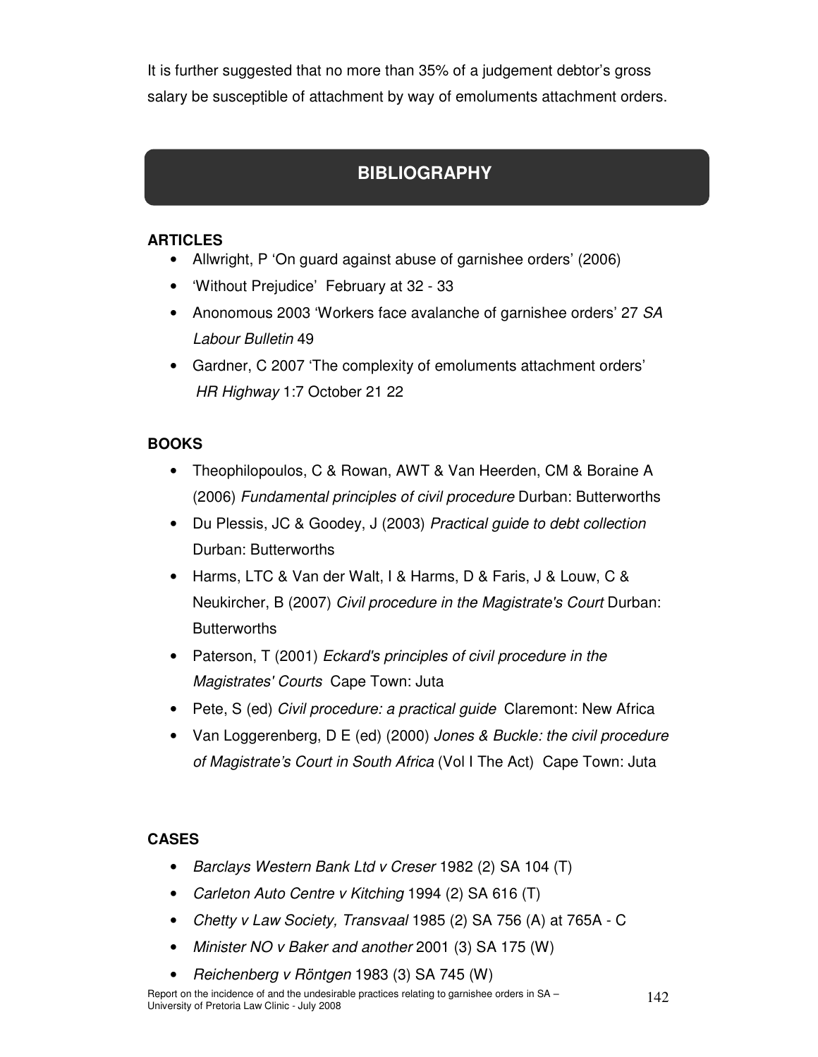It is further suggested that no more than 35% of a judgement debtor's gross salary be susceptible of attachment by way of emoluments attachment orders.

# BIBLIOGRAPHY

### ARTICLES

- Allwright, P 'On guard against abuse of garnishee orders' (2006)
- 'Without Prejudice' February at 32 - 33
- Anonomous 2003 'Workers face avalanche of garnishee orders' 27 *SA Labour Bulletin* 49
- Gardner, C 2007 'The complexity of emoluments attachment orders' *HR Highway* 1:7 October 21 22

### BOOKS

- Theophilopoulos, C & Rowan, AWT & Van Heerden, CM & Boraine A (2006) *Fundamental principles of civil procedure* Durban: Butterworths
- Du Plessis, JC & Goodey, J (2003) *Practical guide to debt collection* Durban: Butterworths
- Harms, LTC & Van der Walt, I & Harms, D & Faris, J & Louw, C & Neukircher, B (2007) *Civil procedure in the Magistrate's Court* Durban: Butterworths
- Paterson, T (2001) *Eckard's principles of civil procedure in the Magistrates' Courts* Cape Town: Juta
- Pete, S (ed) *Civil procedure: a practical guide* Claremont: New Africa
- Van Loggerenberg, D E (ed) (2000) *Jones & Buckle: the civil procedure of Magistrate's Court in South Africa* (Vol I The Act) Cape Town: Juta

### CASES

- *Barclays Western Bank Ltd v Creser* 1982 (2) SA 104 (T)
- *Carleton Auto Centre v Kitching* 1994 (2) SA 616 (T)
- *Chetty v Law Society, Transvaal* 1985 (2) SA 756 (A) at 765A - C
- *Minister NO v Baker and another* 2001 (3) SA 175 (W)
- *Reichenberg v Röntgen* 1983 (3) SA 745 (W)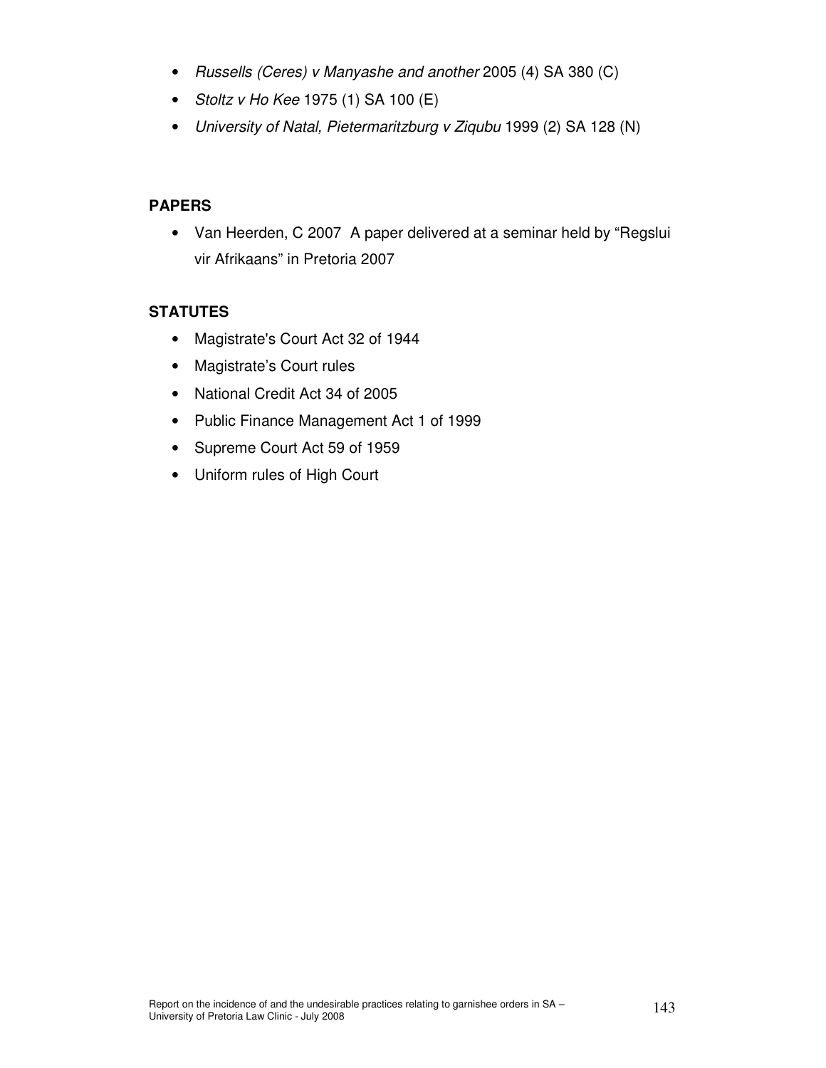- *Russells (Ceres) v Manyashe and another* 2005 (4) SA 380 (C)
- *Stoltz v Ho Kee* 1975 (1) SA 100 (E)
- *University of Natal, Pietermaritzburg v Ziqubu* 1999 (2) SA 128 (N)

**PAPERS**

- Van Heerden, C 2007 A paper delivered at a seminar held by "Regslui vir Afrikaans" in Pretoria 2007

**STATUTES**

- Magistrate's Court Act 32 of 1944
- Magistrate's Court rules
- National Credit Act 34 of 2005
- Public Finance Management Act 1 of 1999
- Supreme Court Act 59 of 1959
- Uniform rules of High Court